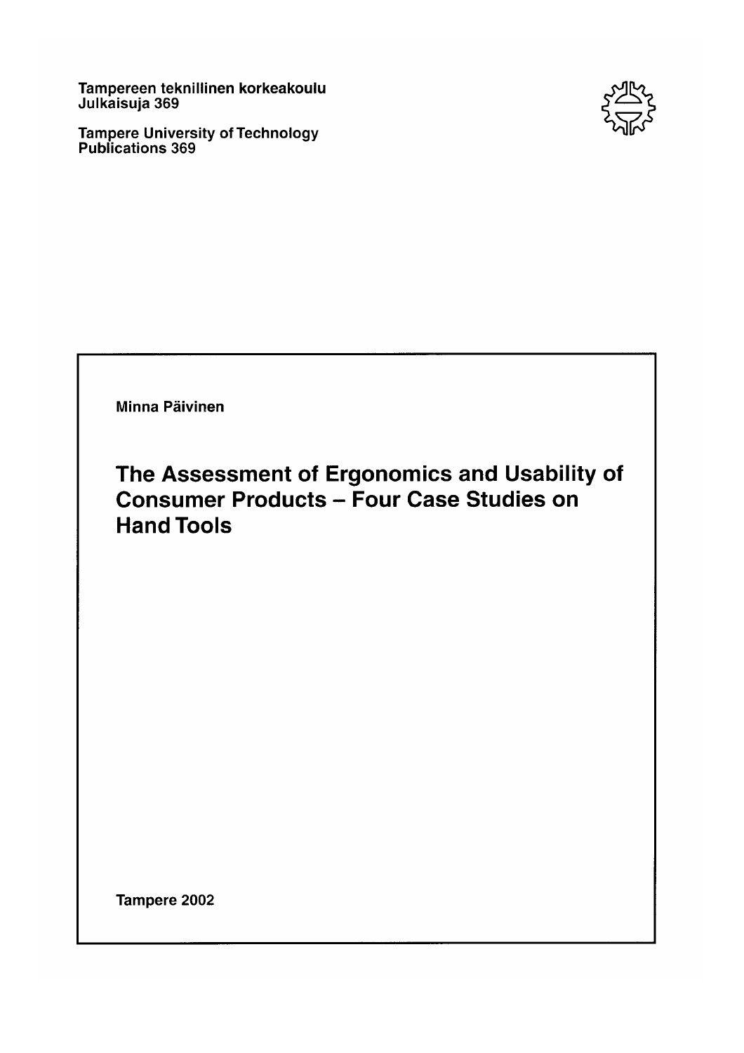Tampereen teknillinen korkeakoulu
Julkaisuja 369

Tampere University of Technology
Publications 369

Minna Päivinen

# The Assessment of Ergonomics and Usability of Consumer Products – Four Case Studies on Hand Tools

Tampere 2002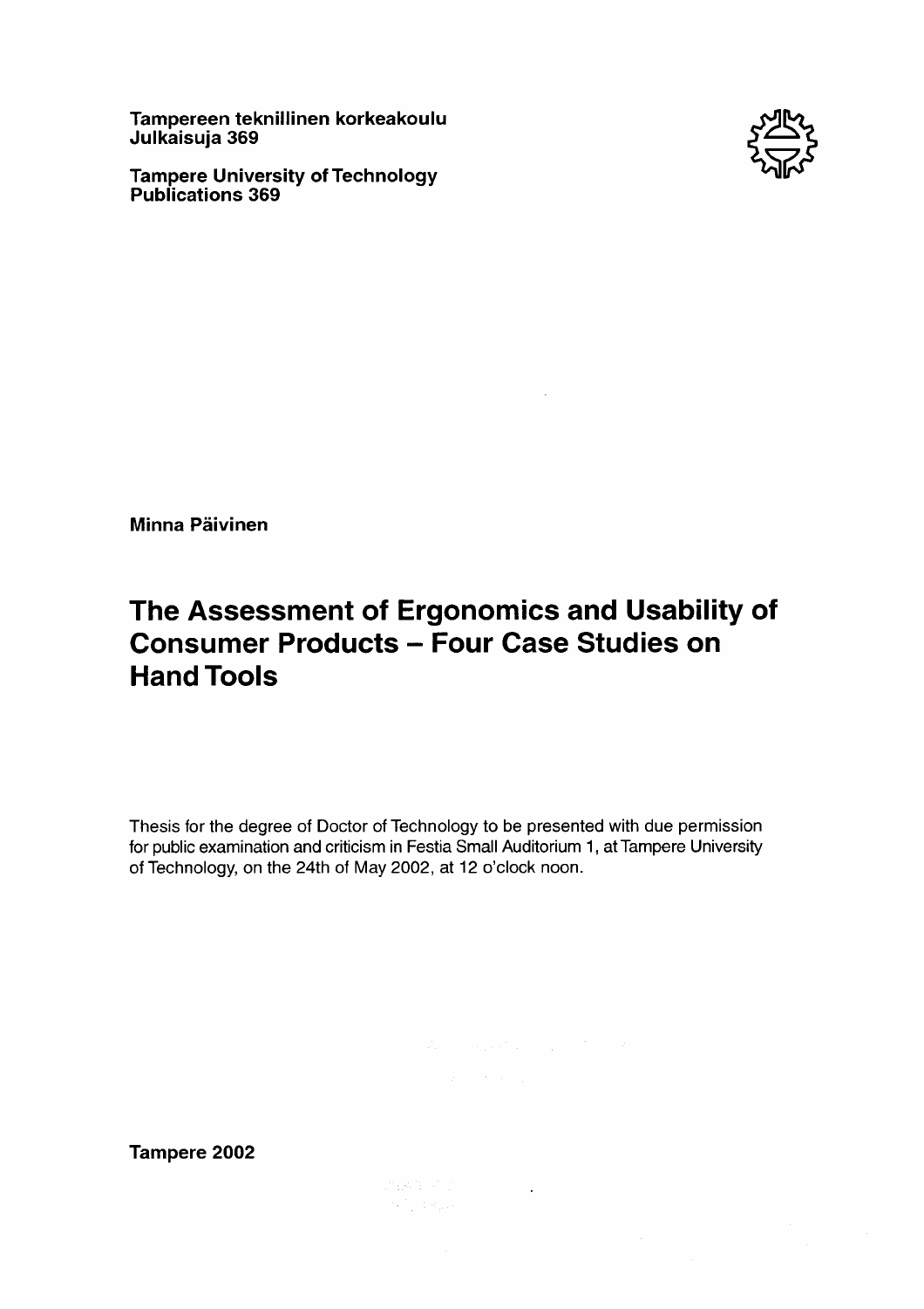Tampereen teknillinen korkeakoulu
Julkaisuja 369

Tampere University of Technology
Publications 369

Minna Päivinen

# The Assessment of Ergonomics and Usability of Consumer Products – Four Case Studies on Hand Tools

Thesis for the degree of Doctor of Technology to be presented with due permission for public examination and criticism in Festia Small Auditorium 1, at Tampere University of Technology, on the 24th of May 2002, at 12 o'clock noon.

Tampere 2002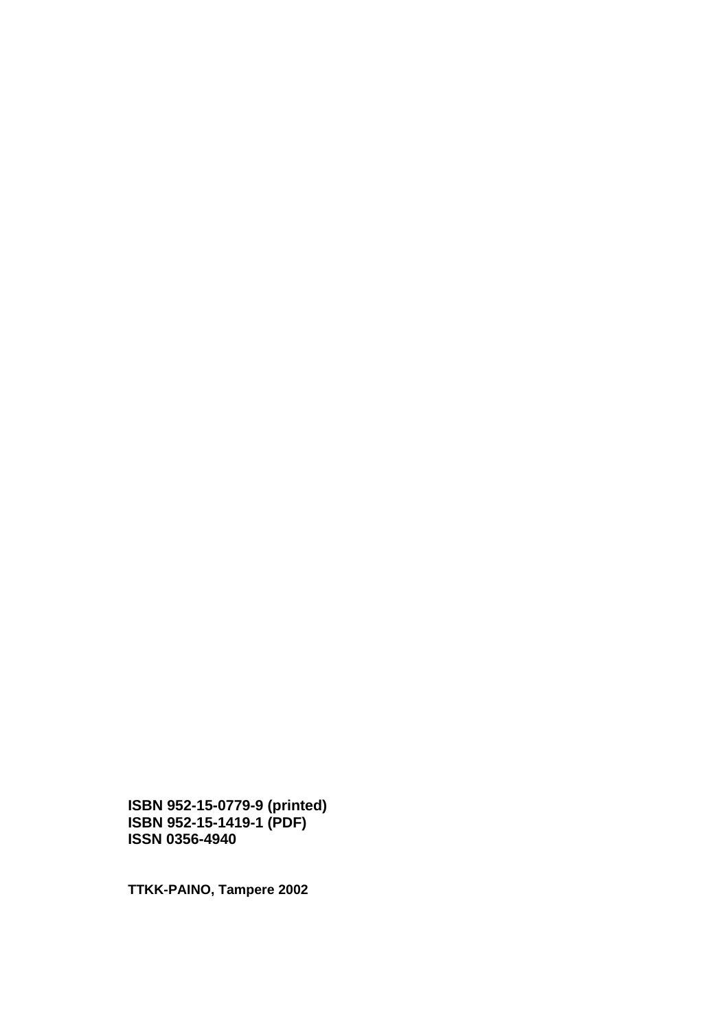**ISBN 952-15-0779-9 (printed)**
**ISBN 952-15-1419-1 (PDF)**
**ISSN 0356-4940**

**TTKK-PAINO, Tampere 2002**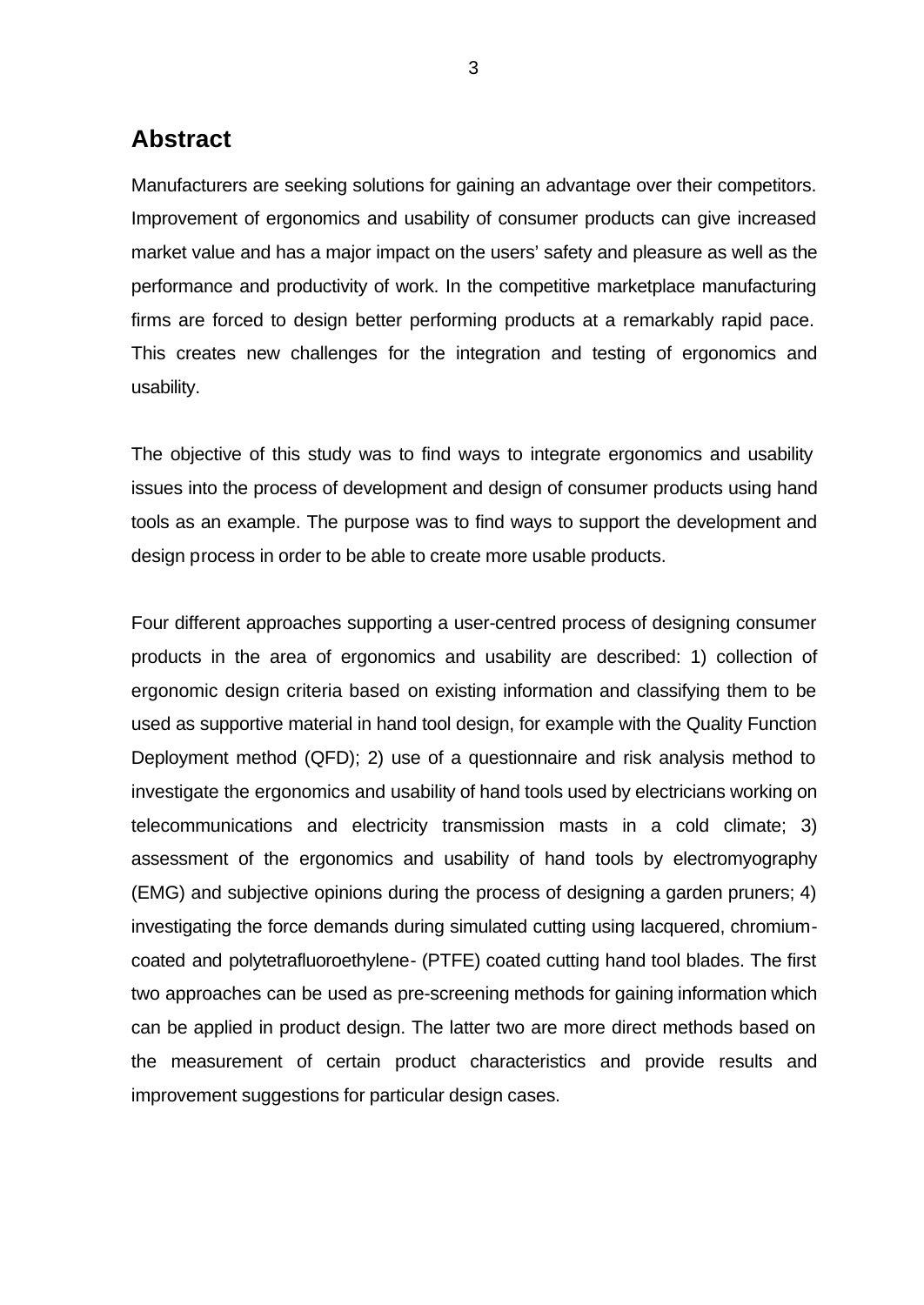## Abstract

Manufacturers are seeking solutions for gaining an advantage over their competitors. Improvement of ergonomics and usability of consumer products can give increased market value and has a major impact on the users' safety and pleasure as well as the performance and productivity of work. In the competitive marketplace manufacturing firms are forced to design better performing products at a remarkably rapid pace. This creates new challenges for the integration and testing of ergonomics and usability.

The objective of this study was to find ways to integrate ergonomics and usability issues into the process of development and design of consumer products using hand tools as an example. The purpose was to find ways to support the development and design process in order to be able to create more usable products.

Four different approaches supporting a user-centred process of designing consumer products in the area of ergonomics and usability are described: 1) collection of ergonomic design criteria based on existing information and classifying them to be used as supportive material in hand tool design, for example with the Quality Function Deployment method (QFD); 2) use of a questionnaire and risk analysis method to investigate the ergonomics and usability of hand tools used by electricians working on telecommunications and electricity transmission masts in a cold climate; 3) assessment of the ergonomics and usability of hand tools by electromyography (EMG) and subjective opinions during the process of designing a garden pruners; 4) investigating the force demands during simulated cutting using lacquered, chromium-coated and polytetrafluoroethylene- (PTFE) coated cutting hand tool blades. The first two approaches can be used as pre-screening methods for gaining information which can be applied in product design. The latter two are more direct methods based on the measurement of certain product characteristics and provide results and improvement suggestions for particular design cases.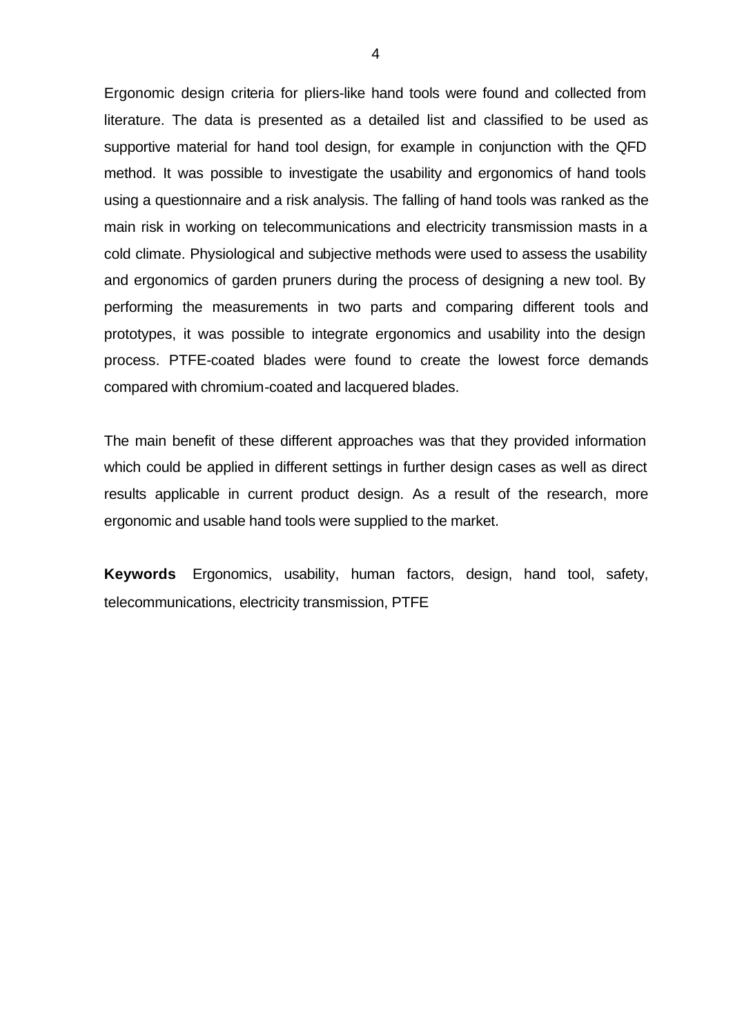Ergonomic design criteria for pliers-like hand tools were found and collected from literature. The data is presented as a detailed list and classified to be used as supportive material for hand tool design, for example in conjunction with the QFD method. It was possible to investigate the usability and ergonomics of hand tools using a questionnaire and a risk analysis. The falling of hand tools was ranked as the main risk in working on telecommunications and electricity transmission masts in a cold climate. Physiological and subjective methods were used to assess the usability and ergonomics of garden pruners during the process of designing a new tool. By performing the measurements in two parts and comparing different tools and prototypes, it was possible to integrate ergonomics and usability into the design process. PTFE-coated blades were found to create the lowest force demands compared with chromium-coated and lacquered blades.

The main benefit of these different approaches was that they provided information which could be applied in different settings in further design cases as well as direct results applicable in current product design. As a result of the research, more ergonomic and usable hand tools were supplied to the market.

**Keywords** Ergonomics, usability, human factors, design, hand tool, safety, telecommunications, electricity transmission, PTFE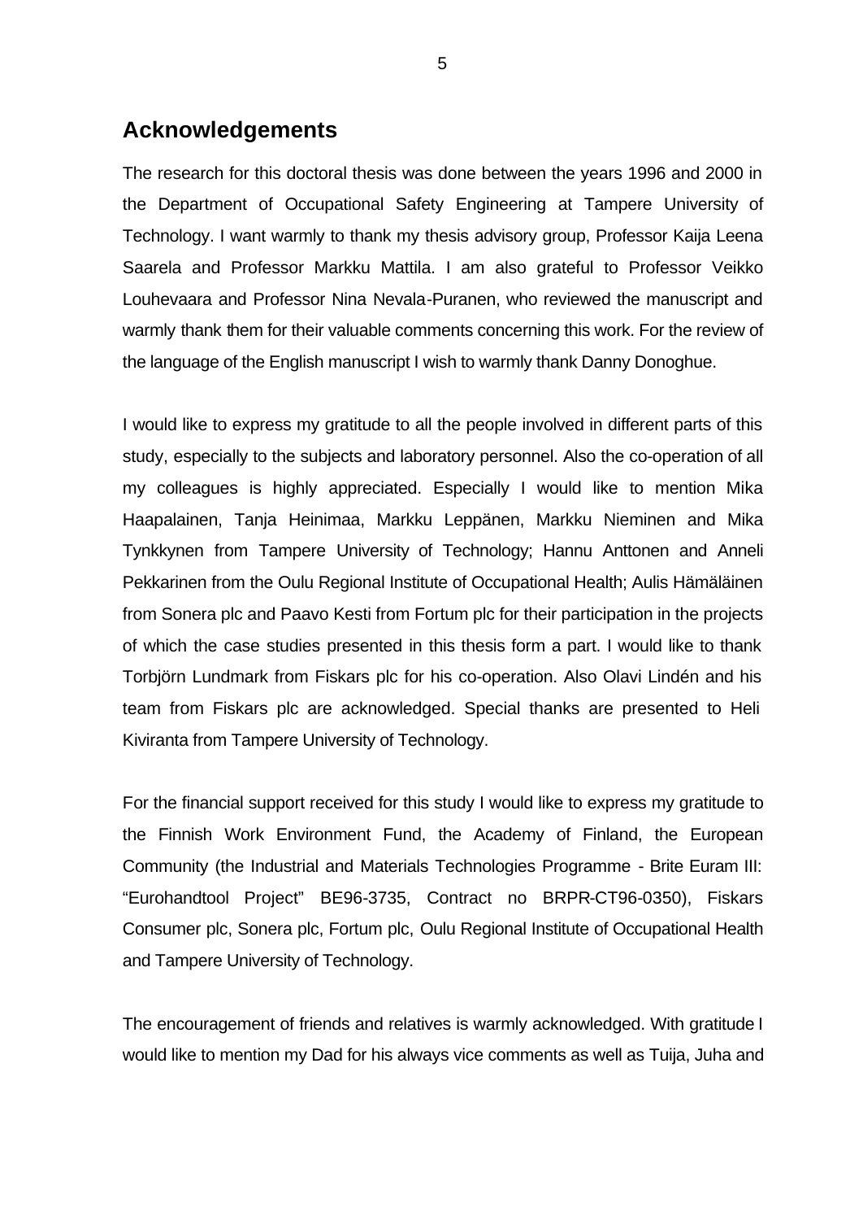## Acknowledgements

The research for this doctoral thesis was done between the years 1996 and 2000 in the Department of Occupational Safety Engineering at Tampere University of Technology. I want warmly to thank my thesis advisory group, Professor Kaija Leena Saarela and Professor Markku Mattila. I am also grateful to Professor Veikko Louhevaara and Professor Nina Nevala-Puranen, who reviewed the manuscript and warmly thank them for their valuable comments concerning this work. For the review of the language of the English manuscript I wish to warmly thank Danny Donoghue.

I would like to express my gratitude to all the people involved in different parts of this study, especially to the subjects and laboratory personnel. Also the co-operation of all my colleagues is highly appreciated. Especially I would like to mention Mika Haapalainen, Tanja Heinimaa, Markku Leppänen, Markku Nieminen and Mika Tynkkynen from Tampere University of Technology; Hannu Anttonen and Anneli Pekkarinen from the Oulu Regional Institute of Occupational Health; Aulis Hämäläinen from Sonera plc and Paavo Kesti from Fortum plc for their participation in the projects of which the case studies presented in this thesis form a part. I would like to thank Torbjörn Lundmark from Fiskars plc for his co-operation. Also Olavi Lindén and his team from Fiskars plc are acknowledged. Special thanks are presented to Heli Kiviranta from Tampere University of Technology.

For the financial support received for this study I would like to express my gratitude to the Finnish Work Environment Fund, the Academy of Finland, the European Community (the Industrial and Materials Technologies Programme - Brite Euram III: "Eurohandtool Project" BE96-3735, Contract no BRPR-CT96-0350), Fiskars Consumer plc, Sonera plc, Fortum plc, Oulu Regional Institute of Occupational Health and Tampere University of Technology.

The encouragement of friends and relatives is warmly acknowledged. With gratitude I would like to mention my Dad for his always vice comments as well as Tuija, Juha and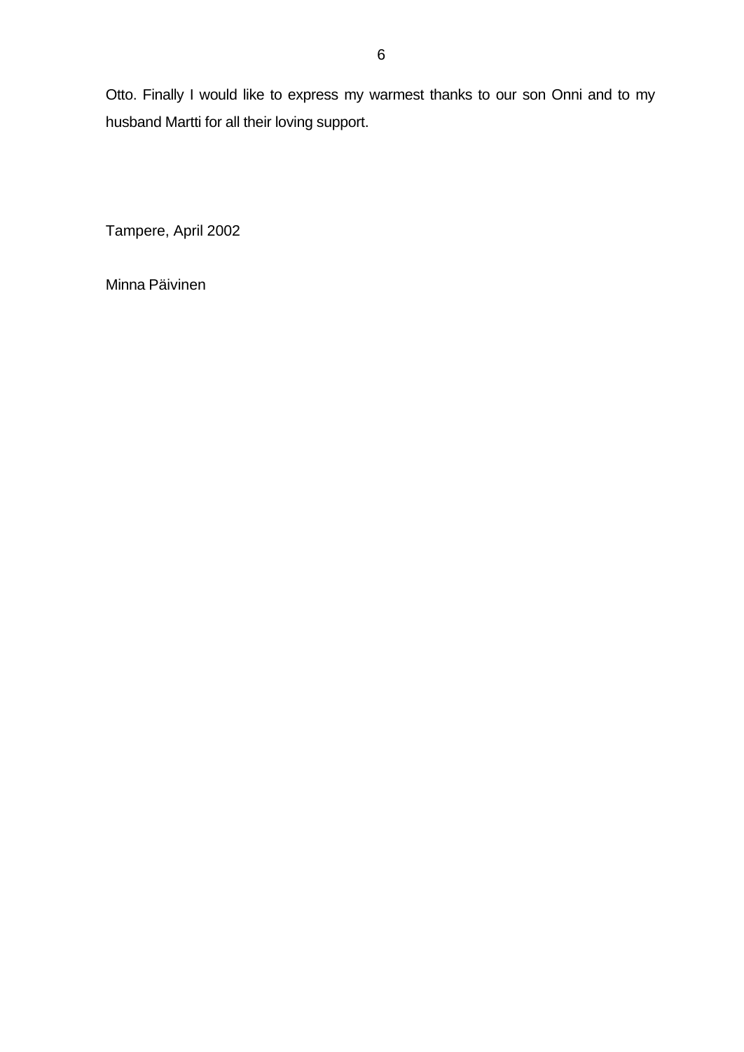Otto. Finally I would like to express my warmest thanks to our son Onni and to my husband Martti for all their loving support.

Tampere, April 2002

Minna Päivinen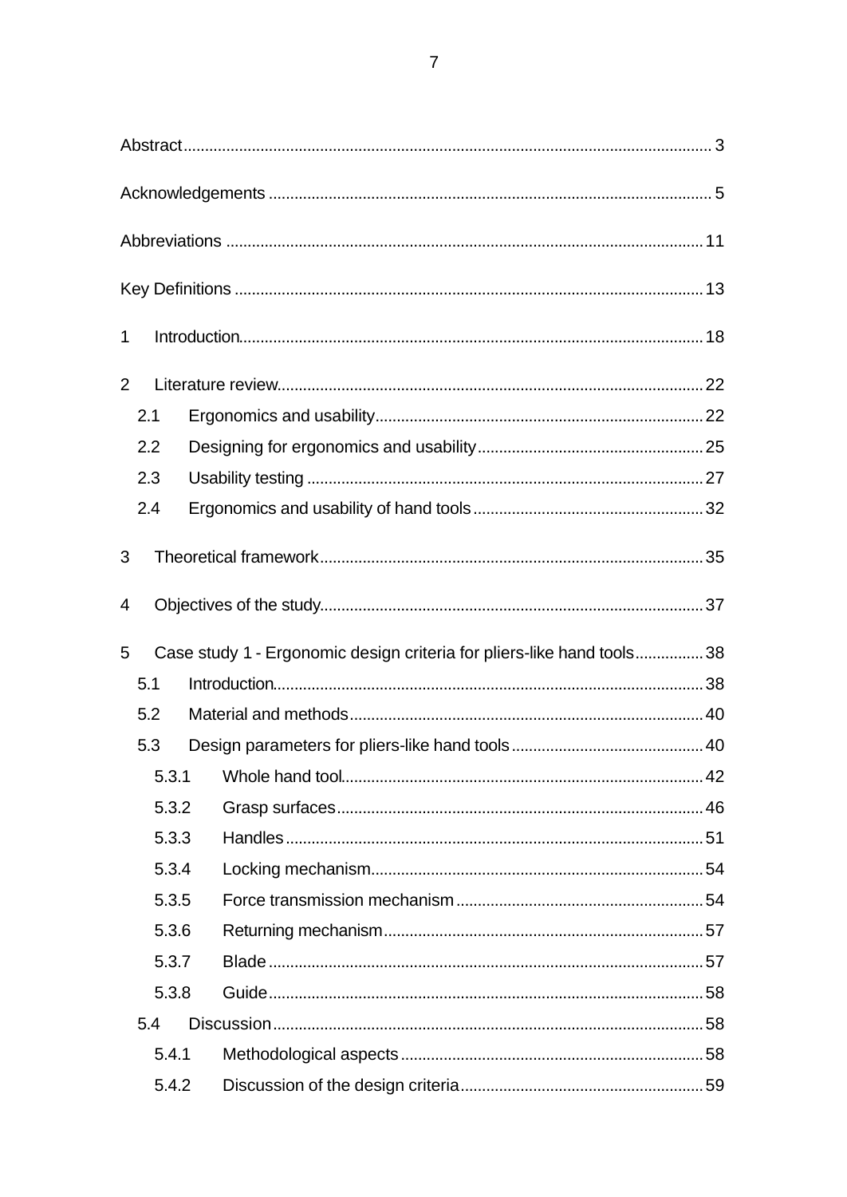Abstract ........................................................................................................ 3

Acknowledgements ..................................................................................... 5

Abbreviations ............................................................................................ 11

Key Definitions .......................................................................................... 13

1 Introduction.......................................................................................... 18

2 Literature review.................................................................................. 22

- 2.1 Ergonomics and usability ................................................................. 22
- 2.2 Designing for ergonomics and usability ........................................... 25
- 2.3 Usability testing ............................................................................... 27
- 2.4 Ergonomics and usability of hand tools ............................................ 32

3 Theoretical framework ........................................................................ 35

4 Objectives of the study ....................................................................... 37

5 Case study 1 - Ergonomic design criteria for pliers-like hand tools ............... 38

- 5.1 Introduction ...................................................................................... 38
- 5.2 Material and methods ....................................................................... 40
- 5.3 Design parameters for pliers-like hand tools ..................................... 40
  - 5.3.1 Whole hand tool ......................................................................... 42
  - 5.3.2 Grasp surfaces ........................................................................... 46
  - 5.3.3 Handles ...................................................................................... 51
  - 5.3.4 Locking mechanism .................................................................... 54
  - 5.3.5 Force transmission mechanism .................................................. 54
  - 5.3.6 Returning mechanism ................................................................. 57
  - 5.3.7 Blade .......................................................................................... 57
  - 5.3.8 Guide .......................................................................................... 58
- 5.4 Discussion ........................................................................................ 58
  - 5.4.1 Methodological aspects .............................................................. 58
  - 5.4.2 Discussion of the design criteria ................................................. 59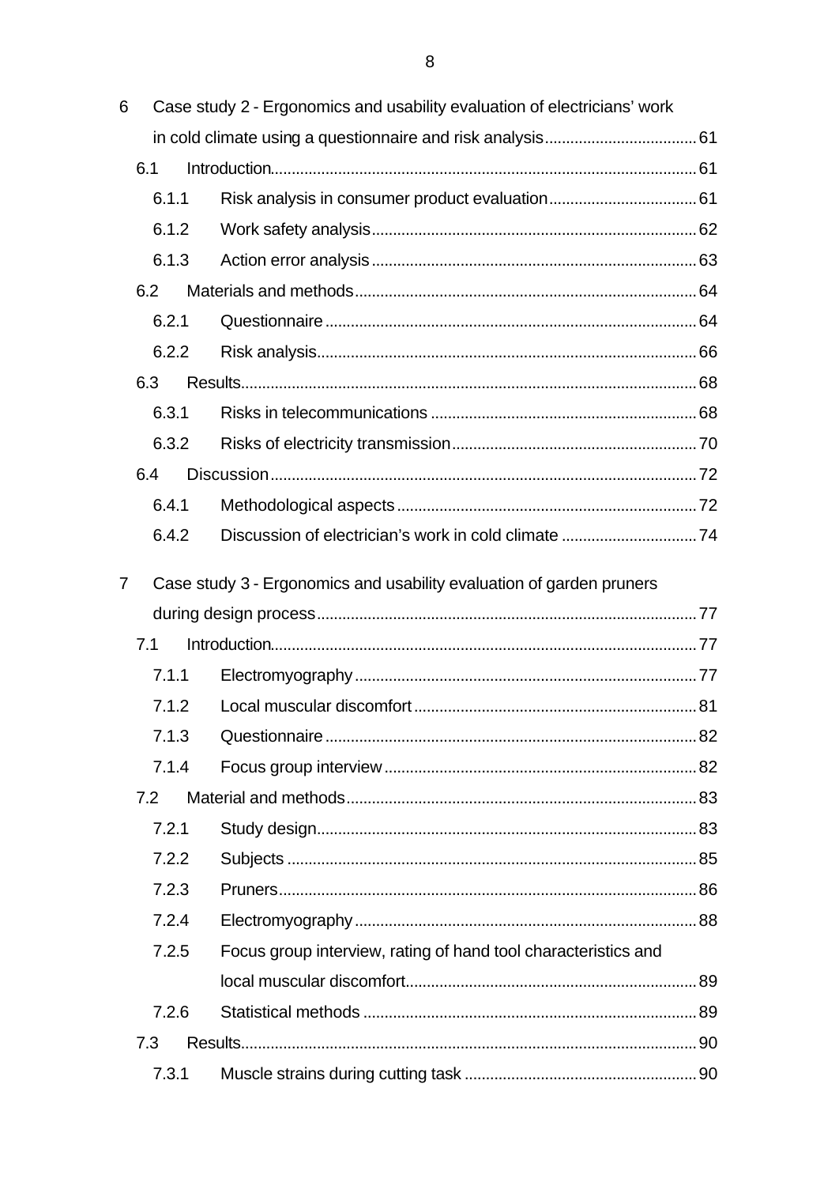6 Case study 2 - Ergonomics and usability evaluation of electricians' work in cold climate using a questionnaire and risk analysis .................................... 61

- 6.1 Introduction ........................................................................................................ 61
  - 6.1.1 Risk analysis in consumer product evaluation ................................. 61
  - 6.1.2 Work safety analysis ............................................................................ 62
  - 6.1.3 Action error analysis ............................................................................ 63
- 6.2 Materials and methods .................................................................................... 64
  - 6.2.1 Questionnaire ........................................................................................ 64
  - 6.2.2 Risk analysis .......................................................................................... 66
- 6.3 Results ............................................................................................................... 68
  - 6.3.1 Risks in telecommunications .............................................................. 68
  - 6.3.2 Risks of electricity transmission ......................................................... 70
- 6.4 Discussion ......................................................................................................... 72
  - 6.4.1 Methodological aspects ....................................................................... 72
  - 6.4.2 Discussion of electrician's work in cold climate ................................ 74

7 Case study 3 - Ergonomics and usability evaluation of garden pruners during design process ............................................................................................ 77

- 7.1 Introduction ........................................................................................................ 77
  - 7.1.1 Electromyography ................................................................................ 77
  - 7.1.2 Local muscular discomfort .................................................................. 81
  - 7.1.3 Questionnaire ........................................................................................ 82
  - 7.1.4 Focus group interview .......................................................................... 82
- 7.2 Material and methods ...................................................................................... 83
  - 7.2.1 Study design .......................................................................................... 83
  - 7.2.2 Subjects ................................................................................................. 85
  - 7.2.3 Pruners .................................................................................................. 86
  - 7.2.4 Electromyography ................................................................................ 88
  - 7.2.5 Focus group interview, rating of hand tool characteristics and local muscular discomfort ............................................................................ 89
  - 7.2.6 Statistical methods ............................................................................... 89
- 7.3 Results ............................................................................................................... 90
  - 7.3.1 Muscle strains during cutting task ...................................................... 90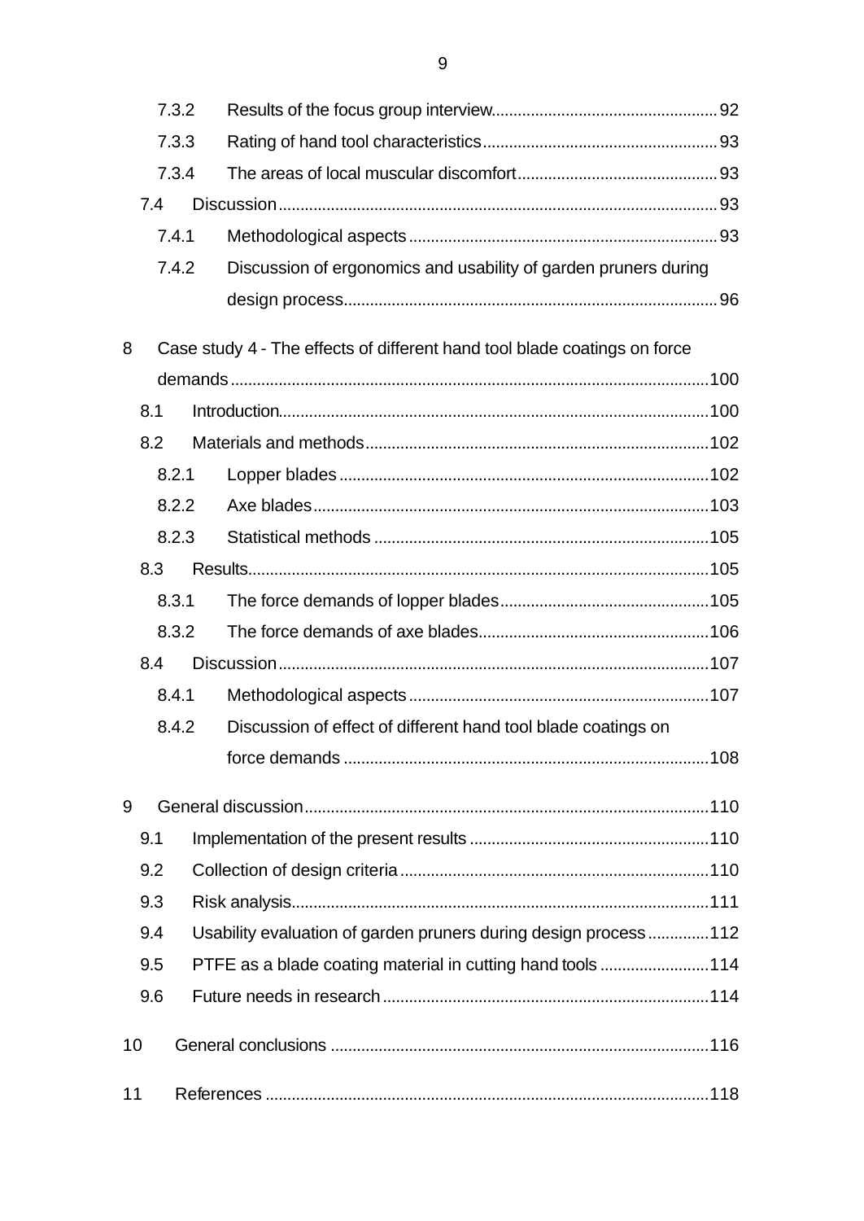7.3.2 Results of the focus group interview...................................................92
7.3.3 Rating of hand tool characteristics.....................................................93
7.3.4 The areas of local muscular discomfort.............................................93
7.4 Discussion...................................................................................................93
7.4.1 Methodological aspects.....................................................................93
7.4.2 Discussion of ergonomics and usability of garden pruners during design process....................................................................................96

8 Case study 4 - The effects of different hand tool blade coatings on force demands............................................................................................................100
8.1 Introduction................................................................................................100
8.2 Materials and methods.............................................................................102
8.2.1 Lopper blades...................................................................................102
8.2.2 Axe blades.........................................................................................103
8.2.3 Statistical methods ...........................................................................105
8.3 Results.......................................................................................................105
8.3.1 The force demands of lopper blades...............................................105
8.3.2 The force demands of axe blades....................................................106
8.4 Discussion.................................................................................................107
8.4.1 Methodological aspects...................................................................107
8.4.2 Discussion of effect of different hand tool blade coatings on force demands ..................................................................................108

9 General discussion...........................................................................................110
9.1 Implementation of the present results ......................................................110
9.2 Collection of design criteria......................................................................110
9.3 Risk analysis..............................................................................................111
9.4 Usability evaluation of garden pruners during design process.............112
9.5 PTFE as a blade coating material in cutting hand tools ........................114
9.6 Future needs in research..........................................................................114

10 General conclusions .....................................................................................116

11 References ....................................................................................................118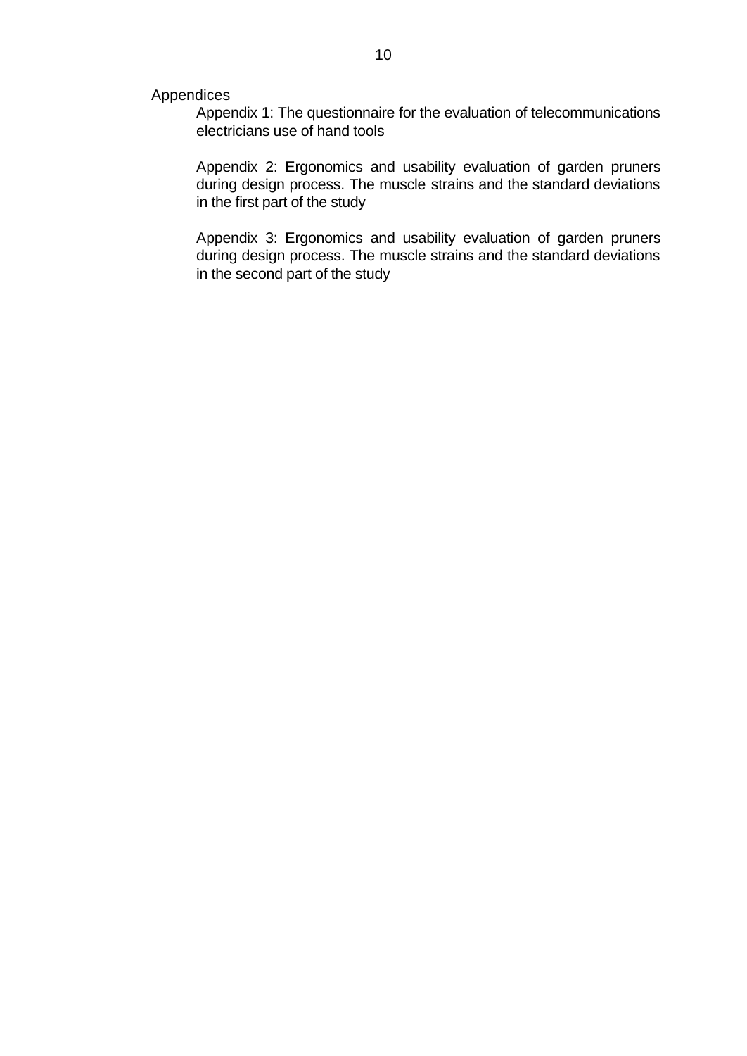Appendices

Appendix 1: The questionnaire for the evaluation of telecommunications electricians use of hand tools

Appendix 2: Ergonomics and usability evaluation of garden pruners during design process. The muscle strains and the standard deviations in the first part of the study

Appendix 3: Ergonomics and usability evaluation of garden pruners during design process. The muscle strains and the standard deviations in the second part of the study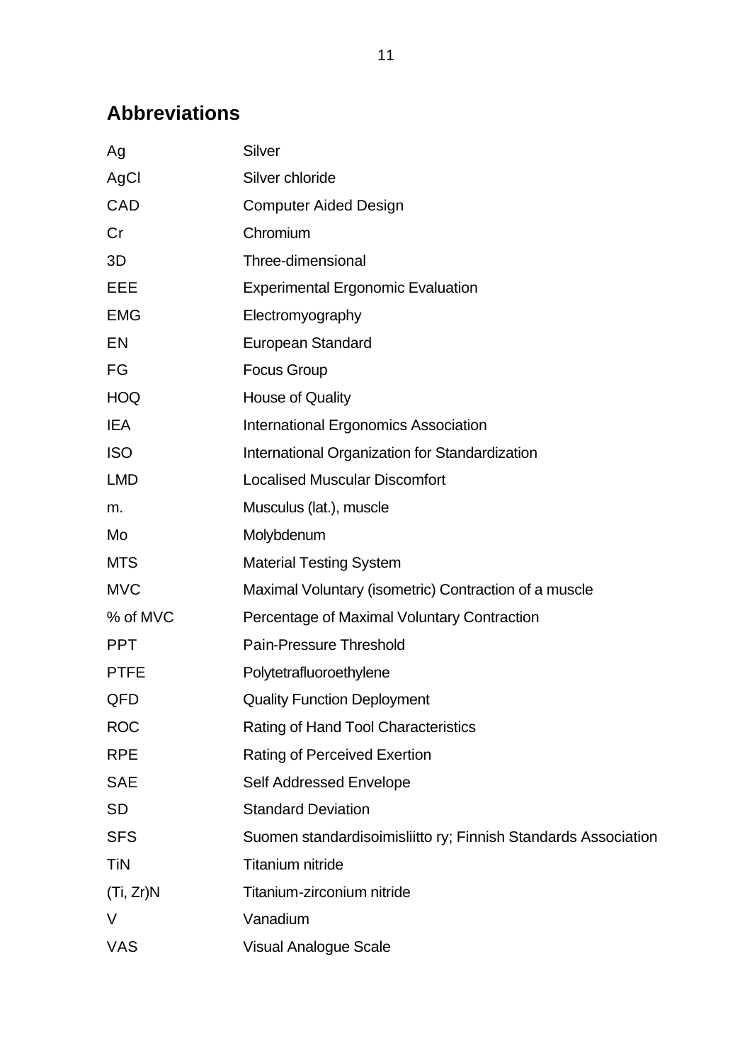## Abbreviations

| | |
|---|---|
| Ag | Silver |
| AgCl | Silver chloride |
| CAD | Computer Aided Design |
| Cr | Chromium |
| 3D | Three-dimensional |
| EEE | Experimental Ergonomic Evaluation |
| EMG | Electromyography |
| EN | European Standard |
| FG | Focus Group |
| HOQ | House of Quality |
| IEA | International Ergonomics Association |
| ISO | International Organization for Standardization |
| LMD | Localised Muscular Discomfort |
| m. | Musculus (lat.), muscle |
| Mo | Molybdenum |
| MTS | Material Testing System |
| MVC | Maximal Voluntary (isometric) Contraction of a muscle |
| % of MVC | Percentage of Maximal Voluntary Contraction |
| PPT | Pain-Pressure Threshold |
| PTFE | Polytetrafluoroethylene |
| QFD | Quality Function Deployment |
| ROC | Rating of Hand Tool Characteristics |
| RPE | Rating of Perceived Exertion |
| SAE | Self Addressed Envelope |
| SD | Standard Deviation |
| SFS | Suomen standardisoimisliitto ry; Finnish Standards Association |
| TiN | Titanium nitride |
| (Ti, Zr)N | Titanium-zirconium nitride |
| V | Vanadium |
| VAS | Visual Analogue Scale |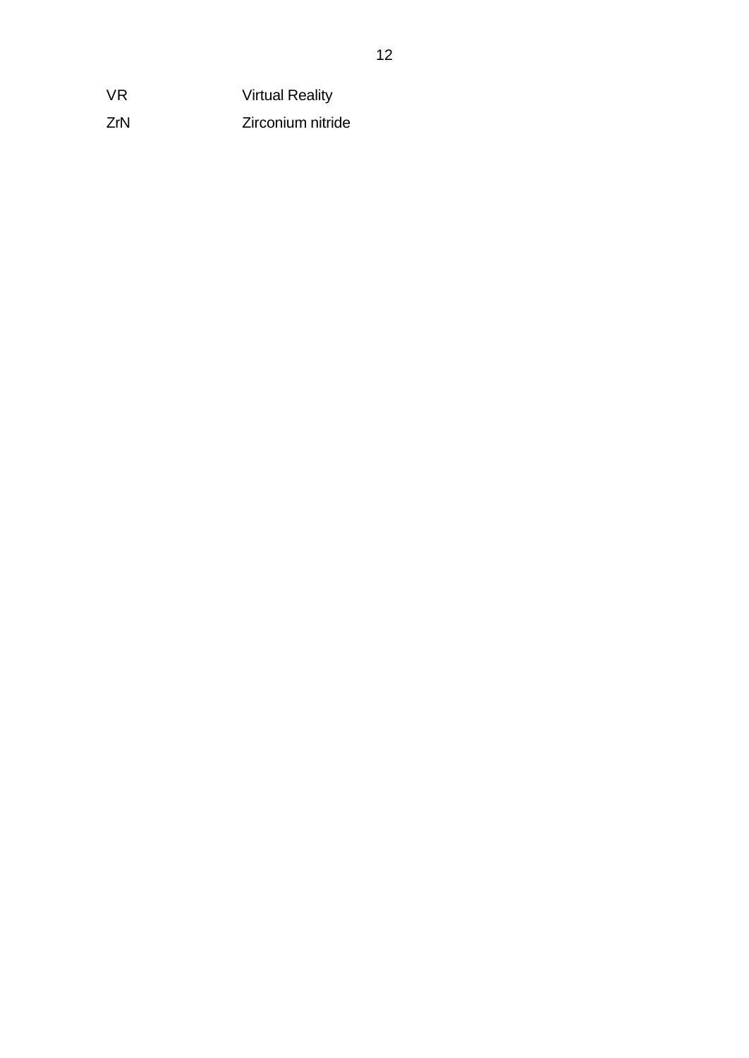| | |
|---|---|
| VR | Virtual Reality |
| ZrN | Zirconium nitride |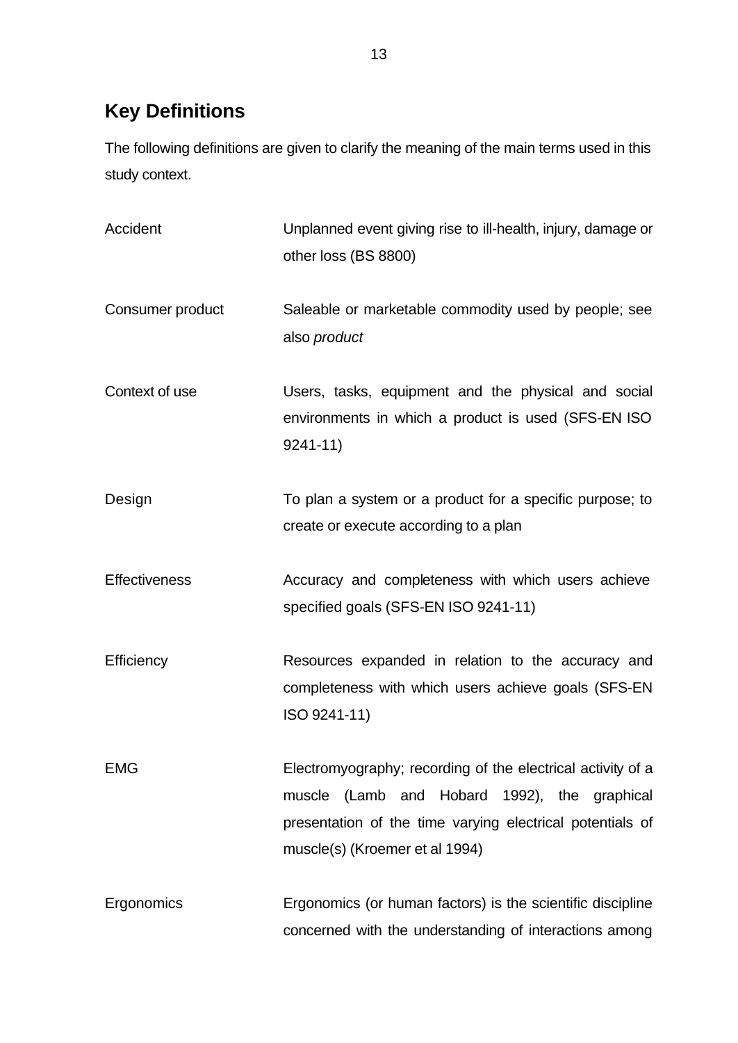## Key Definitions

The following definitions are given to clarify the meaning of the main terms used in this study context.

| | |
|---|---|
| Accident | Unplanned event giving rise to ill-health, injury, damage or other loss (BS 8800) |
| Consumer product | Saleable or marketable commodity used by people; see also *product* |
| Context of use | Users, tasks, equipment and the physical and social environments in which a product is used (SFS-EN ISO 9241-11) |
| Design | To plan a system or a product for a specific purpose; to create or execute according to a plan |
| Effectiveness | Accuracy and completeness with which users achieve specified goals (SFS-EN ISO 9241-11) |
| Efficiency | Resources expanded in relation to the accuracy and completeness with which users achieve goals (SFS-EN ISO 9241-11) |
| EMG | Electromyography; recording of the electrical activity of a muscle (Lamb and Hobard 1992), the graphical presentation of the time varying electrical potentials of muscle(s) (Kroemer et al 1994) |
| Ergonomics | Ergonomics (or human factors) is the scientific discipline concerned with the understanding of interactions among |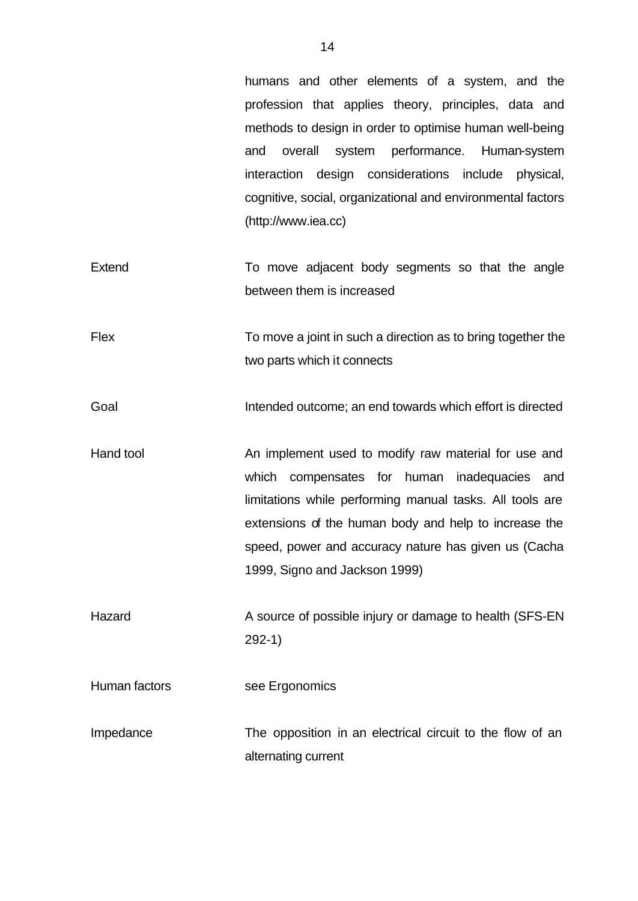humans and other elements of a system, and the profession that applies theory, principles, data and methods to design in order to optimise human well-being and overall system performance. Human-system interaction design considerations include physical, cognitive, social, organizational and environmental factors (http://www.iea.cc)

| | |
|---|---|
| Extend | To move adjacent body segments so that the angle between them is increased |
| Flex | To move a joint in such a direction as to bring together the two parts which it connects |
| Goal | Intended outcome; an end towards which effort is directed |
| Hand tool | An implement used to modify raw material for use and which compensates for human inadequacies and limitations while performing manual tasks. All tools are extensions of the human body and help to increase the speed, power and accuracy nature has given us (Cacha 1999, Signo and Jackson 1999) |
| Hazard | A source of possible injury or damage to health (SFS-EN 292-1) |
| Human factors | see Ergonomics |
| Impedance | The opposition in an electrical circuit to the flow of an alternating current |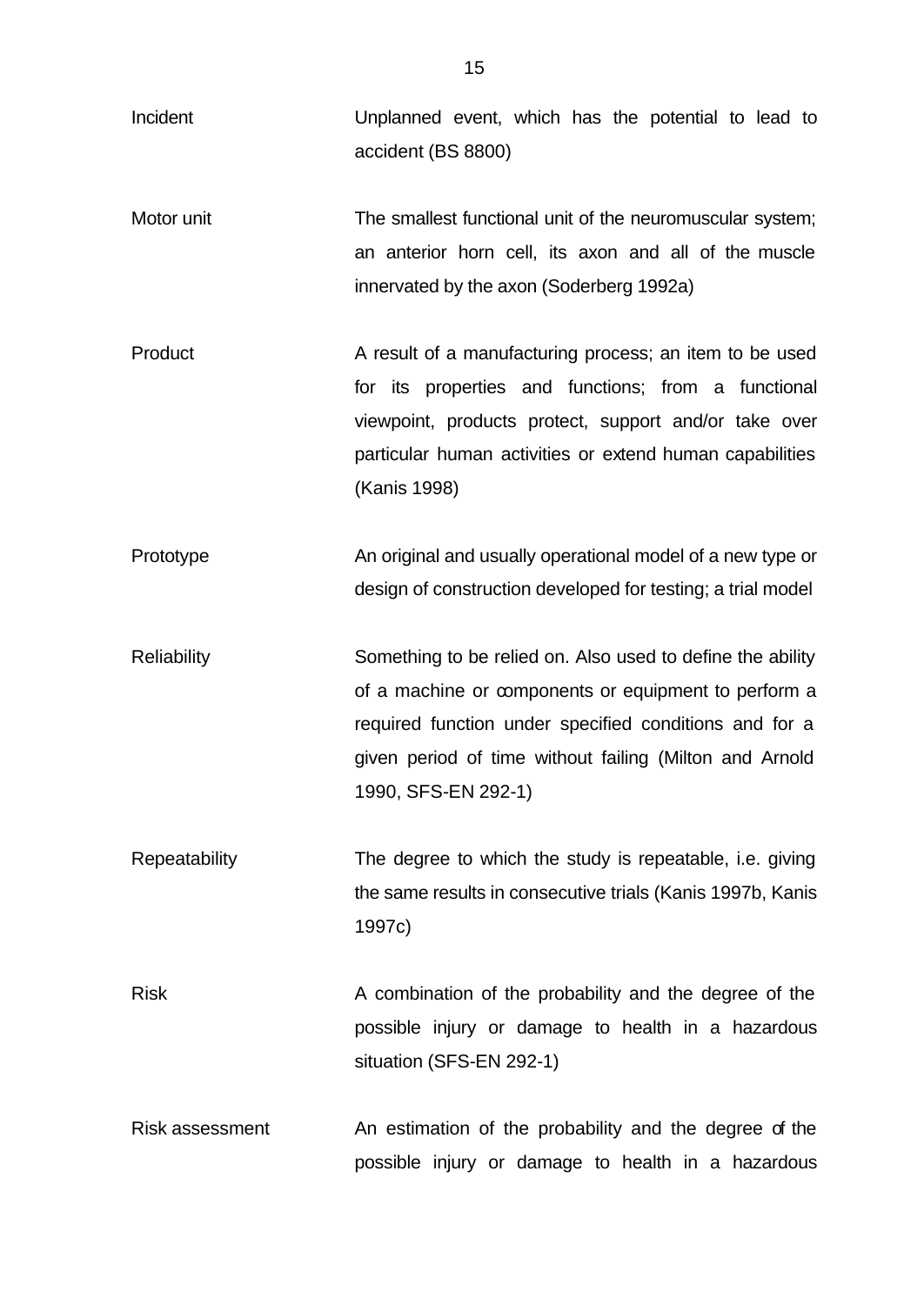| | |
|---|---|
| Incident | Unplanned event, which has the potential to lead to accident (BS 8800) |
| Motor unit | The smallest functional unit of the neuromuscular system; an anterior horn cell, its axon and all of the muscle innervated by the axon (Soderberg 1992a) |
| Product | A result of a manufacturing process; an item to be used for its properties and functions; from a functional viewpoint, products protect, support and/or take over particular human activities or extend human capabilities (Kanis 1998) |
| Prototype | An original and usually operational model of a new type or design of construction developed for testing; a trial model |
| Reliability | Something to be relied on. Also used to define the ability of a machine or components or equipment to perform a required function under specified conditions and for a given period of time without failing (Milton and Arnold 1990, SFS-EN 292-1) |
| Repeatability | The degree to which the study is repeatable, i.e. giving the same results in consecutive trials (Kanis 1997b, Kanis 1997c) |
| Risk | A combination of the probability and the degree of the possible injury or damage to health in a hazardous situation (SFS-EN 292-1) |
| Risk assessment | An estimation of the probability and the degree of the possible injury or damage to health in a hazardous |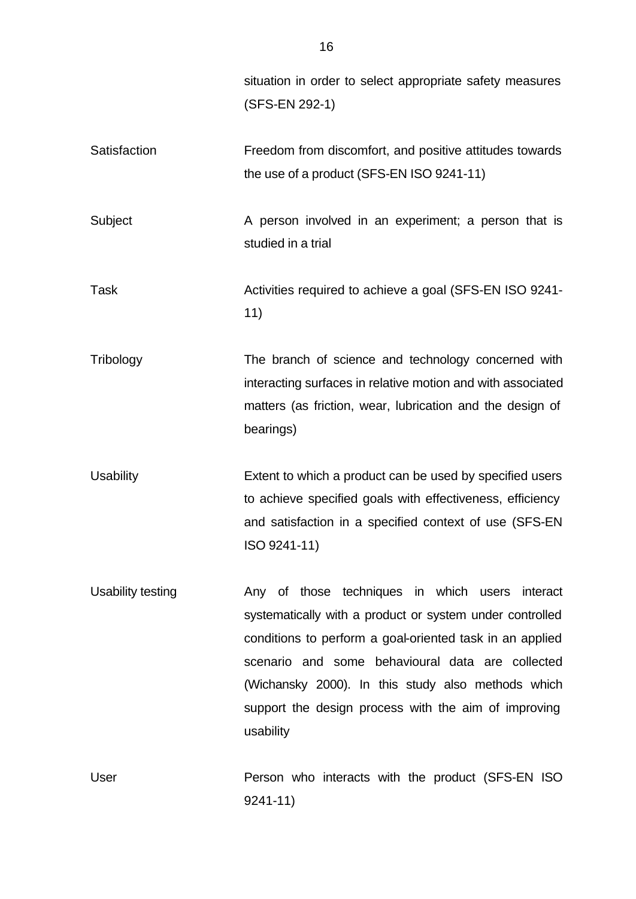situation in order to select appropriate safety measures (SFS-EN 292-1)

| | |
|---|---|
| Satisfaction | Freedom from discomfort, and positive attitudes towards the use of a product (SFS-EN ISO 9241-11) |
| Subject | A person involved in an experiment; a person that is studied in a trial |
| Task | Activities required to achieve a goal (SFS-EN ISO 9241-11) |
| Tribology | The branch of science and technology concerned with interacting surfaces in relative motion and with associated matters (as friction, wear, lubrication and the design of bearings) |
| Usability | Extent to which a product can be used by specified users to achieve specified goals with effectiveness, efficiency and satisfaction in a specified context of use (SFS-EN ISO 9241-11) |
| Usability testing | Any of those techniques in which users interact systematically with a product or system under controlled conditions to perform a goal-oriented task in an applied scenario and some behavioural data are collected (Wichansky 2000). In this study also methods which support the design process with the aim of improving usability |
| User | Person who interacts with the product (SFS-EN ISO 9241-11) |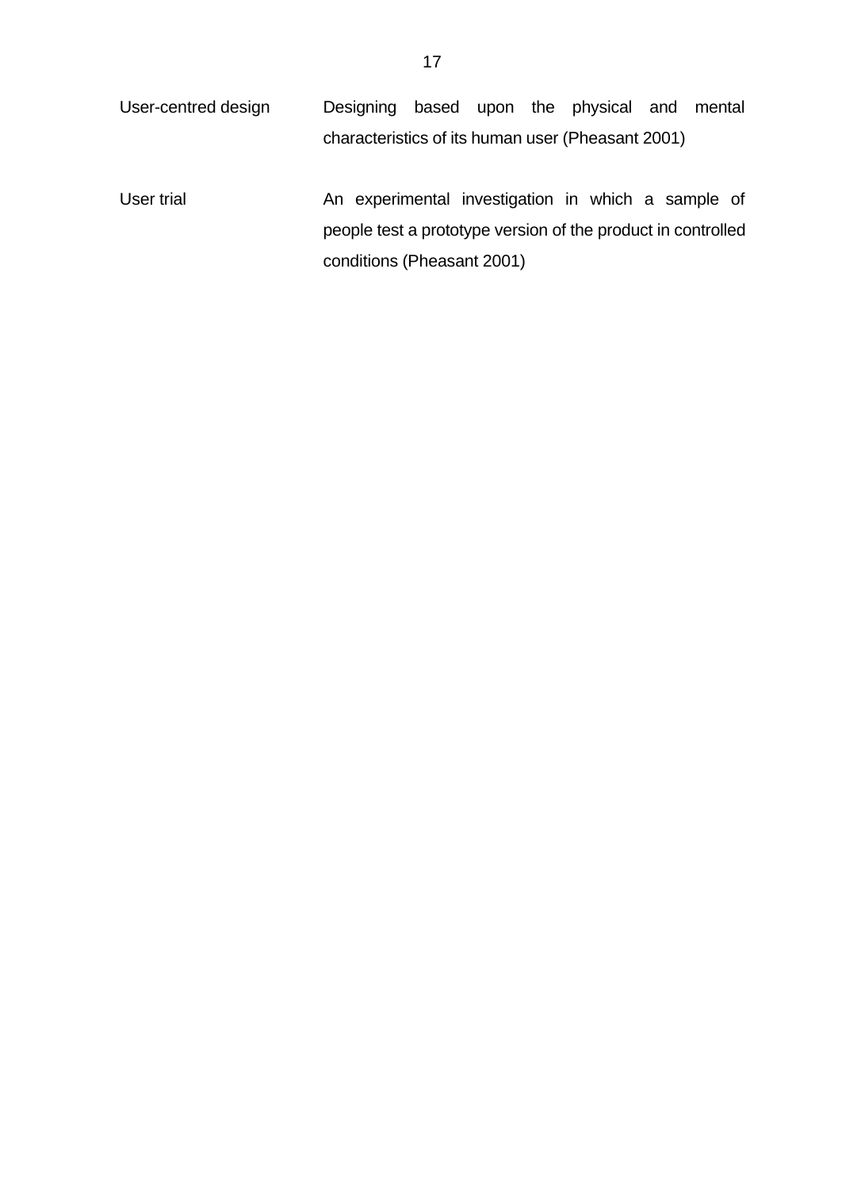| | |
|---|---|
| User-centred design | Designing based upon the physical and mental characteristics of its human user (Pheasant 2001) |
| User trial | An experimental investigation in which a sample of people test a prototype version of the product in controlled conditions (Pheasant 2001) |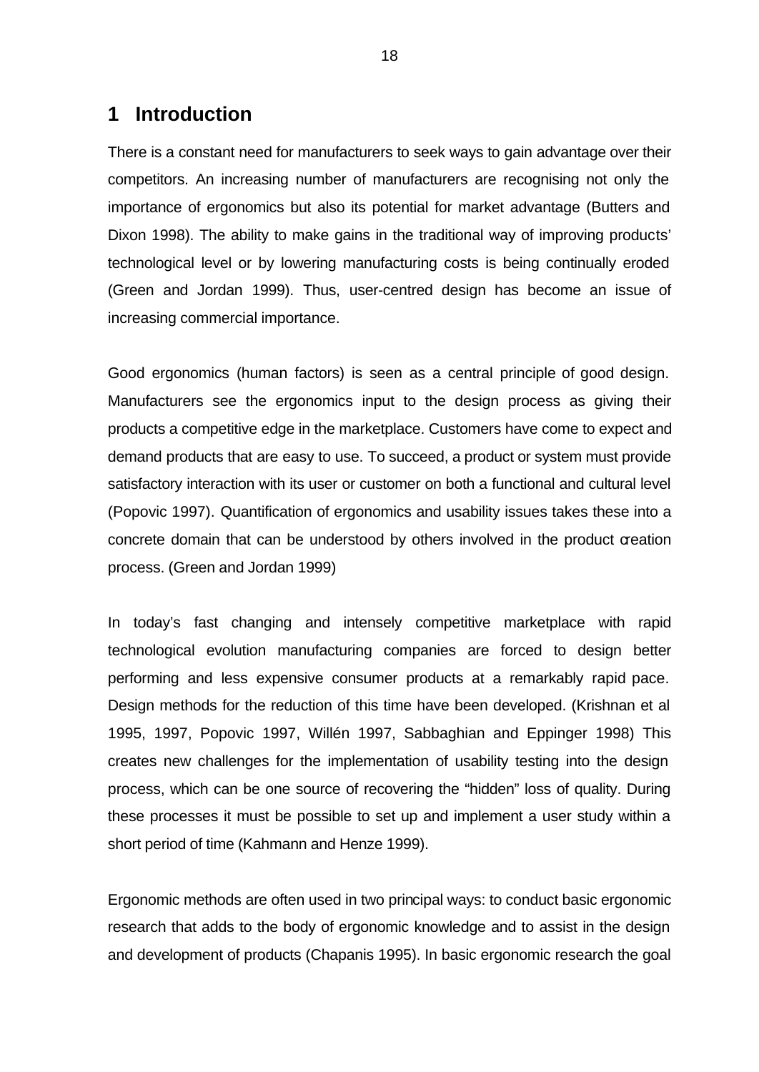# 1 Introduction

There is a constant need for manufacturers to seek ways to gain advantage over their competitors. An increasing number of manufacturers are recognising not only the importance of ergonomics but also its potential for market advantage (Butters and Dixon 1998). The ability to make gains in the traditional way of improving products' technological level or by lowering manufacturing costs is being continually eroded (Green and Jordan 1999). Thus, user-centred design has become an issue of increasing commercial importance.

Good ergonomics (human factors) is seen as a central principle of good design. Manufacturers see the ergonomics input to the design process as giving their products a competitive edge in the marketplace. Customers have come to expect and demand products that are easy to use. To succeed, a product or system must provide satisfactory interaction with its user or customer on both a functional and cultural level (Popovic 1997). Quantification of ergonomics and usability issues takes these into a concrete domain that can be understood by others involved in the product creation process. (Green and Jordan 1999)

In today's fast changing and intensely competitive marketplace with rapid technological evolution manufacturing companies are forced to design better performing and less expensive consumer products at a remarkably rapid pace. Design methods for the reduction of this time have been developed. (Krishnan et al 1995, 1997, Popovic 1997, Willén 1997, Sabbaghian and Eppinger 1998) This creates new challenges for the implementation of usability testing into the design process, which can be one source of recovering the "hidden" loss of quality. During these processes it must be possible to set up and implement a user study within a short period of time (Kahmann and Henze 1999).

Ergonomic methods are often used in two principal ways: to conduct basic ergonomic research that adds to the body of ergonomic knowledge and to assist in the design and development of products (Chapanis 1995). In basic ergonomic research the goal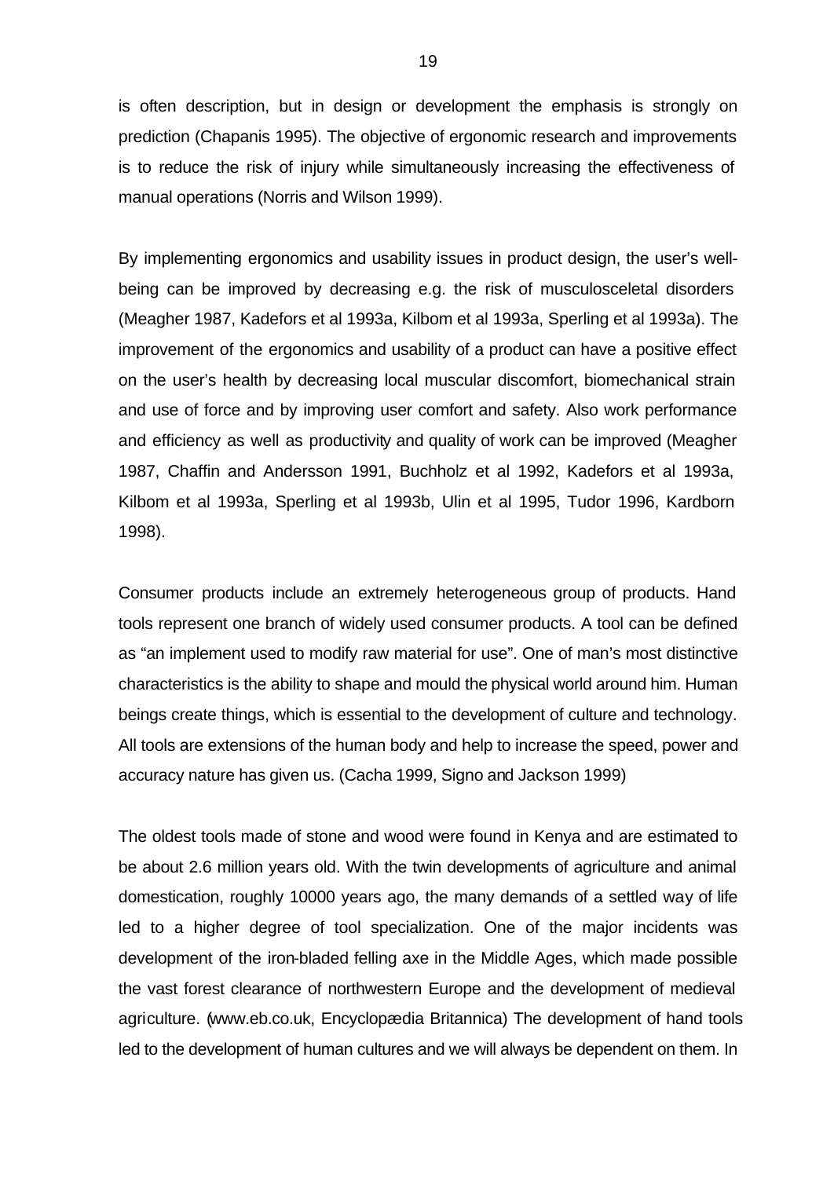is often description, but in design or development the emphasis is strongly on prediction (Chapanis 1995). The objective of ergonomic research and improvements is to reduce the risk of injury while simultaneously increasing the effectiveness of manual operations (Norris and Wilson 1999).

By implementing ergonomics and usability issues in product design, the user's well-being can be improved by decreasing e.g. the risk of musculosceletal disorders (Meagher 1987, Kadefors et al 1993a, Kilbom et al 1993a, Sperling et al 1993a). The improvement of the ergonomics and usability of a product can have a positive effect on the user's health by decreasing local muscular discomfort, biomechanical strain and use of force and by improving user comfort and safety. Also work performance and efficiency as well as productivity and quality of work can be improved (Meagher 1987, Chaffin and Andersson 1991, Buchholz et al 1992, Kadefors et al 1993a, Kilbom et al 1993a, Sperling et al 1993b, Ulin et al 1995, Tudor 1996, Kardborn 1998).

Consumer products include an extremely heterogeneous group of products. Hand tools represent one branch of widely used consumer products. A tool can be defined as "an implement used to modify raw material for use". One of man's most distinctive characteristics is the ability to shape and mould the physical world around him. Human beings create things, which is essential to the development of culture and technology. All tools are extensions of the human body and help to increase the speed, power and accuracy nature has given us. (Cacha 1999, Signo and Jackson 1999)

The oldest tools made of stone and wood were found in Kenya and are estimated to be about 2.6 million years old. With the twin developments of agriculture and animal domestication, roughly 10000 years ago, the many demands of a settled way of life led to a higher degree of tool specialization. One of the major incidents was development of the iron-bladed felling axe in the Middle Ages, which made possible the vast forest clearance of northwestern Europe and the development of medieval agriculture. (www.eb.co.uk, Encyclopædia Britannica) The development of hand tools led to the development of human cultures and we will always be dependent on them. In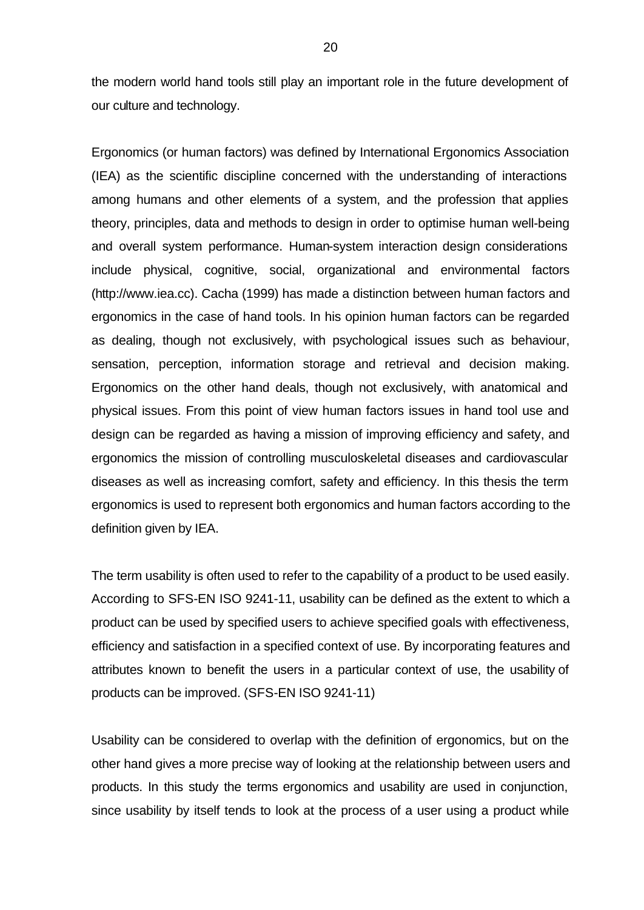the modern world hand tools still play an important role in the future development of our culture and technology.

Ergonomics (or human factors) was defined by International Ergonomics Association (IEA) as the scientific discipline concerned with the understanding of interactions among humans and other elements of a system, and the profession that applies theory, principles, data and methods to design in order to optimise human well-being and overall system performance. Human-system interaction design considerations include physical, cognitive, social, organizational and environmental factors (http://www.iea.cc). Cacha (1999) has made a distinction between human factors and ergonomics in the case of hand tools. In his opinion human factors can be regarded as dealing, though not exclusively, with psychological issues such as behaviour, sensation, perception, information storage and retrieval and decision making. Ergonomics on the other hand deals, though not exclusively, with anatomical and physical issues. From this point of view human factors issues in hand tool use and design can be regarded as having a mission of improving efficiency and safety, and ergonomics the mission of controlling musculoskeletal diseases and cardiovascular diseases as well as increasing comfort, safety and efficiency. In this thesis the term ergonomics is used to represent both ergonomics and human factors according to the definition given by IEA.

The term usability is often used to refer to the capability of a product to be used easily. According to SFS-EN ISO 9241-11, usability can be defined as the extent to which a product can be used by specified users to achieve specified goals with effectiveness, efficiency and satisfaction in a specified context of use. By incorporating features and attributes known to benefit the users in a particular context of use, the usability of products can be improved. (SFS-EN ISO 9241-11)

Usability can be considered to overlap with the definition of ergonomics, but on the other hand gives a more precise way of looking at the relationship between users and products. In this study the terms ergonomics and usability are used in conjunction, since usability by itself tends to look at the process of a user using a product while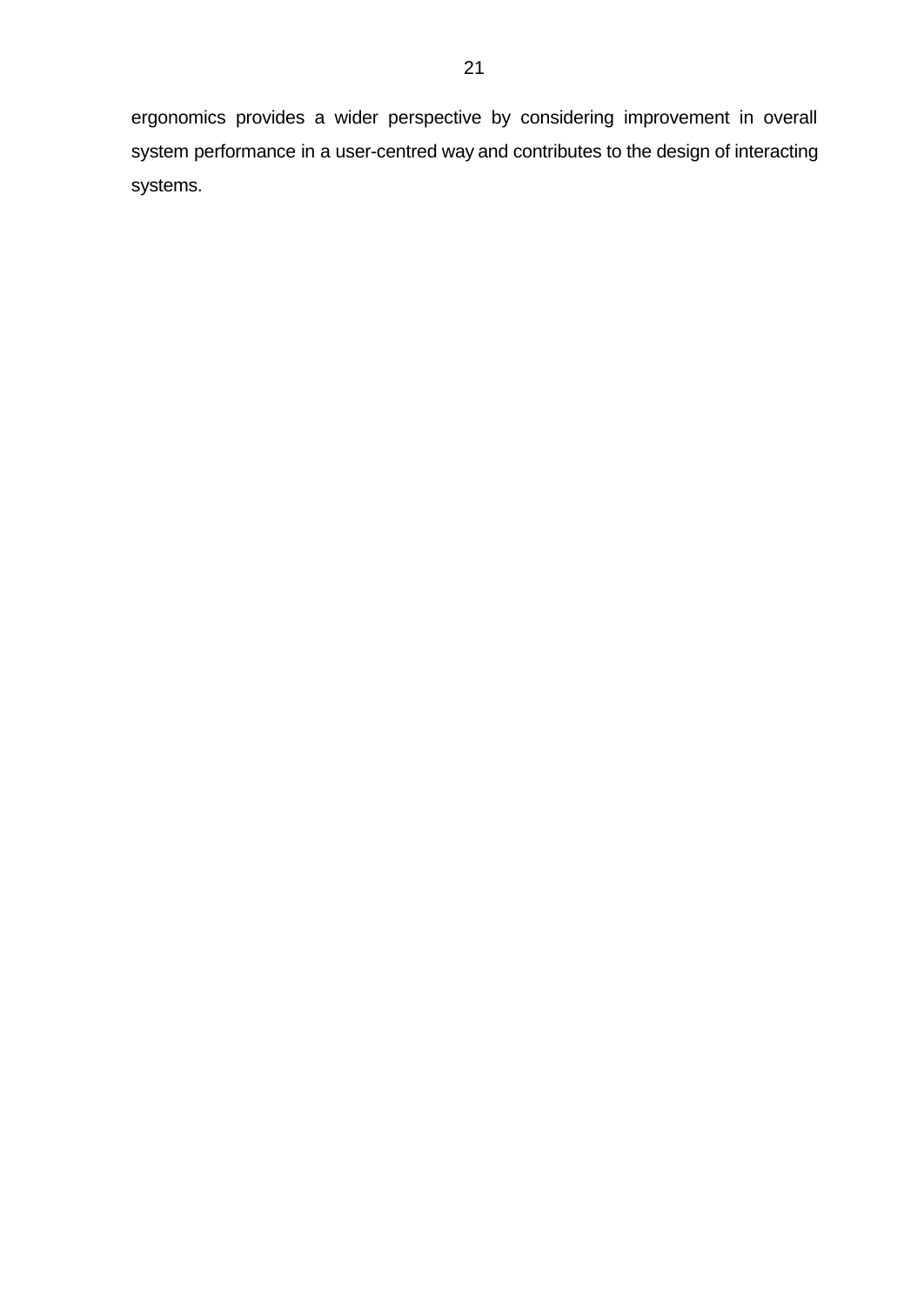ergonomics provides a wider perspective by considering improvement in overall system performance in a user-centred way and contributes to the design of interacting systems.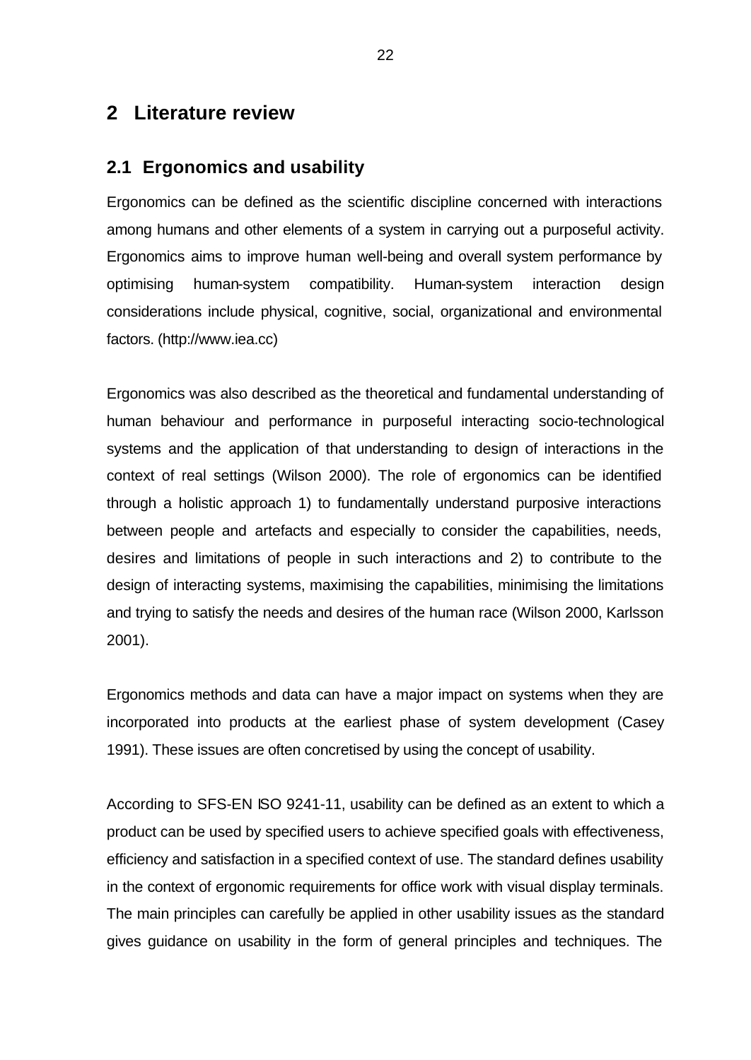# 2 Literature review

## 2.1 Ergonomics and usability

Ergonomics can be defined as the scientific discipline concerned with interactions among humans and other elements of a system in carrying out a purposeful activity. Ergonomics aims to improve human well-being and overall system performance by optimising human-system compatibility. Human-system interaction design considerations include physical, cognitive, social, organizational and environmental factors. (http://www.iea.cc)

Ergonomics was also described as the theoretical and fundamental understanding of human behaviour and performance in purposeful interacting socio-technological systems and the application of that understanding to design of interactions in the context of real settings (Wilson 2000). The role of ergonomics can be identified through a holistic approach 1) to fundamentally understand purposive interactions between people and artefacts and especially to consider the capabilities, needs, desires and limitations of people in such interactions and 2) to contribute to the design of interacting systems, maximising the capabilities, minimising the limitations and trying to satisfy the needs and desires of the human race (Wilson 2000, Karlsson 2001).

Ergonomics methods and data can have a major impact on systems when they are incorporated into products at the earliest phase of system development (Casey 1991). These issues are often concretised by using the concept of usability.

According to SFS-EN ISO 9241-11, usability can be defined as an extent to which a product can be used by specified users to achieve specified goals with effectiveness, efficiency and satisfaction in a specified context of use. The standard defines usability in the context of ergonomic requirements for office work with visual display terminals. The main principles can carefully be applied in other usability issues as the standard gives guidance on usability in the form of general principles and techniques. The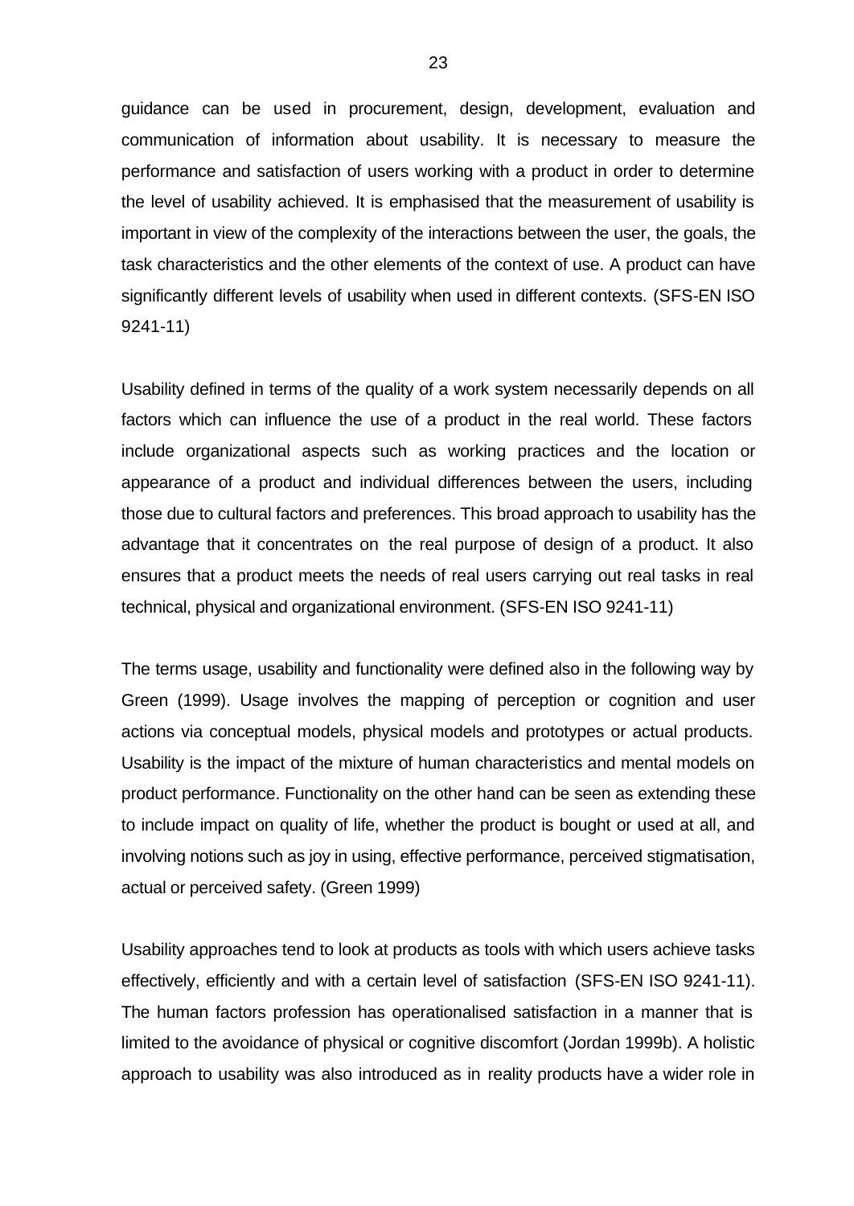guidance can be used in procurement, design, development, evaluation and communication of information about usability. It is necessary to measure the performance and satisfaction of users working with a product in order to determine the level of usability achieved. It is emphasised that the measurement of usability is important in view of the complexity of the interactions between the user, the goals, the task characteristics and the other elements of the context of use. A product can have significantly different levels of usability when used in different contexts. (SFS-EN ISO 9241-11)

Usability defined in terms of the quality of a work system necessarily depends on all factors which can influence the use of a product in the real world. These factors include organizational aspects such as working practices and the location or appearance of a product and individual differences between the users, including those due to cultural factors and preferences. This broad approach to usability has the advantage that it concentrates on the real purpose of design of a product. It also ensures that a product meets the needs of real users carrying out real tasks in real technical, physical and organizational environment. (SFS-EN ISO 9241-11)

The terms usage, usability and functionality were defined also in the following way by Green (1999). Usage involves the mapping of perception or cognition and user actions via conceptual models, physical models and prototypes or actual products. Usability is the impact of the mixture of human characteristics and mental models on product performance. Functionality on the other hand can be seen as extending these to include impact on quality of life, whether the product is bought or used at all, and involving notions such as joy in using, effective performance, perceived stigmatisation, actual or perceived safety. (Green 1999)

Usability approaches tend to look at products as tools with which users achieve tasks effectively, efficiently and with a certain level of satisfaction (SFS-EN ISO 9241-11). The human factors profession has operationalised satisfaction in a manner that is limited to the avoidance of physical or cognitive discomfort (Jordan 1999b). A holistic approach to usability was also introduced as in reality products have a wider role in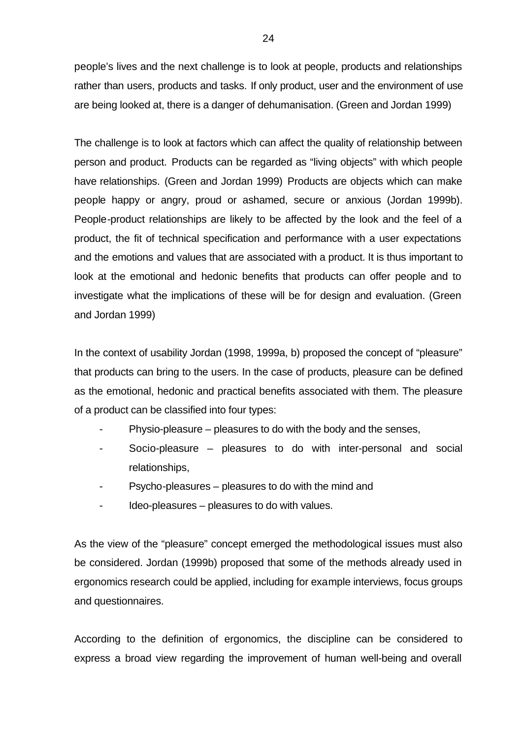people's lives and the next challenge is to look at people, products and relationships rather than users, products and tasks. If only product, user and the environment of use are being looked at, there is a danger of dehumanisation. (Green and Jordan 1999)

The challenge is to look at factors which can affect the quality of relationship between person and product. Products can be regarded as "living objects" with which people have relationships. (Green and Jordan 1999) Products are objects which can make people happy or angry, proud or ashamed, secure or anxious (Jordan 1999b). People-product relationships are likely to be affected by the look and the feel of a product, the fit of technical specification and performance with a user expectations and the emotions and values that are associated with a product. It is thus important to look at the emotional and hedonic benefits that products can offer people and to investigate what the implications of these will be for design and evaluation. (Green and Jordan 1999)

In the context of usability Jordan (1998, 1999a, b) proposed the concept of "pleasure" that products can bring to the users. In the case of products, pleasure can be defined as the emotional, hedonic and practical benefits associated with them. The pleasure of a product can be classified into four types:

- Physio-pleasure – pleasures to do with the body and the senses,
- Socio-pleasure – pleasures to do with inter-personal and social relationships,
- Psycho-pleasures – pleasures to do with the mind and
- Ideo-pleasures – pleasures to do with values.

As the view of the "pleasure" concept emerged the methodological issues must also be considered. Jordan (1999b) proposed that some of the methods already used in ergonomics research could be applied, including for example interviews, focus groups and questionnaires.

According to the definition of ergonomics, the discipline can be considered to express a broad view regarding the improvement of human well-being and overall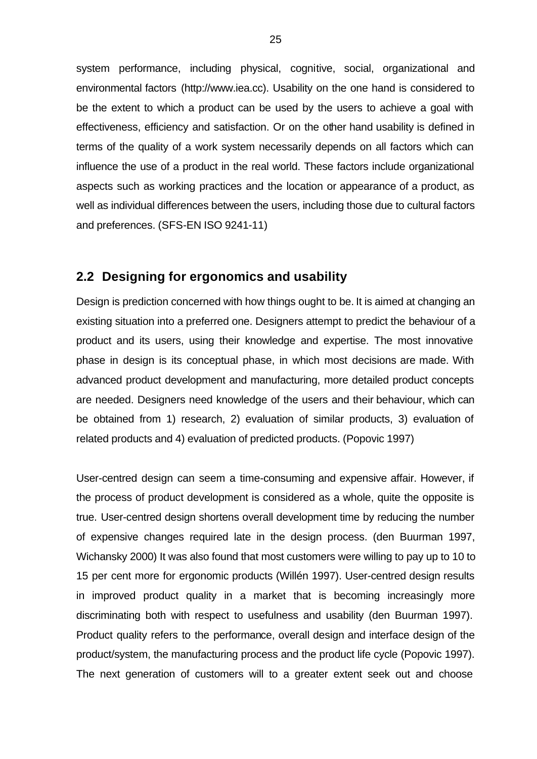system performance, including physical, cognitive, social, organizational and environmental factors (http://www.iea.cc). Usability on the one hand is considered to be the extent to which a product can be used by the users to achieve a goal with effectiveness, efficiency and satisfaction. Or on the other hand usability is defined in terms of the quality of a work system necessarily depends on all factors which can influence the use of a product in the real world. These factors include organizational aspects such as working practices and the location or appearance of a product, as well as individual differences between the users, including those due to cultural factors and preferences. (SFS-EN ISO 9241-11)

## 2.2 Designing for ergonomics and usability

Design is prediction concerned with how things ought to be. It is aimed at changing an existing situation into a preferred one. Designers attempt to predict the behaviour of a product and its users, using their knowledge and expertise. The most innovative phase in design is its conceptual phase, in which most decisions are made. With advanced product development and manufacturing, more detailed product concepts are needed. Designers need knowledge of the users and their behaviour, which can be obtained from 1) research, 2) evaluation of similar products, 3) evaluation of related products and 4) evaluation of predicted products. (Popovic 1997)

User-centred design can seem a time-consuming and expensive affair. However, if the process of product development is considered as a whole, quite the opposite is true. User-centred design shortens overall development time by reducing the number of expensive changes required late in the design process. (den Buurman 1997, Wichansky 2000) It was also found that most customers were willing to pay up to 10 to 15 per cent more for ergonomic products (Willén 1997). User-centred design results in improved product quality in a market that is becoming increasingly more discriminating both with respect to usefulness and usability (den Buurman 1997). Product quality refers to the performance, overall design and interface design of the product/system, the manufacturing process and the product life cycle (Popovic 1997). The next generation of customers will to a greater extent seek out and choose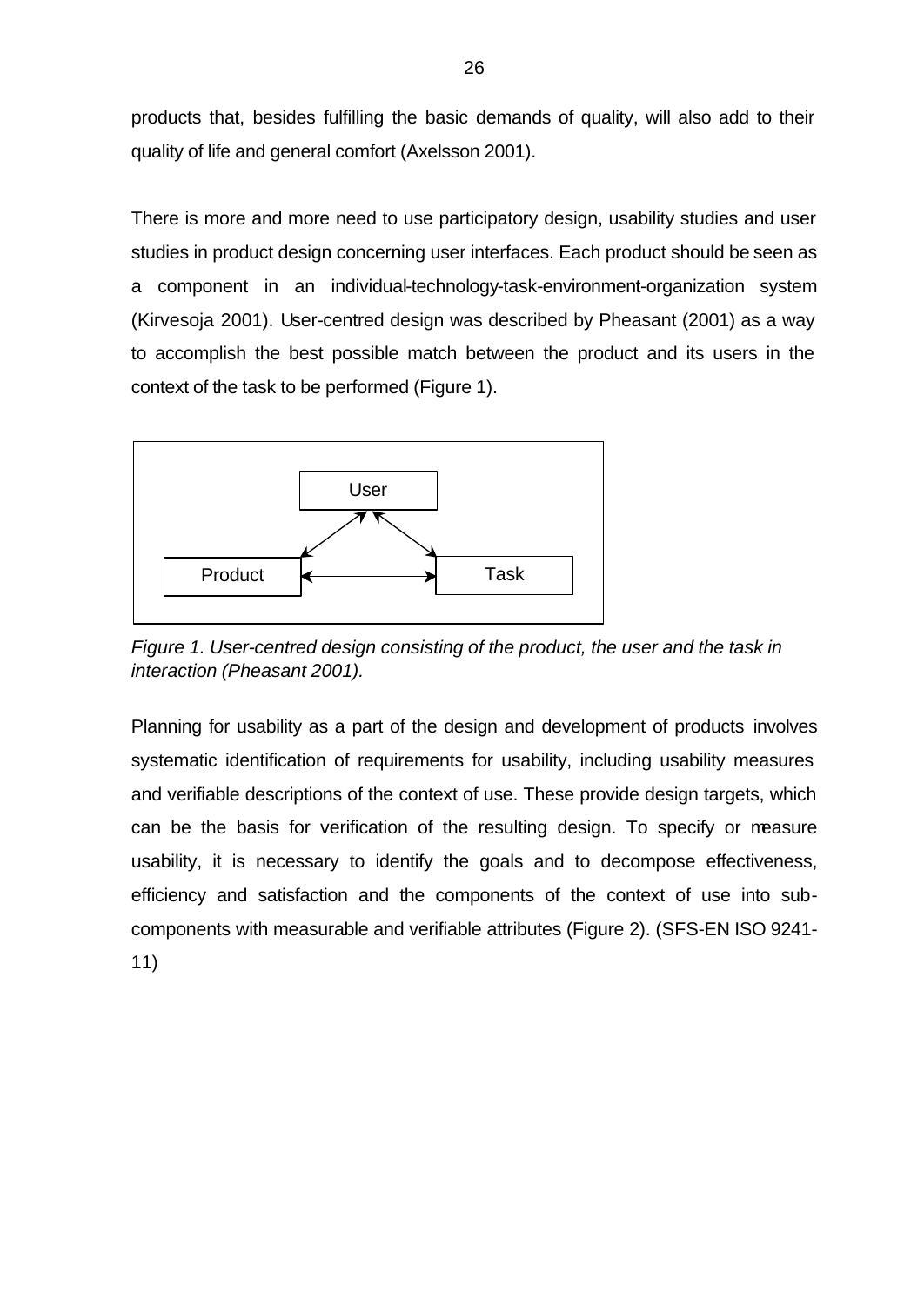products that, besides fulfilling the basic demands of quality, will also add to their quality of life and general comfort (Axelsson 2001).

There is more and more need to use participatory design, usability studies and user studies in product design concerning user interfaces. Each product should be seen as a component in an individual-technology-task-environment-organization system (Kirvesoja 2001). User-centred design was described by Pheasant (2001) as a way to accomplish the best possible match between the product and its users in the context of the task to be performed (Figure 1).

User

Product

Task

*Figure 1. User-centred design consisting of the product, the user and the task in interaction (Pheasant 2001).*

Planning for usability as a part of the design and development of products involves systematic identification of requirements for usability, including usability measures and verifiable descriptions of the context of use. These provide design targets, which can be the basis for verification of the resulting design. To specify or measure usability, it is necessary to identify the goals and to decompose effectiveness, efficiency and satisfaction and the components of the context of use into sub-components with measurable and verifiable attributes (Figure 2). (SFS-EN ISO 9241-11)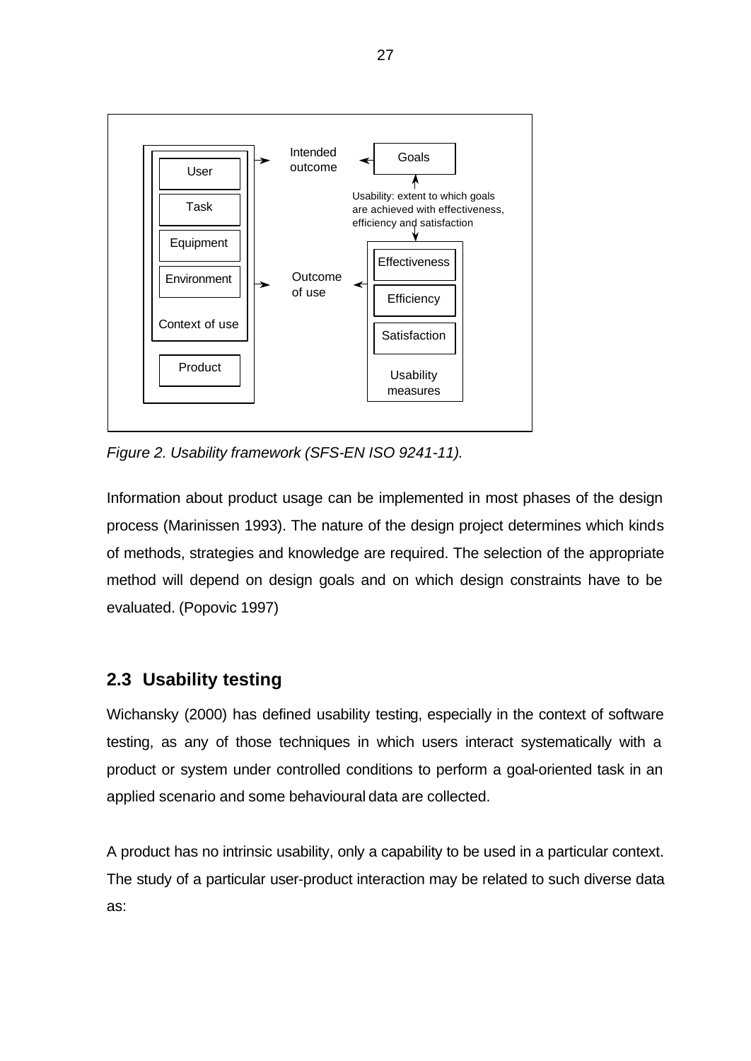*Figure 2. Usability framework (SFS-EN ISO 9241-11).*

Information about product usage can be implemented in most phases of the design process (Marinissen 1993). The nature of the design project determines which kinds of methods, strategies and knowledge are required. The selection of the appropriate method will depend on design goals and on which design constraints have to be evaluated. (Popovic 1997)

## 2.3 Usability testing

Wichansky (2000) has defined usability testing, especially in the context of software testing, as any of those techniques in which users interact systematically with a product or system under controlled conditions to perform a goal-oriented task in an applied scenario and some behavioural data are collected.

A product has no intrinsic usability, only a capability to be used in a particular context. The study of a particular user-product interaction may be related to such diverse data as: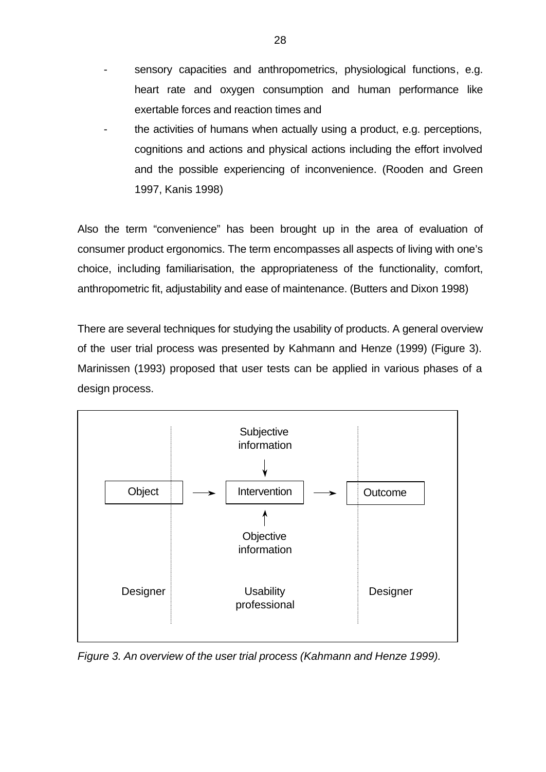- sensory capacities and anthropometrics, physiological functions, e.g. heart rate and oxygen consumption and human performance like exertable forces and reaction times and
- the activities of humans when actually using a product, e.g. perceptions, cognitions and actions and physical actions including the effort involved and the possible experiencing of inconvenience. (Rooden and Green 1997, Kanis 1998)

Also the term "convenience" has been brought up in the area of evaluation of consumer product ergonomics. The term encompasses all aspects of living with one's choice, including familiarisation, the appropriateness of the functionality, comfort, anthropometric fit, adjustability and ease of maintenance. (Butters and Dixon 1998)

There are several techniques for studying the usability of products. A general overview of the user trial process was presented by Kahmann and Henze (1999) (Figure 3). Marinissen (1993) proposed that user tests can be applied in various phases of a design process.

Subjective information

Object → Intervention → Outcome

Objective information

Designer | Usability professional | Designer

*Figure 3. An overview of the user trial process (Kahmann and Henze 1999).*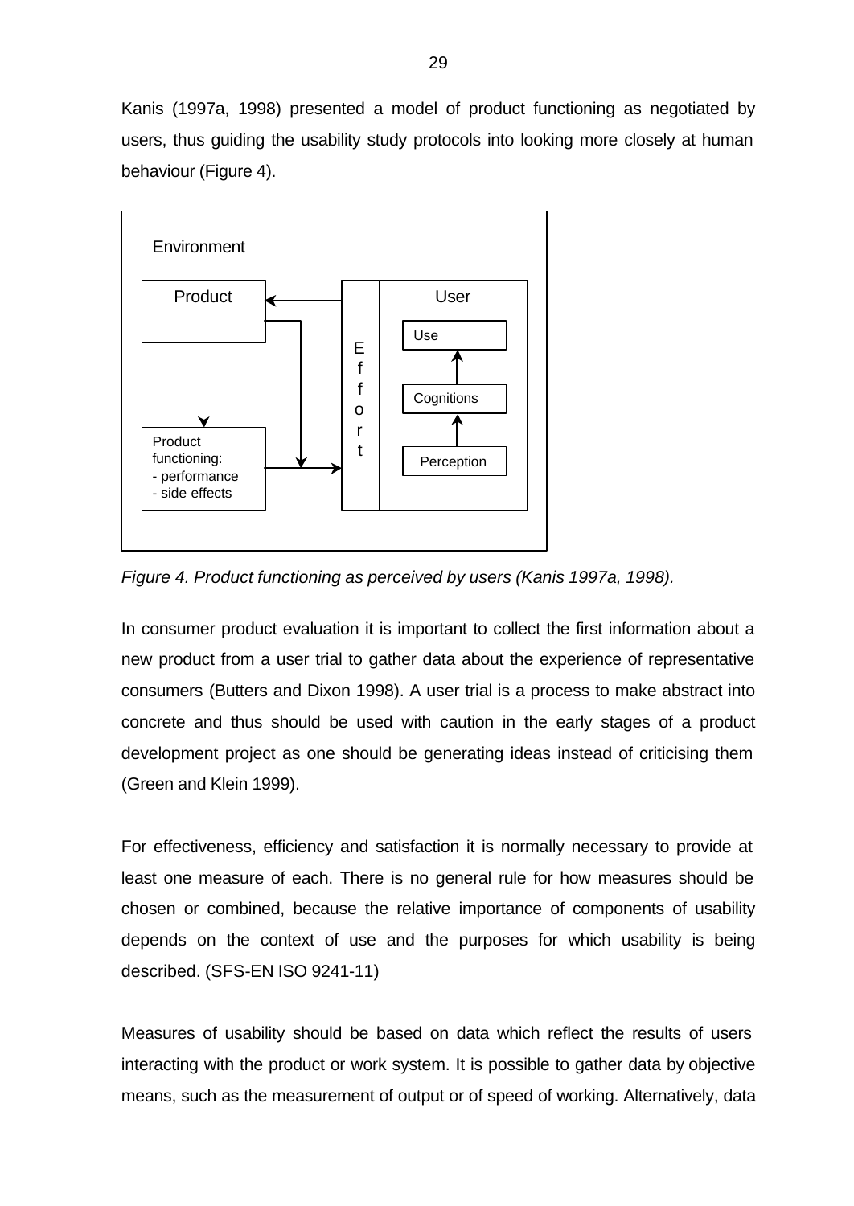Kanis (1997a, 1998) presented a model of product functioning as negotiated by users, thus guiding the usability study protocols into looking more closely at human behaviour (Figure 4).

*Figure 4. Product functioning as perceived by users (Kanis 1997a, 1998).*

In consumer product evaluation it is important to collect the first information about a new product from a user trial to gather data about the experience of representative consumers (Butters and Dixon 1998). A user trial is a process to make abstract into concrete and thus should be used with caution in the early stages of a product development project as one should be generating ideas instead of criticising them (Green and Klein 1999).

For effectiveness, efficiency and satisfaction it is normally necessary to provide at least one measure of each. There is no general rule for how measures should be chosen or combined, because the relative importance of components of usability depends on the context of use and the purposes for which usability is being described. (SFS-EN ISO 9241-11)

Measures of usability should be based on data which reflect the results of users interacting with the product or work system. It is possible to gather data by objective means, such as the measurement of output or of speed of working. Alternatively, data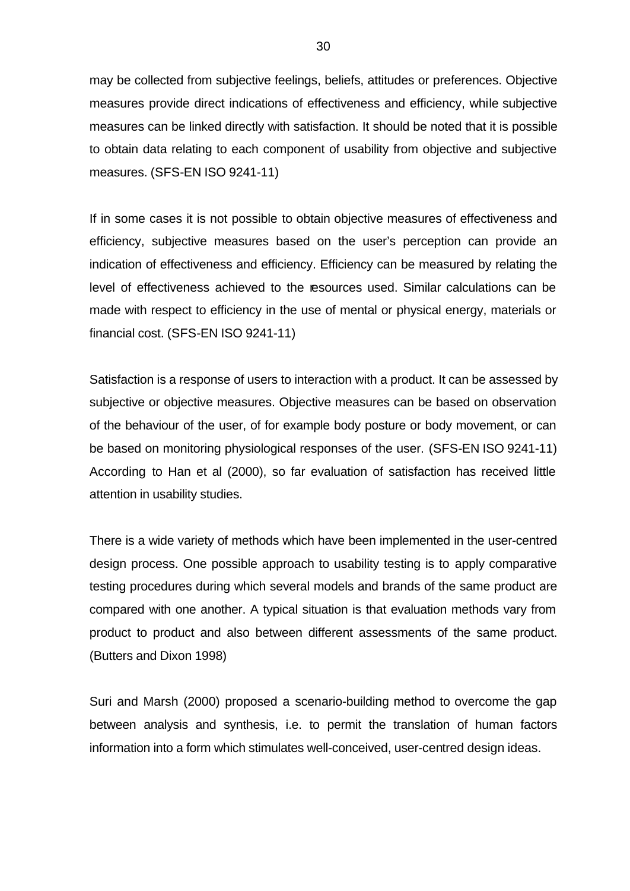may be collected from subjective feelings, beliefs, attitudes or preferences. Objective measures provide direct indications of effectiveness and efficiency, while subjective measures can be linked directly with satisfaction. It should be noted that it is possible to obtain data relating to each component of usability from objective and subjective measures. (SFS-EN ISO 9241-11)

If in some cases it is not possible to obtain objective measures of effectiveness and efficiency, subjective measures based on the user's perception can provide an indication of effectiveness and efficiency. Efficiency can be measured by relating the level of effectiveness achieved to the resources used. Similar calculations can be made with respect to efficiency in the use of mental or physical energy, materials or financial cost. (SFS-EN ISO 9241-11)

Satisfaction is a response of users to interaction with a product. It can be assessed by subjective or objective measures. Objective measures can be based on observation of the behaviour of the user, of for example body posture or body movement, or can be based on monitoring physiological responses of the user. (SFS-EN ISO 9241-11) According to Han et al (2000), so far evaluation of satisfaction has received little attention in usability studies.

There is a wide variety of methods which have been implemented in the user-centred design process. One possible approach to usability testing is to apply comparative testing procedures during which several models and brands of the same product are compared with one another. A typical situation is that evaluation methods vary from product to product and also between different assessments of the same product. (Butters and Dixon 1998)

Suri and Marsh (2000) proposed a scenario-building method to overcome the gap between analysis and synthesis, i.e. to permit the translation of human factors information into a form which stimulates well-conceived, user-centred design ideas.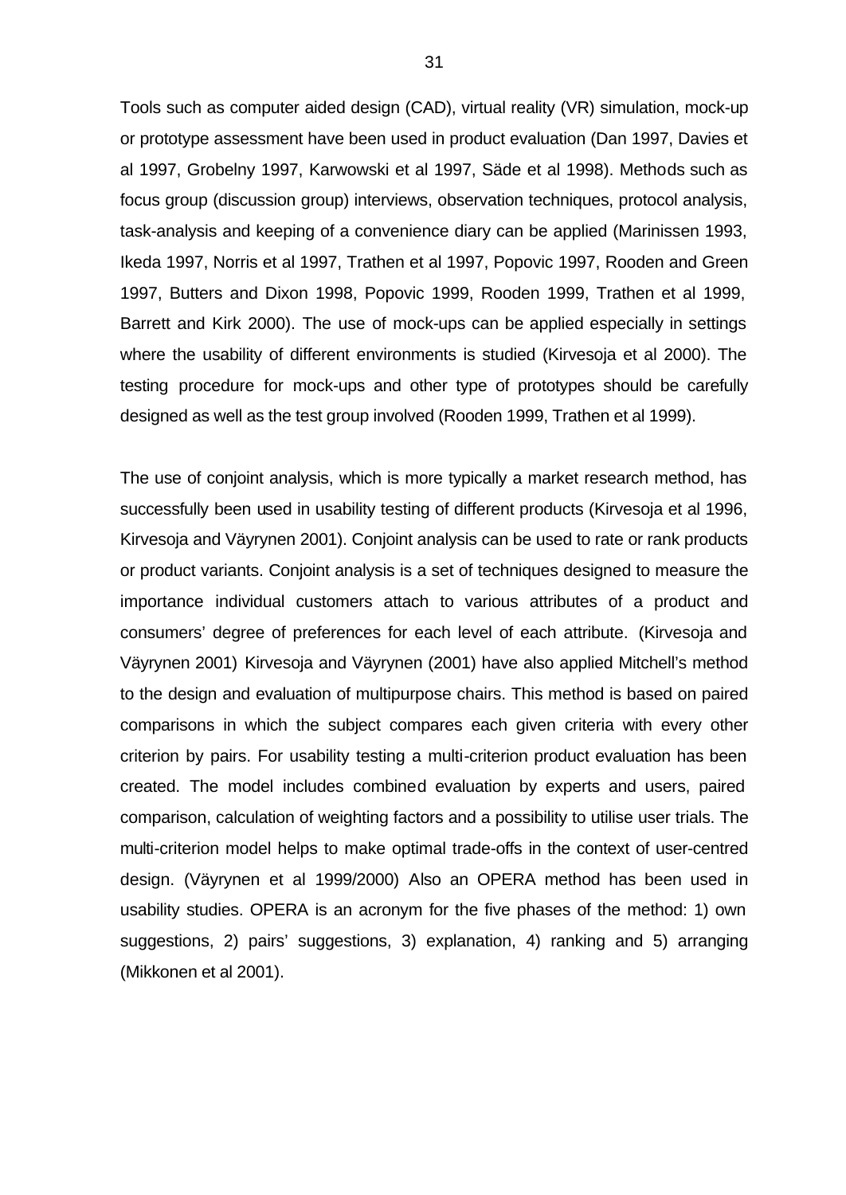Tools such as computer aided design (CAD), virtual reality (VR) simulation, mock-up or prototype assessment have been used in product evaluation (Dan 1997, Davies et al 1997, Grobelny 1997, Karwowski et al 1997, Säde et al 1998). Methods such as focus group (discussion group) interviews, observation techniques, protocol analysis, task-analysis and keeping of a convenience diary can be applied (Marinissen 1993, Ikeda 1997, Norris et al 1997, Trathen et al 1997, Popovic 1997, Rooden and Green 1997, Butters and Dixon 1998, Popovic 1999, Rooden 1999, Trathen et al 1999, Barrett and Kirk 2000). The use of mock-ups can be applied especially in settings where the usability of different environments is studied (Kirvesoja et al 2000). The testing procedure for mock-ups and other type of prototypes should be carefully designed as well as the test group involved (Rooden 1999, Trathen et al 1999).

The use of conjoint analysis, which is more typically a market research method, has successfully been used in usability testing of different products (Kirvesoja et al 1996, Kirvesoja and Väyrynen 2001). Conjoint analysis can be used to rate or rank products or product variants. Conjoint analysis is a set of techniques designed to measure the importance individual customers attach to various attributes of a product and consumers' degree of preferences for each level of each attribute. (Kirvesoja and Väyrynen 2001) Kirvesoja and Väyrynen (2001) have also applied Mitchell's method to the design and evaluation of multipurpose chairs. This method is based on paired comparisons in which the subject compares each given criteria with every other criterion by pairs. For usability testing a multi-criterion product evaluation has been created. The model includes combined evaluation by experts and users, paired comparison, calculation of weighting factors and a possibility to utilise user trials. The multi-criterion model helps to make optimal trade-offs in the context of user-centred design. (Väyrynen et al 1999/2000) Also an OPERA method has been used in usability studies. OPERA is an acronym for the five phases of the method: 1) own suggestions, 2) pairs' suggestions, 3) explanation, 4) ranking and 5) arranging (Mikkonen et al 2001).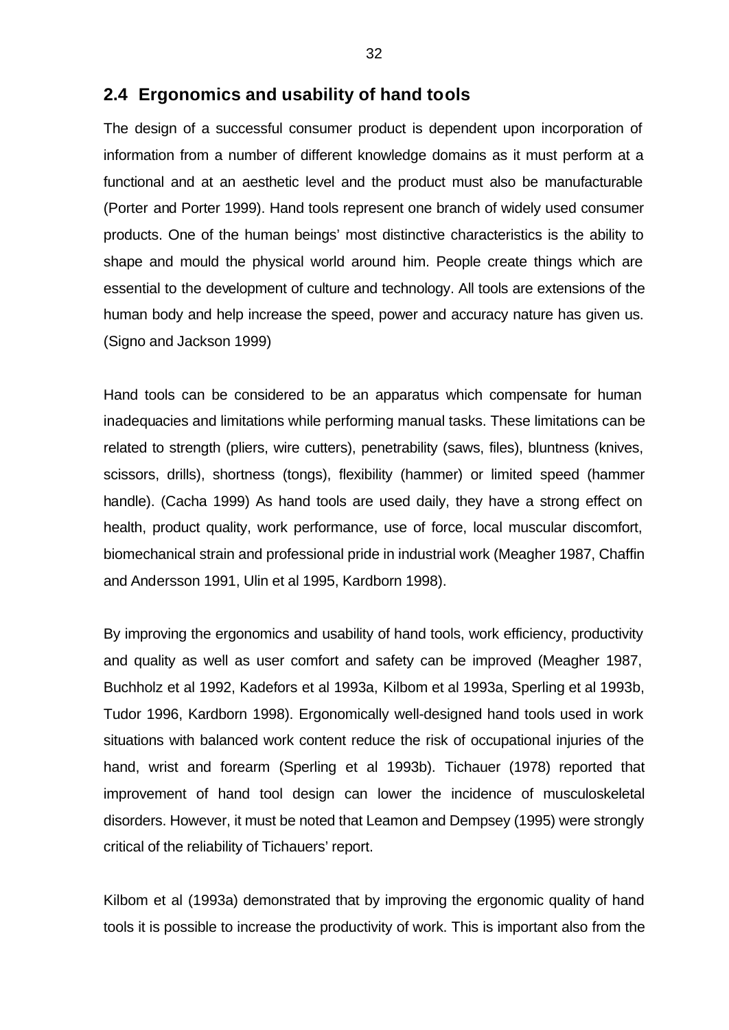## 2.4 Ergonomics and usability of hand tools

The design of a successful consumer product is dependent upon incorporation of information from a number of different knowledge domains as it must perform at a functional and at an aesthetic level and the product must also be manufacturable (Porter and Porter 1999). Hand tools represent one branch of widely used consumer products. One of the human beings' most distinctive characteristics is the ability to shape and mould the physical world around him. People create things which are essential to the development of culture and technology. All tools are extensions of the human body and help increase the speed, power and accuracy nature has given us. (Signo and Jackson 1999)

Hand tools can be considered to be an apparatus which compensate for human inadequacies and limitations while performing manual tasks. These limitations can be related to strength (pliers, wire cutters), penetrability (saws, files), bluntness (knives, scissors, drills), shortness (tongs), flexibility (hammer) or limited speed (hammer handle). (Cacha 1999) As hand tools are used daily, they have a strong effect on health, product quality, work performance, use of force, local muscular discomfort, biomechanical strain and professional pride in industrial work (Meagher 1987, Chaffin and Andersson 1991, Ulin et al 1995, Kardborn 1998).

By improving the ergonomics and usability of hand tools, work efficiency, productivity and quality as well as user comfort and safety can be improved (Meagher 1987, Buchholz et al 1992, Kadefors et al 1993a, Kilbom et al 1993a, Sperling et al 1993b, Tudor 1996, Kardborn 1998). Ergonomically well-designed hand tools used in work situations with balanced work content reduce the risk of occupational injuries of the hand, wrist and forearm (Sperling et al 1993b). Tichauer (1978) reported that improvement of hand tool design can lower the incidence of musculoskeletal disorders. However, it must be noted that Leamon and Dempsey (1995) were strongly critical of the reliability of Tichauers' report.

Kilbom et al (1993a) demonstrated that by improving the ergonomic quality of hand tools it is possible to increase the productivity of work. This is important also from the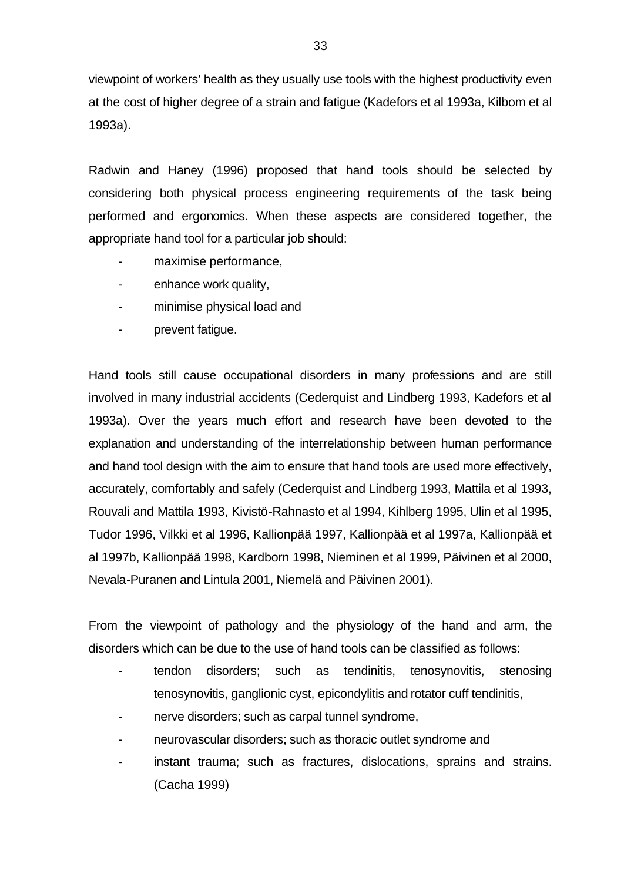viewpoint of workers' health as they usually use tools with the highest productivity even at the cost of higher degree of a strain and fatigue (Kadefors et al 1993a, Kilbom et al 1993a).

Radwin and Haney (1996) proposed that hand tools should be selected by considering both physical process engineering requirements of the task being performed and ergonomics. When these aspects are considered together, the appropriate hand tool for a particular job should:

- maximise performance,
- enhance work quality,
- minimise physical load and
- prevent fatigue.

Hand tools still cause occupational disorders in many professions and are still involved in many industrial accidents (Cederquist and Lindberg 1993, Kadefors et al 1993a). Over the years much effort and research have been devoted to the explanation and understanding of the interrelationship between human performance and hand tool design with the aim to ensure that hand tools are used more effectively, accurately, comfortably and safely (Cederquist and Lindberg 1993, Mattila et al 1993, Rouvali and Mattila 1993, Kivistö-Rahnasto et al 1994, Kihlberg 1995, Ulin et al 1995, Tudor 1996, Vilkki et al 1996, Kallionpää 1997, Kallionpää et al 1997a, Kallionpää et al 1997b, Kallionpää 1998, Kardborn 1998, Nieminen et al 1999, Päivinen et al 2000, Nevala-Puranen and Lintula 2001, Niemelä and Päivinen 2001).

From the viewpoint of pathology and the physiology of the hand and arm, the disorders which can be due to the use of hand tools can be classified as follows:

- tendon disorders; such as tendinitis, tenosynovitis, stenosing tenosynovitis, ganglionic cyst, epicondylitis and rotator cuff tendinitis,
- nerve disorders; such as carpal tunnel syndrome,
- neurovascular disorders; such as thoracic outlet syndrome and
- instant trauma; such as fractures, dislocations, sprains and strains. (Cacha 1999)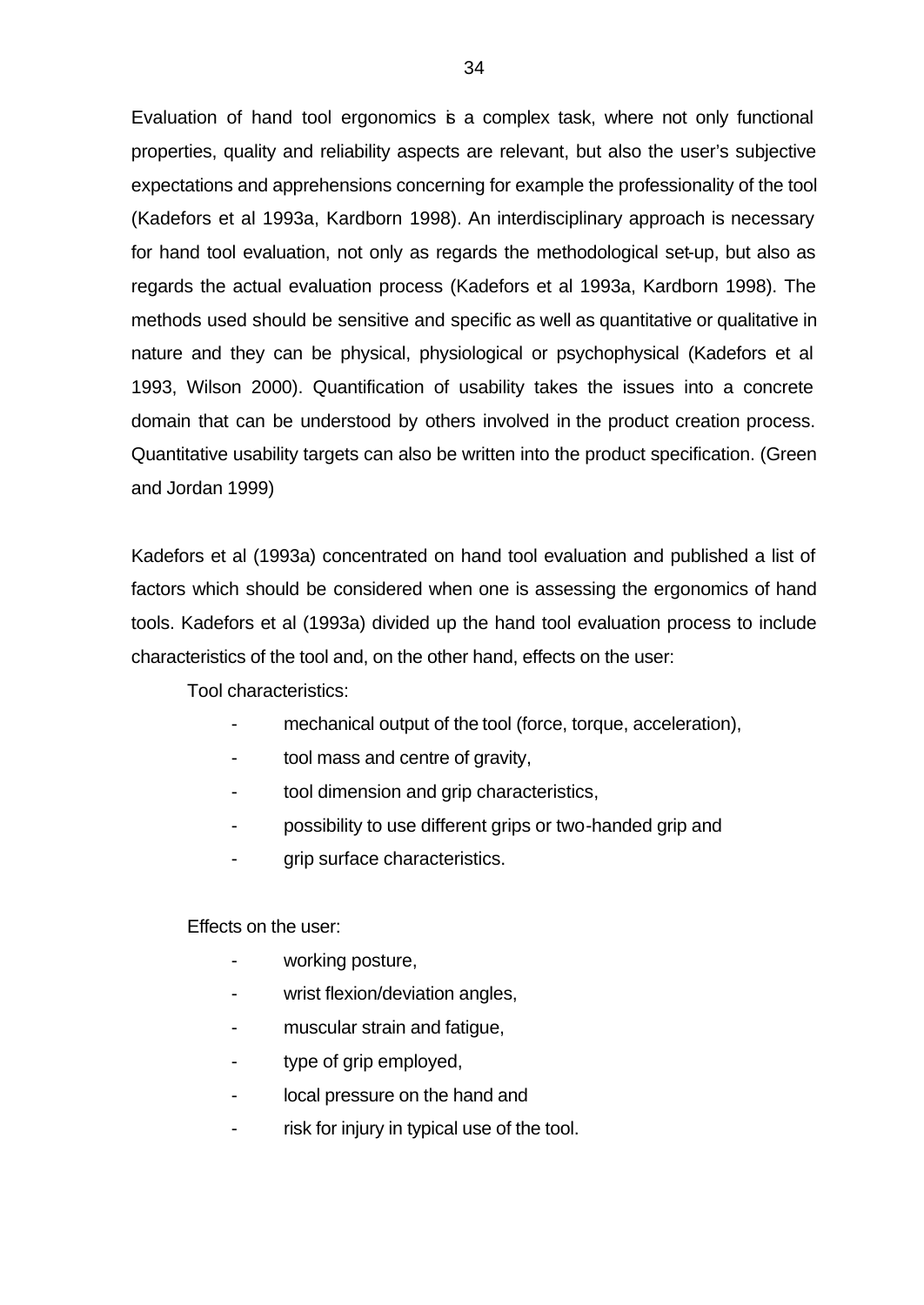Evaluation of hand tool ergonomics is a complex task, where not only functional properties, quality and reliability aspects are relevant, but also the user's subjective expectations and apprehensions concerning for example the professionality of the tool (Kadefors et al 1993a, Kardborn 1998). An interdisciplinary approach is necessary for hand tool evaluation, not only as regards the methodological set-up, but also as regards the actual evaluation process (Kadefors et al 1993a, Kardborn 1998). The methods used should be sensitive and specific as well as quantitative or qualitative in nature and they can be physical, physiological or psychophysical (Kadefors et al 1993, Wilson 2000). Quantification of usability takes the issues into a concrete domain that can be understood by others involved in the product creation process. Quantitative usability targets can also be written into the product specification. (Green and Jordan 1999)

Kadefors et al (1993a) concentrated on hand tool evaluation and published a list of factors which should be considered when one is assessing the ergonomics of hand tools. Kadefors et al (1993a) divided up the hand tool evaluation process to include characteristics of the tool and, on the other hand, effects on the user:

Tool characteristics:

- mechanical output of the tool (force, torque, acceleration),
- tool mass and centre of gravity,
- tool dimension and grip characteristics,
- possibility to use different grips or two-handed grip and
- grip surface characteristics.

Effects on the user:

- working posture,
- wrist flexion/deviation angles,
- muscular strain and fatigue,
- type of grip employed,
- local pressure on the hand and
- risk for injury in typical use of the tool.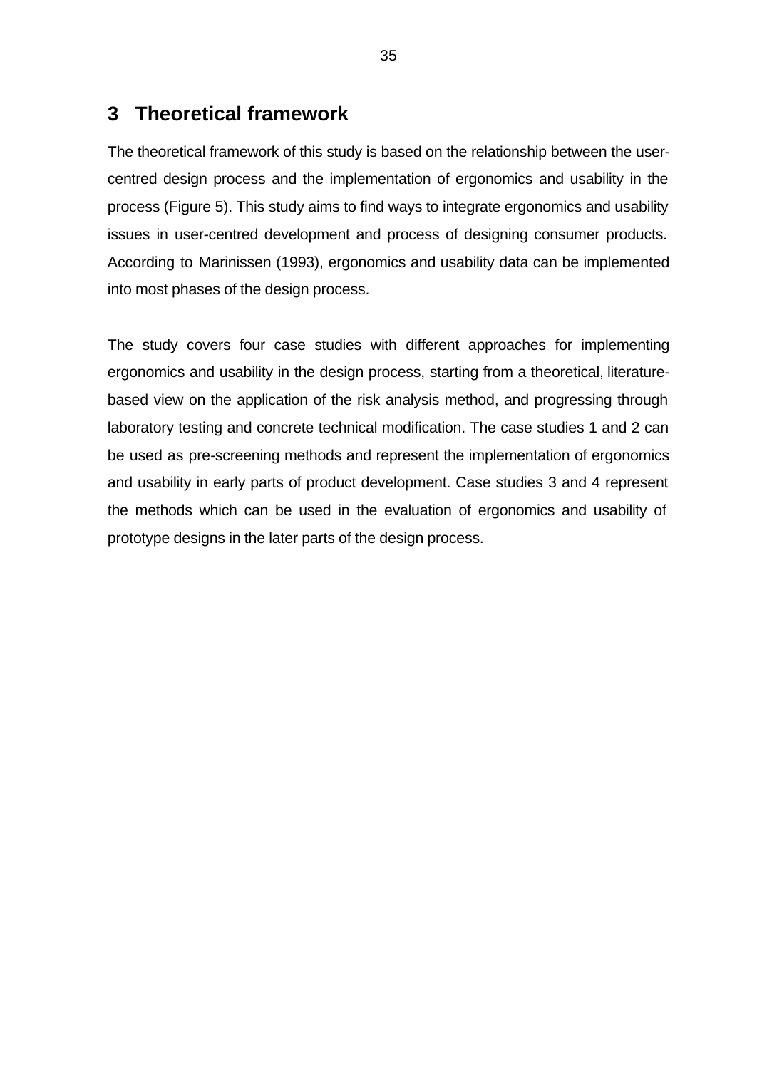# 3 Theoretical framework

The theoretical framework of this study is based on the relationship between the user-centred design process and the implementation of ergonomics and usability in the process (Figure 5). This study aims to find ways to integrate ergonomics and usability issues in user-centred development and process of designing consumer products. According to Marinissen (1993), ergonomics and usability data can be implemented into most phases of the design process.

The study covers four case studies with different approaches for implementing ergonomics and usability in the design process, starting from a theoretical, literature-based view on the application of the risk analysis method, and progressing through laboratory testing and concrete technical modification. The case studies 1 and 2 can be used as pre-screening methods and represent the implementation of ergonomics and usability in early parts of product development. Case studies 3 and 4 represent the methods which can be used in the evaluation of ergonomics and usability of prototype designs in the later parts of the design process.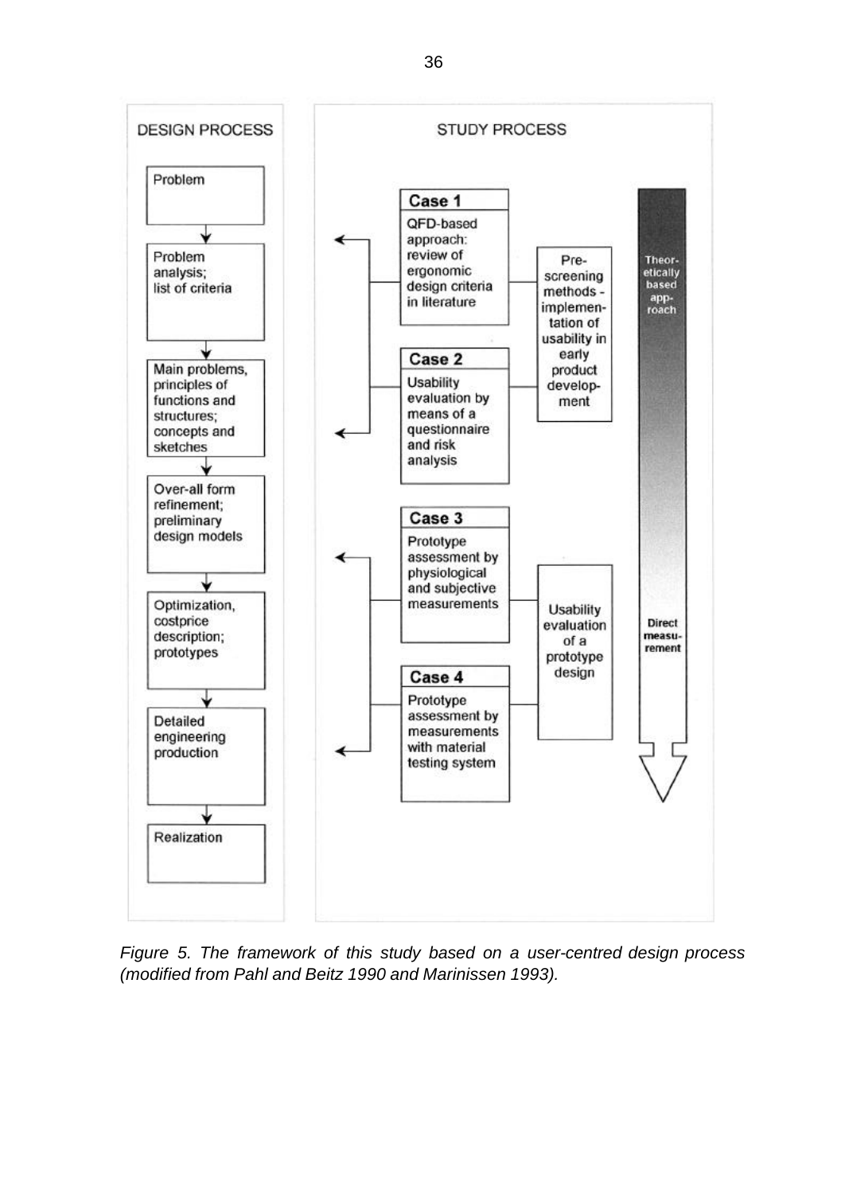DESIGN PROCESS

Problem

Problem analysis; list of criteria

Main problems, principles of functions and structures; concepts and sketches

Over-all form refinement; preliminary design models

Optimization, costprice description; prototypes

Detailed engineering production

Realization

STUDY PROCESS

**Case 1**
QFD-based approach: review of ergonomic design criteria in literature

**Case 2**
Usability evaluation by means of a questionnaire and risk analysis

Pre-screening methods - implementation of usability in early product development

**Case 3**
Prototype assessment by physiological and subjective measurements

**Case 4**
Prototype assessment by measurements with material testing system

Usability evaluation of a prototype design

Theoretically based approach

Direct measurement

*Figure 5. The framework of this study based on a user-centred design process (modified from Pahl and Beitz 1990 and Marinissen 1993).*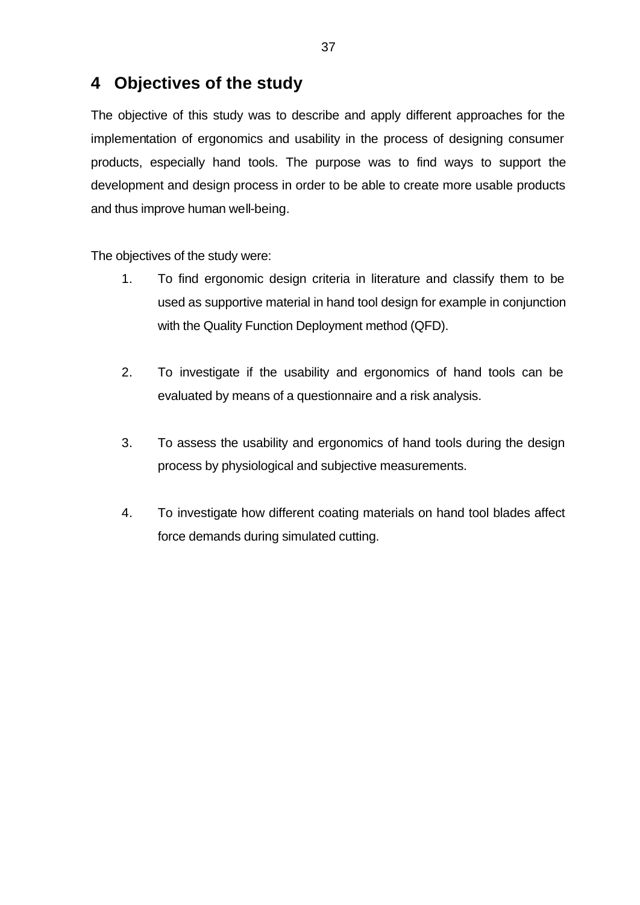# 4 Objectives of the study

The objective of this study was to describe and apply different approaches for the implementation of ergonomics and usability in the process of designing consumer products, especially hand tools. The purpose was to find ways to support the development and design process in order to be able to create more usable products and thus improve human well-being.

The objectives of the study were:

1. To find ergonomic design criteria in literature and classify them to be used as supportive material in hand tool design for example in conjunction with the Quality Function Deployment method (QFD).

2. To investigate if the usability and ergonomics of hand tools can be evaluated by means of a questionnaire and a risk analysis.

3. To assess the usability and ergonomics of hand tools during the design process by physiological and subjective measurements.

4. To investigate how different coating materials on hand tool blades affect force demands during simulated cutting.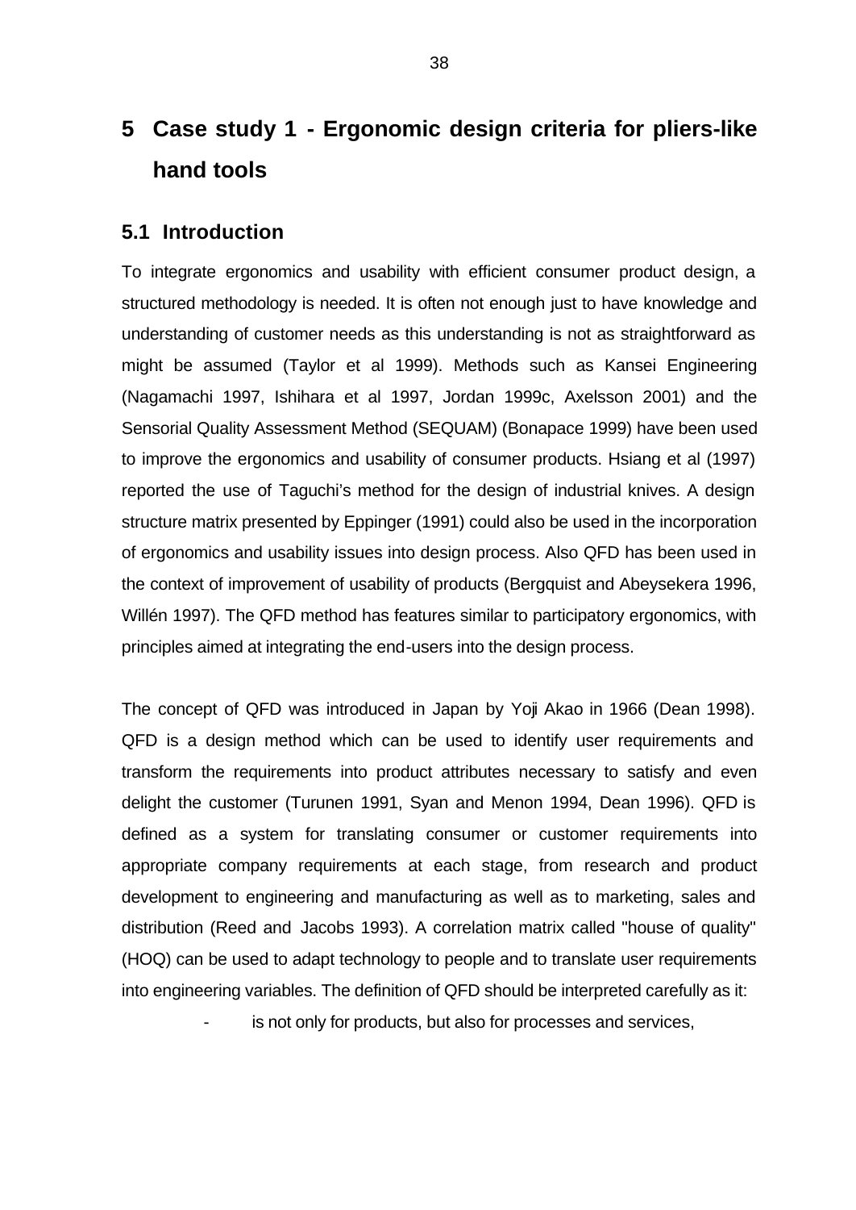# 5 Case study 1 - Ergonomic design criteria for pliers-like hand tools

## 5.1 Introduction

To integrate ergonomics and usability with efficient consumer product design, a structured methodology is needed. It is often not enough just to have knowledge and understanding of customer needs as this understanding is not as straightforward as might be assumed (Taylor et al 1999). Methods such as Kansei Engineering (Nagamachi 1997, Ishihara et al 1997, Jordan 1999c, Axelsson 2001) and the Sensorial Quality Assessment Method (SEQUAM) (Bonapace 1999) have been used to improve the ergonomics and usability of consumer products. Hsiang et al (1997) reported the use of Taguchi's method for the design of industrial knives. A design structure matrix presented by Eppinger (1991) could also be used in the incorporation of ergonomics and usability issues into design process. Also QFD has been used in the context of improvement of usability of products (Bergquist and Abeysekera 1996, Willén 1997). The QFD method has features similar to participatory ergonomics, with principles aimed at integrating the end-users into the design process.

The concept of QFD was introduced in Japan by Yoji Akao in 1966 (Dean 1998). QFD is a design method which can be used to identify user requirements and transform the requirements into product attributes necessary to satisfy and even delight the customer (Turunen 1991, Syan and Menon 1994, Dean 1996). QFD is defined as a system for translating consumer or customer requirements into appropriate company requirements at each stage, from research and product development to engineering and manufacturing as well as to marketing, sales and distribution (Reed and Jacobs 1993). A correlation matrix called "house of quality" (HOQ) can be used to adapt technology to people and to translate user requirements into engineering variables. The definition of QFD should be interpreted carefully as it:

- is not only for products, but also for processes and services,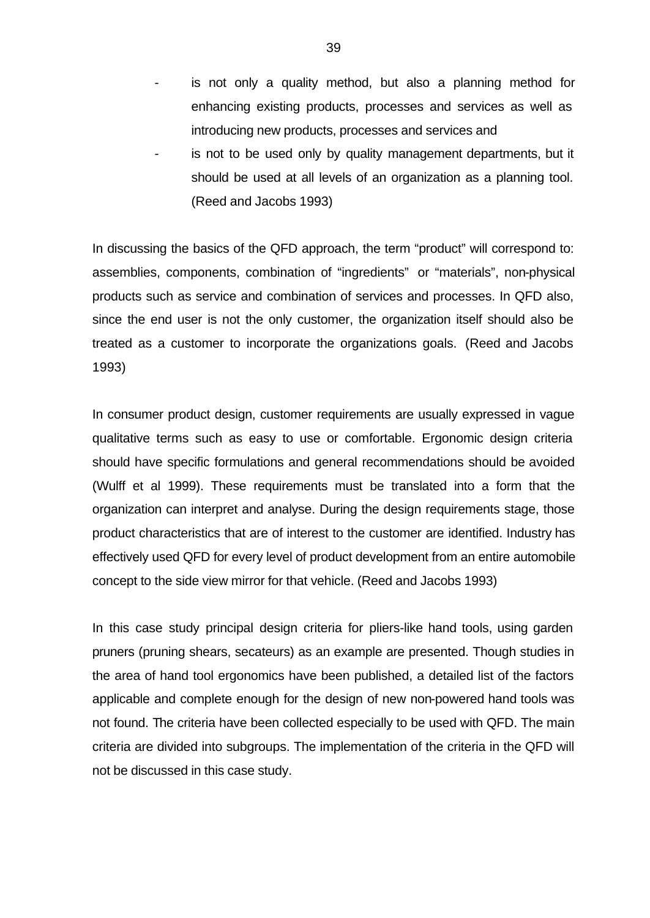- is not only a quality method, but also a planning method for enhancing existing products, processes and services as well as introducing new products, processes and services and
- is not to be used only by quality management departments, but it should be used at all levels of an organization as a planning tool. (Reed and Jacobs 1993)

In discussing the basics of the QFD approach, the term “product” will correspond to: assemblies, components, combination of “ingredients” or “materials”, non-physical products such as service and combination of services and processes. In QFD also, since the end user is not the only customer, the organization itself should also be treated as a customer to incorporate the organizations goals. (Reed and Jacobs 1993)

In consumer product design, customer requirements are usually expressed in vague qualitative terms such as easy to use or comfortable. Ergonomic design criteria should have specific formulations and general recommendations should be avoided (Wulff et al 1999). These requirements must be translated into a form that the organization can interpret and analyse. During the design requirements stage, those product characteristics that are of interest to the customer are identified. Industry has effectively used QFD for every level of product development from an entire automobile concept to the side view mirror for that vehicle. (Reed and Jacobs 1993)

In this case study principal design criteria for pliers-like hand tools, using garden pruners (pruning shears, secateurs) as an example are presented. Though studies in the area of hand tool ergonomics have been published, a detailed list of the factors applicable and complete enough for the design of new non-powered hand tools was not found. The criteria have been collected especially to be used with QFD. The main criteria are divided into subgroups. The implementation of the criteria in the QFD will not be discussed in this case study.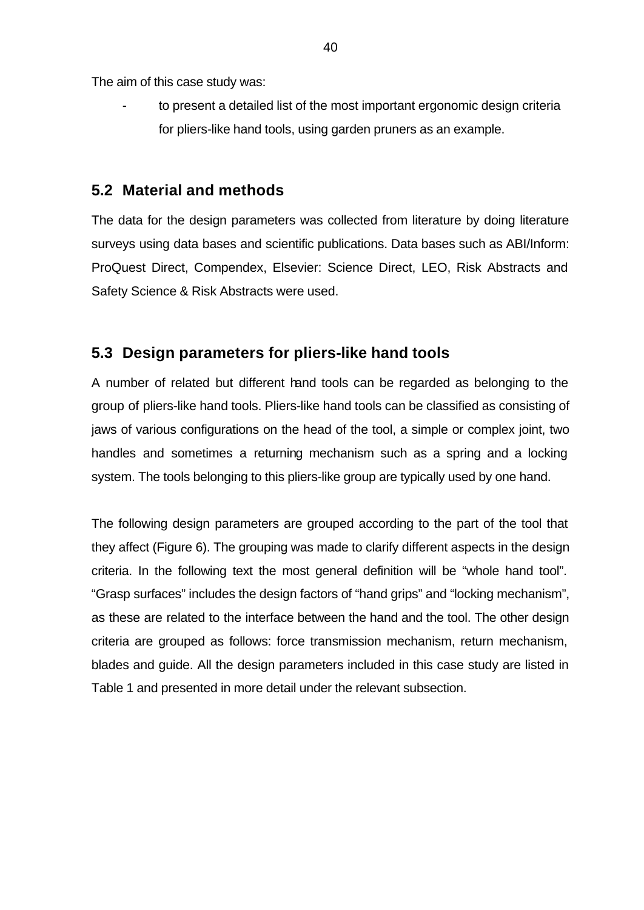The aim of this case study was:

- to present a detailed list of the most important ergonomic design criteria for pliers-like hand tools, using garden pruners as an example.

## 5.2 Material and methods

The data for the design parameters was collected from literature by doing literature surveys using data bases and scientific publications. Data bases such as ABI/Inform: ProQuest Direct, Compendex, Elsevier: Science Direct, LEO, Risk Abstracts and Safety Science & Risk Abstracts were used.

## 5.3 Design parameters for pliers-like hand tools

A number of related but different hand tools can be regarded as belonging to the group of pliers-like hand tools. Pliers-like hand tools can be classified as consisting of jaws of various configurations on the head of the tool, a simple or complex joint, two handles and sometimes a returning mechanism such as a spring and a locking system. The tools belonging to this pliers-like group are typically used by one hand.

The following design parameters are grouped according to the part of the tool that they affect (Figure 6). The grouping was made to clarify different aspects in the design criteria. In the following text the most general definition will be "whole hand tool". "Grasp surfaces" includes the design factors of "hand grips" and "locking mechanism", as these are related to the interface between the hand and the tool. The other design criteria are grouped as follows: force transmission mechanism, return mechanism, blades and guide. All the design parameters included in this case study are listed in Table 1 and presented in more detail under the relevant subsection.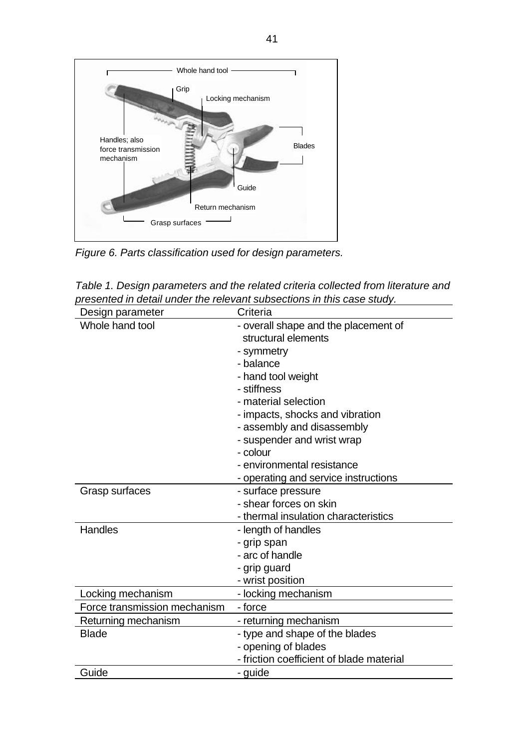*Figure 6. Parts classification used for design parameters.*

*Table 1. Design parameters and the related criteria collected from literature and presented in detail under the relevant subsections in this case study.*

| Design parameter | Criteria |
|---|---|
| Whole hand tool | - overall shape and the placement of structural elements<br>- symmetry<br>- balance<br>- hand tool weight<br>- stiffness<br>- material selection<br>- impacts, shocks and vibration<br>- assembly and disassembly<br>- suspender and wrist wrap<br>- colour<br>- environmental resistance<br>- operating and service instructions |
| Grasp surfaces | - surface pressure<br>- shear forces on skin<br>- thermal insulation characteristics |
| Handles | - length of handles<br>- grip span<br>- arc of handle<br>- grip guard<br>- wrist position |
| Locking mechanism | - locking mechanism |
| Force transmission mechanism | - force |
| Returning mechanism | - returning mechanism |
| Blade | - type and shape of the blades<br>- opening of blades<br>- friction coefficient of blade material |
| Guide | - guide |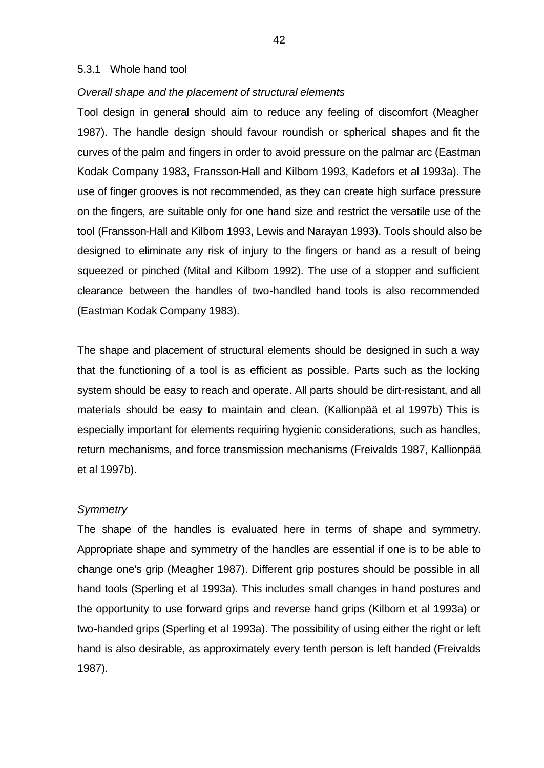### 5.3.1 Whole hand tool

*Overall shape and the placement of structural elements*

Tool design in general should aim to reduce any feeling of discomfort (Meagher 1987). The handle design should favour roundish or spherical shapes and fit the curves of the palm and fingers in order to avoid pressure on the palmar arc (Eastman Kodak Company 1983, Fransson-Hall and Kilbom 1993, Kadefors et al 1993a). The use of finger grooves is not recommended, as they can create high surface pressure on the fingers, are suitable only for one hand size and restrict the versatile use of the tool (Fransson-Hall and Kilbom 1993, Lewis and Narayan 1993). Tools should also be designed to eliminate any risk of injury to the fingers or hand as a result of being squeezed or pinched (Mital and Kilbom 1992). The use of a stopper and sufficient clearance between the handles of two-handled hand tools is also recommended (Eastman Kodak Company 1983).

The shape and placement of structural elements should be designed in such a way that the functioning of a tool is as efficient as possible. Parts such as the locking system should be easy to reach and operate. All parts should be dirt-resistant, and all materials should be easy to maintain and clean. (Kallionpää et al 1997b) This is especially important for elements requiring hygienic considerations, such as handles, return mechanisms, and force transmission mechanisms (Freivalds 1987, Kallionpää et al 1997b).

*Symmetry*

The shape of the handles is evaluated here in terms of shape and symmetry. Appropriate shape and symmetry of the handles are essential if one is to be able to change one's grip (Meagher 1987). Different grip postures should be possible in all hand tools (Sperling et al 1993a). This includes small changes in hand postures and the opportunity to use forward grips and reverse hand grips (Kilbom et al 1993a) or two-handed grips (Sperling et al 1993a). The possibility of using either the right or left hand is also desirable, as approximately every tenth person is left handed (Freivalds 1987).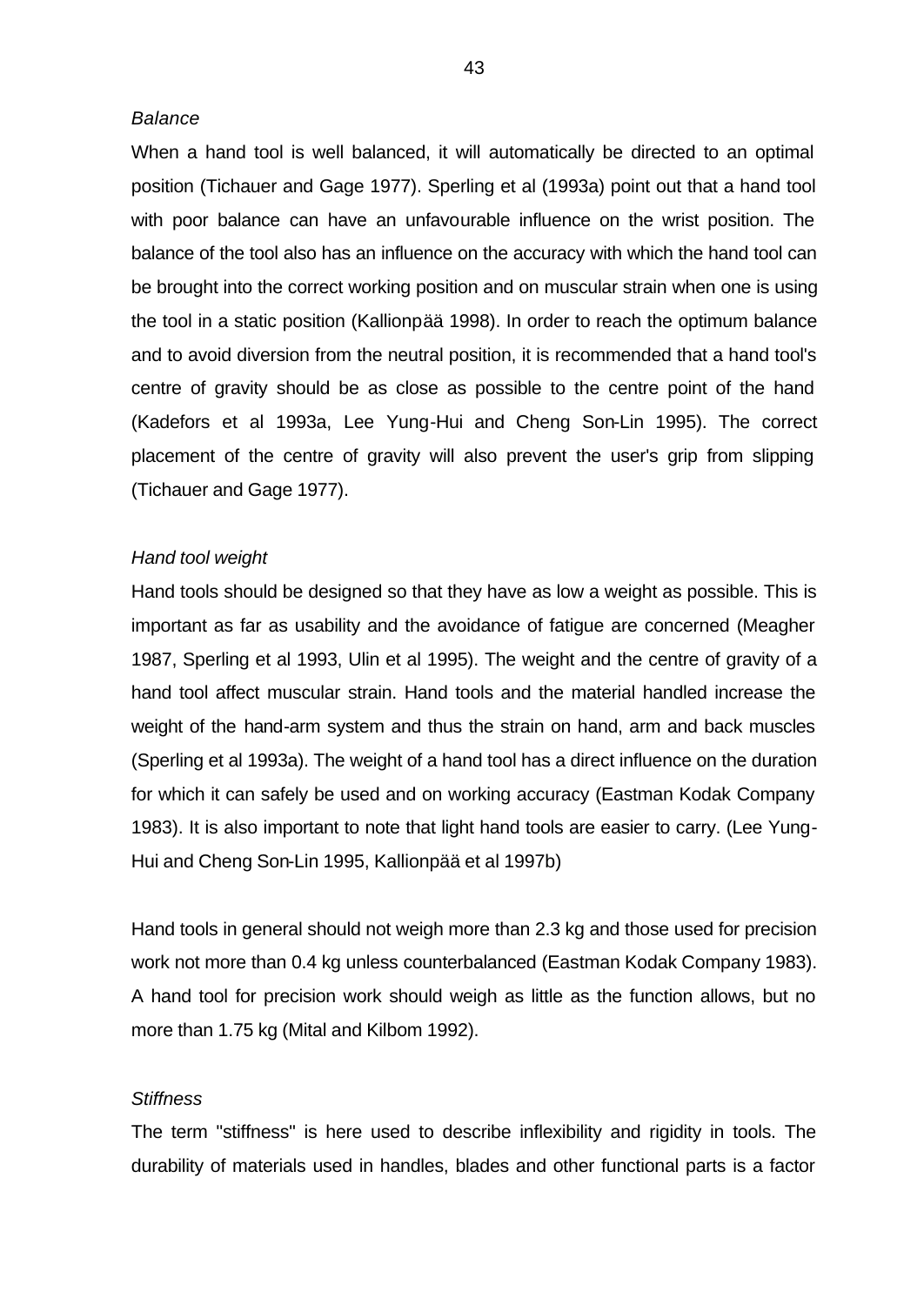*Balance*

When a hand tool is well balanced, it will automatically be directed to an optimal position (Tichauer and Gage 1977). Sperling et al (1993a) point out that a hand tool with poor balance can have an unfavourable influence on the wrist position. The balance of the tool also has an influence on the accuracy with which the hand tool can be brought into the correct working position and on muscular strain when one is using the tool in a static position (Kallionpää 1998). In order to reach the optimum balance and to avoid diversion from the neutral position, it is recommended that a hand tool's centre of gravity should be as close as possible to the centre point of the hand (Kadefors et al 1993a, Lee Yung-Hui and Cheng Son-Lin 1995). The correct placement of the centre of gravity will also prevent the user's grip from slipping (Tichauer and Gage 1977).

*Hand tool weight*

Hand tools should be designed so that they have as low a weight as possible. This is important as far as usability and the avoidance of fatigue are concerned (Meagher 1987, Sperling et al 1993, Ulin et al 1995). The weight and the centre of gravity of a hand tool affect muscular strain. Hand tools and the material handled increase the weight of the hand-arm system and thus the strain on hand, arm and back muscles (Sperling et al 1993a). The weight of a hand tool has a direct influence on the duration for which it can safely be used and on working accuracy (Eastman Kodak Company 1983). It is also important to note that light hand tools are easier to carry. (Lee Yung-Hui and Cheng Son-Lin 1995, Kallionpää et al 1997b)

Hand tools in general should not weigh more than 2.3 kg and those used for precision work not more than 0.4 kg unless counterbalanced (Eastman Kodak Company 1983). A hand tool for precision work should weigh as little as the function allows, but no more than 1.75 kg (Mital and Kilbom 1992).

*Stiffness*

The term "stiffness" is here used to describe inflexibility and rigidity in tools. The durability of materials used in handles, blades and other functional parts is a factor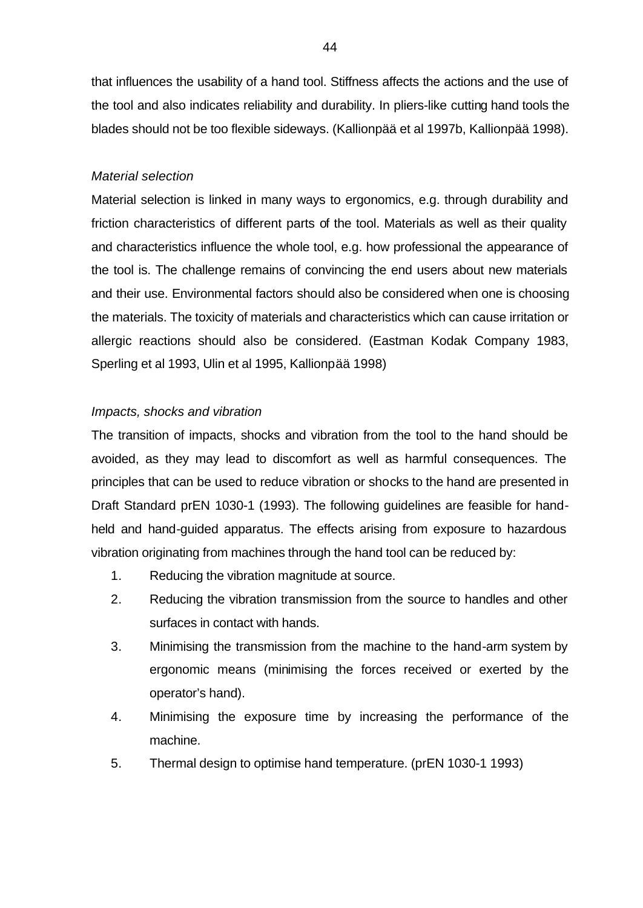that influences the usability of a hand tool. Stiffness affects the actions and the use of the tool and also indicates reliability and durability. In pliers-like cutting hand tools the blades should not be too flexible sideways. (Kallionpää et al 1997b, Kallionpää 1998).

*Material selection*

Material selection is linked in many ways to ergonomics, e.g. through durability and friction characteristics of different parts of the tool. Materials as well as their quality and characteristics influence the whole tool, e.g. how professional the appearance of the tool is. The challenge remains of convincing the end users about new materials and their use. Environmental factors should also be considered when one is choosing the materials. The toxicity of materials and characteristics which can cause irritation or allergic reactions should also be considered. (Eastman Kodak Company 1983, Sperling et al 1993, Ulin et al 1995, Kallionpää 1998)

*Impacts, shocks and vibration*

The transition of impacts, shocks and vibration from the tool to the hand should be avoided, as they may lead to discomfort as well as harmful consequences. The principles that can be used to reduce vibration or shocks to the hand are presented in Draft Standard prEN 1030-1 (1993). The following guidelines are feasible for hand-held and hand-guided apparatus. The effects arising from exposure to hazardous vibration originating from machines through the hand tool can be reduced by:

1. Reducing the vibration magnitude at source.
2. Reducing the vibration transmission from the source to handles and other surfaces in contact with hands.
3. Minimising the transmission from the machine to the hand-arm system by ergonomic means (minimising the forces received or exerted by the operator's hand).
4. Minimising the exposure time by increasing the performance of the machine.
5. Thermal design to optimise hand temperature. (prEN 1030-1 1993)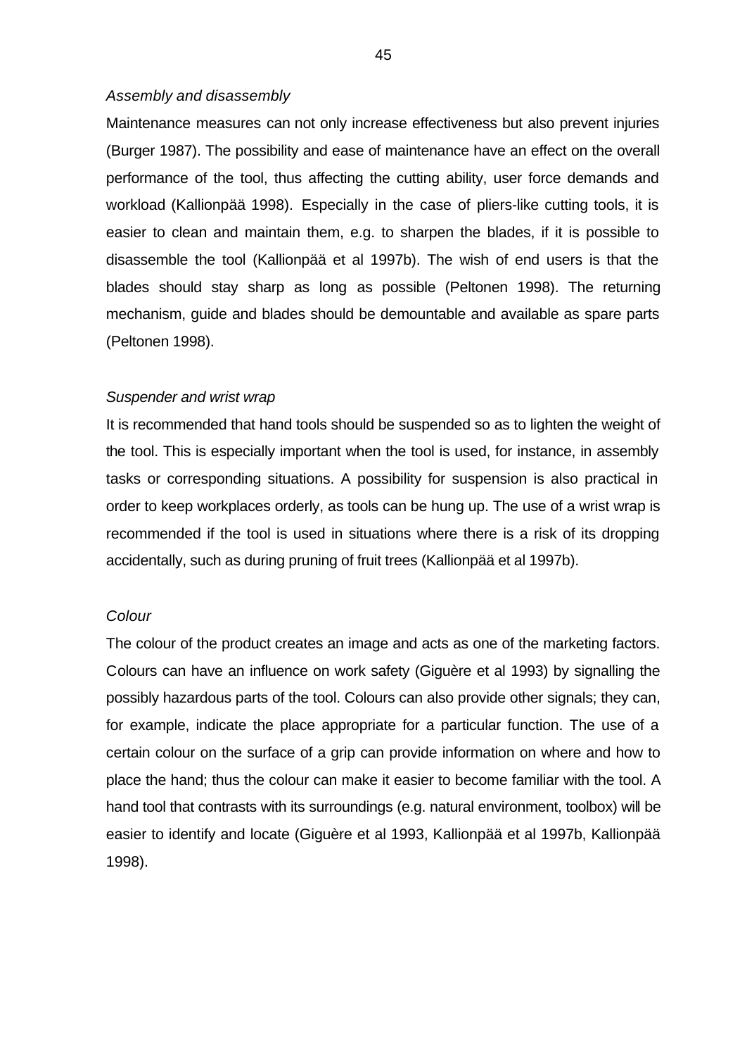*Assembly and disassembly*

Maintenance measures can not only increase effectiveness but also prevent injuries (Burger 1987). The possibility and ease of maintenance have an effect on the overall performance of the tool, thus affecting the cutting ability, user force demands and workload (Kallionpää 1998). Especially in the case of pliers-like cutting tools, it is easier to clean and maintain them, e.g. to sharpen the blades, if it is possible to disassemble the tool (Kallionpää et al 1997b). The wish of end users is that the blades should stay sharp as long as possible (Peltonen 1998). The returning mechanism, guide and blades should be demountable and available as spare parts (Peltonen 1998).

*Suspender and wrist wrap*

It is recommended that hand tools should be suspended so as to lighten the weight of the tool. This is especially important when the tool is used, for instance, in assembly tasks or corresponding situations. A possibility for suspension is also practical in order to keep workplaces orderly, as tools can be hung up. The use of a wrist wrap is recommended if the tool is used in situations where there is a risk of its dropping accidentally, such as during pruning of fruit trees (Kallionpää et al 1997b).

*Colour*

The colour of the product creates an image and acts as one of the marketing factors. Colours can have an influence on work safety (Giguère et al 1993) by signalling the possibly hazardous parts of the tool. Colours can also provide other signals; they can, for example, indicate the place appropriate for a particular function. The use of a certain colour on the surface of a grip can provide information on where and how to place the hand; thus the colour can make it easier to become familiar with the tool. A hand tool that contrasts with its surroundings (e.g. natural environment, toolbox) will be easier to identify and locate (Giguère et al 1993, Kallionpää et al 1997b, Kallionpää 1998).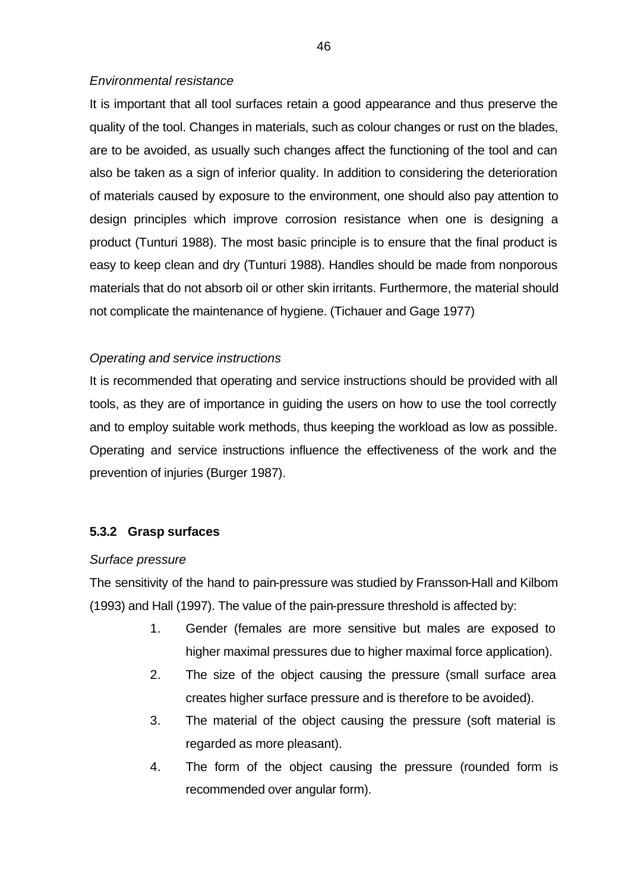*Environmental resistance*

It is important that all tool surfaces retain a good appearance and thus preserve the quality of the tool. Changes in materials, such as colour changes or rust on the blades, are to be avoided, as usually such changes affect the functioning of the tool and can also be taken as a sign of inferior quality. In addition to considering the deterioration of materials caused by exposure to the environment, one should also pay attention to design principles which improve corrosion resistance when one is designing a product (Tunturi 1988). The most basic principle is to ensure that the final product is easy to keep clean and dry (Tunturi 1988). Handles should be made from nonporous materials that do not absorb oil or other skin irritants. Furthermore, the material should not complicate the maintenance of hygiene. (Tichauer and Gage 1977)

*Operating and service instructions*

It is recommended that operating and service instructions should be provided with all tools, as they are of importance in guiding the users on how to use the tool correctly and to employ suitable work methods, thus keeping the workload as low as possible. Operating and service instructions influence the effectiveness of the work and the prevention of injuries (Burger 1987).

### 5.3.2 Grasp surfaces

*Surface pressure*

The sensitivity of the hand to pain-pressure was studied by Fransson-Hall and Kilbom (1993) and Hall (1997). The value of the pain-pressure threshold is affected by:

1. Gender (females are more sensitive but males are exposed to higher maximal pressures due to higher maximal force application).
2. The size of the object causing the pressure (small surface area creates higher surface pressure and is therefore to be avoided).
3. The material of the object causing the pressure (soft material is regarded as more pleasant).
4. The form of the object causing the pressure (rounded form is recommended over angular form).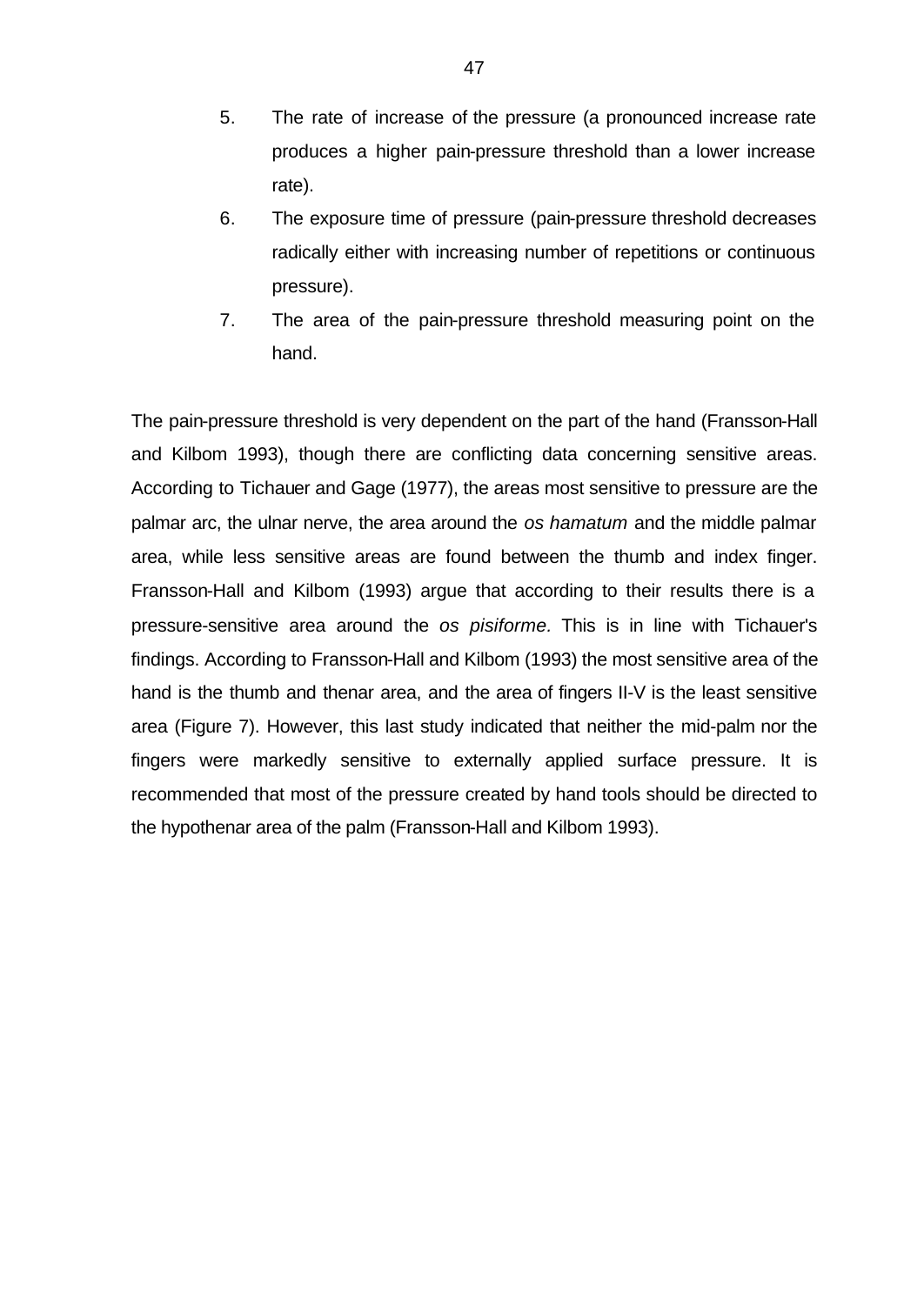5. The rate of increase of the pressure (a pronounced increase rate produces a higher pain-pressure threshold than a lower increase rate).
6. The exposure time of pressure (pain-pressure threshold decreases radically either with increasing number of repetitions or continuous pressure).
7. The area of the pain-pressure threshold measuring point on the hand.

The pain-pressure threshold is very dependent on the part of the hand (Fransson-Hall and Kilbom 1993), though there are conflicting data concerning sensitive areas. According to Tichauer and Gage (1977), the areas most sensitive to pressure are the palmar arc, the ulnar nerve, the area around the *os hamatum* and the middle palmar area, while less sensitive areas are found between the thumb and index finger. Fransson-Hall and Kilbom (1993) argue that according to their results there is a pressure-sensitive area around the *os pisiforme.* This is in line with Tichauer's findings. According to Fransson-Hall and Kilbom (1993) the most sensitive area of the hand is the thumb and thenar area, and the area of fingers II-V is the least sensitive area (Figure 7). However, this last study indicated that neither the mid-palm nor the fingers were markedly sensitive to externally applied surface pressure. It is recommended that most of the pressure created by hand tools should be directed to the hypothenar area of the palm (Fransson-Hall and Kilbom 1993).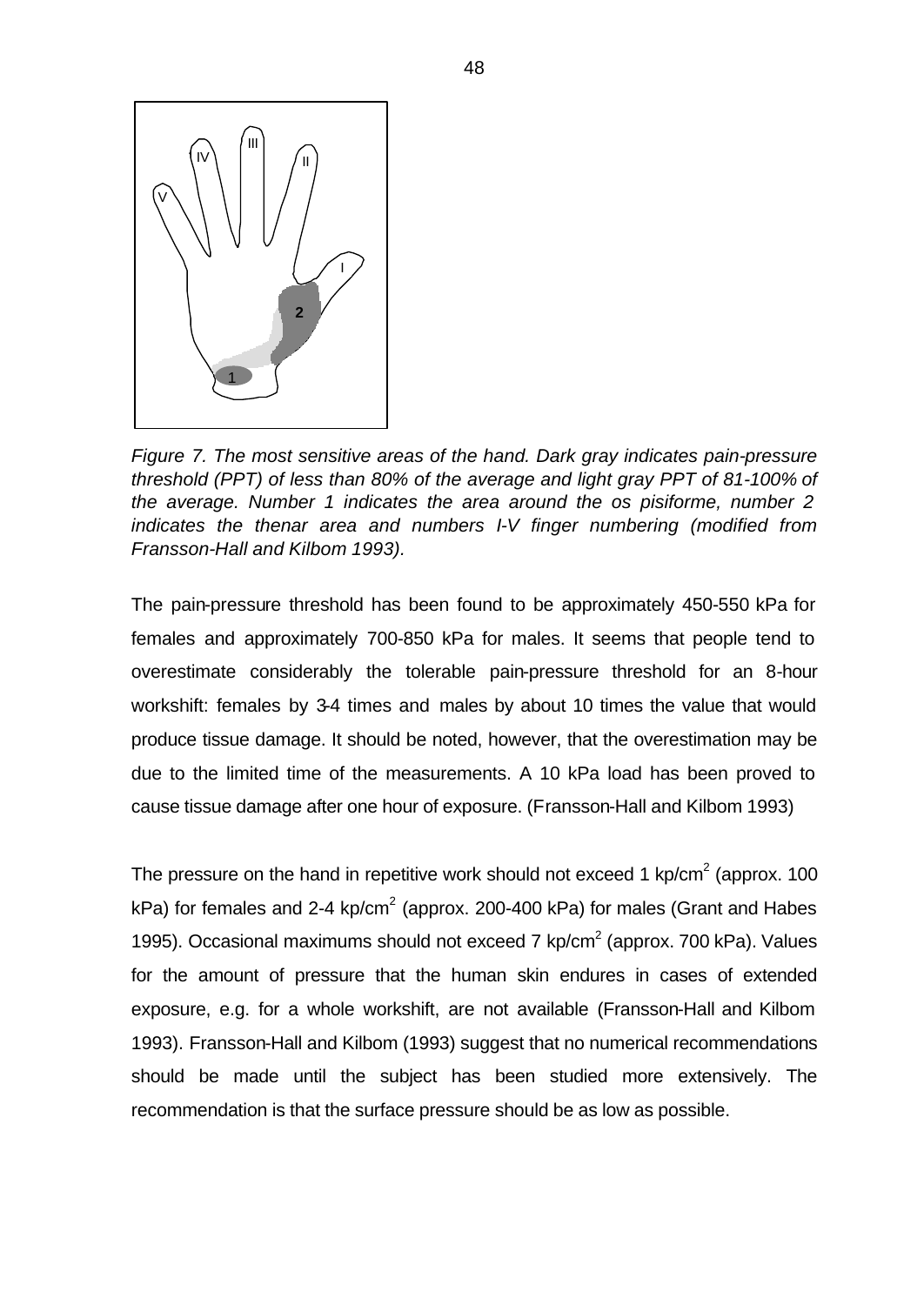*Figure 7. The most sensitive areas of the hand. Dark gray indicates pain-pressure threshold (PPT) of less than 80% of the average and light gray PPT of 81-100% of the average. Number 1 indicates the area around the os pisiforme, number 2 indicates the thenar area and numbers I-V finger numbering (modified from Fransson-Hall and Kilbom 1993).*

The pain-pressure threshold has been found to be approximately 450-550 kPa for females and approximately 700-850 kPa for males. It seems that people tend to overestimate considerably the tolerable pain-pressure threshold for an 8-hour workshift: females by 3-4 times and males by about 10 times the value that would produce tissue damage. It should be noted, however, that the overestimation may be due to the limited time of the measurements. A 10 kPa load has been proved to cause tissue damage after one hour of exposure. (Fransson-Hall and Kilbom 1993)

The pressure on the hand in repetitive work should not exceed 1 $kp/cm^2$ (approx. 100 kPa) for females and 2-4 $kp/cm^2$ (approx. 200-400 kPa) for males (Grant and Habes 1995). Occasional maximums should not exceed 7 $kp/cm^2$ (approx. 700 kPa). Values for the amount of pressure that the human skin endures in cases of extended exposure, e.g. for a whole workshift, are not available (Fransson-Hall and Kilbom 1993). Fransson-Hall and Kilbom (1993) suggest that no numerical recommendations should be made until the subject has been studied more extensively. The recommendation is that the surface pressure should be as low as possible.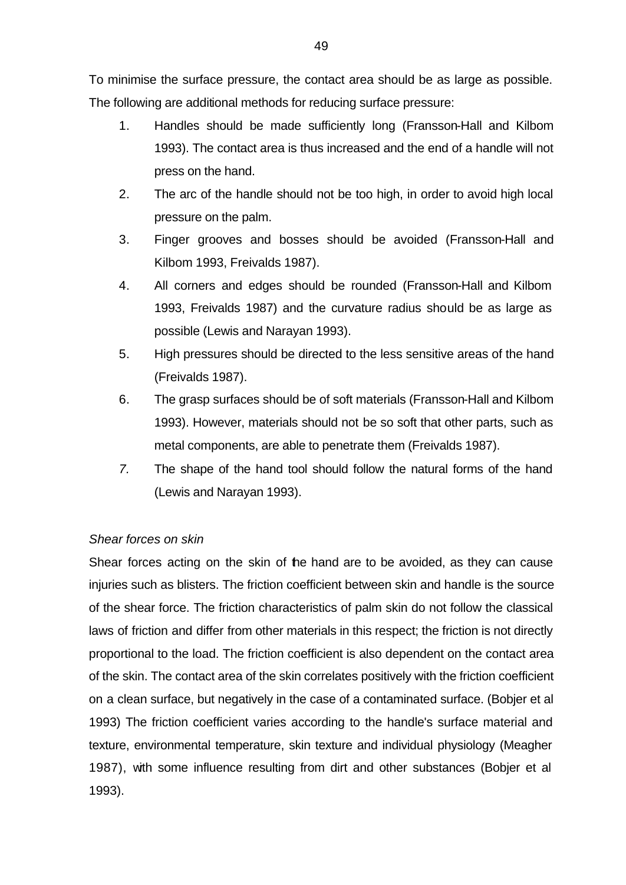To minimise the surface pressure, the contact area should be as large as possible. The following are additional methods for reducing surface pressure:

1. Handles should be made sufficiently long (Fransson-Hall and Kilbom 1993). The contact area is thus increased and the end of a handle will not press on the hand.
2. The arc of the handle should not be too high, in order to avoid high local pressure on the palm.
3. Finger grooves and bosses should be avoided (Fransson-Hall and Kilbom 1993, Freivalds 1987).
4. All corners and edges should be rounded (Fransson-Hall and Kilbom 1993, Freivalds 1987) and the curvature radius should be as large as possible (Lewis and Narayan 1993).
5. High pressures should be directed to the less sensitive areas of the hand (Freivalds 1987).
6. The grasp surfaces should be of soft materials (Fransson-Hall and Kilbom 1993). However, materials should not be so soft that other parts, such as metal components, are able to penetrate them (Freivalds 1987).
7. The shape of the hand tool should follow the natural forms of the hand (Lewis and Narayan 1993).

*Shear forces on skin*

Shear forces acting on the skin of the hand are to be avoided, as they can cause injuries such as blisters. The friction coefficient between skin and handle is the source of the shear force. The friction characteristics of palm skin do not follow the classical laws of friction and differ from other materials in this respect; the friction is not directly proportional to the load. The friction coefficient is also dependent on the contact area of the skin. The contact area of the skin correlates positively with the friction coefficient on a clean surface, but negatively in the case of a contaminated surface. (Bobjer et al 1993) The friction coefficient varies according to the handle's surface material and texture, environmental temperature, skin texture and individual physiology (Meagher 1987), with some influence resulting from dirt and other substances (Bobjer et al 1993).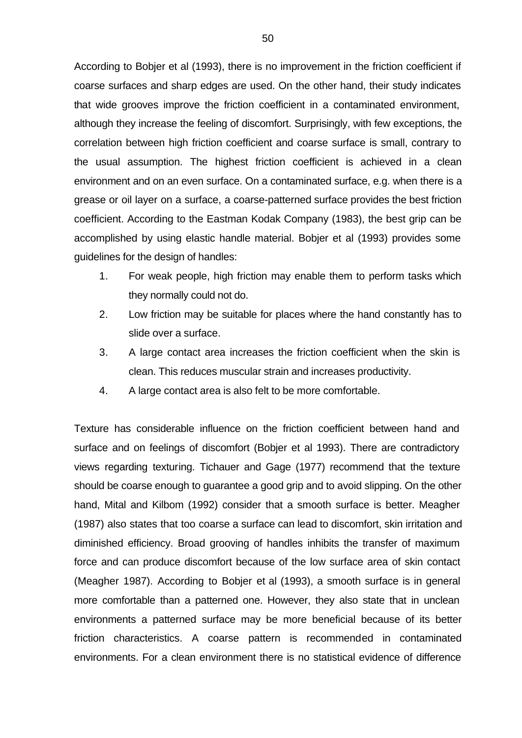According to Bobjer et al (1993), there is no improvement in the friction coefficient if coarse surfaces and sharp edges are used. On the other hand, their study indicates that wide grooves improve the friction coefficient in a contaminated environment, although they increase the feeling of discomfort. Surprisingly, with few exceptions, the correlation between high friction coefficient and coarse surface is small, contrary to the usual assumption. The highest friction coefficient is achieved in a clean environment and on an even surface. On a contaminated surface, e.g. when there is a grease or oil layer on a surface, a coarse-patterned surface provides the best friction coefficient. According to the Eastman Kodak Company (1983), the best grip can be accomplished by using elastic handle material. Bobjer et al (1993) provides some guidelines for the design of handles:

1. For weak people, high friction may enable them to perform tasks which they normally could not do.
2. Low friction may be suitable for places where the hand constantly has to slide over a surface.
3. A large contact area increases the friction coefficient when the skin is clean. This reduces muscular strain and increases productivity.
4. A large contact area is also felt to be more comfortable.

Texture has considerable influence on the friction coefficient between hand and surface and on feelings of discomfort (Bobjer et al 1993). There are contradictory views regarding texturing. Tichauer and Gage (1977) recommend that the texture should be coarse enough to guarantee a good grip and to avoid slipping. On the other hand, Mital and Kilbom (1992) consider that a smooth surface is better. Meagher (1987) also states that too coarse a surface can lead to discomfort, skin irritation and diminished efficiency. Broad grooving of handles inhibits the transfer of maximum force and can produce discomfort because of the low surface area of skin contact (Meagher 1987). According to Bobjer et al (1993), a smooth surface is in general more comfortable than a patterned one. However, they also state that in unclean environments a patterned surface may be more beneficial because of its better friction characteristics. A coarse pattern is recommended in contaminated environments. For a clean environment there is no statistical evidence of difference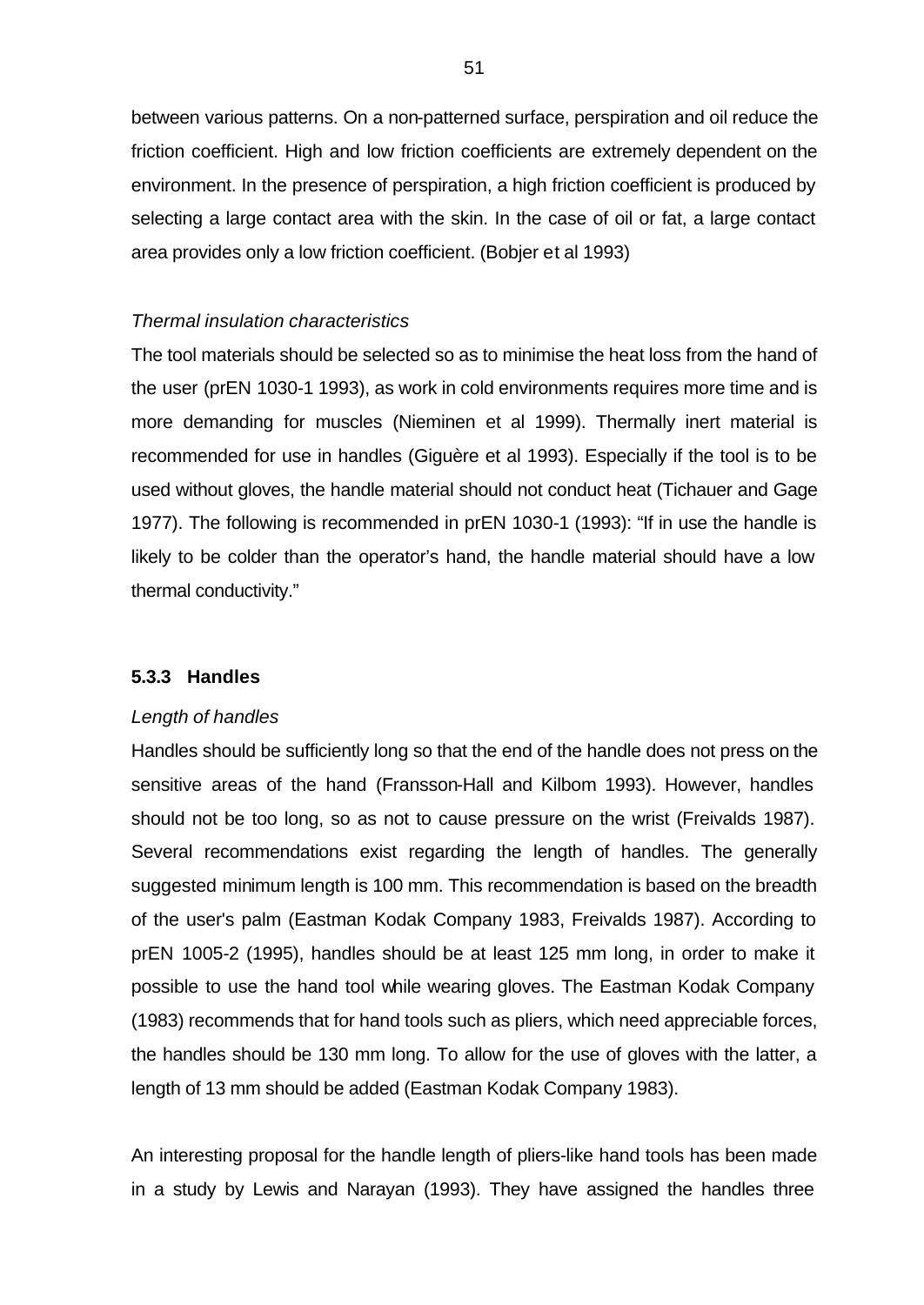between various patterns. On a non-patterned surface, perspiration and oil reduce the friction coefficient. High and low friction coefficients are extremely dependent on the environment. In the presence of perspiration, a high friction coefficient is produced by selecting a large contact area with the skin. In the case of oil or fat, a large contact area provides only a low friction coefficient. (Bobjer et al 1993)

*Thermal insulation characteristics*

The tool materials should be selected so as to minimise the heat loss from the hand of the user (prEN 1030-1 1993), as work in cold environments requires more time and is more demanding for muscles (Nieminen et al 1999). Thermally inert material is recommended for use in handles (Giguère et al 1993). Especially if the tool is to be used without gloves, the handle material should not conduct heat (Tichauer and Gage 1977). The following is recommended in prEN 1030-1 (1993): "If in use the handle is likely to be colder than the operator's hand, the handle material should have a low thermal conductivity."

### 5.3.3 Handles

*Length of handles*

Handles should be sufficiently long so that the end of the handle does not press on the sensitive areas of the hand (Fransson-Hall and Kilbom 1993). However, handles should not be too long, so as not to cause pressure on the wrist (Freivalds 1987). Several recommendations exist regarding the length of handles. The generally suggested minimum length is 100 mm. This recommendation is based on the breadth of the user's palm (Eastman Kodak Company 1983, Freivalds 1987). According to prEN 1005-2 (1995), handles should be at least 125 mm long, in order to make it possible to use the hand tool while wearing gloves. The Eastman Kodak Company (1983) recommends that for hand tools such as pliers, which need appreciable forces, the handles should be 130 mm long. To allow for the use of gloves with the latter, a length of 13 mm should be added (Eastman Kodak Company 1983).

An interesting proposal for the handle length of pliers-like hand tools has been made in a study by Lewis and Narayan (1993). They have assigned the handles three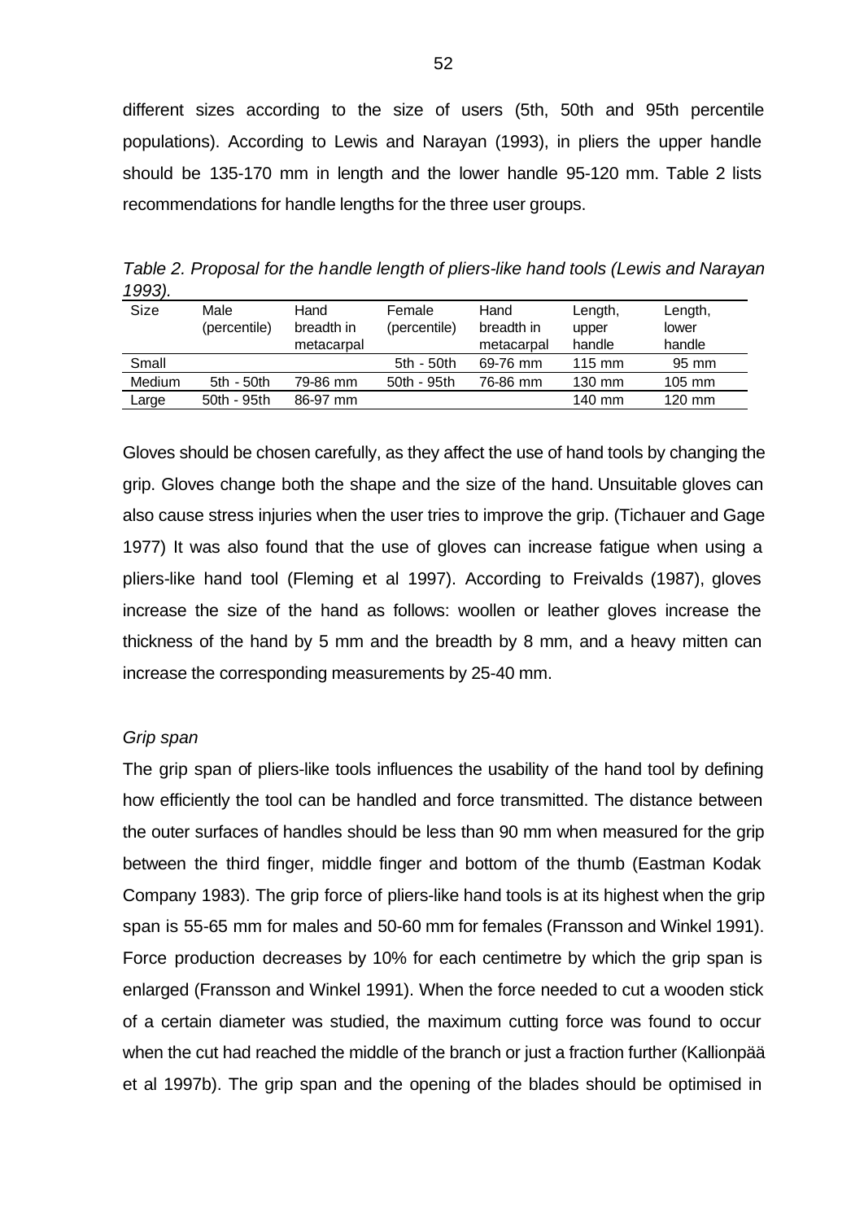different sizes according to the size of users (5th, 50th and 95th percentile populations). According to Lewis and Narayan (1993), in pliers the upper handle should be 135-170 mm in length and the lower handle 95-120 mm. Table 2 lists recommendations for handle lengths for the three user groups.

*Table 2. Proposal for the handle length of pliers-like hand tools (Lewis and Narayan 1993).*

| Size | Male (percentile) | Hand breadth in metacarpal | Female (percentile) | Hand breadth in metacarpal | Length, upper handle | Length, lower handle |
|---|---|---|---|---|---|---|
| Small | | | 5th - 50th | 69-76 mm | 115 mm | 95 mm |
| Medium | 5th - 50th | 79-86 mm | 50th - 95th | 76-86 mm | 130 mm | 105 mm |
| Large | 50th - 95th | 86-97 mm | | | 140 mm | 120 mm |

Gloves should be chosen carefully, as they affect the use of hand tools by changing the grip. Gloves change both the shape and the size of the hand. Unsuitable gloves can also cause stress injuries when the user tries to improve the grip. (Tichauer and Gage 1977) It was also found that the use of gloves can increase fatigue when using a pliers-like hand tool (Fleming et al 1997). According to Freivalds (1987), gloves increase the size of the hand as follows: woollen or leather gloves increase the thickness of the hand by 5 mm and the breadth by 8 mm, and a heavy mitten can increase the corresponding measurements by 25-40 mm.

*Grip span*

The grip span of pliers-like tools influences the usability of the hand tool by defining how efficiently the tool can be handled and force transmitted. The distance between the outer surfaces of handles should be less than 90 mm when measured for the grip between the third finger, middle finger and bottom of the thumb (Eastman Kodak Company 1983). The grip force of pliers-like hand tools is at its highest when the grip span is 55-65 mm for males and 50-60 mm for females (Fransson and Winkel 1991). Force production decreases by 10% for each centimetre by which the grip span is enlarged (Fransson and Winkel 1991). When the force needed to cut a wooden stick of a certain diameter was studied, the maximum cutting force was found to occur when the cut had reached the middle of the branch or just a fraction further (Kallionpää et al 1997b). The grip span and the opening of the blades should be optimised in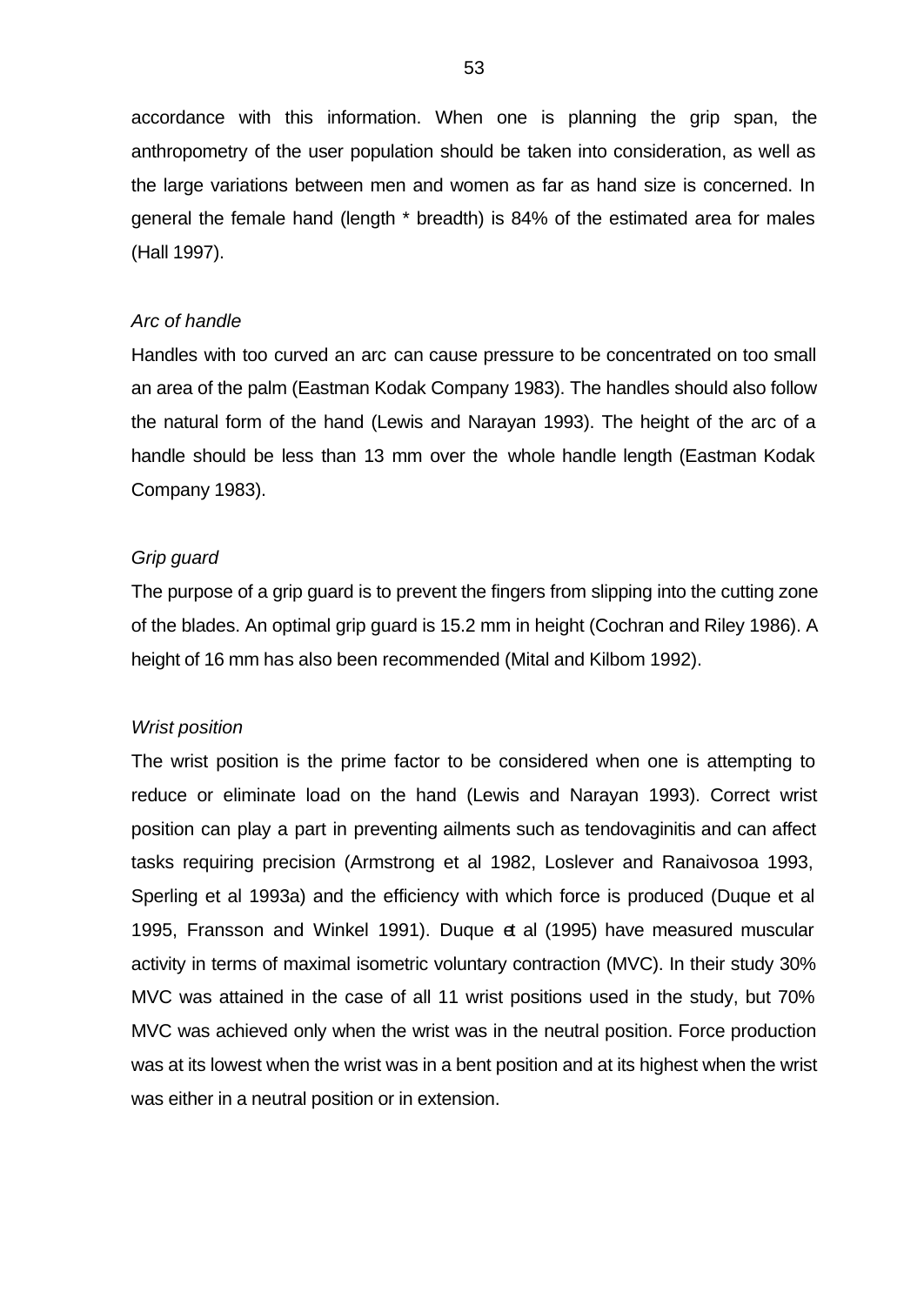accordance with this information. When one is planning the grip span, the anthropometry of the user population should be taken into consideration, as well as the large variations between men and women as far as hand size is concerned. In general the female hand (length * breadth) is 84% of the estimated area for males (Hall 1997).

*Arc of handle*

Handles with too curved an arc can cause pressure to be concentrated on too small an area of the palm (Eastman Kodak Company 1983). The handles should also follow the natural form of the hand (Lewis and Narayan 1993). The height of the arc of a handle should be less than 13 mm over the whole handle length (Eastman Kodak Company 1983).

*Grip guard*

The purpose of a grip guard is to prevent the fingers from slipping into the cutting zone of the blades. An optimal grip guard is 15.2 mm in height (Cochran and Riley 1986). A height of 16 mm has also been recommended (Mital and Kilbom 1992).

*Wrist position*

The wrist position is the prime factor to be considered when one is attempting to reduce or eliminate load on the hand (Lewis and Narayan 1993). Correct wrist position can play a part in preventing ailments such as tendovaginitis and can affect tasks requiring precision (Armstrong et al 1982, Loslever and Ranaivosoa 1993, Sperling et al 1993a) and the efficiency with which force is produced (Duque et al 1995, Fransson and Winkel 1991). Duque et al (1995) have measured muscular activity in terms of maximal isometric voluntary contraction (MVC). In their study 30% MVC was attained in the case of all 11 wrist positions used in the study, but 70% MVC was achieved only when the wrist was in the neutral position. Force production was at its lowest when the wrist was in a bent position and at its highest when the wrist was either in a neutral position or in extension.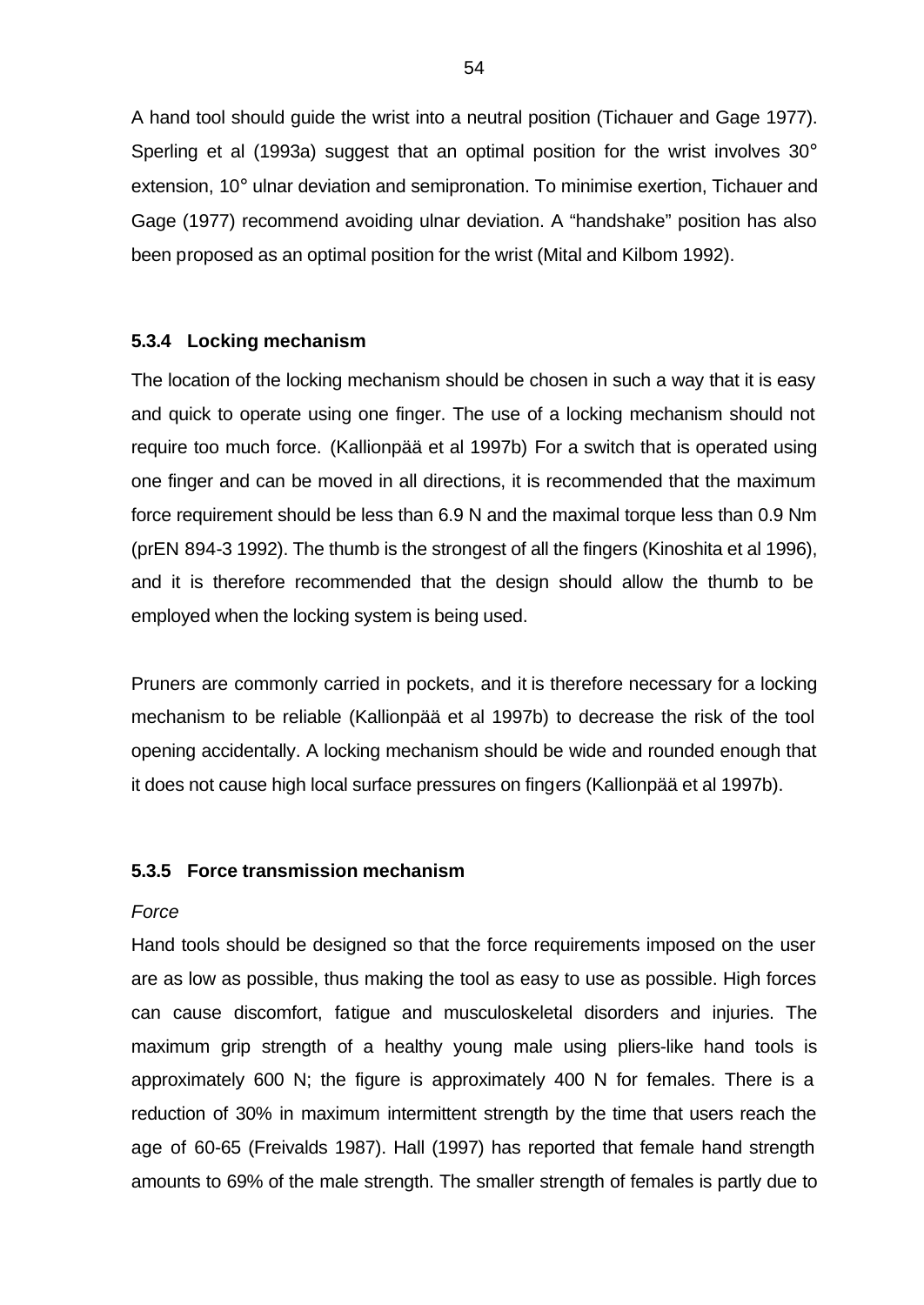A hand tool should guide the wrist into a neutral position (Tichauer and Gage 1977). Sperling et al (1993a) suggest that an optimal position for the wrist involves 30° extension, 10° ulnar deviation and semipronation. To minimise exertion, Tichauer and Gage (1977) recommend avoiding ulnar deviation. A "handshake" position has also been proposed as an optimal position for the wrist (Mital and Kilbom 1992).

### 5.3.4 Locking mechanism

The location of the locking mechanism should be chosen in such a way that it is easy and quick to operate using one finger. The use of a locking mechanism should not require too much force. (Kallionpää et al 1997b) For a switch that is operated using one finger and can be moved in all directions, it is recommended that the maximum force requirement should be less than 6.9 N and the maximal torque less than 0.9 Nm (prEN 894-3 1992). The thumb is the strongest of all the fingers (Kinoshita et al 1996), and it is therefore recommended that the design should allow the thumb to be employed when the locking system is being used.

Pruners are commonly carried in pockets, and it is therefore necessary for a locking mechanism to be reliable (Kallionpää et al 1997b) to decrease the risk of the tool opening accidentally. A locking mechanism should be wide and rounded enough that it does not cause high local surface pressures on fingers (Kallionpää et al 1997b).

### 5.3.5 Force transmission mechanism

*Force*

Hand tools should be designed so that the force requirements imposed on the user are as low as possible, thus making the tool as easy to use as possible. High forces can cause discomfort, fatigue and musculoskeletal disorders and injuries. The maximum grip strength of a healthy young male using pliers-like hand tools is approximately 600 N; the figure is approximately 400 N for females. There is a reduction of 30% in maximum intermittent strength by the time that users reach the age of 60-65 (Freivalds 1987). Hall (1997) has reported that female hand strength amounts to 69% of the male strength. The smaller strength of females is partly due to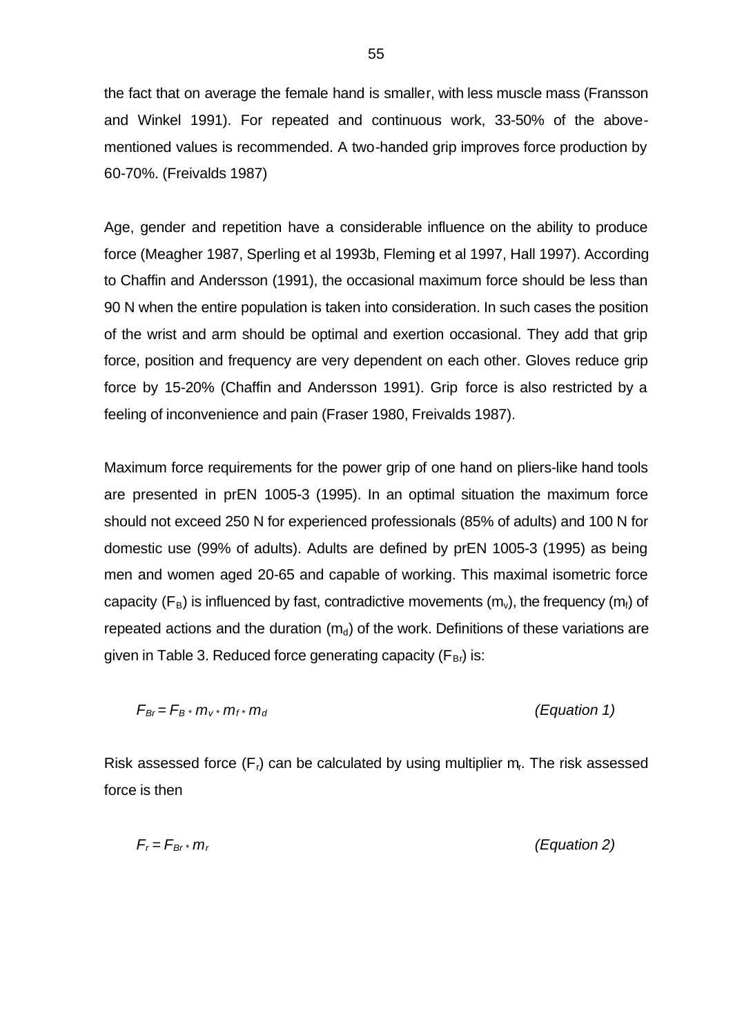the fact that on average the female hand is smaller, with less muscle mass (Fransson and Winkel 1991). For repeated and continuous work, 33-50% of the above-mentioned values is recommended. A two-handed grip improves force production by 60-70%. (Freivalds 1987)

Age, gender and repetition have a considerable influence on the ability to produce force (Meagher 1987, Sperling et al 1993b, Fleming et al 1997, Hall 1997). According to Chaffin and Andersson (1991), the occasional maximum force should be less than 90 N when the entire population is taken into consideration. In such cases the position of the wrist and arm should be optimal and exertion occasional. They add that grip force, position and frequency are very dependent on each other. Gloves reduce grip force by 15-20% (Chaffin and Andersson 1991). Grip force is also restricted by a feeling of inconvenience and pain (Fraser 1980, Freivalds 1987).

Maximum force requirements for the power grip of one hand on pliers-like hand tools are presented in prEN 1005-3 (1995). In an optimal situation the maximum force should not exceed 250 N for experienced professionals (85% of adults) and 100 N for domestic use (99% of adults). Adults are defined by prEN 1005-3 (1995) as being men and women aged 20-65 and capable of working. This maximal isometric force capacity ($F_B$) is influenced by fast, contradictive movements ($m_v$), the frequency ($m_f$) of repeated actions and the duration ($m_d$) of the work. Definitions of these variations are given in Table 3. Reduced force generating capacity ($F_{Br}$) is:

$$F_{Br} = F_B * m_v * m_f * m_d \qquad \textit{(Equation 1)}$$

Risk assessed force ($F_r$) can be calculated by using multiplier $m_r$. The risk assessed force is then

$$F_r = F_{Br} * m_r \qquad \textit{(Equation 2)}$$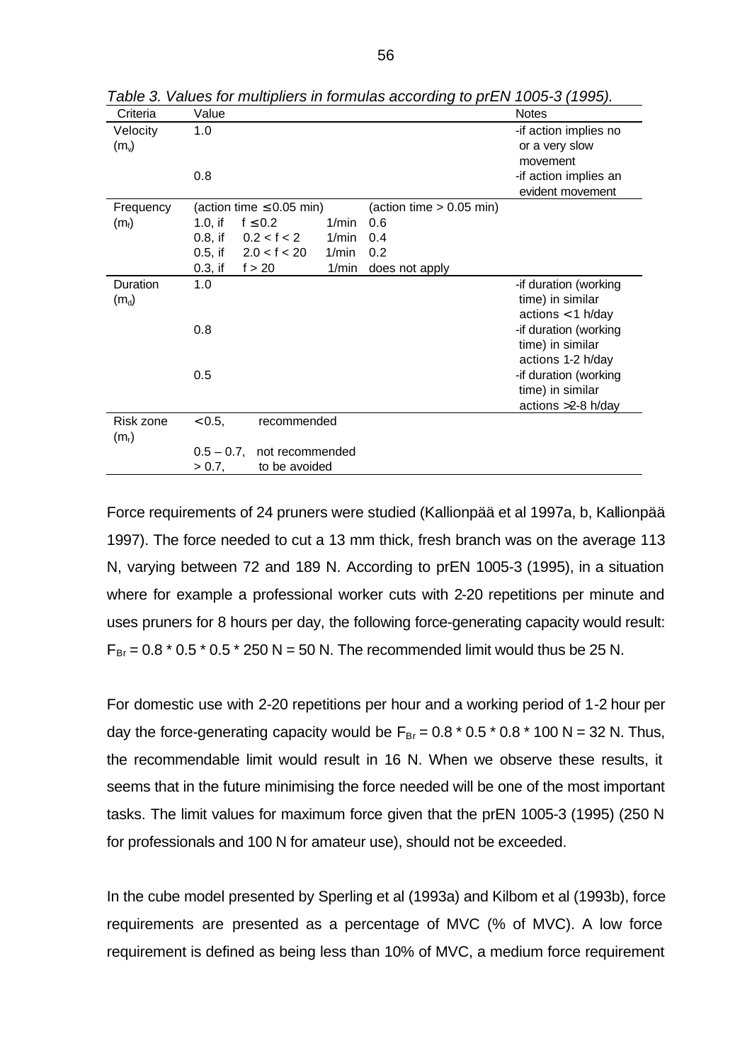*Table 3. Values for multipliers in formulas according to prEN 1005-3 (1995).*

| Criteria | Value | | | Notes |
|---|---|---|---|---|
| Velocity ($m_v$) | 1.0 | | | -if action implies no or a very slow movement |
| | 0.8 | | | -if action implies an evident movement |
| Frequency ($m_f$) | (action time ≤ 0.05 min) | | (action time > 0.05 min) | |
| | 1.0, if $f \leq 0.2$ | 1/min | 0.6 | |
| | 0.8, if $0.2 < f < 2$ | 1/min | 0.4 | |
| | 0.5, if $2.0 < f < 20$ | 1/min | 0.2 | |
| | 0.3, if $f > 20$ | 1/min | does not apply | |
| Duration ($m_d$) | 1.0 | | | -if duration (working time) in similar actions < 1 h/day |
| | 0.8 | | | -if duration (working time) in similar actions 1-2 h/day |
| | 0.5 | | | -if duration (working time) in similar actions >2-8 h/day |
| Risk zone ($m_r$) | < 0.5, recommended | | | |
| | 0.5 – 0.7, not recommended | | | |
| | > 0.7, to be avoided | | | |

Force requirements of 24 pruners were studied (Kallionpää et al 1997a, b, Kallionpää 1997). The force needed to cut a 13 mm thick, fresh branch was on the average 113 N, varying between 72 and 189 N. According to prEN 1005-3 (1995), in a situation where for example a professional worker cuts with 2-20 repetitions per minute and uses pruners for 8 hours per day, the following force-generating capacity would result: $F_{Br} = 0.8 * 0.5 * 0.5 * 250 \text{ N} = 50 \text{ N}$. The recommended limit would thus be 25 N.

For domestic use with 2-20 repetitions per hour and a working period of 1-2 hour per day the force-generating capacity would be $F_{Br} = 0.8 * 0.5 * 0.8 * 100 \text{ N} = 32 \text{ N}$. Thus, the recommendable limit would result in 16 N. When we observe these results, it seems that in the future minimising the force needed will be one of the most important tasks. The limit values for maximum force given that the prEN 1005-3 (1995) (250 N for professionals and 100 N for amateur use), should not be exceeded.

In the cube model presented by Sperling et al (1993a) and Kilbom et al (1993b), force requirements are presented as a percentage of MVC (% of MVC). A low force requirement is defined as being less than 10% of MVC, a medium force requirement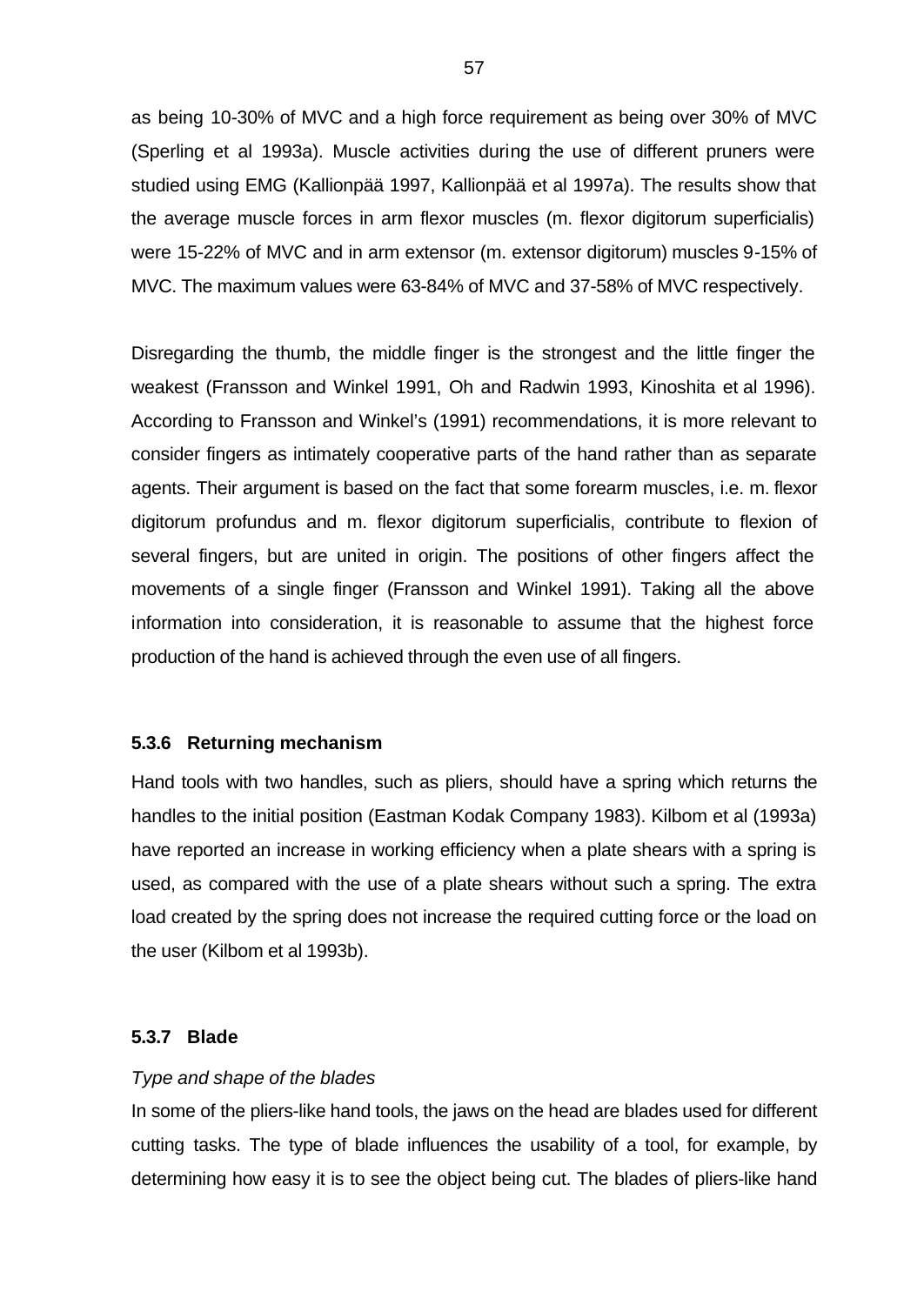as being 10-30% of MVC and a high force requirement as being over 30% of MVC (Sperling et al 1993a). Muscle activities during the use of different pruners were studied using EMG (Kallionpää 1997, Kallionpää et al 1997a). The results show that the average muscle forces in arm flexor muscles (m. flexor digitorum superficialis) were 15-22% of MVC and in arm extensor (m. extensor digitorum) muscles 9-15% of MVC. The maximum values were 63-84% of MVC and 37-58% of MVC respectively.

Disregarding the thumb, the middle finger is the strongest and the little finger the weakest (Fransson and Winkel 1991, Oh and Radwin 1993, Kinoshita et al 1996). According to Fransson and Winkel's (1991) recommendations, it is more relevant to consider fingers as intimately cooperative parts of the hand rather than as separate agents. Their argument is based on the fact that some forearm muscles, i.e. m. flexor digitorum profundus and m. flexor digitorum superficialis, contribute to flexion of several fingers, but are united in origin. The positions of other fingers affect the movements of a single finger (Fransson and Winkel 1991). Taking all the above information into consideration, it is reasonable to assume that the highest force production of the hand is achieved through the even use of all fingers.

### 5.3.6 Returning mechanism

Hand tools with two handles, such as pliers, should have a spring which returns the handles to the initial position (Eastman Kodak Company 1983). Kilbom et al (1993a) have reported an increase in working efficiency when a plate shears with a spring is used, as compared with the use of a plate shears without such a spring. The extra load created by the spring does not increase the required cutting force or the load on the user (Kilbom et al 1993b).

### 5.3.7 Blade

*Type and shape of the blades*

In some of the pliers-like hand tools, the jaws on the head are blades used for different cutting tasks. The type of blade influences the usability of a tool, for example, by determining how easy it is to see the object being cut. The blades of pliers-like hand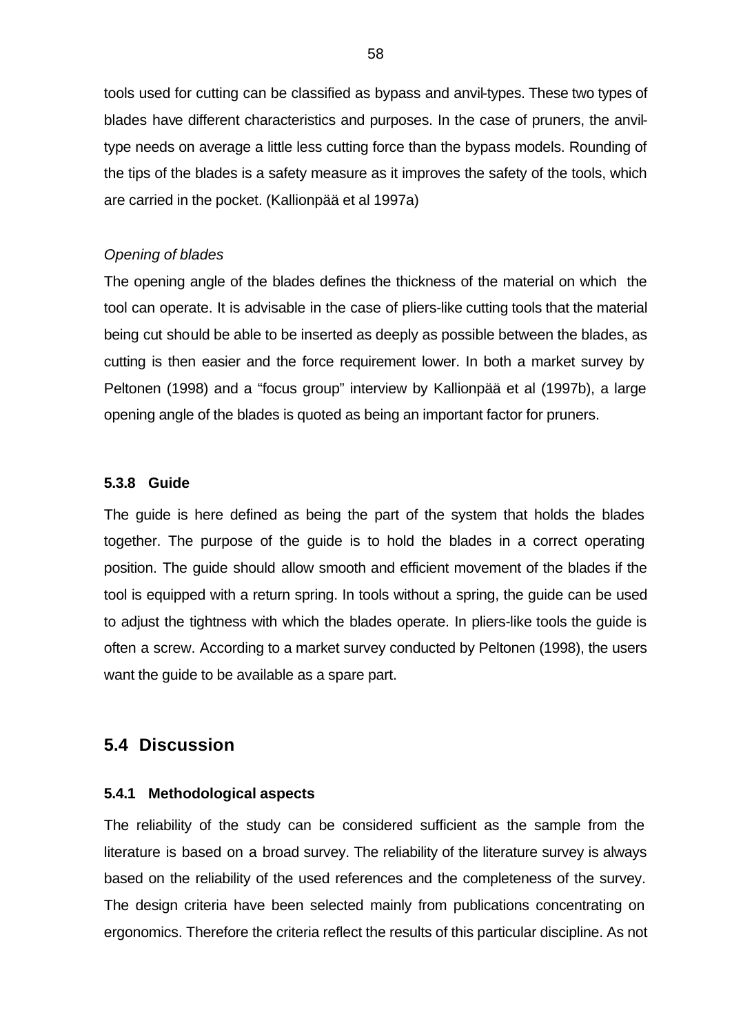tools used for cutting can be classified as bypass and anvil-types. These two types of blades have different characteristics and purposes. In the case of pruners, the anvil-type needs on average a little less cutting force than the bypass models. Rounding of the tips of the blades is a safety measure as it improves the safety of the tools, which are carried in the pocket. (Kallionpää et al 1997a)

*Opening of blades*

The opening angle of the blades defines the thickness of the material on which the tool can operate. It is advisable in the case of pliers-like cutting tools that the material being cut should be able to be inserted as deeply as possible between the blades, as cutting is then easier and the force requirement lower. In both a market survey by Peltonen (1998) and a "focus group" interview by Kallionpää et al (1997b), a large opening angle of the blades is quoted as being an important factor for pruners.

#### 5.3.8 Guide

The guide is here defined as being the part of the system that holds the blades together. The purpose of the guide is to hold the blades in a correct operating position. The guide should allow smooth and efficient movement of the blades if the tool is equipped with a return spring. In tools without a spring, the guide can be used to adjust the tightness with which the blades operate. In pliers-like tools the guide is often a screw. According to a market survey conducted by Peltonen (1998), the users want the guide to be available as a spare part.

## 5.4 Discussion

#### 5.4.1 Methodological aspects

The reliability of the study can be considered sufficient as the sample from the literature is based on a broad survey. The reliability of the literature survey is always based on the reliability of the used references and the completeness of the survey. The design criteria have been selected mainly from publications concentrating on ergonomics. Therefore the criteria reflect the results of this particular discipline. As not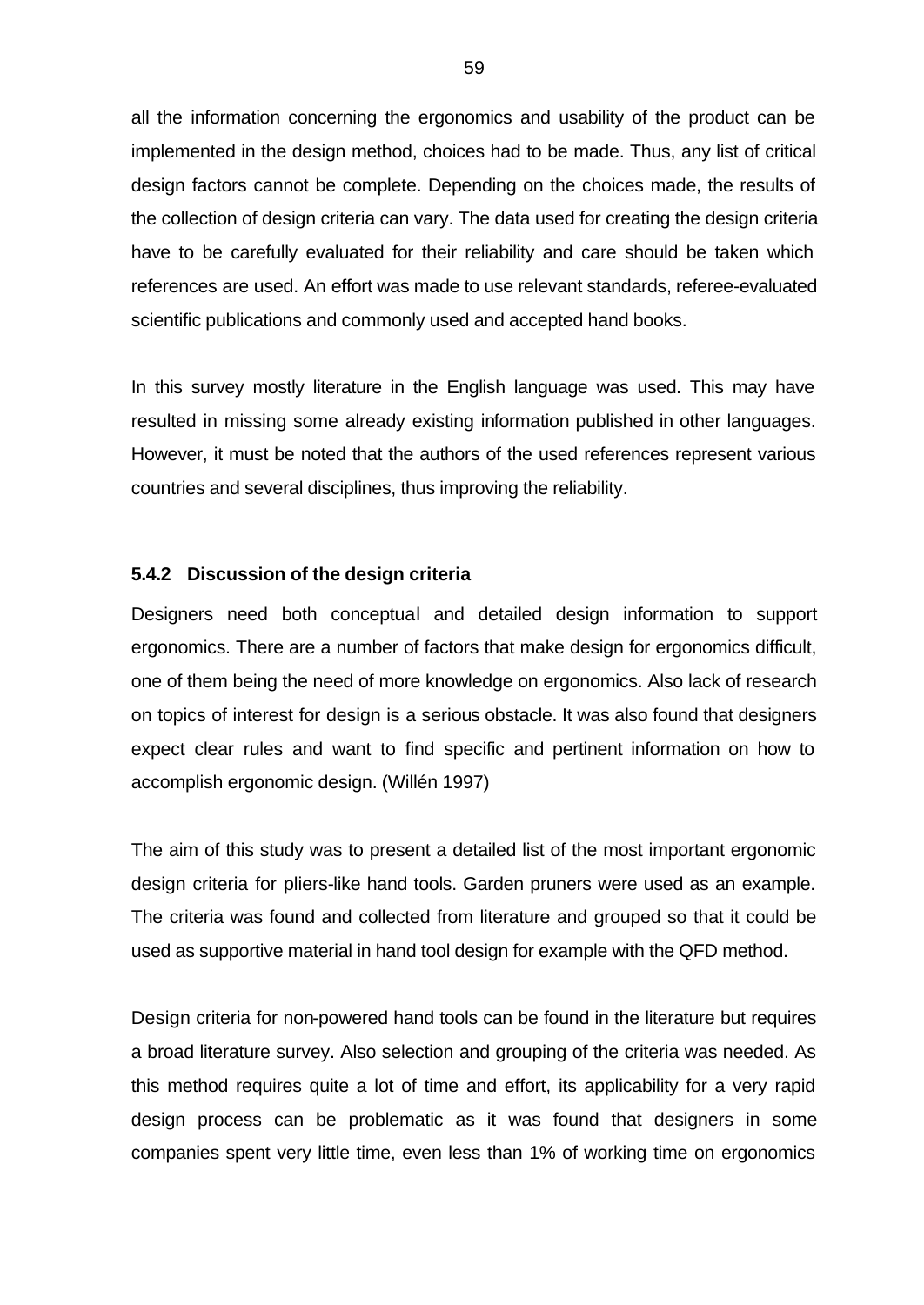all the information concerning the ergonomics and usability of the product can be implemented in the design method, choices had to be made. Thus, any list of critical design factors cannot be complete. Depending on the choices made, the results of the collection of design criteria can vary. The data used for creating the design criteria have to be carefully evaluated for their reliability and care should be taken which references are used. An effort was made to use relevant standards, referee-evaluated scientific publications and commonly used and accepted hand books.

In this survey mostly literature in the English language was used. This may have resulted in missing some already existing information published in other languages. However, it must be noted that the authors of the used references represent various countries and several disciplines, thus improving the reliability.

### 5.4.2 Discussion of the design criteria

Designers need both conceptual and detailed design information to support ergonomics. There are a number of factors that make design for ergonomics difficult, one of them being the need of more knowledge on ergonomics. Also lack of research on topics of interest for design is a serious obstacle. It was also found that designers expect clear rules and want to find specific and pertinent information on how to accomplish ergonomic design. (Willén 1997)

The aim of this study was to present a detailed list of the most important ergonomic design criteria for pliers-like hand tools. Garden pruners were used as an example. The criteria was found and collected from literature and grouped so that it could be used as supportive material in hand tool design for example with the QFD method.

Design criteria for non-powered hand tools can be found in the literature but requires a broad literature survey. Also selection and grouping of the criteria was needed. As this method requires quite a lot of time and effort, its applicability for a very rapid design process can be problematic as it was found that designers in some companies spent very little time, even less than 1% of working time on ergonomics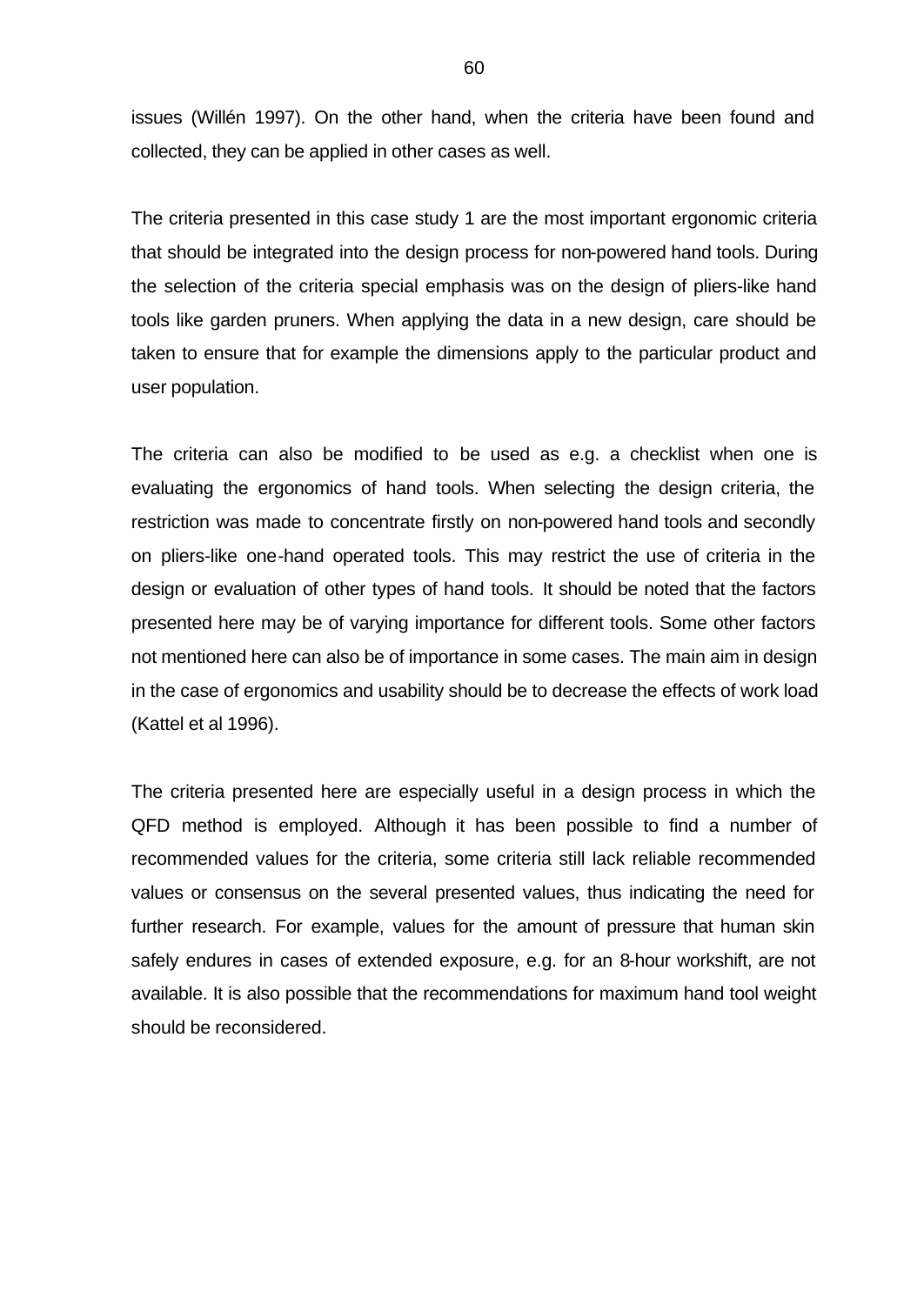issues (Willén 1997). On the other hand, when the criteria have been found and collected, they can be applied in other cases as well.

The criteria presented in this case study 1 are the most important ergonomic criteria that should be integrated into the design process for non-powered hand tools. During the selection of the criteria special emphasis was on the design of pliers-like hand tools like garden pruners. When applying the data in a new design, care should be taken to ensure that for example the dimensions apply to the particular product and user population.

The criteria can also be modified to be used as e.g. a checklist when one is evaluating the ergonomics of hand tools. When selecting the design criteria, the restriction was made to concentrate firstly on non-powered hand tools and secondly on pliers-like one-hand operated tools. This may restrict the use of criteria in the design or evaluation of other types of hand tools. It should be noted that the factors presented here may be of varying importance for different tools. Some other factors not mentioned here can also be of importance in some cases. The main aim in design in the case of ergonomics and usability should be to decrease the effects of work load (Kattel et al 1996).

The criteria presented here are especially useful in a design process in which the QFD method is employed. Although it has been possible to find a number of recommended values for the criteria, some criteria still lack reliable recommended values or consensus on the several presented values, thus indicating the need for further research. For example, values for the amount of pressure that human skin safely endures in cases of extended exposure, e.g. for an 8-hour workshift, are not available. It is also possible that the recommendations for maximum hand tool weight should be reconsidered.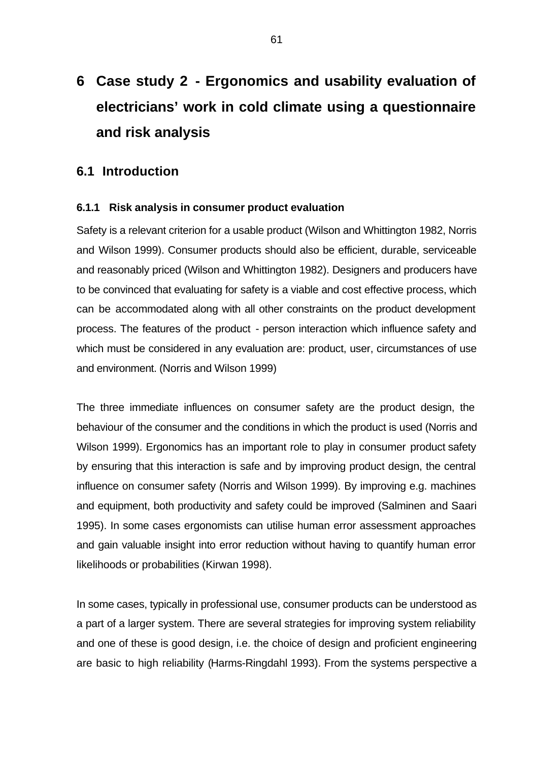# 6 Case study 2 - Ergonomics and usability evaluation of electricians' work in cold climate using a questionnaire and risk analysis

## 6.1 Introduction

### 6.1.1 Risk analysis in consumer product evaluation

Safety is a relevant criterion for a usable product (Wilson and Whittington 1982, Norris and Wilson 1999). Consumer products should also be efficient, durable, serviceable and reasonably priced (Wilson and Whittington 1982). Designers and producers have to be convinced that evaluating for safety is a viable and cost effective process, which can be accommodated along with all other constraints on the product development process. The features of the product - person interaction which influence safety and which must be considered in any evaluation are: product, user, circumstances of use and environment. (Norris and Wilson 1999)

The three immediate influences on consumer safety are the product design, the behaviour of the consumer and the conditions in which the product is used (Norris and Wilson 1999). Ergonomics has an important role to play in consumer product safety by ensuring that this interaction is safe and by improving product design, the central influence on consumer safety (Norris and Wilson 1999). By improving e.g. machines and equipment, both productivity and safety could be improved (Salminen and Saari 1995). In some cases ergonomists can utilise human error assessment approaches and gain valuable insight into error reduction without having to quantify human error likelihoods or probabilities (Kirwan 1998).

In some cases, typically in professional use, consumer products can be understood as a part of a larger system. There are several strategies for improving system reliability and one of these is good design, i.e. the choice of design and proficient engineering are basic to high reliability (Harms-Ringdahl 1993). From the systems perspective a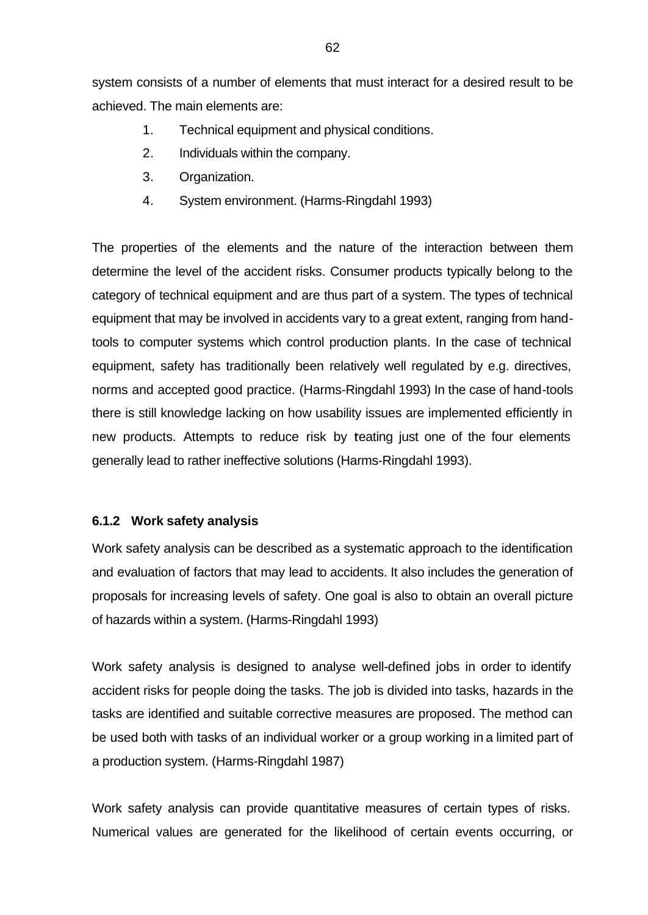system consists of a number of elements that must interact for a desired result to be achieved. The main elements are:

1. Technical equipment and physical conditions.
2. Individuals within the company.
3. Organization.
4. System environment. (Harms-Ringdahl 1993)

The properties of the elements and the nature of the interaction between them determine the level of the accident risks. Consumer products typically belong to the category of technical equipment and are thus part of a system. The types of technical equipment that may be involved in accidents vary to a great extent, ranging from hand-tools to computer systems which control production plants. In the case of technical equipment, safety has traditionally been relatively well regulated by e.g. directives, norms and accepted good practice. (Harms-Ringdahl 1993) In the case of hand-tools there is still knowledge lacking on how usability issues are implemented efficiently in new products. Attempts to reduce risk by teating just one of the four elements generally lead to rather ineffective solutions (Harms-Ringdahl 1993).

### 6.1.2 Work safety analysis

Work safety analysis can be described as a systematic approach to the identification and evaluation of factors that may lead to accidents. It also includes the generation of proposals for increasing levels of safety. One goal is also to obtain an overall picture of hazards within a system. (Harms-Ringdahl 1993)

Work safety analysis is designed to analyse well-defined jobs in order to identify accident risks for people doing the tasks. The job is divided into tasks, hazards in the tasks are identified and suitable corrective measures are proposed. The method can be used both with tasks of an individual worker or a group working in a limited part of a production system. (Harms-Ringdahl 1987)

Work safety analysis can provide quantitative measures of certain types of risks. Numerical values are generated for the likelihood of certain events occurring, or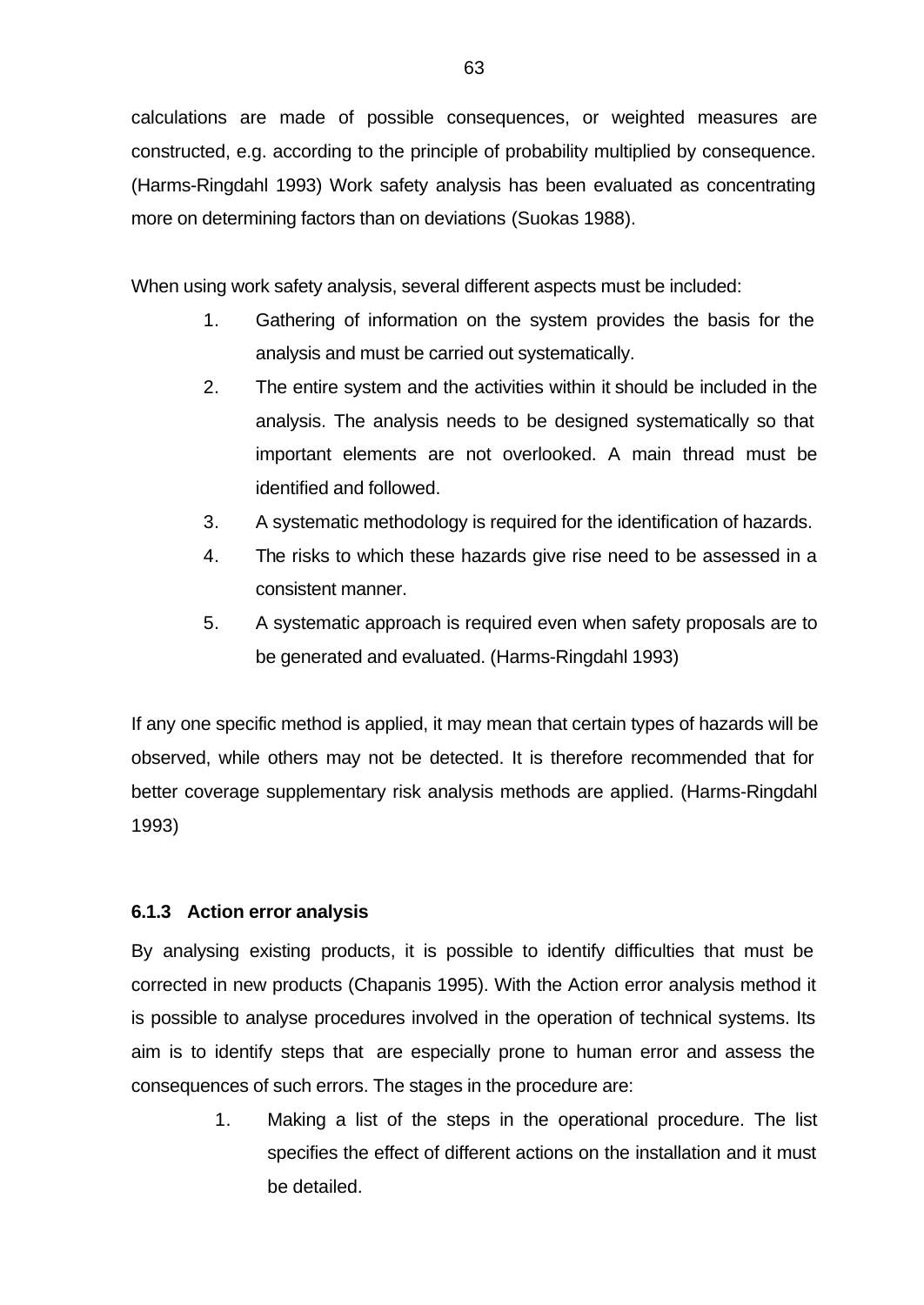calculations are made of possible consequences, or weighted measures are constructed, e.g. according to the principle of probability multiplied by consequence. (Harms-Ringdahl 1993) Work safety analysis has been evaluated as concentrating more on determining factors than on deviations (Suokas 1988).

When using work safety analysis, several different aspects must be included:

1. Gathering of information on the system provides the basis for the analysis and must be carried out systematically.
2. The entire system and the activities within it should be included in the analysis. The analysis needs to be designed systematically so that important elements are not overlooked. A main thread must be identified and followed.
3. A systematic methodology is required for the identification of hazards.
4. The risks to which these hazards give rise need to be assessed in a consistent manner.
5. A systematic approach is required even when safety proposals are to be generated and evaluated. (Harms-Ringdahl 1993)

If any one specific method is applied, it may mean that certain types of hazards will be observed, while others may not be detected. It is therefore recommended that for better coverage supplementary risk analysis methods are applied. (Harms-Ringdahl 1993)

### 6.1.3 Action error analysis

By analysing existing products, it is possible to identify difficulties that must be corrected in new products (Chapanis 1995). With the Action error analysis method it is possible to analyse procedures involved in the operation of technical systems. Its aim is to identify steps that are especially prone to human error and assess the consequences of such errors. The stages in the procedure are:

1. Making a list of the steps in the operational procedure. The list specifies the effect of different actions on the installation and it must be detailed.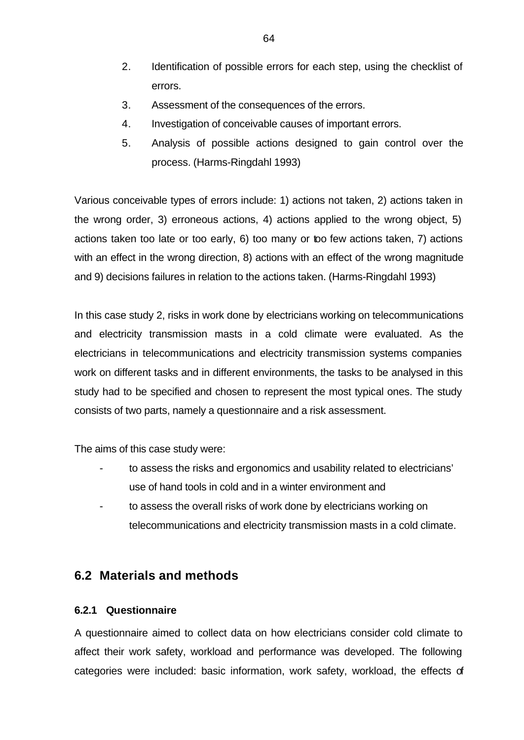2. Identification of possible errors for each step, using the checklist of errors.
3. Assessment of the consequences of the errors.
4. Investigation of conceivable causes of important errors.
5. Analysis of possible actions designed to gain control over the process. (Harms-Ringdahl 1993)

Various conceivable types of errors include: 1) actions not taken, 2) actions taken in the wrong order, 3) erroneous actions, 4) actions applied to the wrong object, 5) actions taken too late or too early, 6) too many or too few actions taken, 7) actions with an effect in the wrong direction, 8) actions with an effect of the wrong magnitude and 9) decisions failures in relation to the actions taken. (Harms-Ringdahl 1993)

In this case study 2, risks in work done by electricians working on telecommunications and electricity transmission masts in a cold climate were evaluated. As the electricians in telecommunications and electricity transmission systems companies work on different tasks and in different environments, the tasks to be analysed in this study had to be specified and chosen to represent the most typical ones. The study consists of two parts, namely a questionnaire and a risk assessment.

The aims of this case study were:

- to assess the risks and ergonomics and usability related to electricians' use of hand tools in cold and in a winter environment and
- to assess the overall risks of work done by electricians working on telecommunications and electricity transmission masts in a cold climate.

## 6.2 Materials and methods

### 6.2.1 Questionnaire

A questionnaire aimed to collect data on how electricians consider cold climate to affect their work safety, workload and performance was developed. The following categories were included: basic information, work safety, workload, the effects of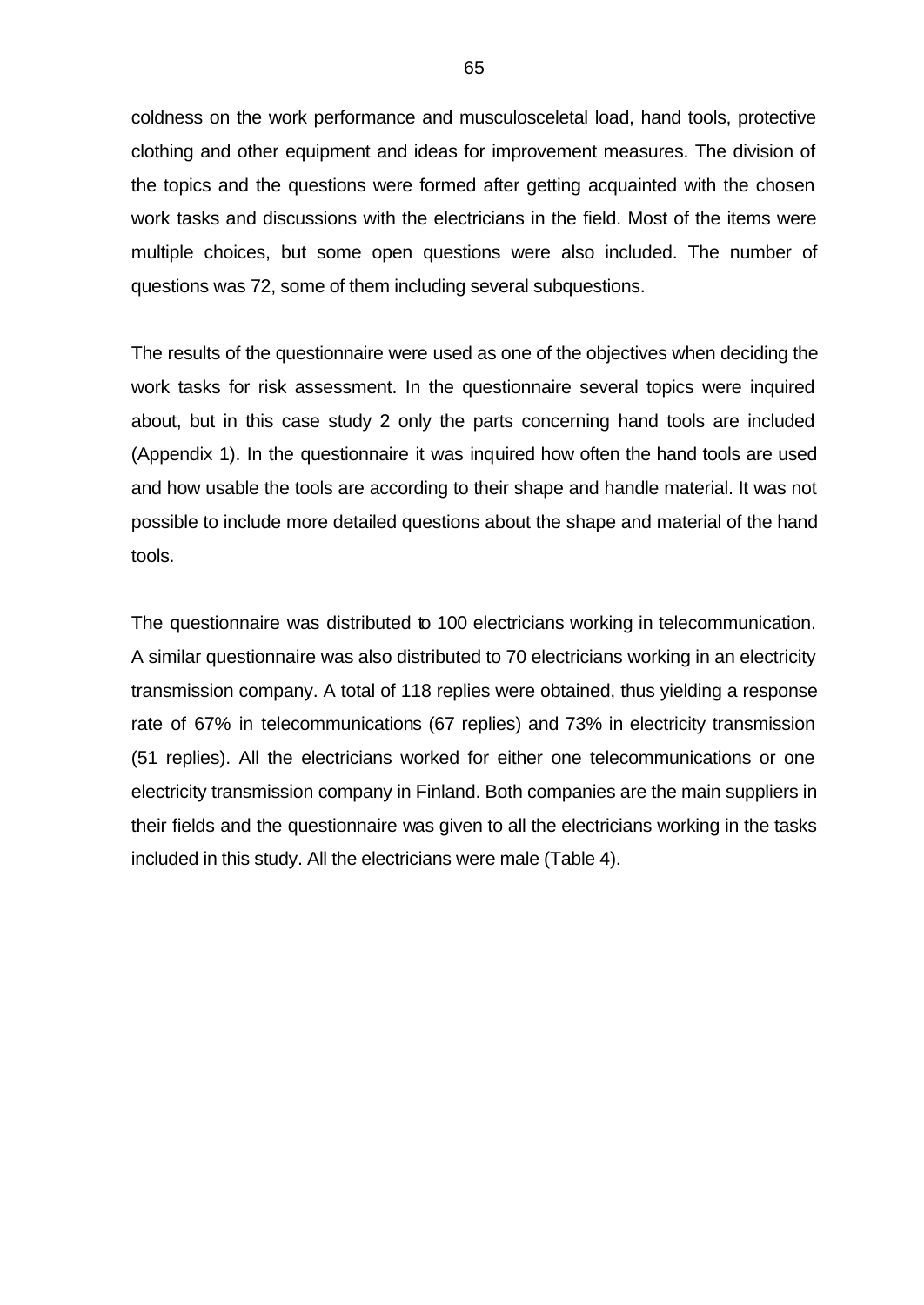coldness on the work performance and musculosceletal load, hand tools, protective clothing and other equipment and ideas for improvement measures. The division of the topics and the questions were formed after getting acquainted with the chosen work tasks and discussions with the electricians in the field. Most of the items were multiple choices, but some open questions were also included. The number of questions was 72, some of them including several subquestions.

The results of the questionnaire were used as one of the objectives when deciding the work tasks for risk assessment. In the questionnaire several topics were inquired about, but in this case study 2 only the parts concerning hand tools are included (Appendix 1). In the questionnaire it was inquired how often the hand tools are used and how usable the tools are according to their shape and handle material. It was not possible to include more detailed questions about the shape and material of the hand tools.

The questionnaire was distributed to 100 electricians working in telecommunication. A similar questionnaire was also distributed to 70 electricians working in an electricity transmission company. A total of 118 replies were obtained, thus yielding a response rate of 67% in telecommunications (67 replies) and 73% in electricity transmission (51 replies). All the electricians worked for either one telecommunications or one electricity transmission company in Finland. Both companies are the main suppliers in their fields and the questionnaire was given to all the electricians working in the tasks included in this study. All the electricians were male (Table 4).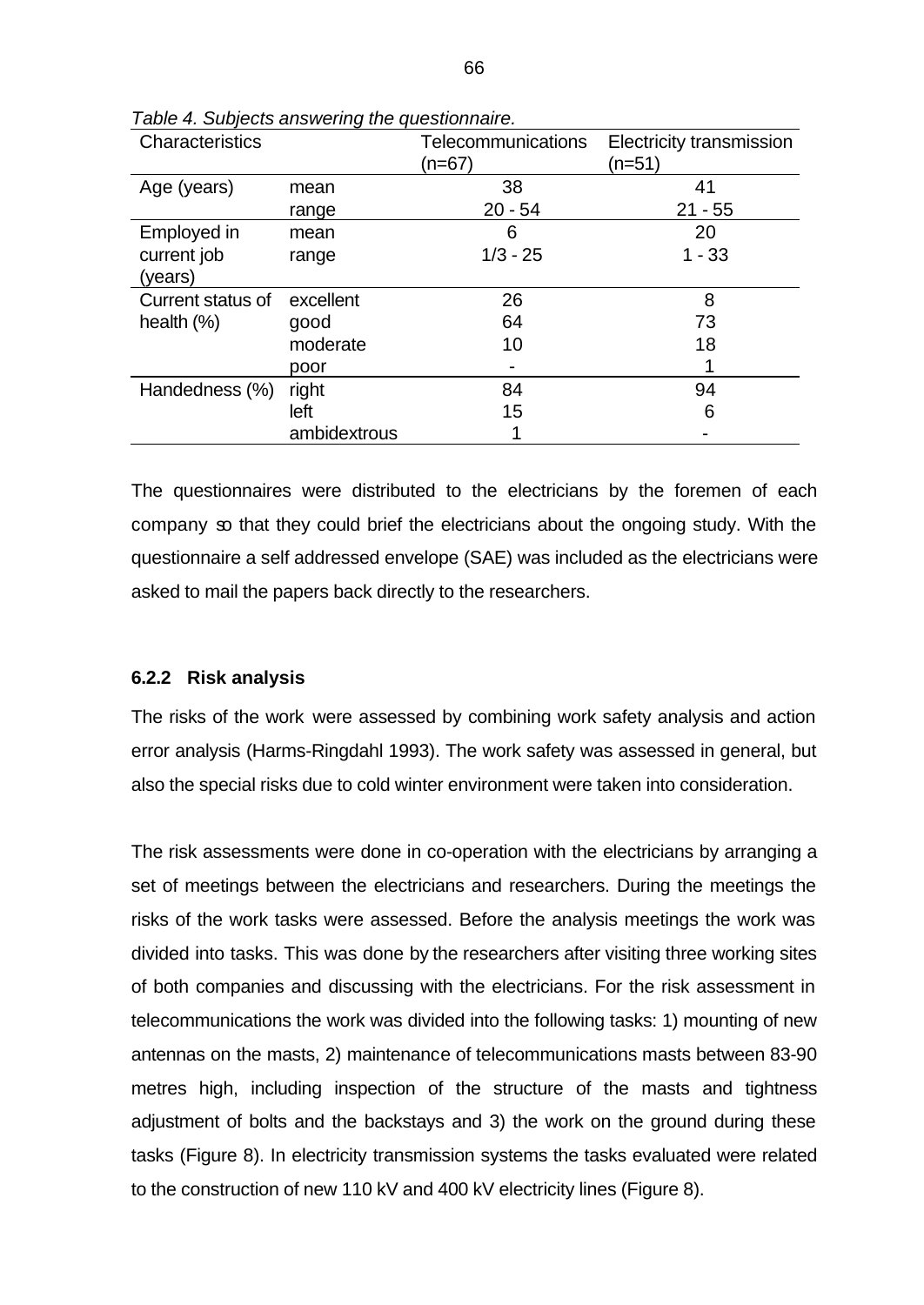*Table 4. Subjects answering the questionnaire.*

| Characteristics | | Telecommunications (n=67) | Electricity transmission (n=51) |
|---|---|---|---|
| Age (years) | mean | 38 | 41 |
| | range | 20 - 54 | 21 - 55 |
| Employed in current job (years) | mean | 6 | 20 |
| | range | 1/3 - 25 | 1 - 33 |
| Current status of health (%) | excellent | 26 | 8 |
| | good | 64 | 73 |
| | moderate | 10 | 18 |
| | poor | - | 1 |
| Handedness (%) | right | 84 | 94 |
| | left | 15 | 6 |
| | ambidextrous | 1 | - |

The questionnaires were distributed to the electricians by the foremen of each company so that they could brief the electricians about the ongoing study. With the questionnaire a self addressed envelope (SAE) was included as the electricians were asked to mail the papers back directly to the researchers.

### 6.2.2 Risk analysis

The risks of the work were assessed by combining work safety analysis and action error analysis (Harms-Ringdahl 1993). The work safety was assessed in general, but also the special risks due to cold winter environment were taken into consideration.

The risk assessments were done in co-operation with the electricians by arranging a set of meetings between the electricians and researchers. During the meetings the risks of the work tasks were assessed. Before the analysis meetings the work was divided into tasks. This was done by the researchers after visiting three working sites of both companies and discussing with the electricians. For the risk assessment in telecommunications the work was divided into the following tasks: 1) mounting of new antennas on the masts, 2) maintenance of telecommunications masts between 83-90 metres high, including inspection of the structure of the masts and tightness adjustment of bolts and the backstays and 3) the work on the ground during these tasks (Figure 8). In electricity transmission systems the tasks evaluated were related to the construction of new 110 kV and 400 kV electricity lines (Figure 8).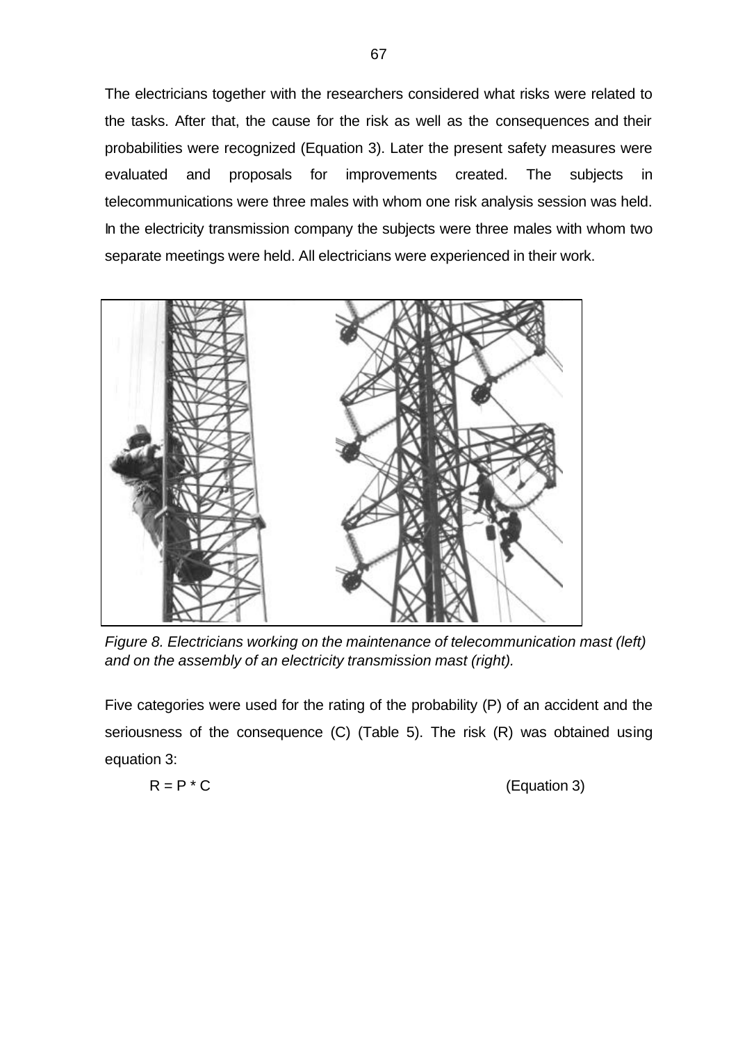The electricians together with the researchers considered what risks were related to the tasks. After that, the cause for the risk as well as the consequences and their probabilities were recognized (Equation 3). Later the present safety measures were evaluated and proposals for improvements created. The subjects in telecommunications were three males with whom one risk analysis session was held. In the electricity transmission company the subjects were three males with whom two separate meetings were held. All electricians were experienced in their work.

*Figure 8. Electricians working on the maintenance of telecommunication mast (left) and on the assembly of an electricity transmission mast (right).*

Five categories were used for the rating of the probability (P) of an accident and the seriousness of the consequence (C) (Table 5). The risk (R) was obtained using equation 3:

$$R = P * C \qquad \text{(Equation 3)}$$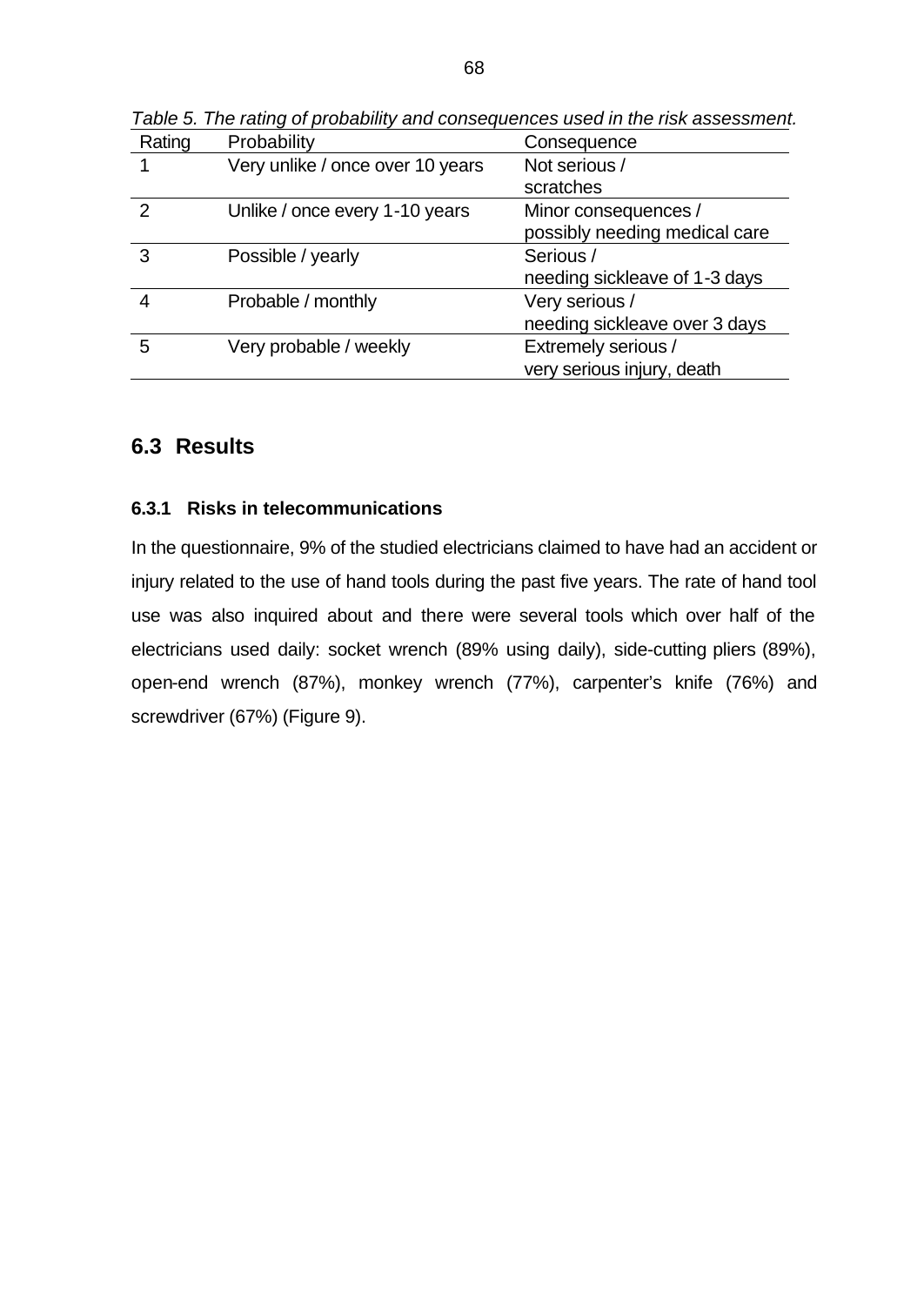*Table 5. The rating of probability and consequences used in the risk assessment.*

| Rating | Probability | Consequence |
|---|---|---|
| 1 | Very unlike / once over 10 years | Not serious / scratches |
| 2 | Unlike / once every 1-10 years | Minor consequences / possibly needing medical care |
| 3 | Possible / yearly | Serious / needing sickleave of 1-3 days |
| 4 | Probable / monthly | Very serious / needing sickleave over 3 days |
| 5 | Very probable / weekly | Extremely serious / very serious injury, death |

## 6.3 Results

### 6.3.1 Risks in telecommunications

In the questionnaire, 9% of the studied electricians claimed to have had an accident or injury related to the use of hand tools during the past five years. The rate of hand tool use was also inquired about and there were several tools which over half of the electricians used daily: socket wrench (89% using daily), side-cutting pliers (89%), open-end wrench (87%), monkey wrench (77%), carpenter's knife (76%) and screwdriver (67%) (Figure 9).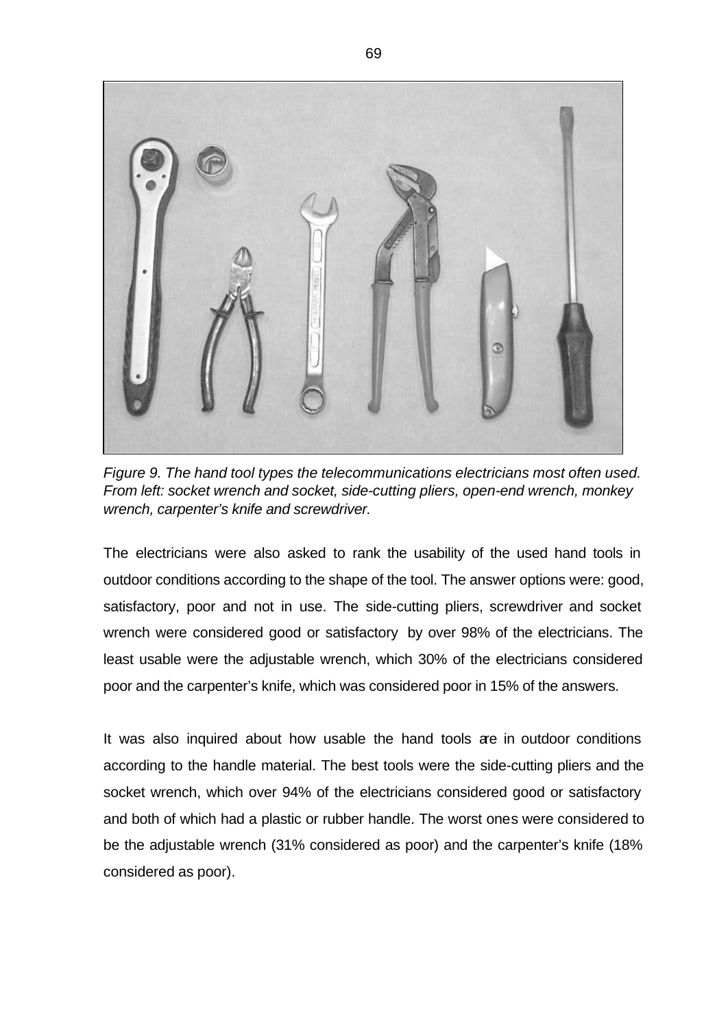*Figure 9. The hand tool types the telecommunications electricians most often used. From left: socket wrench and socket, side-cutting pliers, open-end wrench, monkey wrench, carpenter's knife and screwdriver.*

The electricians were also asked to rank the usability of the used hand tools in outdoor conditions according to the shape of the tool. The answer options were: good, satisfactory, poor and not in use. The side-cutting pliers, screwdriver and socket wrench were considered good or satisfactory by over 98% of the electricians. The least usable were the adjustable wrench, which 30% of the electricians considered poor and the carpenter's knife, which was considered poor in 15% of the answers.

It was also inquired about how usable the hand tools are in outdoor conditions according to the handle material. The best tools were the side-cutting pliers and the socket wrench, which over 94% of the electricians considered good or satisfactory and both of which had a plastic or rubber handle. The worst ones were considered to be the adjustable wrench (31% considered as poor) and the carpenter's knife (18% considered as poor).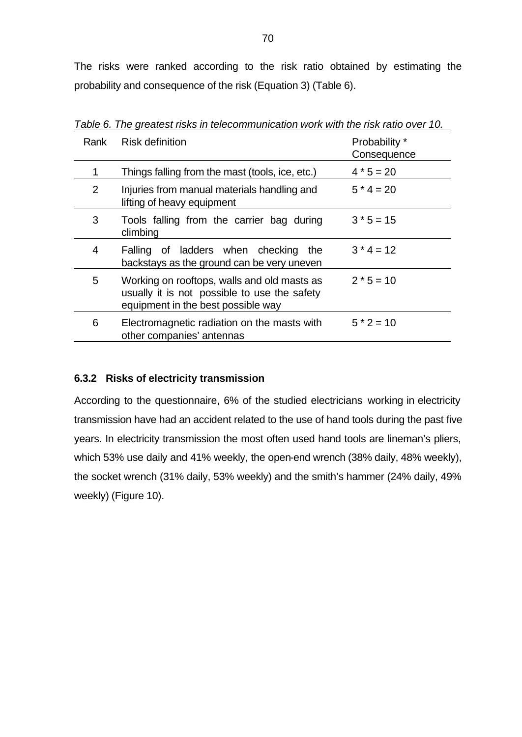The risks were ranked according to the risk ratio obtained by estimating the probability and consequence of the risk (Equation 3) (Table 6).

*Table 6. The greatest risks in telecommunication work with the risk ratio over 10.*

| Rank | Risk definition | Probability * Consequence |
|---|---|---|
| 1 | Things falling from the mast (tools, ice, etc.) | 4 * 5 = 20 |
| 2 | Injuries from manual materials handling and lifting of heavy equipment | 5 * 4 = 20 |
| 3 | Tools falling from the carrier bag during climbing | 3 * 5 = 15 |
| 4 | Falling of ladders when checking the backstays as the ground can be very uneven | 3 * 4 = 12 |
| 5 | Working on rooftops, walls and old masts as usually it is not possible to use the safety equipment in the best possible way | 2 * 5 = 10 |
| 6 | Electromagnetic radiation on the masts with other companies' antennas | 5 * 2 = 10 |

### 6.3.2 Risks of electricity transmission

According to the questionnaire, 6% of the studied electricians working in electricity transmission have had an accident related to the use of hand tools during the past five years. In electricity transmission the most often used hand tools are lineman's pliers, which 53% use daily and 41% weekly, the open-end wrench (38% daily, 48% weekly), the socket wrench (31% daily, 53% weekly) and the smith's hammer (24% daily, 49% weekly) (Figure 10).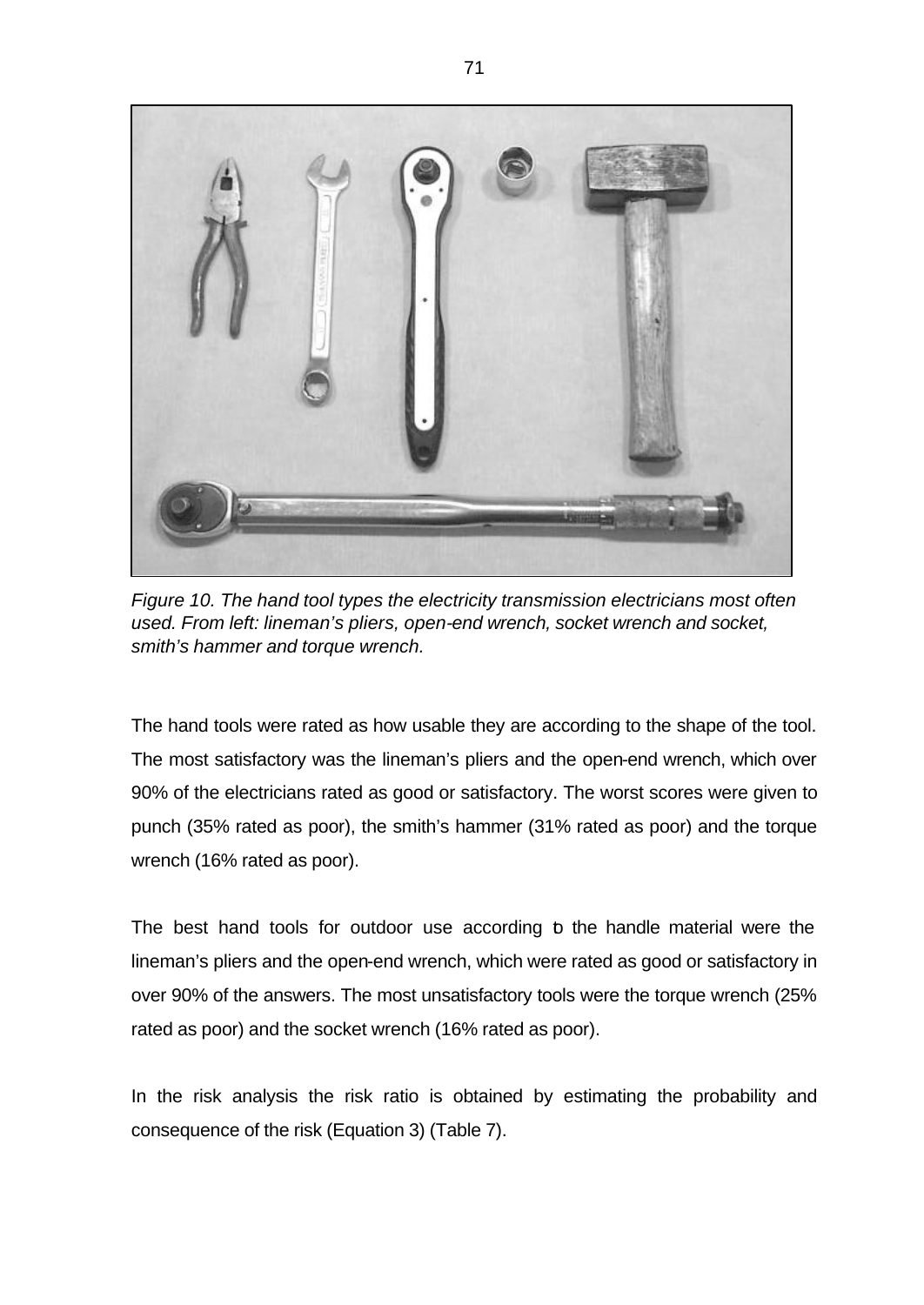*Figure 10. The hand tool types the electricity transmission electricians most often used. From left: lineman's pliers, open-end wrench, socket wrench and socket, smith's hammer and torque wrench.*

The hand tools were rated as how usable they are according to the shape of the tool. The most satisfactory was the lineman's pliers and the open-end wrench, which over 90% of the electricians rated as good or satisfactory. The worst scores were given to punch (35% rated as poor), the smith's hammer (31% rated as poor) and the torque wrench (16% rated as poor).

The best hand tools for outdoor use according to the handle material were the lineman's pliers and the open-end wrench, which were rated as good or satisfactory in over 90% of the answers. The most unsatisfactory tools were the torque wrench (25% rated as poor) and the socket wrench (16% rated as poor).

In the risk analysis the risk ratio is obtained by estimating the probability and consequence of the risk (Equation 3) (Table 7).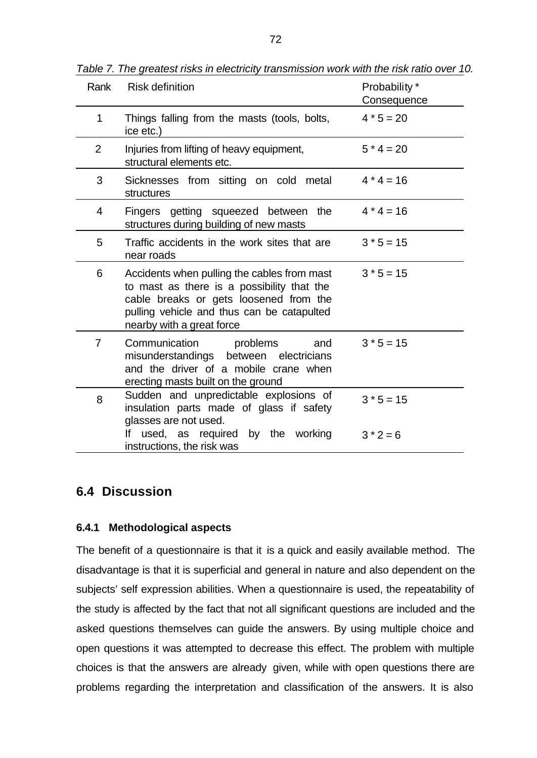*Table 7. The greatest risks in electricity transmission work with the risk ratio over 10.*

| Rank | Risk definition | Probability * Consequence |
|---|---|---|
| 1 | Things falling from the masts (tools, bolts, ice etc.) | 4 * 5 = 20 |
| 2 | Injuries from lifting of heavy equipment, structural elements etc. | 5 * 4 = 20 |
| 3 | Sicknesses from sitting on cold metal structures | 4 * 4 = 16 |
| 4 | Fingers getting squeezed between the structures during building of new masts | 4 * 4 = 16 |
| 5 | Traffic accidents in the work sites that are near roads | 3 * 5 = 15 |
| 6 | Accidents when pulling the cables from mast to mast as there is a possibility that the cable breaks or gets loosened from the pulling vehicle and thus can be catapulted nearby with a great force | 3 * 5 = 15 |
| 7 | Communication problems and misunderstandings between electricians and the driver of a mobile crane when erecting masts built on the ground | 3 * 5 = 15 |
| 8 | Sudden and unpredictable explosions of insulation parts made of glass if safety glasses are not used. | 3 * 5 = 15 |
| | If used, as required by the working instructions, the risk was | 3 * 2 = 6 |

## 6.4 Discussion

### 6.4.1 Methodological aspects

The benefit of a questionnaire is that it is a quick and easily available method. The disadvantage is that it is superficial and general in nature and also dependent on the subjects' self expression abilities. When a questionnaire is used, the repeatability of the study is affected by the fact that not all significant questions are included and the asked questions themselves can guide the answers. By using multiple choice and open questions it was attempted to decrease this effect. The problem with multiple choices is that the answers are already given, while with open questions there are problems regarding the interpretation and classification of the answers. It is also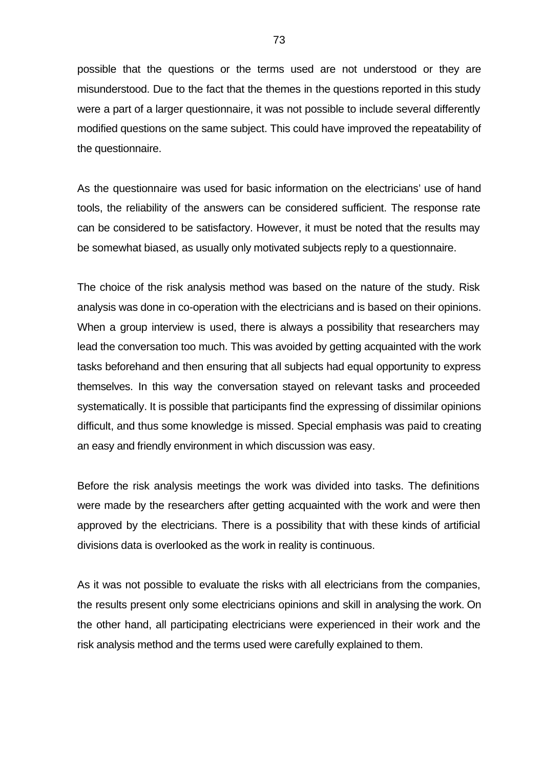possible that the questions or the terms used are not understood or they are misunderstood. Due to the fact that the themes in the questions reported in this study were a part of a larger questionnaire, it was not possible to include several differently modified questions on the same subject. This could have improved the repeatability of the questionnaire.

As the questionnaire was used for basic information on the electricians' use of hand tools, the reliability of the answers can be considered sufficient. The response rate can be considered to be satisfactory. However, it must be noted that the results may be somewhat biased, as usually only motivated subjects reply to a questionnaire.

The choice of the risk analysis method was based on the nature of the study. Risk analysis was done in co-operation with the electricians and is based on their opinions. When a group interview is used, there is always a possibility that researchers may lead the conversation too much. This was avoided by getting acquainted with the work tasks beforehand and then ensuring that all subjects had equal opportunity to express themselves. In this way the conversation stayed on relevant tasks and proceeded systematically. It is possible that participants find the expressing of dissimilar opinions difficult, and thus some knowledge is missed. Special emphasis was paid to creating an easy and friendly environment in which discussion was easy.

Before the risk analysis meetings the work was divided into tasks. The definitions were made by the researchers after getting acquainted with the work and were then approved by the electricians. There is a possibility that with these kinds of artificial divisions data is overlooked as the work in reality is continuous.

As it was not possible to evaluate the risks with all electricians from the companies, the results present only some electricians opinions and skill in analysing the work. On the other hand, all participating electricians were experienced in their work and the risk analysis method and the terms used were carefully explained to them.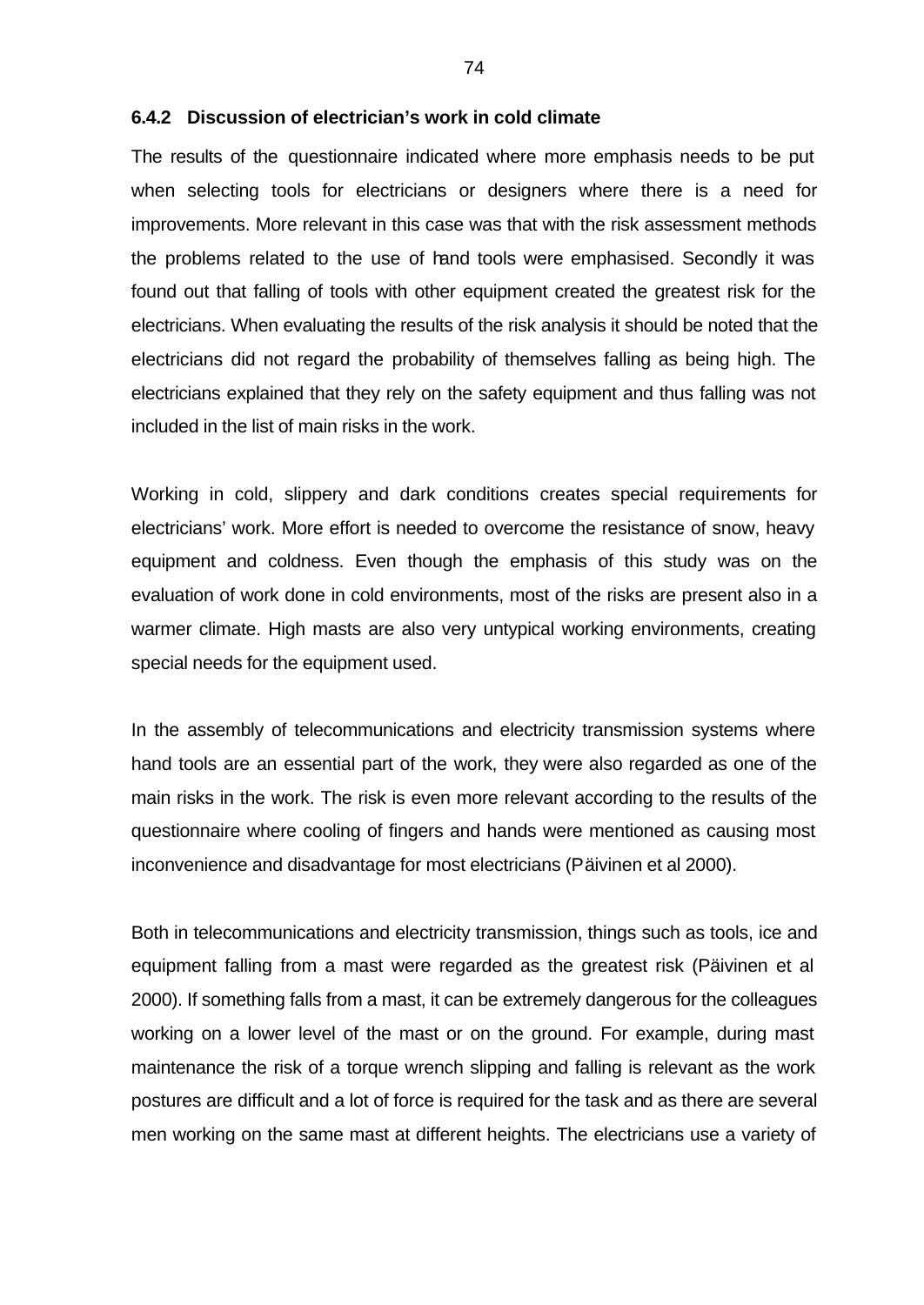### 6.4.2 Discussion of electrician's work in cold climate

The results of the questionnaire indicated where more emphasis needs to be put when selecting tools for electricians or designers where there is a need for improvements. More relevant in this case was that with the risk assessment methods the problems related to the use of hand tools were emphasised. Secondly it was found out that falling of tools with other equipment created the greatest risk for the electricians. When evaluating the results of the risk analysis it should be noted that the electricians did not regard the probability of themselves falling as being high. The electricians explained that they rely on the safety equipment and thus falling was not included in the list of main risks in the work.

Working in cold, slippery and dark conditions creates special requirements for electricians' work. More effort is needed to overcome the resistance of snow, heavy equipment and coldness. Even though the emphasis of this study was on the evaluation of work done in cold environments, most of the risks are present also in a warmer climate. High masts are also very untypical working environments, creating special needs for the equipment used.

In the assembly of telecommunications and electricity transmission systems where hand tools are an essential part of the work, they were also regarded as one of the main risks in the work. The risk is even more relevant according to the results of the questionnaire where cooling of fingers and hands were mentioned as causing most inconvenience and disadvantage for most electricians (Päivinen et al 2000).

Both in telecommunications and electricity transmission, things such as tools, ice and equipment falling from a mast were regarded as the greatest risk (Päivinen et al 2000). If something falls from a mast, it can be extremely dangerous for the colleagues working on a lower level of the mast or on the ground. For example, during mast maintenance the risk of a torque wrench slipping and falling is relevant as the work postures are difficult and a lot of force is required for the task and as there are several men working on the same mast at different heights. The electricians use a variety of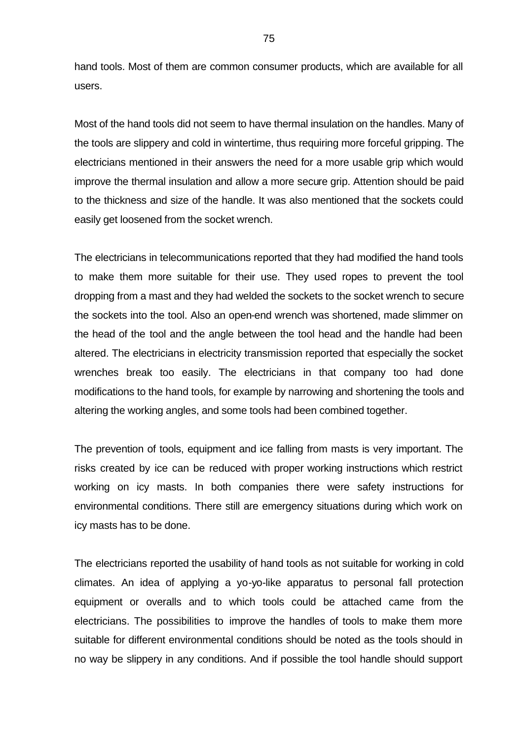hand tools. Most of them are common consumer products, which are available for all users.

Most of the hand tools did not seem to have thermal insulation on the handles. Many of the tools are slippery and cold in wintertime, thus requiring more forceful gripping. The electricians mentioned in their answers the need for a more usable grip which would improve the thermal insulation and allow a more secure grip. Attention should be paid to the thickness and size of the handle. It was also mentioned that the sockets could easily get loosened from the socket wrench.

The electricians in telecommunications reported that they had modified the hand tools to make them more suitable for their use. They used ropes to prevent the tool dropping from a mast and they had welded the sockets to the socket wrench to secure the sockets into the tool. Also an open-end wrench was shortened, made slimmer on the head of the tool and the angle between the tool head and the handle had been altered. The electricians in electricity transmission reported that especially the socket wrenches break too easily. The electricians in that company too had done modifications to the hand tools, for example by narrowing and shortening the tools and altering the working angles, and some tools had been combined together.

The prevention of tools, equipment and ice falling from masts is very important. The risks created by ice can be reduced with proper working instructions which restrict working on icy masts. In both companies there were safety instructions for environmental conditions. There still are emergency situations during which work on icy masts has to be done.

The electricians reported the usability of hand tools as not suitable for working in cold climates. An idea of applying a yo-yo-like apparatus to personal fall protection equipment or overalls and to which tools could be attached came from the electricians. The possibilities to improve the handles of tools to make them more suitable for different environmental conditions should be noted as the tools should in no way be slippery in any conditions. And if possible the tool handle should support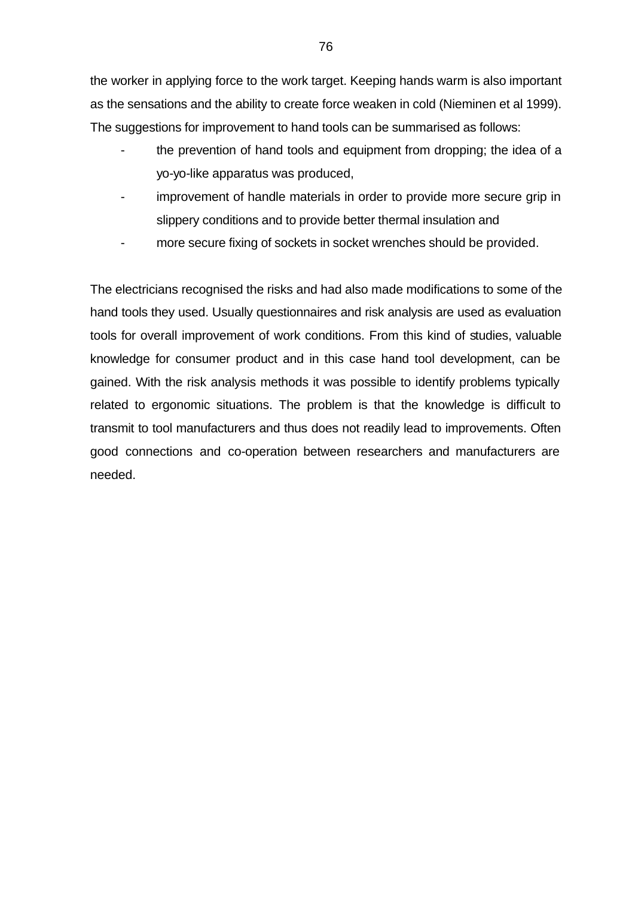the worker in applying force to the work target. Keeping hands warm is also important as the sensations and the ability to create force weaken in cold (Nieminen et al 1999). The suggestions for improvement to hand tools can be summarised as follows:

- the prevention of hand tools and equipment from dropping; the idea of a yo-yo-like apparatus was produced,
- improvement of handle materials in order to provide more secure grip in slippery conditions and to provide better thermal insulation and
- more secure fixing of sockets in socket wrenches should be provided.

The electricians recognised the risks and had also made modifications to some of the hand tools they used. Usually questionnaires and risk analysis are used as evaluation tools for overall improvement of work conditions. From this kind of studies, valuable knowledge for consumer product and in this case hand tool development, can be gained. With the risk analysis methods it was possible to identify problems typically related to ergonomic situations. The problem is that the knowledge is difficult to transmit to tool manufacturers and thus does not readily lead to improvements. Often good connections and co-operation between researchers and manufacturers are needed.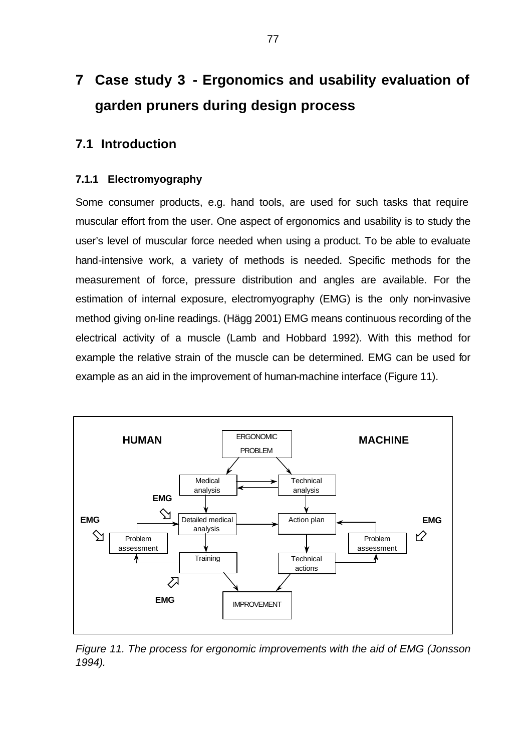# 7 Case study 3 - Ergonomics and usability evaluation of garden pruners during design process

## 7.1 Introduction

### 7.1.1 Electromyography

Some consumer products, e.g. hand tools, are used for such tasks that require muscular effort from the user. One aspect of ergonomics and usability is to study the user's level of muscular force needed when using a product. To be able to evaluate hand-intensive work, a variety of methods is needed. Specific methods for the measurement of force, pressure distribution and angles are available. For the estimation of internal exposure, electromyography (EMG) is the only non-invasive method giving on-line readings. (Hägg 2001) EMG means continuous recording of the electrical activity of a muscle (Lamb and Hobbard 1992). With this method for example the relative strain of the muscle can be determined. EMG can be used for example as an aid in the improvement of human-machine interface (Figure 11).

HUMAN | ERGONOMIC PROBLEM | MACHINE

Medical analysis | Technical analysis

EMG | EMG | Detailed medical analysis | Action plan | EMG

Problem assessment | Training | Technical actions | Problem assessment

EMG | IMPROVEMENT

*Figure 11. The process for ergonomic improvements with the aid of EMG (Jonsson 1994).*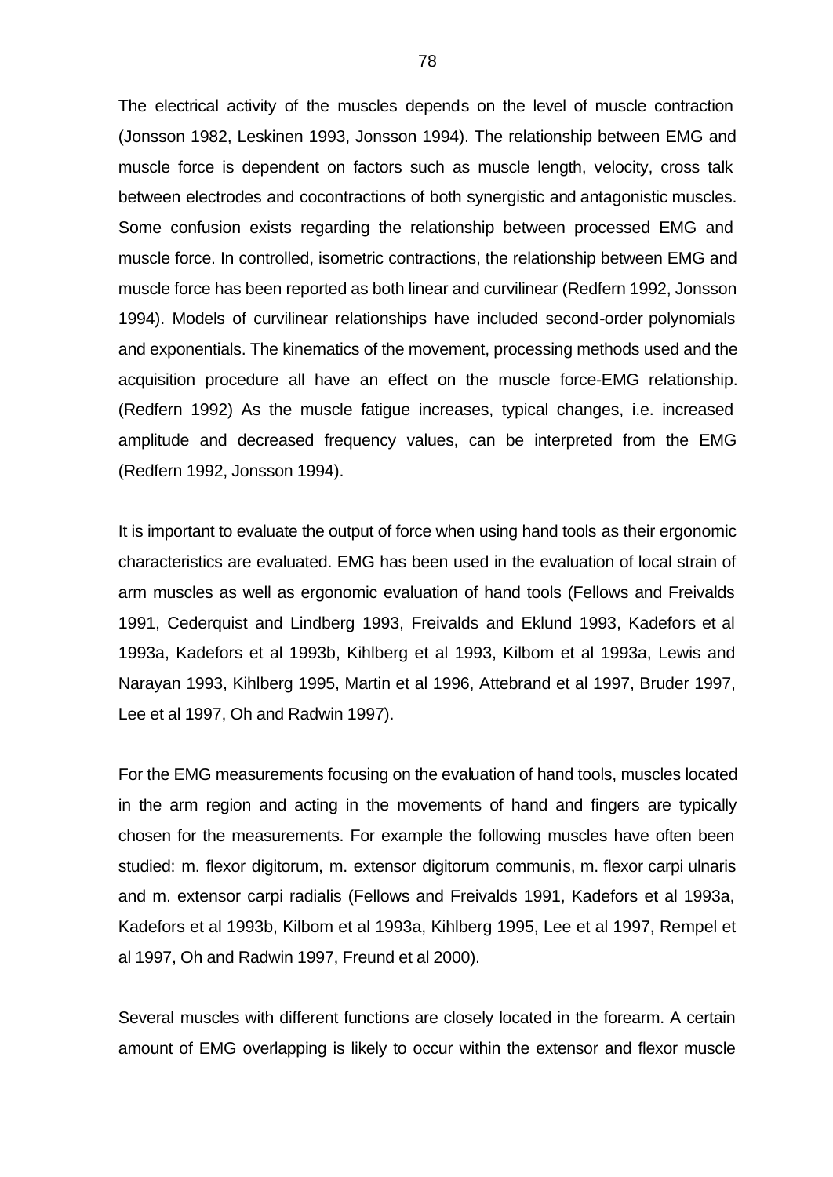The electrical activity of the muscles depends on the level of muscle contraction (Jonsson 1982, Leskinen 1993, Jonsson 1994). The relationship between EMG and muscle force is dependent on factors such as muscle length, velocity, cross talk between electrodes and cocontractions of both synergistic and antagonistic muscles. Some confusion exists regarding the relationship between processed EMG and muscle force. In controlled, isometric contractions, the relationship between EMG and muscle force has been reported as both linear and curvilinear (Redfern 1992, Jonsson 1994). Models of curvilinear relationships have included second-order polynomials and exponentials. The kinematics of the movement, processing methods used and the acquisition procedure all have an effect on the muscle force-EMG relationship. (Redfern 1992) As the muscle fatigue increases, typical changes, i.e. increased amplitude and decreased frequency values, can be interpreted from the EMG (Redfern 1992, Jonsson 1994).

It is important to evaluate the output of force when using hand tools as their ergonomic characteristics are evaluated. EMG has been used in the evaluation of local strain of arm muscles as well as ergonomic evaluation of hand tools (Fellows and Freivalds 1991, Cederquist and Lindberg 1993, Freivalds and Eklund 1993, Kadefors et al 1993a, Kadefors et al 1993b, Kihlberg et al 1993, Kilbom et al 1993a, Lewis and Narayan 1993, Kihlberg 1995, Martin et al 1996, Attebrand et al 1997, Bruder 1997, Lee et al 1997, Oh and Radwin 1997).

For the EMG measurements focusing on the evaluation of hand tools, muscles located in the arm region and acting in the movements of hand and fingers are typically chosen for the measurements. For example the following muscles have often been studied: m. flexor digitorum, m. extensor digitorum communis, m. flexor carpi ulnaris and m. extensor carpi radialis (Fellows and Freivalds 1991, Kadefors et al 1993a, Kadefors et al 1993b, Kilbom et al 1993a, Kihlberg 1995, Lee et al 1997, Rempel et al 1997, Oh and Radwin 1997, Freund et al 2000).

Several muscles with different functions are closely located in the forearm. A certain amount of EMG overlapping is likely to occur within the extensor and flexor muscle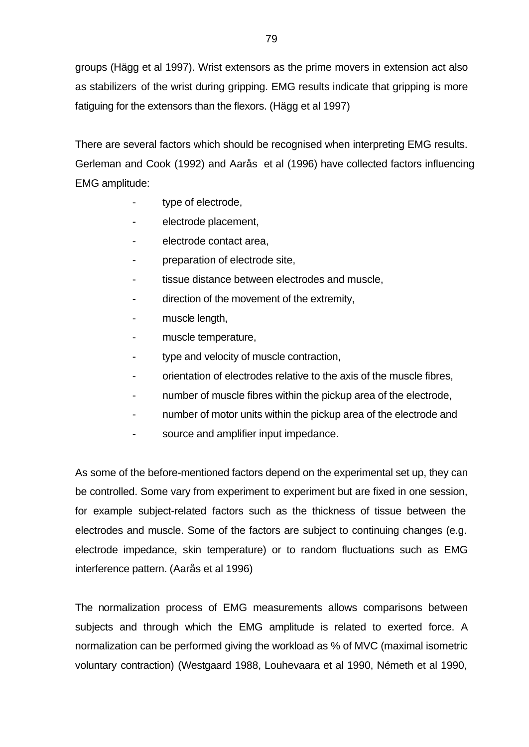groups (Hägg et al 1997). Wrist extensors as the prime movers in extension act also as stabilizers of the wrist during gripping. EMG results indicate that gripping is more fatiguing for the extensors than the flexors. (Hägg et al 1997)

There are several factors which should be recognised when interpreting EMG results. Gerleman and Cook (1992) and Aarås et al (1996) have collected factors influencing EMG amplitude:

- type of electrode,
- electrode placement,
- electrode contact area,
- preparation of electrode site,
- tissue distance between electrodes and muscle,
- direction of the movement of the extremity,
- muscle length,
- muscle temperature,
- type and velocity of muscle contraction,
- orientation of electrodes relative to the axis of the muscle fibres,
- number of muscle fibres within the pickup area of the electrode,
- number of motor units within the pickup area of the electrode and
- source and amplifier input impedance.

As some of the before-mentioned factors depend on the experimental set up, they can be controlled. Some vary from experiment to experiment but are fixed in one session, for example subject-related factors such as the thickness of tissue between the electrodes and muscle. Some of the factors are subject to continuing changes (e.g. electrode impedance, skin temperature) or to random fluctuations such as EMG interference pattern. (Aarås et al 1996)

The normalization process of EMG measurements allows comparisons between subjects and through which the EMG amplitude is related to exerted force. A normalization can be performed giving the workload as % of MVC (maximal isometric voluntary contraction) (Westgaard 1988, Louhevaara et al 1990, Németh et al 1990,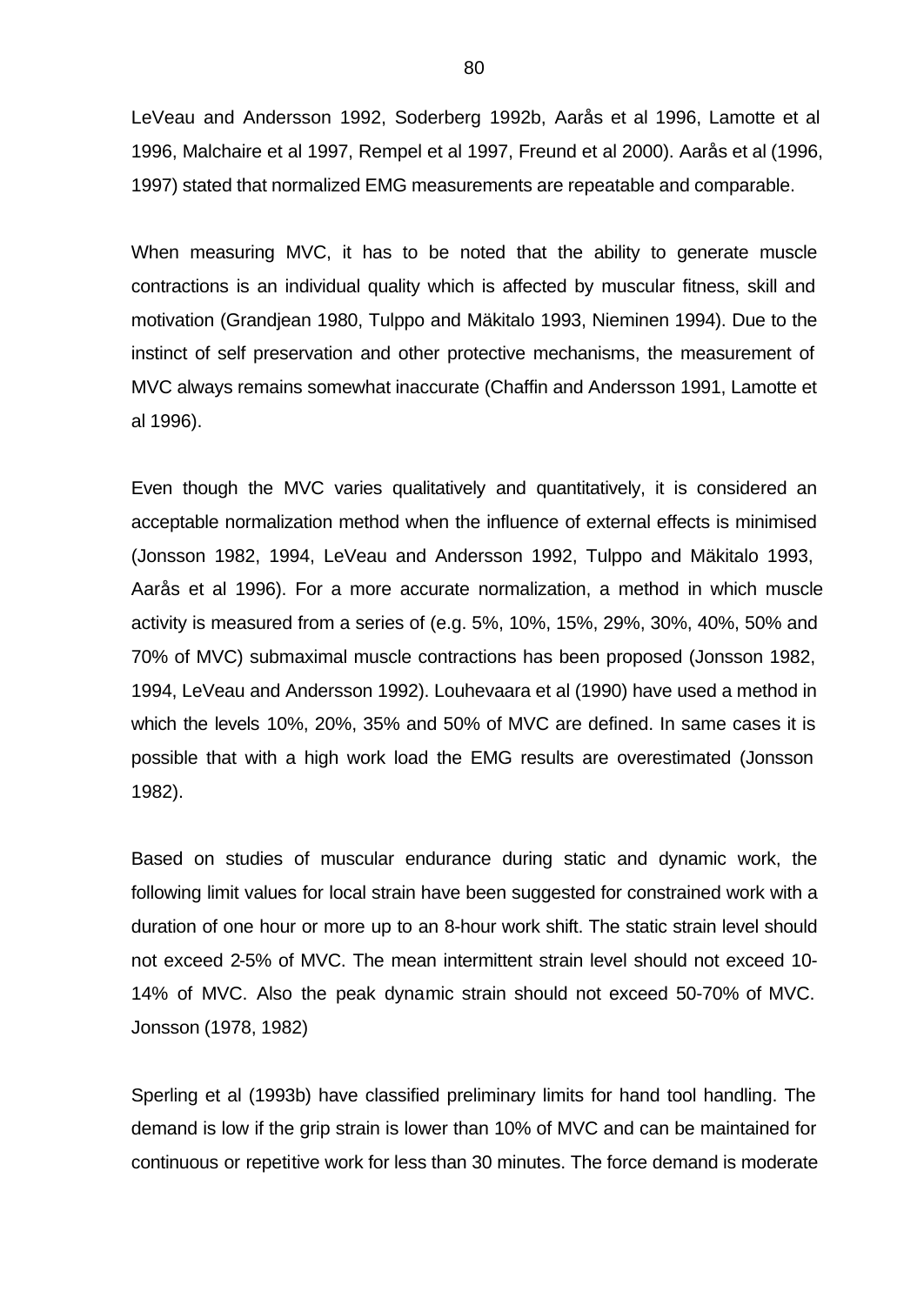LeVeau and Andersson 1992, Soderberg 1992b, Aarås et al 1996, Lamotte et al 1996, Malchaire et al 1997, Rempel et al 1997, Freund et al 2000). Aarås et al (1996, 1997) stated that normalized EMG measurements are repeatable and comparable.

When measuring MVC, it has to be noted that the ability to generate muscle contractions is an individual quality which is affected by muscular fitness, skill and motivation (Grandjean 1980, Tulppo and Mäkitalo 1993, Nieminen 1994). Due to the instinct of self preservation and other protective mechanisms, the measurement of MVC always remains somewhat inaccurate (Chaffin and Andersson 1991, Lamotte et al 1996).

Even though the MVC varies qualitatively and quantitatively, it is considered an acceptable normalization method when the influence of external effects is minimised (Jonsson 1982, 1994, LeVeau and Andersson 1992, Tulppo and Mäkitalo 1993, Aarås et al 1996). For a more accurate normalization, a method in which muscle activity is measured from a series of (e.g. 5%, 10%, 15%, 29%, 30%, 40%, 50% and 70% of MVC) submaximal muscle contractions has been proposed (Jonsson 1982, 1994, LeVeau and Andersson 1992). Louhevaara et al (1990) have used a method in which the levels 10%, 20%, 35% and 50% of MVC are defined. In same cases it is possible that with a high work load the EMG results are overestimated (Jonsson 1982).

Based on studies of muscular endurance during static and dynamic work, the following limit values for local strain have been suggested for constrained work with a duration of one hour or more up to an 8-hour work shift. The static strain level should not exceed 2-5% of MVC. The mean intermittent strain level should not exceed 10-14% of MVC. Also the peak dynamic strain should not exceed 50-70% of MVC. Jonsson (1978, 1982)

Sperling et al (1993b) have classified preliminary limits for hand tool handling. The demand is low if the grip strain is lower than 10% of MVC and can be maintained for continuous or repetitive work for less than 30 minutes. The force demand is moderate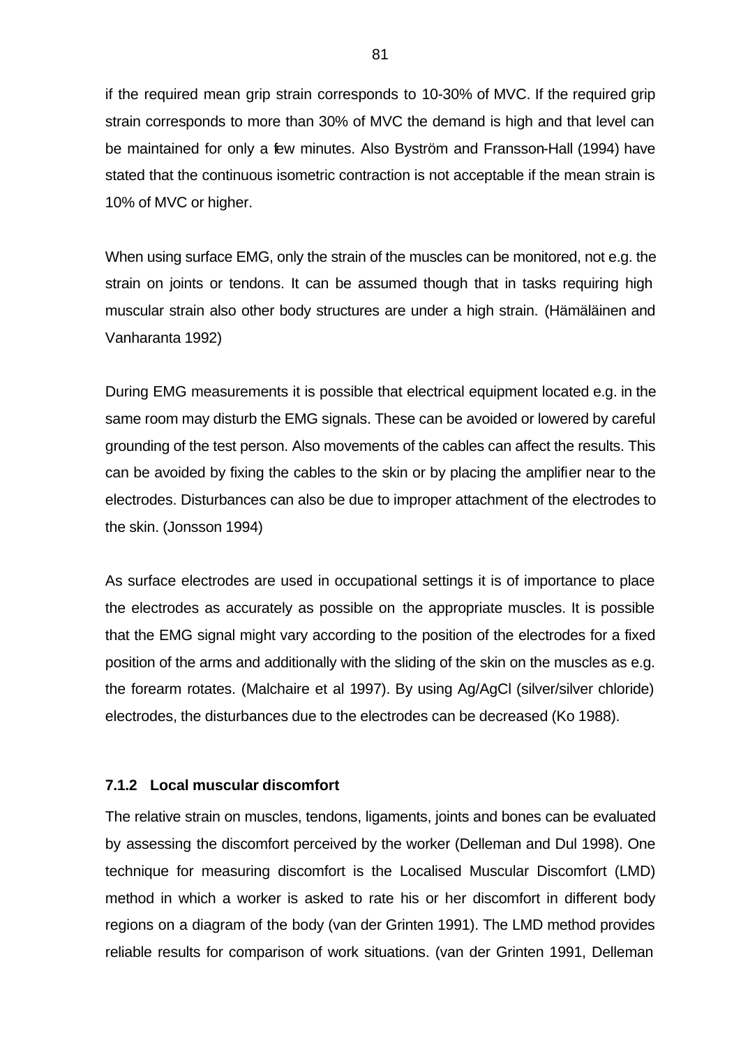if the required mean grip strain corresponds to 10-30% of MVC. If the required grip strain corresponds to more than 30% of MVC the demand is high and that level can be maintained for only a few minutes. Also Byström and Fransson-Hall (1994) have stated that the continuous isometric contraction is not acceptable if the mean strain is 10% of MVC or higher.

When using surface EMG, only the strain of the muscles can be monitored, not e.g. the strain on joints or tendons. It can be assumed though that in tasks requiring high muscular strain also other body structures are under a high strain. (Hämäläinen and Vanharanta 1992)

During EMG measurements it is possible that electrical equipment located e.g. in the same room may disturb the EMG signals. These can be avoided or lowered by careful grounding of the test person. Also movements of the cables can affect the results. This can be avoided by fixing the cables to the skin or by placing the amplifier near to the electrodes. Disturbances can also be due to improper attachment of the electrodes to the skin. (Jonsson 1994)

As surface electrodes are used in occupational settings it is of importance to place the electrodes as accurately as possible on the appropriate muscles. It is possible that the EMG signal might vary according to the position of the electrodes for a fixed position of the arms and additionally with the sliding of the skin on the muscles as e.g. the forearm rotates. (Malchaire et al 1997). By using Ag/AgCl (silver/silver chloride) electrodes, the disturbances due to the electrodes can be decreased (Ko 1988).

### 7.1.2 Local muscular discomfort

The relative strain on muscles, tendons, ligaments, joints and bones can be evaluated by assessing the discomfort perceived by the worker (Delleman and Dul 1998). One technique for measuring discomfort is the Localised Muscular Discomfort (LMD) method in which a worker is asked to rate his or her discomfort in different body regions on a diagram of the body (van der Grinten 1991). The LMD method provides reliable results for comparison of work situations. (van der Grinten 1991, Delleman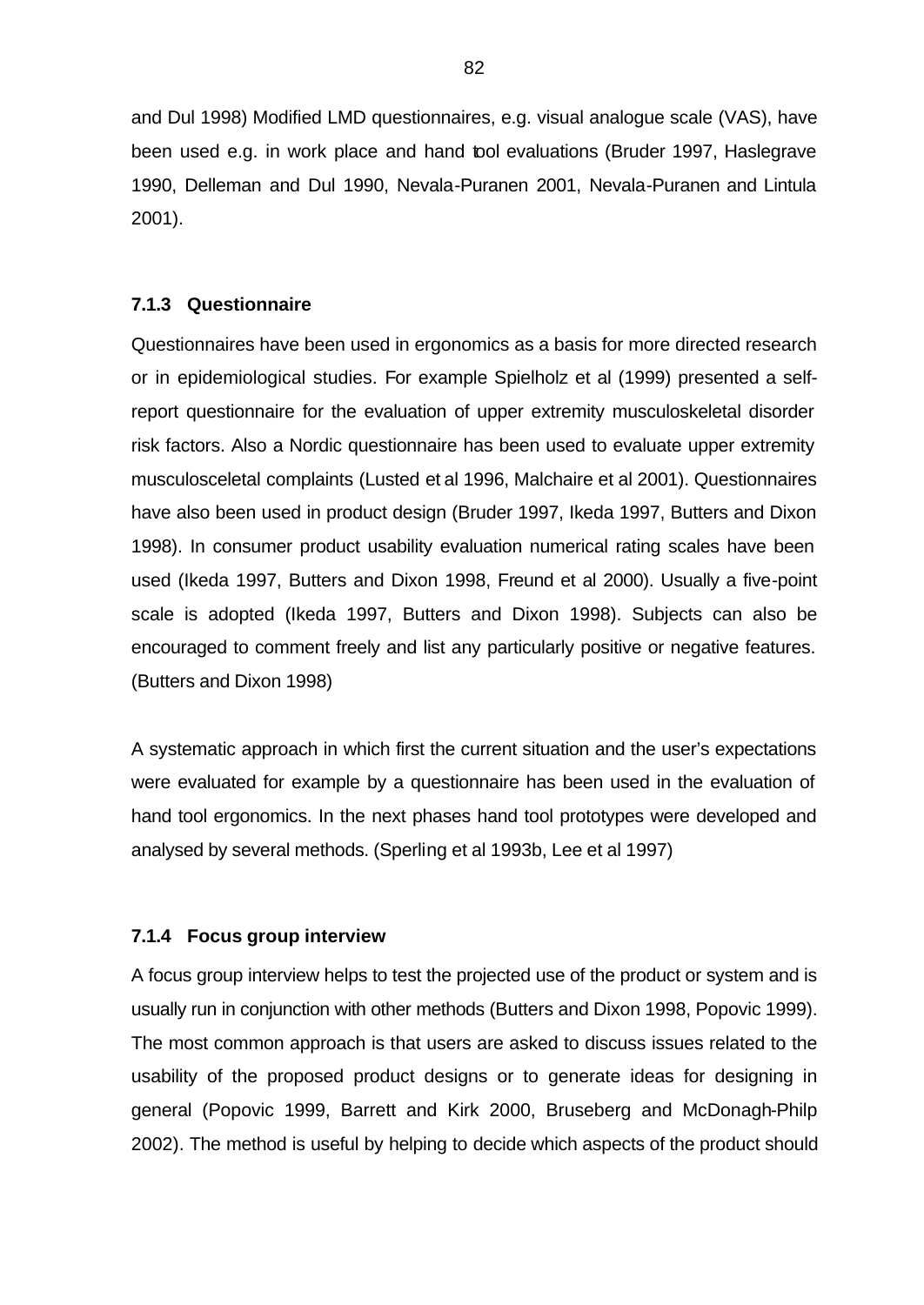and Dul 1998) Modified LMD questionnaires, e.g. visual analogue scale (VAS), have been used e.g. in work place and hand tool evaluations (Bruder 1997, Haslegrave 1990, Delleman and Dul 1990, Nevala-Puranen 2001, Nevala-Puranen and Lintula 2001).

### 7.1.3 Questionnaire

Questionnaires have been used in ergonomics as a basis for more directed research or in epidemiological studies. For example Spielholz et al (1999) presented a self-report questionnaire for the evaluation of upper extremity musculoskeletal disorder risk factors. Also a Nordic questionnaire has been used to evaluate upper extremity musculosceletal complaints (Lusted et al 1996, Malchaire et al 2001). Questionnaires have also been used in product design (Bruder 1997, Ikeda 1997, Butters and Dixon 1998). In consumer product usability evaluation numerical rating scales have been used (Ikeda 1997, Butters and Dixon 1998, Freund et al 2000). Usually a five-point scale is adopted (Ikeda 1997, Butters and Dixon 1998). Subjects can also be encouraged to comment freely and list any particularly positive or negative features. (Butters and Dixon 1998)

A systematic approach in which first the current situation and the user's expectations were evaluated for example by a questionnaire has been used in the evaluation of hand tool ergonomics. In the next phases hand tool prototypes were developed and analysed by several methods. (Sperling et al 1993b, Lee et al 1997)

### 7.1.4 Focus group interview

A focus group interview helps to test the projected use of the product or system and is usually run in conjunction with other methods (Butters and Dixon 1998, Popovic 1999). The most common approach is that users are asked to discuss issues related to the usability of the proposed product designs or to generate ideas for designing in general (Popovic 1999, Barrett and Kirk 2000, Bruseberg and McDonagh-Philp 2002). The method is useful by helping to decide which aspects of the product should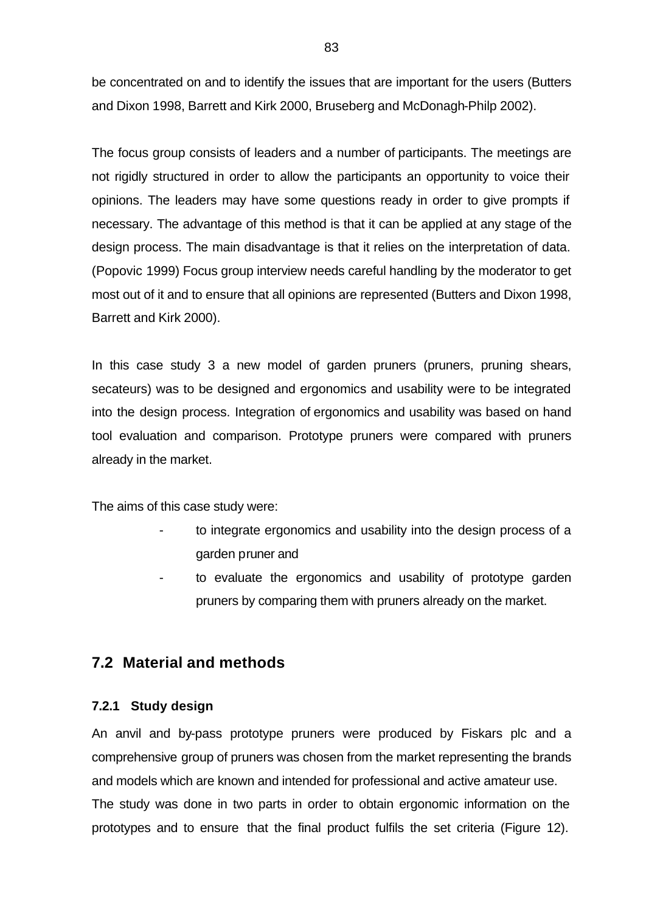be concentrated on and to identify the issues that are important for the users (Butters and Dixon 1998, Barrett and Kirk 2000, Bruseberg and McDonagh-Philp 2002).

The focus group consists of leaders and a number of participants. The meetings are not rigidly structured in order to allow the participants an opportunity to voice their opinions. The leaders may have some questions ready in order to give prompts if necessary. The advantage of this method is that it can be applied at any stage of the design process. The main disadvantage is that it relies on the interpretation of data. (Popovic 1999) Focus group interview needs careful handling by the moderator to get most out of it and to ensure that all opinions are represented (Butters and Dixon 1998, Barrett and Kirk 2000).

In this case study 3 a new model of garden pruners (pruners, pruning shears, secateurs) was to be designed and ergonomics and usability were to be integrated into the design process. Integration of ergonomics and usability was based on hand tool evaluation and comparison. Prototype pruners were compared with pruners already in the market.

The aims of this case study were:

- to integrate ergonomics and usability into the design process of a garden pruner and
- to evaluate the ergonomics and usability of prototype garden pruners by comparing them with pruners already on the market.

## 7.2 Material and methods

### 7.2.1 Study design

An anvil and by-pass prototype pruners were produced by Fiskars plc and a comprehensive group of pruners was chosen from the market representing the brands and models which are known and intended for professional and active amateur use. The study was done in two parts in order to obtain ergonomic information on the prototypes and to ensure that the final product fulfils the set criteria (Figure 12).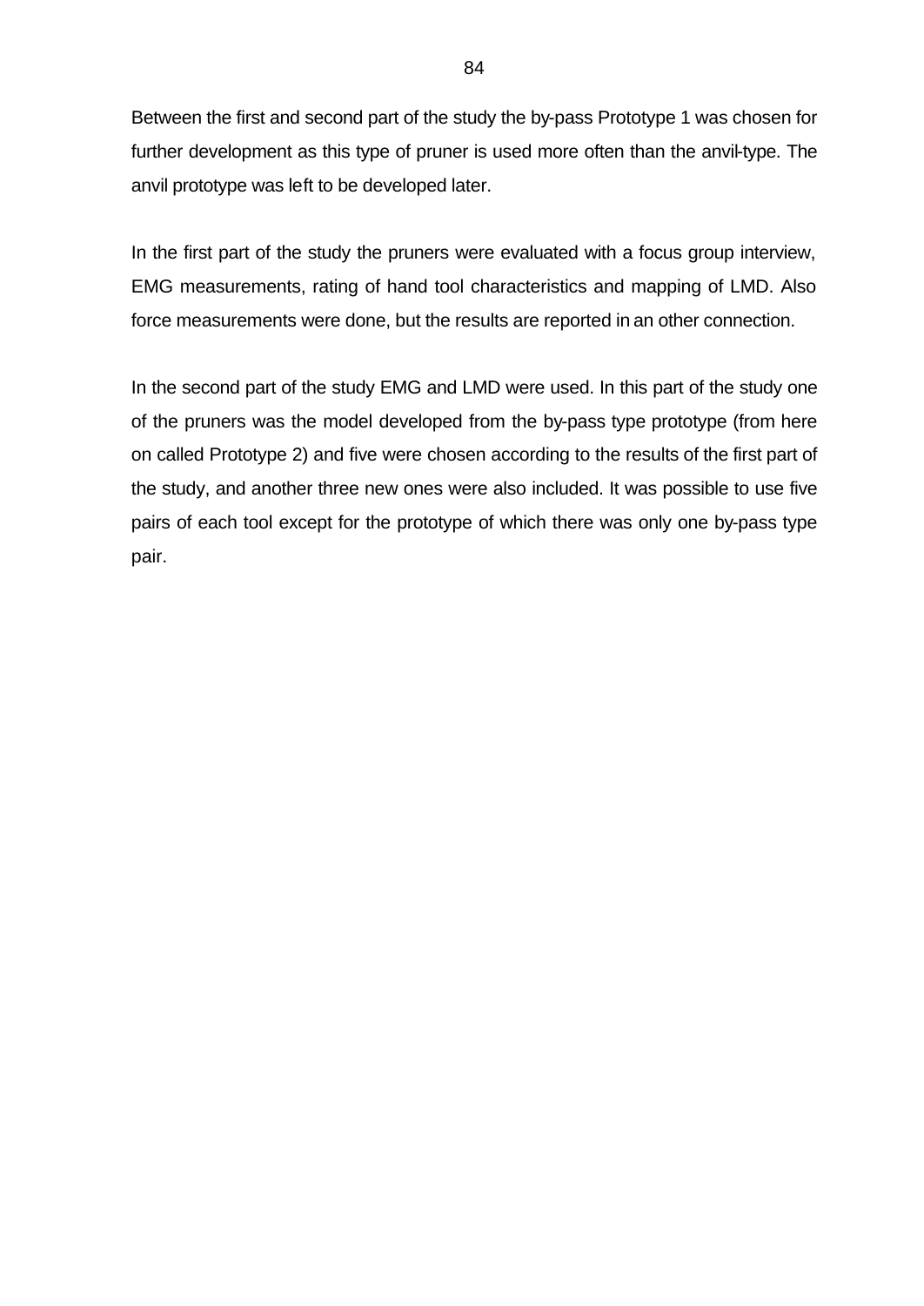Between the first and second part of the study the by-pass Prototype 1 was chosen for further development as this type of pruner is used more often than the anvil-type. The anvil prototype was left to be developed later.

In the first part of the study the pruners were evaluated with a focus group interview, EMG measurements, rating of hand tool characteristics and mapping of LMD. Also force measurements were done, but the results are reported in an other connection.

In the second part of the study EMG and LMD were used. In this part of the study one of the pruners was the model developed from the by-pass type prototype (from here on called Prototype 2) and five were chosen according to the results of the first part of the study, and another three new ones were also included. It was possible to use five pairs of each tool except for the prototype of which there was only one by-pass type pair.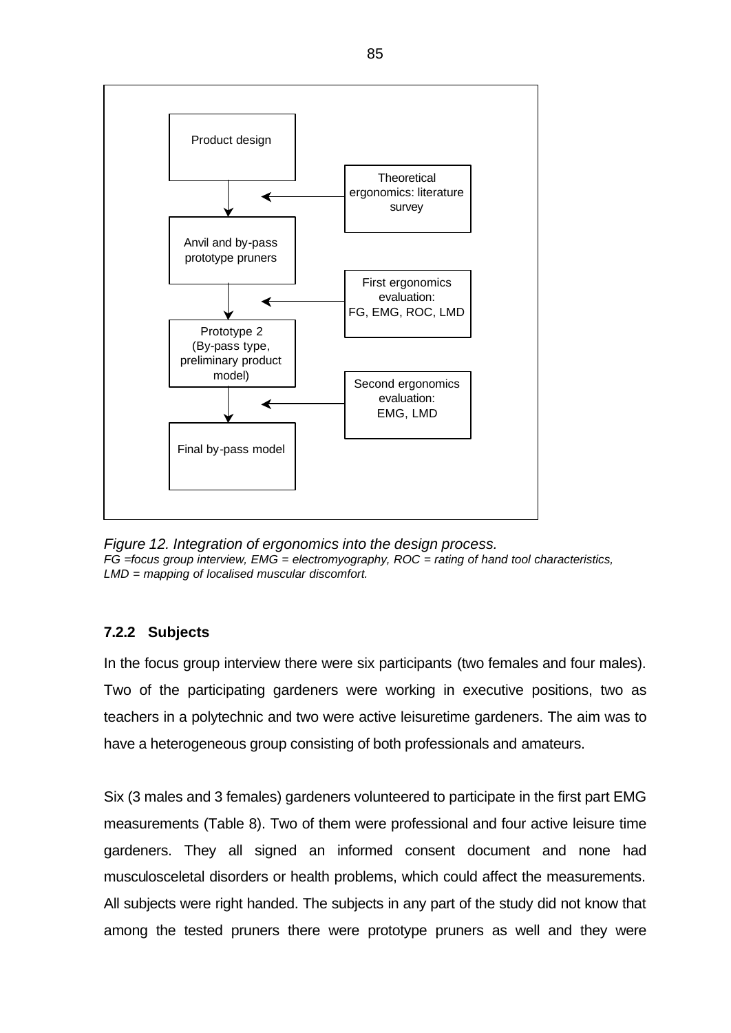Product design

Theoretical ergonomics: literature survey

Anvil and by-pass prototype pruners

First ergonomics evaluation: FG, EMG, ROC, LMD

Prototype 2 (By-pass type, preliminary product model)

Second ergonomics evaluation: EMG, LMD

Final by-pass model

*Figure 12. Integration of ergonomics into the design process.*
*FG =focus group interview, EMG = electromyography, ROC = rating of hand tool characteristics, LMD = mapping of localised muscular discomfort.*

### 7.2.2 Subjects

In the focus group interview there were six participants (two females and four males). Two of the participating gardeners were working in executive positions, two as teachers in a polytechnic and two were active leisuretime gardeners. The aim was to have a heterogeneous group consisting of both professionals and amateurs.

Six (3 males and 3 females) gardeners volunteered to participate in the first part EMG measurements (Table 8). Two of them were professional and four active leisure time gardeners. They all signed an informed consent document and none had musculosceletal disorders or health problems, which could affect the measurements. All subjects were right handed. The subjects in any part of the study did not know that among the tested pruners there were prototype pruners as well and they were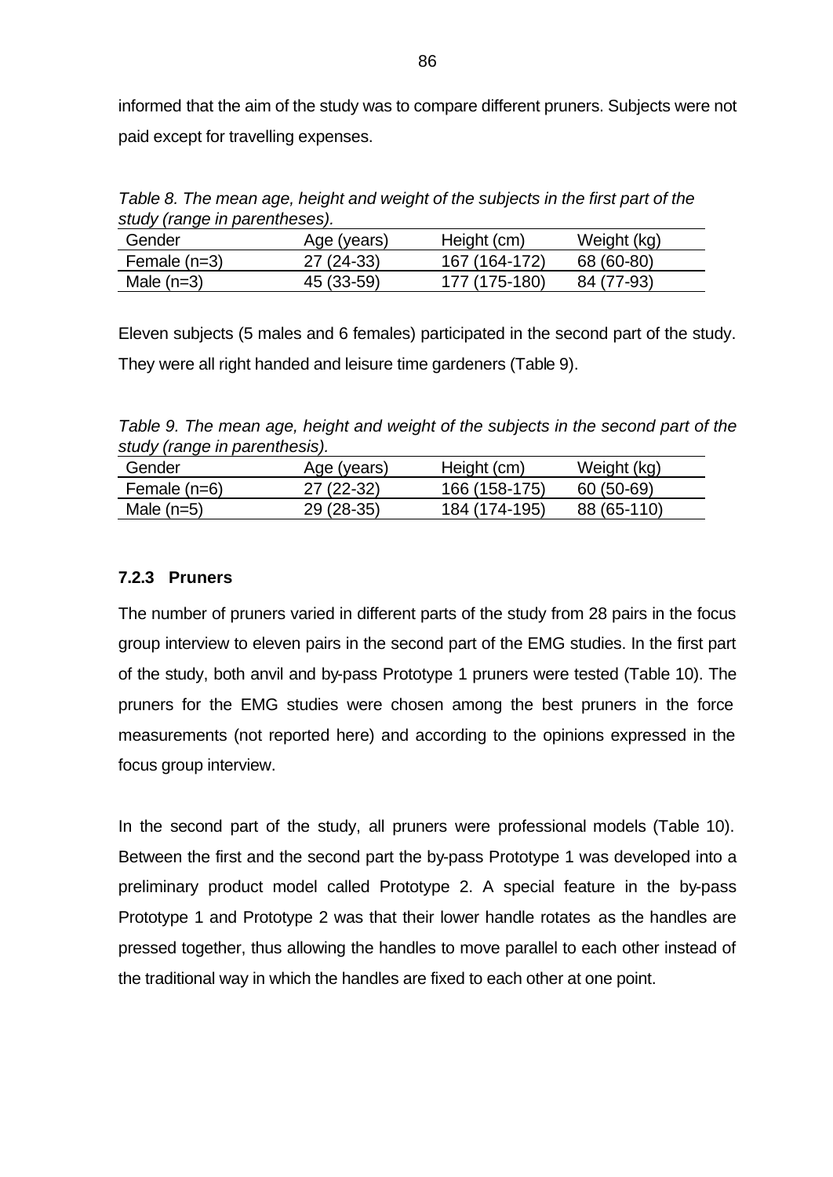informed that the aim of the study was to compare different pruners. Subjects were not paid except for travelling expenses.

*Table 8. The mean age, height and weight of the subjects in the first part of the study (range in parentheses).*

| Gender | Age (years) | Height (cm) | Weight (kg) |
|---|---|---|---|
| Female (n=3) | 27 (24-33) | 167 (164-172) | 68 (60-80) |
| Male (n=3) | 45 (33-59) | 177 (175-180) | 84 (77-93) |

Eleven subjects (5 males and 6 females) participated in the second part of the study. They were all right handed and leisure time gardeners (Table 9).

*Table 9. The mean age, height and weight of the subjects in the second part of the study (range in parenthesis).*

| Gender | Age (years) | Height (cm) | Weight (kg) |
|---|---|---|---|
| Female (n=6) | 27 (22-32) | 166 (158-175) | 60 (50-69) |
| Male (n=5) | 29 (28-35) | 184 (174-195) | 88 (65-110) |

### 7.2.3 Pruners

The number of pruners varied in different parts of the study from 28 pairs in the focus group interview to eleven pairs in the second part of the EMG studies. In the first part of the study, both anvil and by-pass Prototype 1 pruners were tested (Table 10). The pruners for the EMG studies were chosen among the best pruners in the force measurements (not reported here) and according to the opinions expressed in the focus group interview.

In the second part of the study, all pruners were professional models (Table 10). Between the first and the second part the by-pass Prototype 1 was developed into a preliminary product model called Prototype 2. A special feature in the by-pass Prototype 1 and Prototype 2 was that their lower handle rotates as the handles are pressed together, thus allowing the handles to move parallel to each other instead of the traditional way in which the handles are fixed to each other at one point.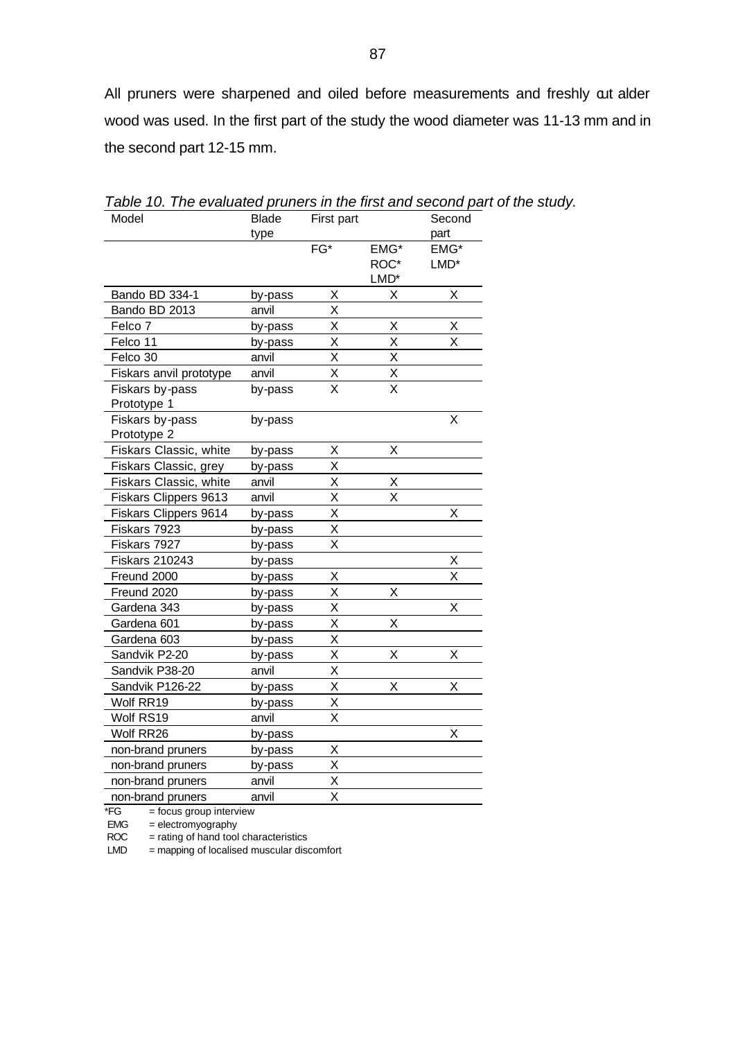All pruners were sharpened and oiled before measurements and freshly cut alder wood was used. In the first part of the study the wood diameter was 11-13 mm and in the second part 12-15 mm.

*Table 10. The evaluated pruners in the first and second part of the study.*

| Model | Blade type | First part | | Second part |
|---|---|---|---|---|
| | | FG* | EMG* ROC* LMD* | EMG* LMD* |
| Bando BD 334-1 | by-pass | X | X | X |
| Bando BD 2013 | anvil | X | | |
| Felco 7 | by-pass | X | X | X |
| Felco 11 | by-pass | X | X | X |
| Felco 30 | anvil | X | X | |
| Fiskars anvil prototype | anvil | X | X | |
| Fiskars by-pass Prototype 1 | by-pass | X | X | |
| Fiskars by-pass Prototype 2 | by-pass | | | X |
| Fiskars Classic, white | by-pass | X | X | |
| Fiskars Classic, grey | by-pass | X | | |
| Fiskars Classic, white | anvil | X | X | |
| Fiskars Clippers 9613 | anvil | X | X | |
| Fiskars Clippers 9614 | by-pass | X | | X |
| Fiskars 7923 | by-pass | X | | |
| Fiskars 7927 | by-pass | X | | |
| Fiskars 210243 | by-pass | | | X |
| Freund 2000 | by-pass | X | | X |
| Freund 2020 | by-pass | X | X | |
| Gardena 343 | by-pass | X | | X |
| Gardena 601 | by-pass | X | X | |
| Gardena 603 | by-pass | X | | |
| Sandvik P2-20 | by-pass | X | X | X |
| Sandvik P38-20 | anvil | X | | |
| Sandvik P126-22 | by-pass | X | X | X |
| Wolf RR19 | by-pass | X | | |
| Wolf RS19 | anvil | X | | |
| Wolf RR26 | by-pass | | | X |
| non-brand pruners | by-pass | X | | |
| non-brand pruners | by-pass | X | | |
| non-brand pruners | anvil | X | | |
| non-brand pruners | anvil | X | | |

*FG = focus group interview
EMG = electromyography
ROC = rating of hand tool characteristics
LMD = mapping of localised muscular discomfort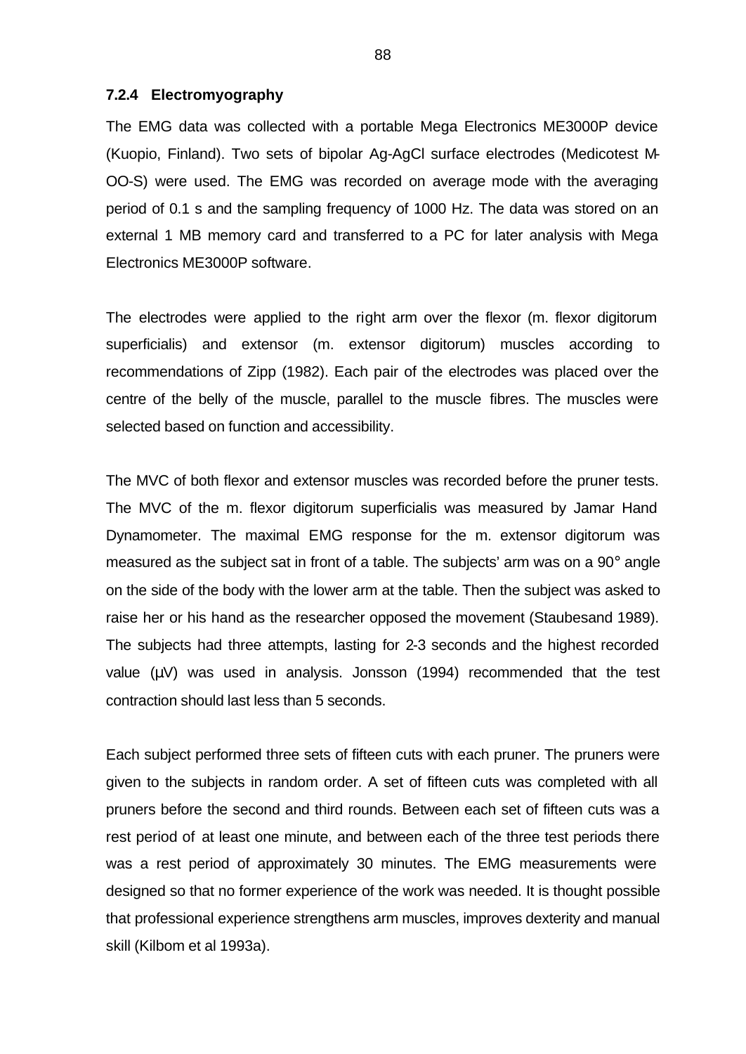### 7.2.4 Electromyography

The EMG data was collected with a portable Mega Electronics ME3000P device (Kuopio, Finland). Two sets of bipolar Ag-AgCl surface electrodes (Medicotest M-OO-S) were used. The EMG was recorded on average mode with the averaging period of 0.1 s and the sampling frequency of 1000 Hz. The data was stored on an external 1 MB memory card and transferred to a PC for later analysis with Mega Electronics ME3000P software.

The electrodes were applied to the right arm over the flexor (m. flexor digitorum superficialis) and extensor (m. extensor digitorum) muscles according to recommendations of Zipp (1982). Each pair of the electrodes was placed over the centre of the belly of the muscle, parallel to the muscle fibres. The muscles were selected based on function and accessibility.

The MVC of both flexor and extensor muscles was recorded before the pruner tests. The MVC of the m. flexor digitorum superficialis was measured by Jamar Hand Dynamometer. The maximal EMG response for the m. extensor digitorum was measured as the subject sat in front of a table. The subjects' arm was on a 90° angle on the side of the body with the lower arm at the table. Then the subject was asked to raise her or his hand as the researcher opposed the movement (Staubesand 1989). The subjects had three attempts, lasting for 2-3 seconds and the highest recorded value (µV) was used in analysis. Jonsson (1994) recommended that the test contraction should last less than 5 seconds.

Each subject performed three sets of fifteen cuts with each pruner. The pruners were given to the subjects in random order. A set of fifteen cuts was completed with all pruners before the second and third rounds. Between each set of fifteen cuts was a rest period of at least one minute, and between each of the three test periods there was a rest period of approximately 30 minutes. The EMG measurements were designed so that no former experience of the work was needed. It is thought possible that professional experience strengthens arm muscles, improves dexterity and manual skill (Kilbom et al 1993a).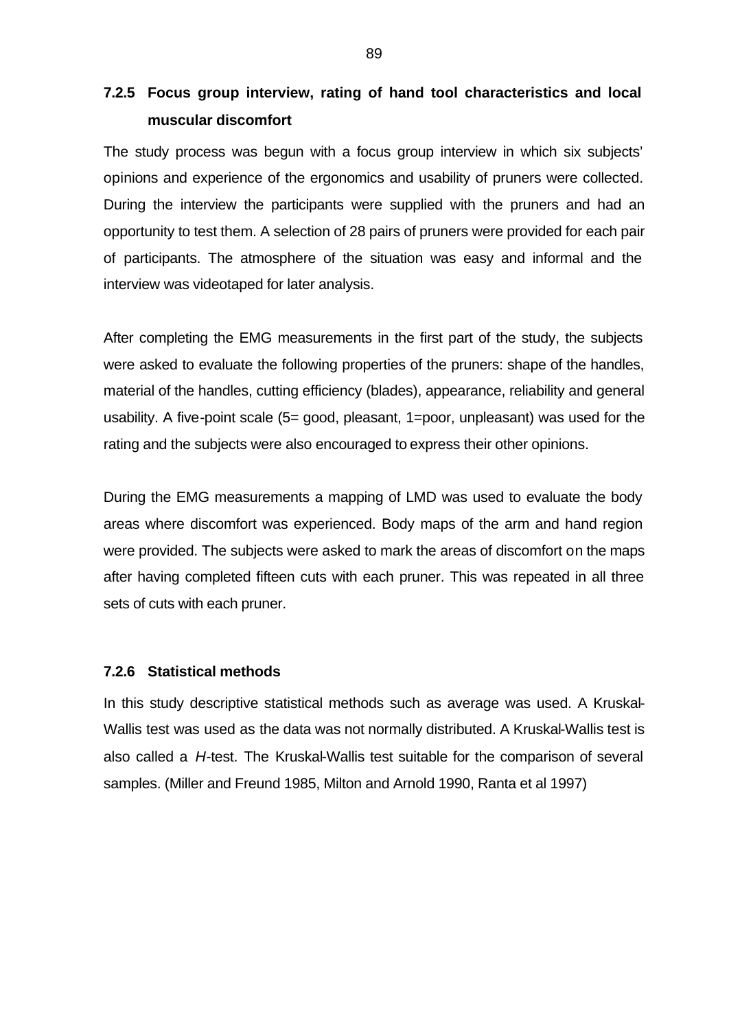### 7.2.5 Focus group interview, rating of hand tool characteristics and local muscular discomfort

The study process was begun with a focus group interview in which six subjects' opinions and experience of the ergonomics and usability of pruners were collected. During the interview the participants were supplied with the pruners and had an opportunity to test them. A selection of 28 pairs of pruners were provided for each pair of participants. The atmosphere of the situation was easy and informal and the interview was videotaped for later analysis.

After completing the EMG measurements in the first part of the study, the subjects were asked to evaluate the following properties of the pruners: shape of the handles, material of the handles, cutting efficiency (blades), appearance, reliability and general usability. A five-point scale (5= good, pleasant, 1=poor, unpleasant) was used for the rating and the subjects were also encouraged to express their other opinions.

During the EMG measurements a mapping of LMD was used to evaluate the body areas where discomfort was experienced. Body maps of the arm and hand region were provided. The subjects were asked to mark the areas of discomfort on the maps after having completed fifteen cuts with each pruner. This was repeated in all three sets of cuts with each pruner.

### 7.2.6 Statistical methods

In this study descriptive statistical methods such as average was used. A Kruskal-Wallis test was used as the data was not normally distributed. A Kruskal-Wallis test is also called a *H*-test. The Kruskal-Wallis test suitable for the comparison of several samples. (Miller and Freund 1985, Milton and Arnold 1990, Ranta et al 1997)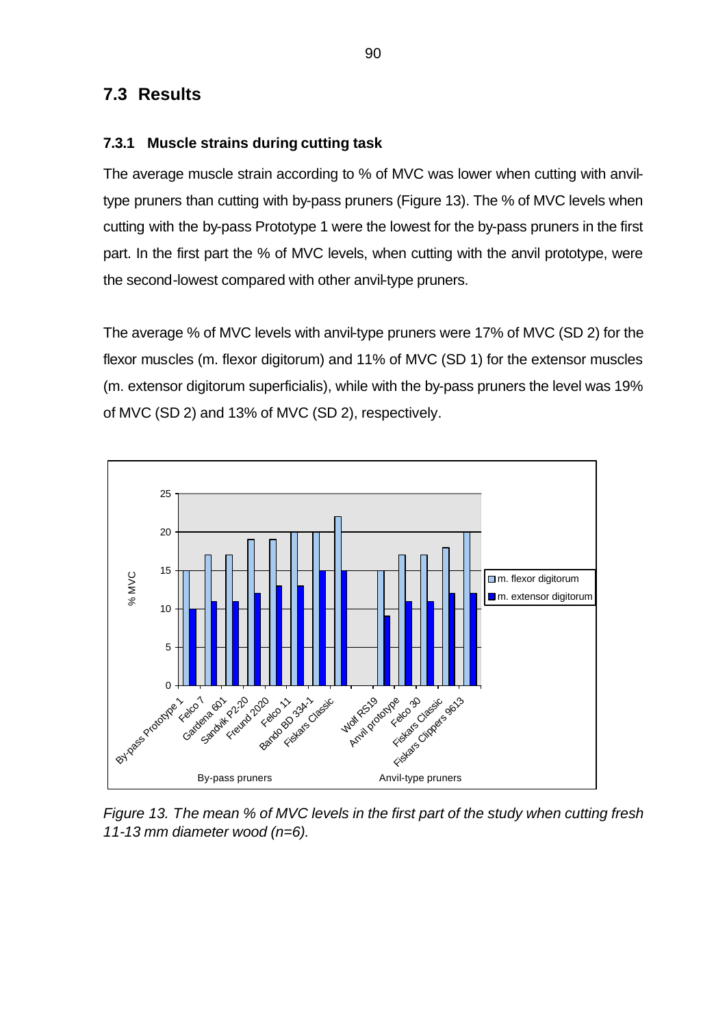## 7.3 Results

### 7.3.1 Muscle strains during cutting task

The average muscle strain according to % of MVC was lower when cutting with anvil-type pruners than cutting with by-pass pruners (Figure 13). The % of MVC levels when cutting with the by-pass Prototype 1 were the lowest for the by-pass pruners in the first part. In the first part the % of MVC levels, when cutting with the anvil prototype, were the second-lowest compared with other anvil-type pruners.

The average % of MVC levels with anvil-type pruners were 17% of MVC (SD 2) for the flexor muscles (m. flexor digitorum) and 11% of MVC (SD 1) for the extensor muscles (m. extensor digitorum superficialis), while with the by-pass pruners the level was 19% of MVC (SD 2) and 13% of MVC (SD 2), respectively.

*Figure 13. The mean % of MVC levels in the first part of the study when cutting fresh 11-13 mm diameter wood (n=6).*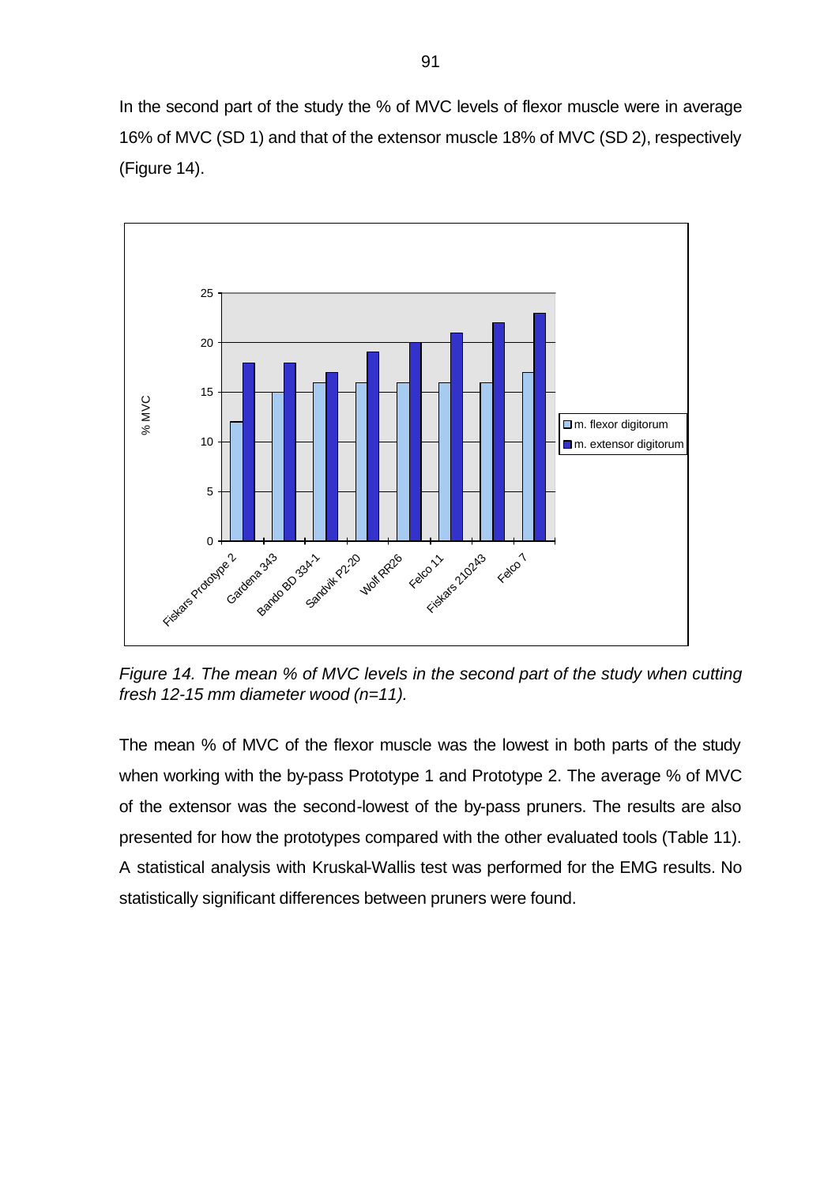In the second part of the study the % of MVC levels of flexor muscle were in average 16% of MVC (SD 1) and that of the extensor muscle 18% of MVC (SD 2), respectively (Figure 14).

*Figure 14. The mean % of MVC levels in the second part of the study when cutting fresh 12-15 mm diameter wood (n=11).*

The mean % of MVC of the flexor muscle was the lowest in both parts of the study when working with the by-pass Prototype 1 and Prototype 2. The average % of MVC of the extensor was the second-lowest of the by-pass pruners. The results are also presented for how the prototypes compared with the other evaluated tools (Table 11). A statistical analysis with Kruskal-Wallis test was performed for the EMG results. No statistically significant differences between pruners were found.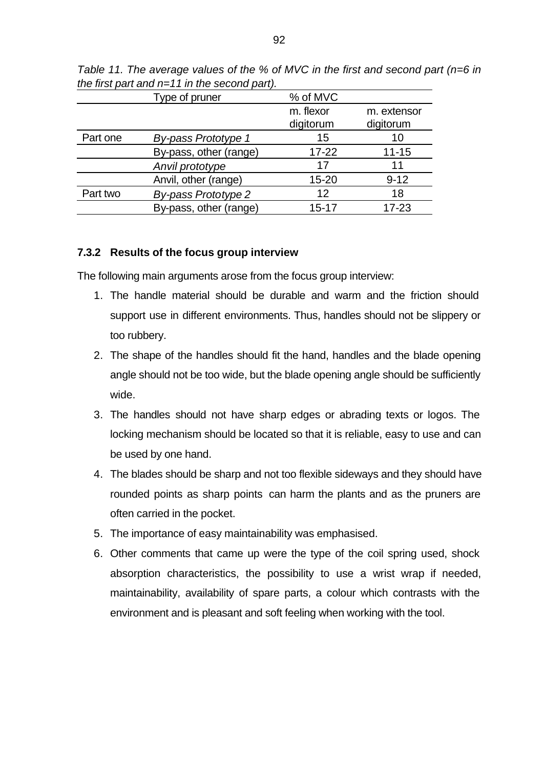*Table 11. The average values of the % of MVC in the first and second part (n=6 in the first part and n=11 in the second part).*

| | Type of pruner | % of MVC | |
|---|---|---|---|
| | | m. flexor digitorum | m. extensor digitorum |
| Part one | *By-pass Prototype 1* | 15 | 10 |
| | By-pass, other (range) | 17-22 | 11-15 |
| | *Anvil prototype* | 17 | 11 |
| | Anvil, other (range) | 15-20 | 9-12 |
| Part two | *By-pass Prototype 2* | 12 | 18 |
| | By-pass, other (range) | 15-17 | 17-23 |

### 7.3.2 Results of the focus group interview

The following main arguments arose from the focus group interview:

1. The handle material should be durable and warm and the friction should support use in different environments. Thus, handles should not be slippery or too rubbery.
2. The shape of the handles should fit the hand, handles and the blade opening angle should not be too wide, but the blade opening angle should be sufficiently wide.
3. The handles should not have sharp edges or abrading texts or logos. The locking mechanism should be located so that it is reliable, easy to use and can be used by one hand.
4. The blades should be sharp and not too flexible sideways and they should have rounded points as sharp points can harm the plants and as the pruners are often carried in the pocket.
5. The importance of easy maintainability was emphasised.
6. Other comments that came up were the type of the coil spring used, shock absorption characteristics, the possibility to use a wrist wrap if needed, maintainability, availability of spare parts, a colour which contrasts with the environment and is pleasant and soft feeling when working with the tool.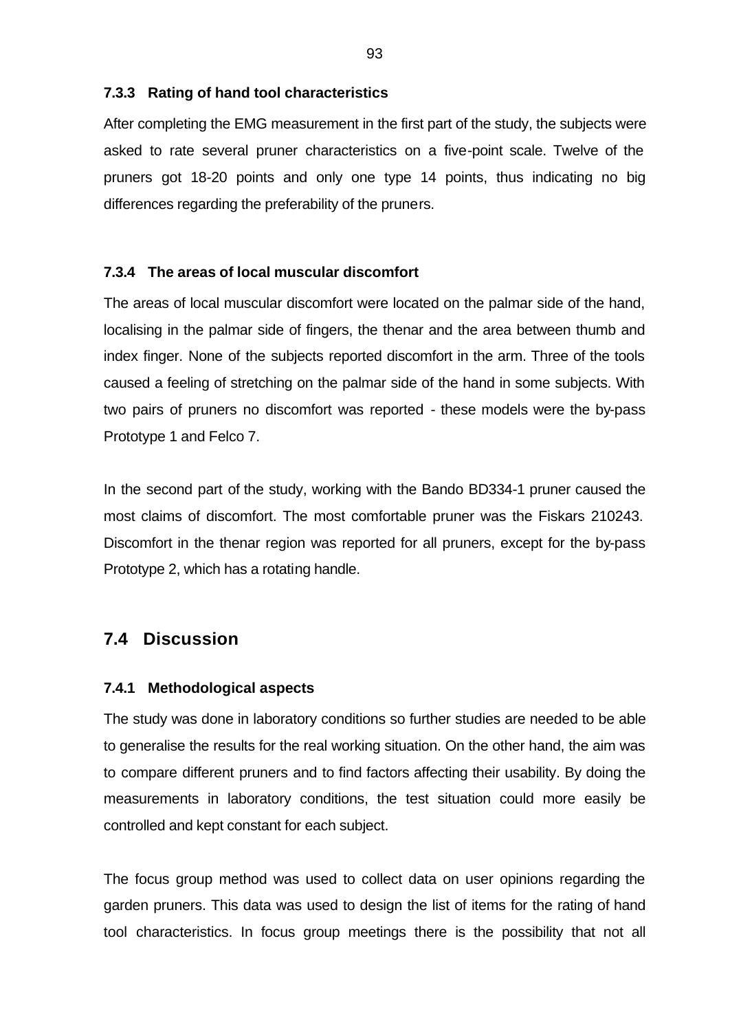### 7.3.3 Rating of hand tool characteristics

After completing the EMG measurement in the first part of the study, the subjects were asked to rate several pruner characteristics on a five-point scale. Twelve of the pruners got 18-20 points and only one type 14 points, thus indicating no big differences regarding the preferability of the pruners.

### 7.3.4 The areas of local muscular discomfort

The areas of local muscular discomfort were located on the palmar side of the hand, localising in the palmar side of fingers, the thenar and the area between thumb and index finger. None of the subjects reported discomfort in the arm. Three of the tools caused a feeling of stretching on the palmar side of the hand in some subjects. With two pairs of pruners no discomfort was reported - these models were the by-pass Prototype 1 and Felco 7.

In the second part of the study, working with the Bando BD334-1 pruner caused the most claims of discomfort. The most comfortable pruner was the Fiskars 210243. Discomfort in the thenar region was reported for all pruners, except for the by-pass Prototype 2, which has a rotating handle.

## 7.4 Discussion

### 7.4.1 Methodological aspects

The study was done in laboratory conditions so further studies are needed to be able to generalise the results for the real working situation. On the other hand, the aim was to compare different pruners and to find factors affecting their usability. By doing the measurements in laboratory conditions, the test situation could more easily be controlled and kept constant for each subject.

The focus group method was used to collect data on user opinions regarding the garden pruners. This data was used to design the list of items for the rating of hand tool characteristics. In focus group meetings there is the possibility that not all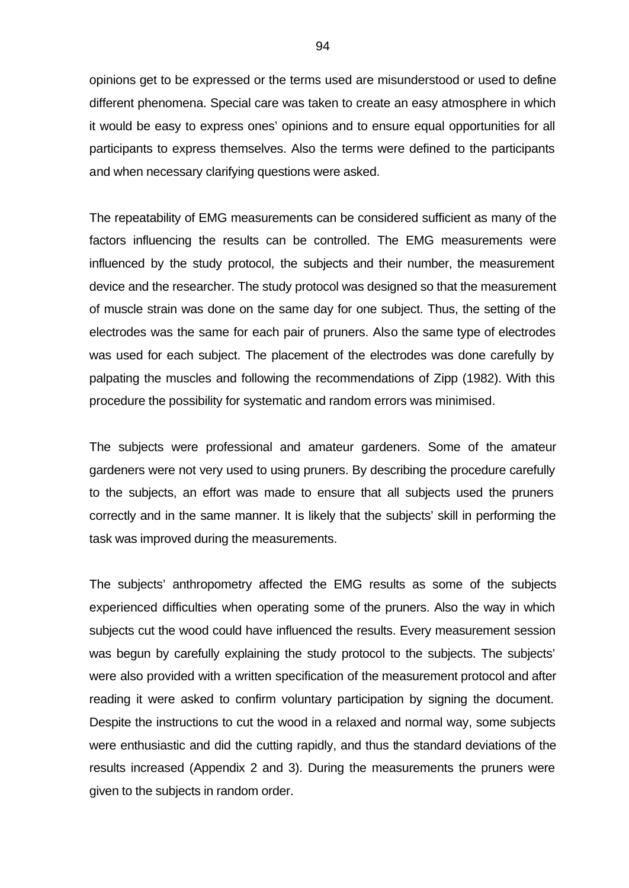opinions get to be expressed or the terms used are misunderstood or used to define different phenomena. Special care was taken to create an easy atmosphere in which it would be easy to express ones' opinions and to ensure equal opportunities for all participants to express themselves. Also the terms were defined to the participants and when necessary clarifying questions were asked.

The repeatability of EMG measurements can be considered sufficient as many of the factors influencing the results can be controlled. The EMG measurements were influenced by the study protocol, the subjects and their number, the measurement device and the researcher. The study protocol was designed so that the measurement of muscle strain was done on the same day for one subject. Thus, the setting of the electrodes was the same for each pair of pruners. Also the same type of electrodes was used for each subject. The placement of the electrodes was done carefully by palpating the muscles and following the recommendations of Zipp (1982). With this procedure the possibility for systematic and random errors was minimised.

The subjects were professional and amateur gardeners. Some of the amateur gardeners were not very used to using pruners. By describing the procedure carefully to the subjects, an effort was made to ensure that all subjects used the pruners correctly and in the same manner. It is likely that the subjects' skill in performing the task was improved during the measurements.

The subjects' anthropometry affected the EMG results as some of the subjects experienced difficulties when operating some of the pruners. Also the way in which subjects cut the wood could have influenced the results. Every measurement session was begun by carefully explaining the study protocol to the subjects. The subjects' were also provided with a written specification of the measurement protocol and after reading it were asked to confirm voluntary participation by signing the document. Despite the instructions to cut the wood in a relaxed and normal way, some subjects were enthusiastic and did the cutting rapidly, and thus the standard deviations of the results increased (Appendix 2 and 3). During the measurements the pruners were given to the subjects in random order.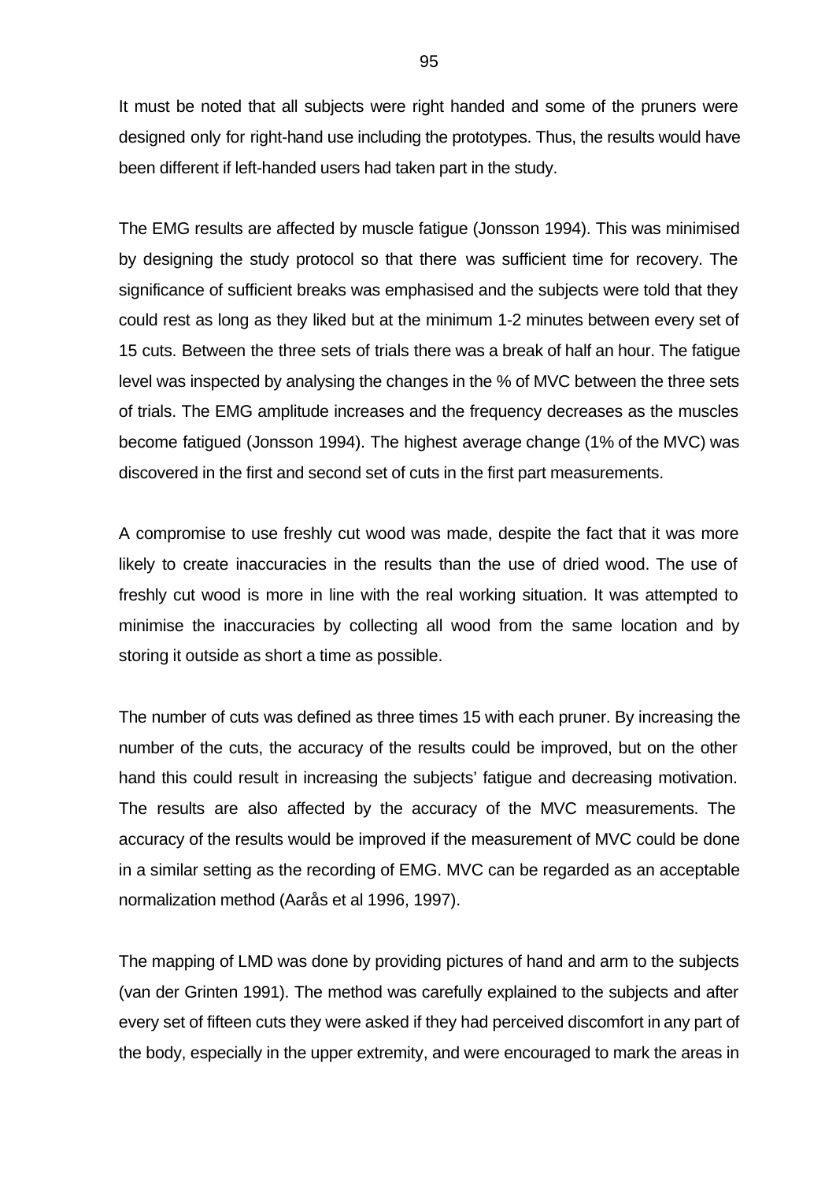It must be noted that all subjects were right handed and some of the pruners were designed only for right-hand use including the prototypes. Thus, the results would have been different if left-handed users had taken part in the study.

The EMG results are affected by muscle fatigue (Jonsson 1994). This was minimised by designing the study protocol so that there was sufficient time for recovery. The significance of sufficient breaks was emphasised and the subjects were told that they could rest as long as they liked but at the minimum 1-2 minutes between every set of 15 cuts. Between the three sets of trials there was a break of half an hour. The fatigue level was inspected by analysing the changes in the % of MVC between the three sets of trials. The EMG amplitude increases and the frequency decreases as the muscles become fatigued (Jonsson 1994). The highest average change (1% of the MVC) was discovered in the first and second set of cuts in the first part measurements.

A compromise to use freshly cut wood was made, despite the fact that it was more likely to create inaccuracies in the results than the use of dried wood. The use of freshly cut wood is more in line with the real working situation. It was attempted to minimise the inaccuracies by collecting all wood from the same location and by storing it outside as short a time as possible.

The number of cuts was defined as three times 15 with each pruner. By increasing the number of the cuts, the accuracy of the results could be improved, but on the other hand this could result in increasing the subjects' fatigue and decreasing motivation. The results are also affected by the accuracy of the MVC measurements. The accuracy of the results would be improved if the measurement of MVC could be done in a similar setting as the recording of EMG. MVC can be regarded as an acceptable normalization method (Aarås et al 1996, 1997).

The mapping of LMD was done by providing pictures of hand and arm to the subjects (van der Grinten 1991). The method was carefully explained to the subjects and after every set of fifteen cuts they were asked if they had perceived discomfort in any part of the body, especially in the upper extremity, and were encouraged to mark the areas in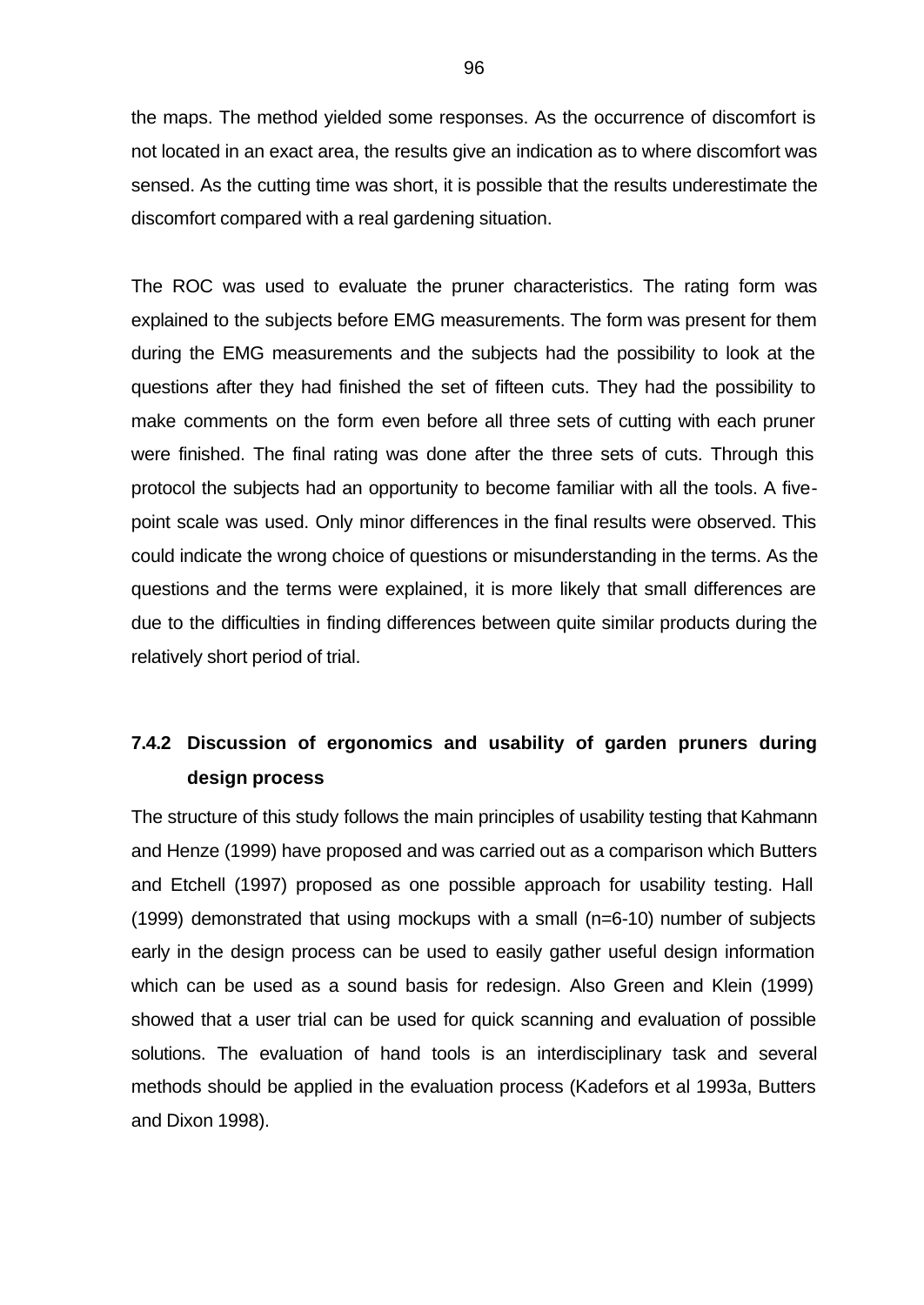the maps. The method yielded some responses. As the occurrence of discomfort is not located in an exact area, the results give an indication as to where discomfort was sensed. As the cutting time was short, it is possible that the results underestimate the discomfort compared with a real gardening situation.

The ROC was used to evaluate the pruner characteristics. The rating form was explained to the subjects before EMG measurements. The form was present for them during the EMG measurements and the subjects had the possibility to look at the questions after they had finished the set of fifteen cuts. They had the possibility to make comments on the form even before all three sets of cutting with each pruner were finished. The final rating was done after the three sets of cuts. Through this protocol the subjects had an opportunity to become familiar with all the tools. A five-point scale was used. Only minor differences in the final results were observed. This could indicate the wrong choice of questions or misunderstanding in the terms. As the questions and the terms were explained, it is more likely that small differences are due to the difficulties in finding differences between quite similar products during the relatively short period of trial.

### 7.4.2 Discussion of ergonomics and usability of garden pruners during design process

The structure of this study follows the main principles of usability testing that Kahmann and Henze (1999) have proposed and was carried out as a comparison which Butters and Etchell (1997) proposed as one possible approach for usability testing. Hall (1999) demonstrated that using mockups with a small (n=6-10) number of subjects early in the design process can be used to easily gather useful design information which can be used as a sound basis for redesign. Also Green and Klein (1999) showed that a user trial can be used for quick scanning and evaluation of possible solutions. The evaluation of hand tools is an interdisciplinary task and several methods should be applied in the evaluation process (Kadefors et al 1993a, Butters and Dixon 1998).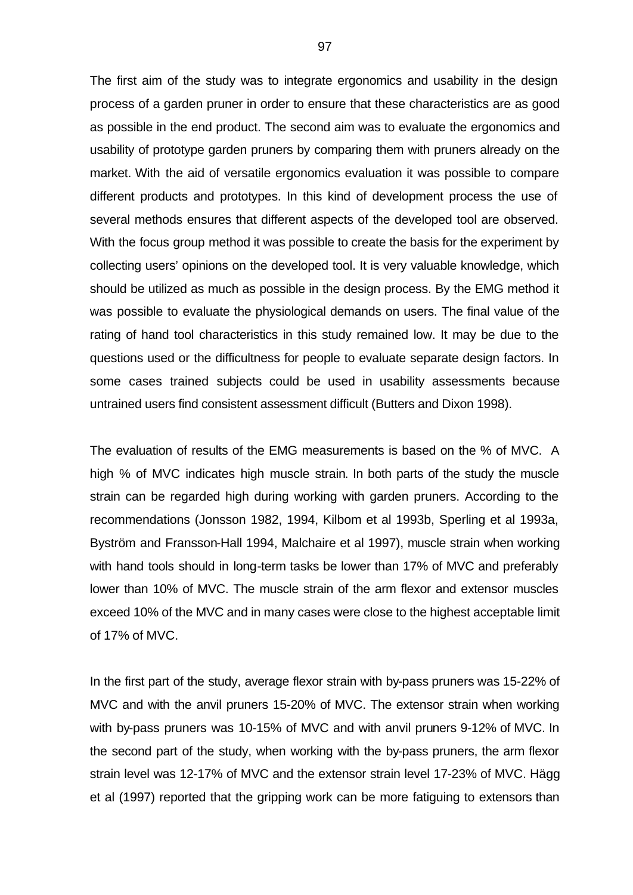The first aim of the study was to integrate ergonomics and usability in the design process of a garden pruner in order to ensure that these characteristics are as good as possible in the end product. The second aim was to evaluate the ergonomics and usability of prototype garden pruners by comparing them with pruners already on the market. With the aid of versatile ergonomics evaluation it was possible to compare different products and prototypes. In this kind of development process the use of several methods ensures that different aspects of the developed tool are observed. With the focus group method it was possible to create the basis for the experiment by collecting users' opinions on the developed tool. It is very valuable knowledge, which should be utilized as much as possible in the design process. By the EMG method it was possible to evaluate the physiological demands on users. The final value of the rating of hand tool characteristics in this study remained low. It may be due to the questions used or the difficultness for people to evaluate separate design factors. In some cases trained subjects could be used in usability assessments because untrained users find consistent assessment difficult (Butters and Dixon 1998).

The evaluation of results of the EMG measurements is based on the % of MVC. A high % of MVC indicates high muscle strain. In both parts of the study the muscle strain can be regarded high during working with garden pruners. According to the recommendations (Jonsson 1982, 1994, Kilbom et al 1993b, Sperling et al 1993a, Byström and Fransson-Hall 1994, Malchaire et al 1997), muscle strain when working with hand tools should in long-term tasks be lower than 17% of MVC and preferably lower than 10% of MVC. The muscle strain of the arm flexor and extensor muscles exceed 10% of the MVC and in many cases were close to the highest acceptable limit of 17% of MVC.

In the first part of the study, average flexor strain with by-pass pruners was 15-22% of MVC and with the anvil pruners 15-20% of MVC. The extensor strain when working with by-pass pruners was 10-15% of MVC and with anvil pruners 9-12% of MVC. In the second part of the study, when working with the by-pass pruners, the arm flexor strain level was 12-17% of MVC and the extensor strain level 17-23% of MVC. Hägg et al (1997) reported that the gripping work can be more fatiguing to extensors than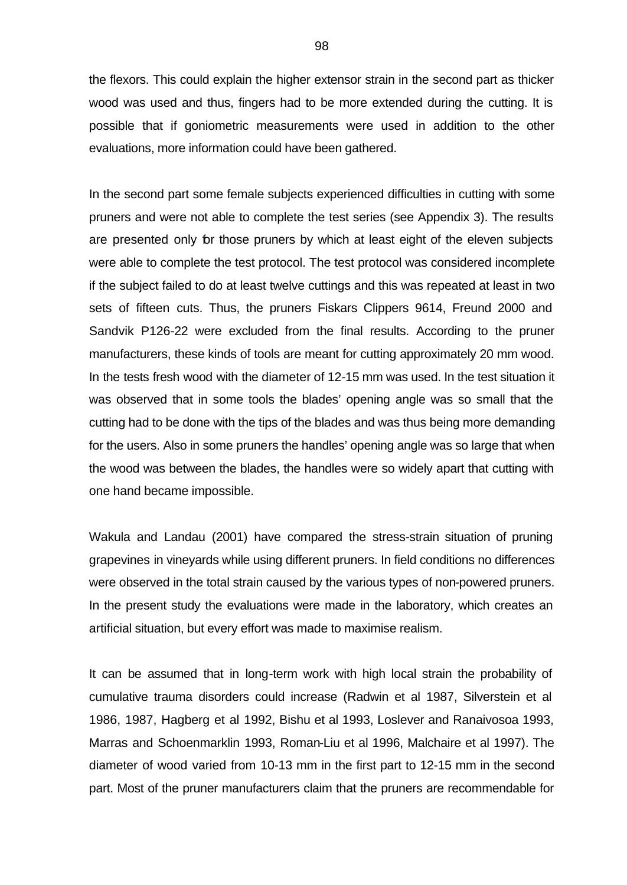the flexors. This could explain the higher extensor strain in the second part as thicker wood was used and thus, fingers had to be more extended during the cutting. It is possible that if goniometric measurements were used in addition to the other evaluations, more information could have been gathered.

In the second part some female subjects experienced difficulties in cutting with some pruners and were not able to complete the test series (see Appendix 3). The results are presented only for those pruners by which at least eight of the eleven subjects were able to complete the test protocol. The test protocol was considered incomplete if the subject failed to do at least twelve cuttings and this was repeated at least in two sets of fifteen cuts. Thus, the pruners Fiskars Clippers 9614, Freund 2000 and Sandvik P126-22 were excluded from the final results. According to the pruner manufacturers, these kinds of tools are meant for cutting approximately 20 mm wood. In the tests fresh wood with the diameter of 12-15 mm was used. In the test situation it was observed that in some tools the blades' opening angle was so small that the cutting had to be done with the tips of the blades and was thus being more demanding for the users. Also in some pruners the handles' opening angle was so large that when the wood was between the blades, the handles were so widely apart that cutting with one hand became impossible.

Wakula and Landau (2001) have compared the stress-strain situation of pruning grapevines in vineyards while using different pruners. In field conditions no differences were observed in the total strain caused by the various types of non-powered pruners. In the present study the evaluations were made in the laboratory, which creates an artificial situation, but every effort was made to maximise realism.

It can be assumed that in long-term work with high local strain the probability of cumulative trauma disorders could increase (Radwin et al 1987, Silverstein et al 1986, 1987, Hagberg et al 1992, Bishu et al 1993, Loslever and Ranaivosoa 1993, Marras and Schoenmarklin 1993, Roman-Liu et al 1996, Malchaire et al 1997). The diameter of wood varied from 10-13 mm in the first part to 12-15 mm in the second part. Most of the pruner manufacturers claim that the pruners are recommendable for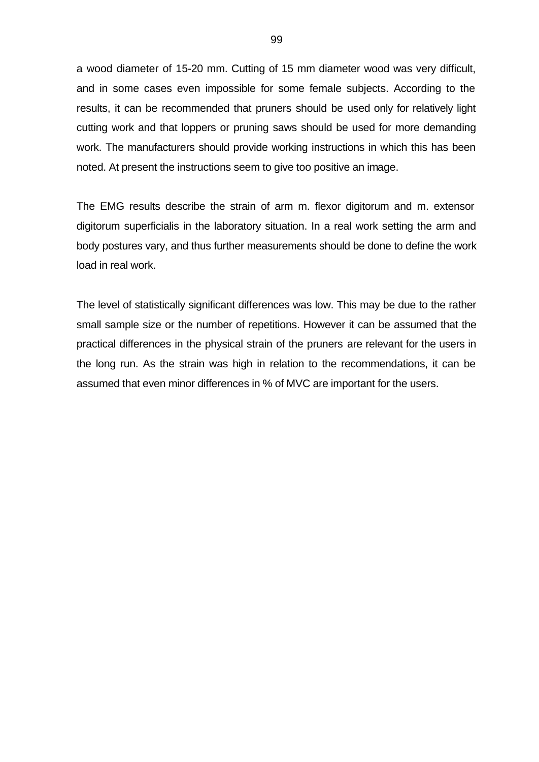a wood diameter of 15-20 mm. Cutting of 15 mm diameter wood was very difficult, and in some cases even impossible for some female subjects. According to the results, it can be recommended that pruners should be used only for relatively light cutting work and that loppers or pruning saws should be used for more demanding work. The manufacturers should provide working instructions in which this has been noted. At present the instructions seem to give too positive an image.

The EMG results describe the strain of arm m. flexor digitorum and m. extensor digitorum superficialis in the laboratory situation. In a real work setting the arm and body postures vary, and thus further measurements should be done to define the work load in real work.

The level of statistically significant differences was low. This may be due to the rather small sample size or the number of repetitions. However it can be assumed that the practical differences in the physical strain of the pruners are relevant for the users in the long run. As the strain was high in relation to the recommendations, it can be assumed that even minor differences in % of MVC are important for the users.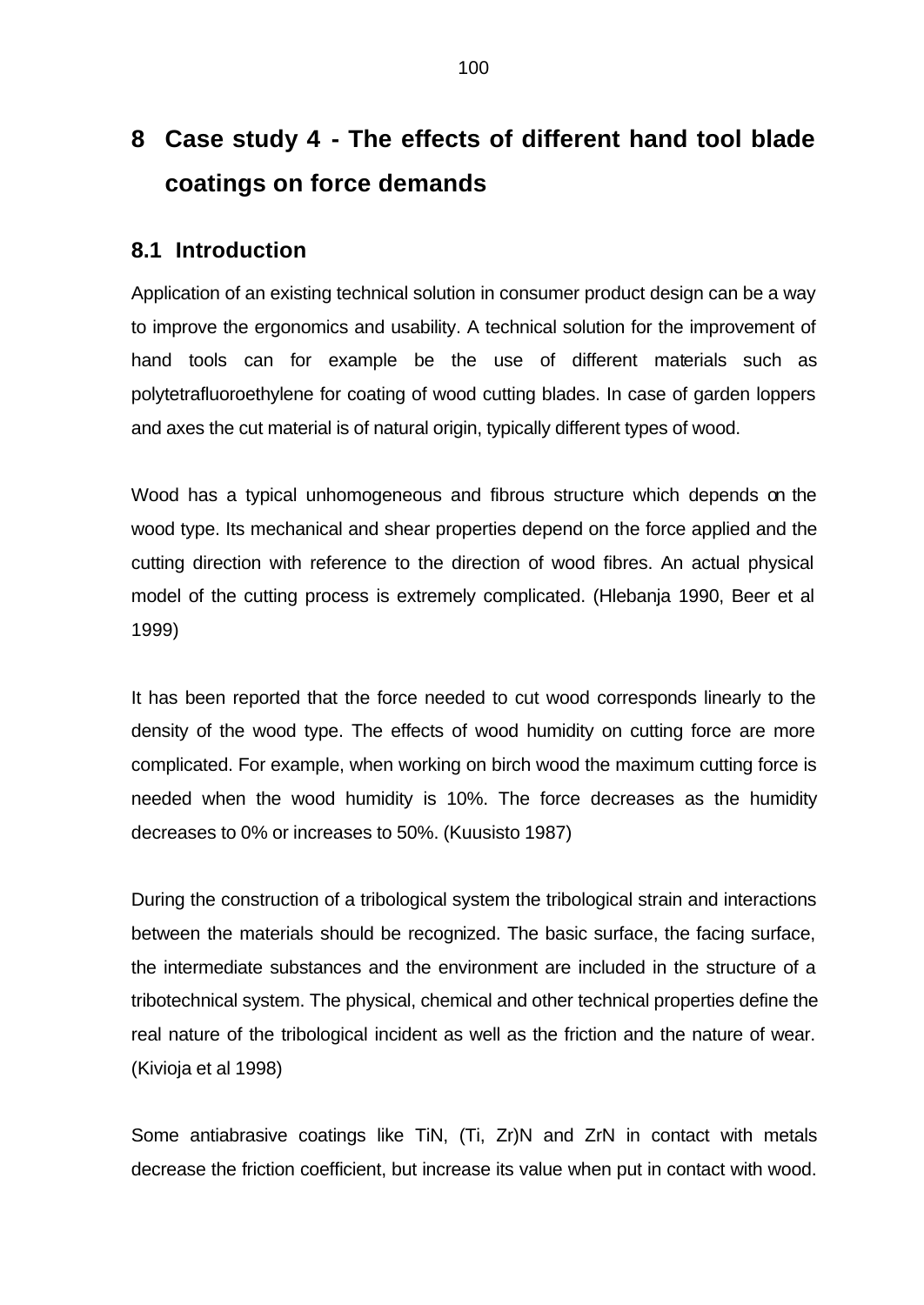# 8 Case study 4 - The effects of different hand tool blade coatings on force demands

## 8.1 Introduction

Application of an existing technical solution in consumer product design can be a way to improve the ergonomics and usability. A technical solution for the improvement of hand tools can for example be the use of different materials such as polytetrafluoroethylene for coating of wood cutting blades. In case of garden loppers and axes the cut material is of natural origin, typically different types of wood.

Wood has a typical unhomogeneous and fibrous structure which depends on the wood type. Its mechanical and shear properties depend on the force applied and the cutting direction with reference to the direction of wood fibres. An actual physical model of the cutting process is extremely complicated. (Hlebanja 1990, Beer et al 1999)

It has been reported that the force needed to cut wood corresponds linearly to the density of the wood type. The effects of wood humidity on cutting force are more complicated. For example, when working on birch wood the maximum cutting force is needed when the wood humidity is 10%. The force decreases as the humidity decreases to 0% or increases to 50%. (Kuusisto 1987)

During the construction of a tribological system the tribological strain and interactions between the materials should be recognized. The basic surface, the facing surface, the intermediate substances and the environment are included in the structure of a tribotechnical system. The physical, chemical and other technical properties define the real nature of the tribological incident as well as the friction and the nature of wear. (Kivioja et al 1998)

Some antiabrasive coatings like TiN, (Ti, Zr)N and ZrN in contact with metals decrease the friction coefficient, but increase its value when put in contact with wood.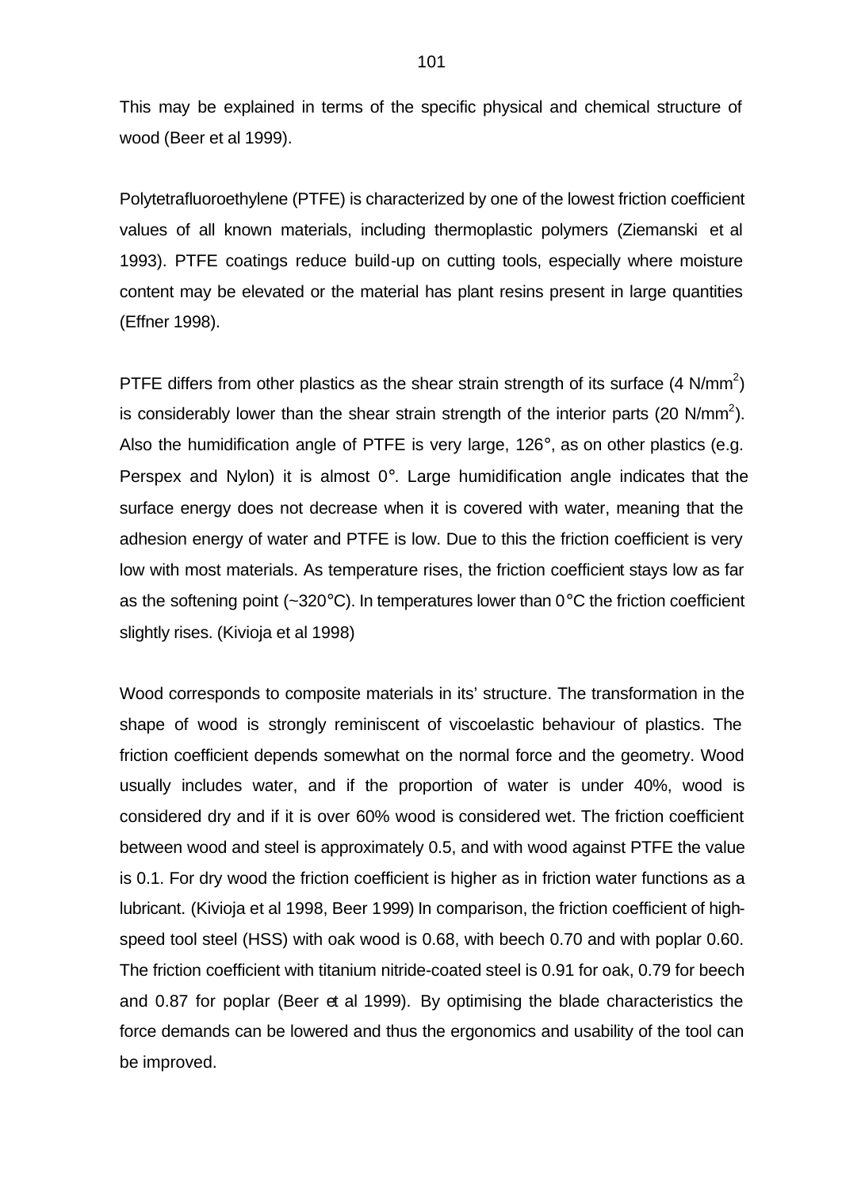This may be explained in terms of the specific physical and chemical structure of wood (Beer et al 1999).

Polytetrafluoroethylene (PTFE) is characterized by one of the lowest friction coefficient values of all known materials, including thermoplastic polymers (Ziemanski et al 1993). PTFE coatings reduce build-up on cutting tools, especially where moisture content may be elevated or the material has plant resins present in large quantities (Effner 1998).

PTFE differs from other plastics as the shear strain strength of its surface (4 N/mm$^2$) is considerably lower than the shear strain strength of the interior parts (20 N/mm$^2$). Also the humidification angle of PTFE is very large, 126°, as on other plastics (e.g. Perspex and Nylon) it is almost 0°. Large humidification angle indicates that the surface energy does not decrease when it is covered with water, meaning that the adhesion energy of water and PTFE is low. Due to this the friction coefficient is very low with most materials. As temperature rises, the friction coefficient stays low as far as the softening point (~320°C). In temperatures lower than 0°C the friction coefficient slightly rises. (Kivioja et al 1998)

Wood corresponds to composite materials in its' structure. The transformation in the shape of wood is strongly reminiscent of viscoelastic behaviour of plastics. The friction coefficient depends somewhat on the normal force and the geometry. Wood usually includes water, and if the proportion of water is under 40%, wood is considered dry and if it is over 60% wood is considered wet. The friction coefficient between wood and steel is approximately 0.5, and with wood against PTFE the value is 0.1. For dry wood the friction coefficient is higher as in friction water functions as a lubricant. (Kivioja et al 1998, Beer 1999) In comparison, the friction coefficient of high-speed tool steel (HSS) with oak wood is 0.68, with beech 0.70 and with poplar 0.60. The friction coefficient with titanium nitride-coated steel is 0.91 for oak, 0.79 for beech and 0.87 for poplar (Beer et al 1999). By optimising the blade characteristics the force demands can be lowered and thus the ergonomics and usability of the tool can be improved.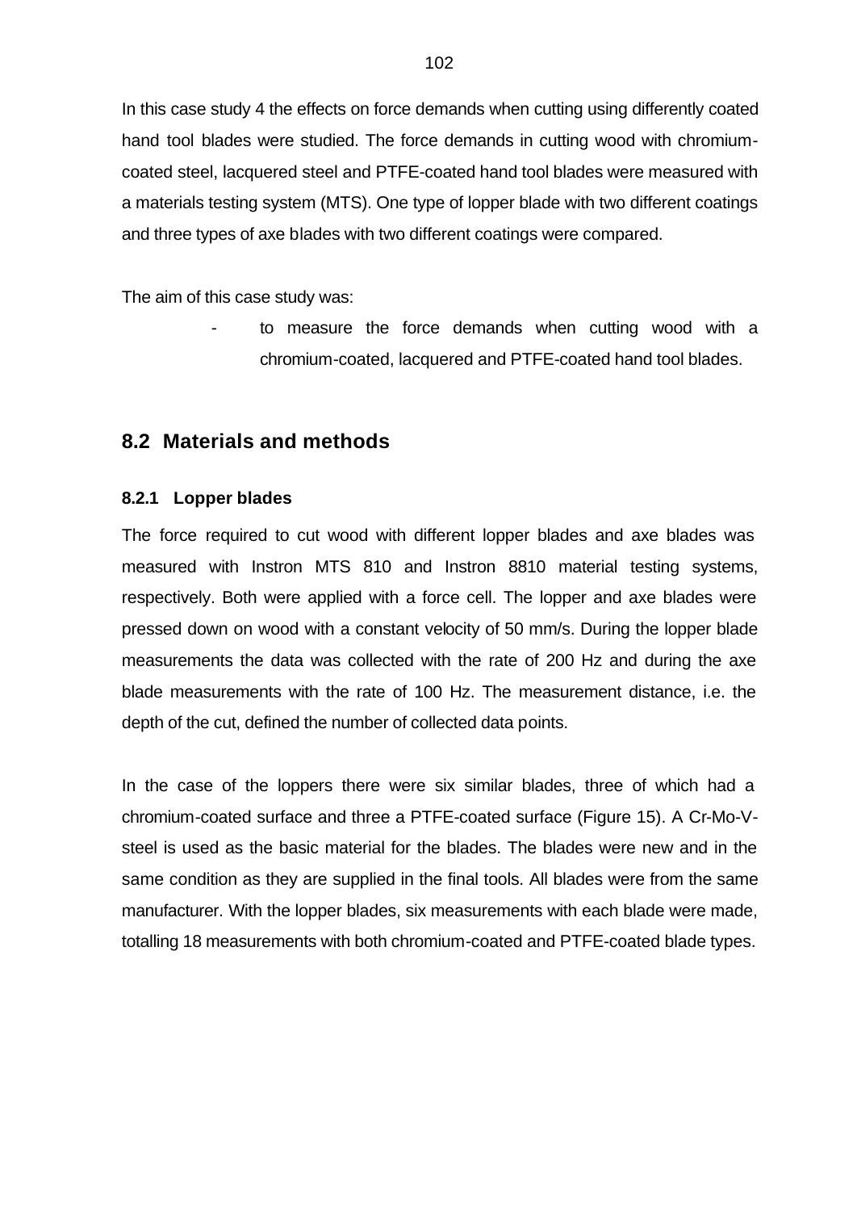In this case study 4 the effects on force demands when cutting using differently coated hand tool blades were studied. The force demands in cutting wood with chromium-coated steel, lacquered steel and PTFE-coated hand tool blades were measured with a materials testing system (MTS). One type of lopper blade with two different coatings and three types of axe blades with two different coatings were compared.

The aim of this case study was:

- to measure the force demands when cutting wood with a chromium-coated, lacquered and PTFE-coated hand tool blades.

## 8.2 Materials and methods

### 8.2.1 Lopper blades

The force required to cut wood with different lopper blades and axe blades was measured with Instron MTS 810 and Instron 8810 material testing systems, respectively. Both were applied with a force cell. The lopper and axe blades were pressed down on wood with a constant velocity of 50 mm/s. During the lopper blade measurements the data was collected with the rate of 200 Hz and during the axe blade measurements with the rate of 100 Hz. The measurement distance, i.e. the depth of the cut, defined the number of collected data points.

In the case of the loppers there were six similar blades, three of which had a chromium-coated surface and three a PTFE-coated surface (Figure 15). A Cr-Mo-V-steel is used as the basic material for the blades. The blades were new and in the same condition as they are supplied in the final tools. All blades were from the same manufacturer. With the lopper blades, six measurements with each blade were made, totalling 18 measurements with both chromium-coated and PTFE-coated blade types.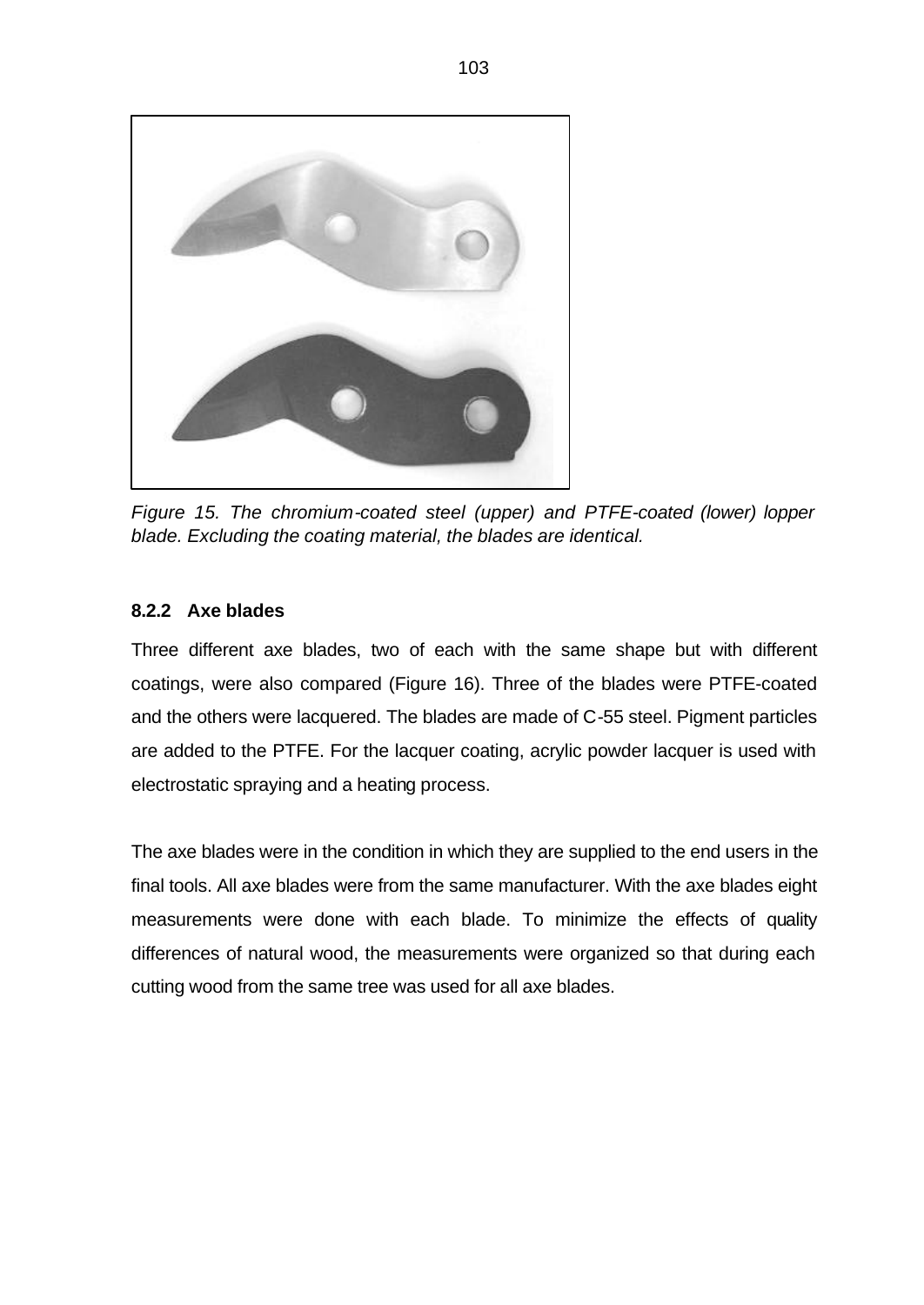*Figure 15. The chromium-coated steel (upper) and PTFE-coated (lower) lopper blade. Excluding the coating material, the blades are identical.*

### 8.2.2 Axe blades

Three different axe blades, two of each with the same shape but with different coatings, were also compared (Figure 16). Three of the blades were PTFE-coated and the others were lacquered. The blades are made of C-55 steel. Pigment particles are added to the PTFE. For the lacquer coating, acrylic powder lacquer is used with electrostatic spraying and a heating process.

The axe blades were in the condition in which they are supplied to the end users in the final tools. All axe blades were from the same manufacturer. With the axe blades eight measurements were done with each blade. To minimize the effects of quality differences of natural wood, the measurements were organized so that during each cutting wood from the same tree was used for all axe blades.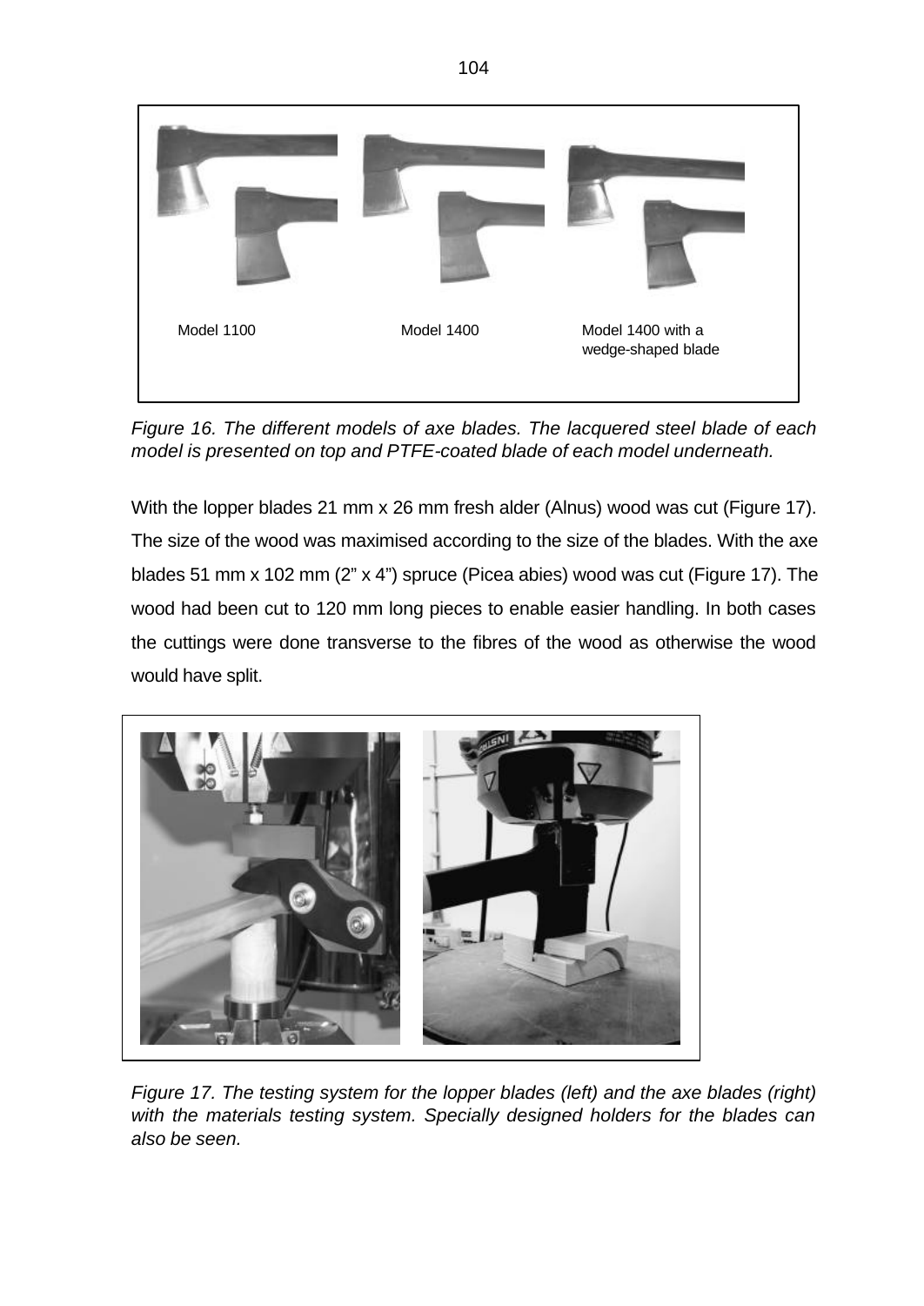Model 1100 Model 1400 Model 1400 with a wedge-shaped blade

*Figure 16. The different models of axe blades. The lacquered steel blade of each model is presented on top and PTFE-coated blade of each model underneath.*

With the lopper blades 21 mm x 26 mm fresh alder (Alnus) wood was cut (Figure 17). The size of the wood was maximised according to the size of the blades. With the axe blades 51 mm x 102 mm (2" x 4") spruce (Picea abies) wood was cut (Figure 17). The wood had been cut to 120 mm long pieces to enable easier handling. In both cases the cuttings were done transverse to the fibres of the wood as otherwise the wood would have split.

*Figure 17. The testing system for the lopper blades (left) and the axe blades (right) with the materials testing system. Specially designed holders for the blades can also be seen.*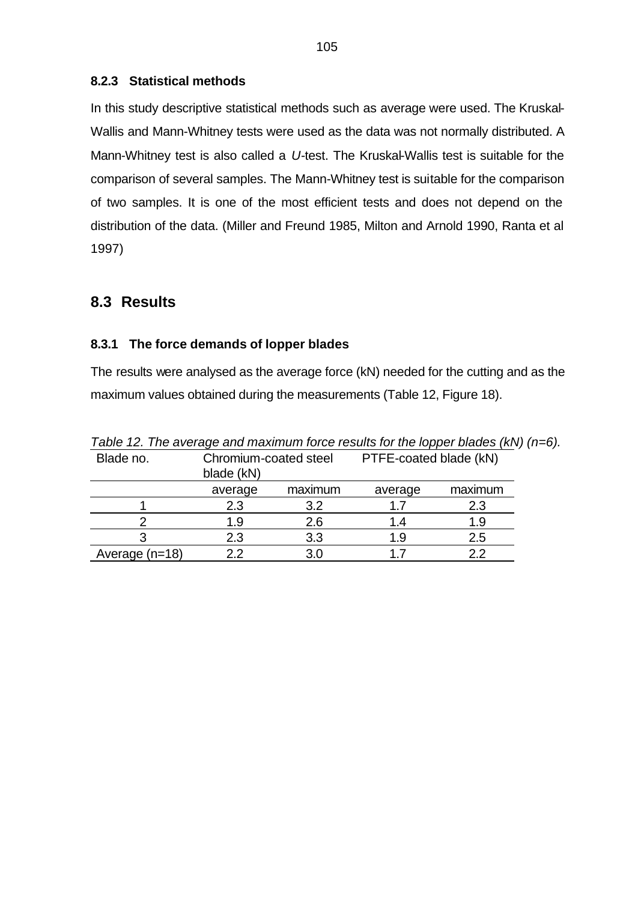### 8.2.3 Statistical methods

In this study descriptive statistical methods such as average were used. The Kruskal-Wallis and Mann-Whitney tests were used as the data was not normally distributed. A Mann-Whitney test is also called a *U*-test. The Kruskal-Wallis test is suitable for the comparison of several samples. The Mann-Whitney test is suitable for the comparison of two samples. It is one of the most efficient tests and does not depend on the distribution of the data. (Miller and Freund 1985, Milton and Arnold 1990, Ranta et al 1997)

## 8.3 Results

### 8.3.1 The force demands of lopper blades

The results were analysed as the average force (kN) needed for the cutting and as the maximum values obtained during the measurements (Table 12, Figure 18).

*Table 12. The average and maximum force results for the lopper blades (kN) (n=6).*

| Blade no. | Chromium-coated steel blade (kN) | | PTFE-coated blade (kN) | |
|---|---|---|---|---|
| | average | maximum | average | maximum |
| 1 | 2.3 | 3.2 | 1.7 | 2.3 |
| 2 | 1.9 | 2.6 | 1.4 | 1.9 |
| 3 | 2.3 | 3.3 | 1.9 | 2.5 |
| Average (n=18) | 2.2 | 3.0 | 1.7 | 2.2 |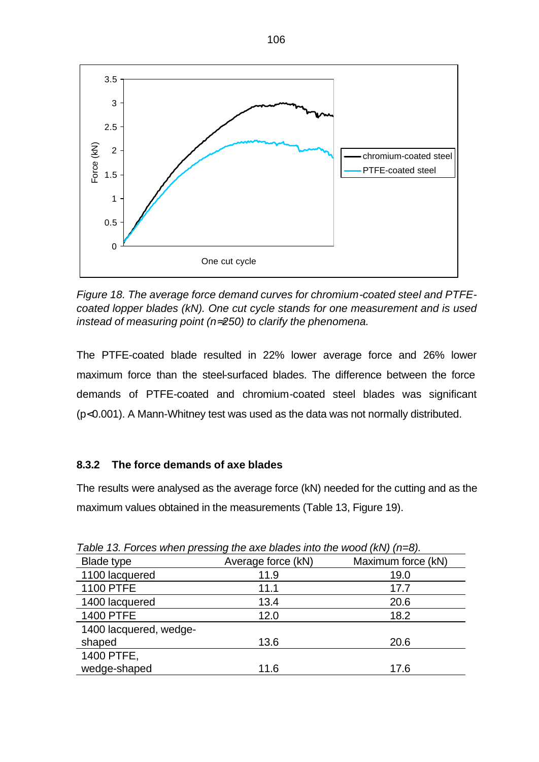Figure 18. *The average force demand curves for chromium-coated steel and PTFE-coated lopper blades (kN). One cut cycle stands for one measurement and is used instead of measuring point (n≈250) to clarify the phenomena.*

The PTFE-coated blade resulted in 22% lower average force and 26% lower maximum force than the steel-surfaced blades. The difference between the force demands of PTFE-coated and chromium-coated steel blades was significant ($p<0.001$). A Mann-Whitney test was used as the data was not normally distributed.

### 8.3.2 The force demands of axe blades

The results were analysed as the average force (kN) needed for the cutting and as the maximum values obtained in the measurements (Table 13, Figure 19).

*Table 13. Forces when pressing the axe blades into the wood (kN) (n=8).*

| Blade type | Average force (kN) | Maximum force (kN) |
|---|---|---|
| 1100 lacquered | 11.9 | 19.0 |
| 1100 PTFE | 11.1 | 17.7 |
| 1400 lacquered | 13.4 | 20.6 |
| 1400 PTFE | 12.0 | 18.2 |
| 1400 lacquered, wedge-shaped | 13.6 | 20.6 |
| 1400 PTFE, wedge-shaped | 11.6 | 17.6 |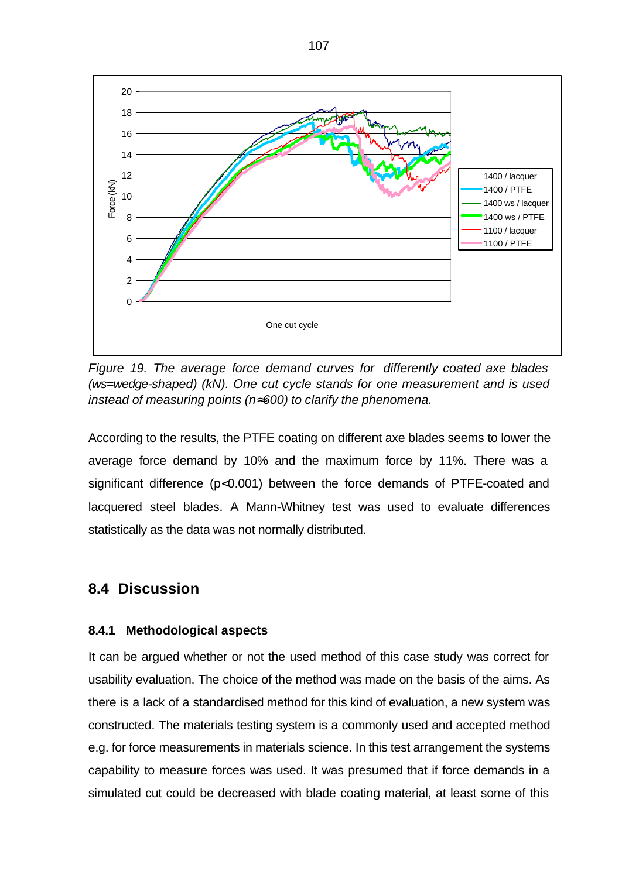*Figure 19. The average force demand curves for differently coated axe blades (ws=wedge-shaped) (kN). One cut cycle stands for one measurement and is used instead of measuring points (n≈600) to clarify the phenomena.*

According to the results, the PTFE coating on different axe blades seems to lower the average force demand by 10% and the maximum force by 11%. There was a significant difference ($p<0.001$) between the force demands of PTFE-coated and lacquered steel blades. A Mann-Whitney test was used to evaluate differences statistically as the data was not normally distributed.

## 8.4 Discussion

### 8.4.1 Methodological aspects

It can be argued whether or not the used method of this case study was correct for usability evaluation. The choice of the method was made on the basis of the aims. As there is a lack of a standardised method for this kind of evaluation, a new system was constructed. The materials testing system is a commonly used and accepted method e.g. for force measurements in materials science. In this test arrangement the systems capability to measure forces was used. It was presumed that if force demands in a simulated cut could be decreased with blade coating material, at least some of this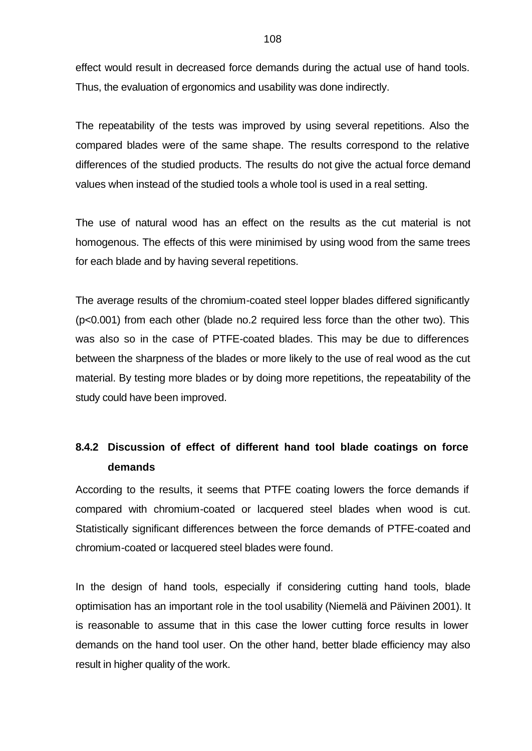effect would result in decreased force demands during the actual use of hand tools. Thus, the evaluation of ergonomics and usability was done indirectly.

The repeatability of the tests was improved by using several repetitions. Also the compared blades were of the same shape. The results correspond to the relative differences of the studied products. The results do not give the actual force demand values when instead of the studied tools a whole tool is used in a real setting.

The use of natural wood has an effect on the results as the cut material is not homogenous. The effects of this were minimised by using wood from the same trees for each blade and by having several repetitions.

The average results of the chromium-coated steel lopper blades differed significantly ($p<0.001$) from each other (blade no.2 required less force than the other two). This was also so in the case of PTFE-coated blades. This may be due to differences between the sharpness of the blades or more likely to the use of real wood as the cut material. By testing more blades or by doing more repetitions, the repeatability of the study could have been improved.

### 8.4.2 Discussion of effect of different hand tool blade coatings on force demands

According to the results, it seems that PTFE coating lowers the force demands if compared with chromium-coated or lacquered steel blades when wood is cut. Statistically significant differences between the force demands of PTFE-coated and chromium-coated or lacquered steel blades were found.

In the design of hand tools, especially if considering cutting hand tools, blade optimisation has an important role in the tool usability (Niemelä and Päivinen 2001). It is reasonable to assume that in this case the lower cutting force results in lower demands on the hand tool user. On the other hand, better blade efficiency may also result in higher quality of the work.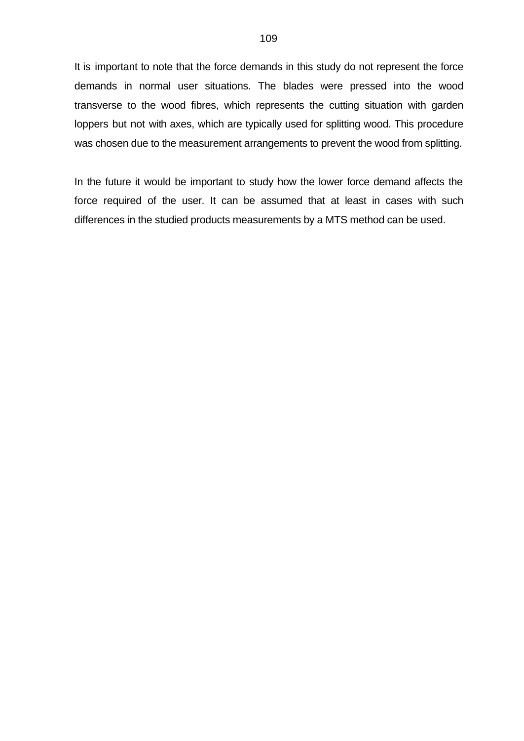It is important to note that the force demands in this study do not represent the force demands in normal user situations. The blades were pressed into the wood transverse to the wood fibres, which represents the cutting situation with garden loppers but not with axes, which are typically used for splitting wood. This procedure was chosen due to the measurement arrangements to prevent the wood from splitting.

In the future it would be important to study how the lower force demand affects the force required of the user. It can be assumed that at least in cases with such differences in the studied products measurements by a MTS method can be used.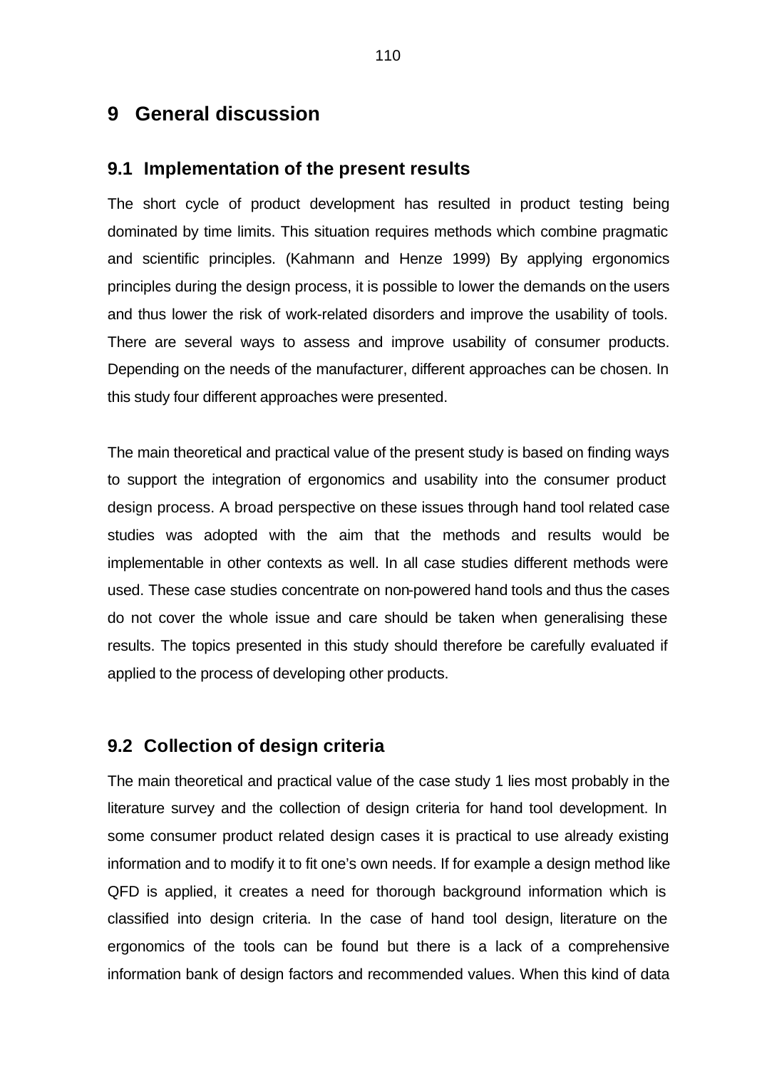# 9 General discussion

## 9.1 Implementation of the present results

The short cycle of product development has resulted in product testing being dominated by time limits. This situation requires methods which combine pragmatic and scientific principles. (Kahmann and Henze 1999) By applying ergonomics principles during the design process, it is possible to lower the demands on the users and thus lower the risk of work-related disorders and improve the usability of tools. There are several ways to assess and improve usability of consumer products. Depending on the needs of the manufacturer, different approaches can be chosen. In this study four different approaches were presented.

The main theoretical and practical value of the present study is based on finding ways to support the integration of ergonomics and usability into the consumer product design process. A broad perspective on these issues through hand tool related case studies was adopted with the aim that the methods and results would be implementable in other contexts as well. In all case studies different methods were used. These case studies concentrate on non-powered hand tools and thus the cases do not cover the whole issue and care should be taken when generalising these results. The topics presented in this study should therefore be carefully evaluated if applied to the process of developing other products.

## 9.2 Collection of design criteria

The main theoretical and practical value of the case study 1 lies most probably in the literature survey and the collection of design criteria for hand tool development. In some consumer product related design cases it is practical to use already existing information and to modify it to fit one's own needs. If for example a design method like QFD is applied, it creates a need for thorough background information which is classified into design criteria. In the case of hand tool design, literature on the ergonomics of the tools can be found but there is a lack of a comprehensive information bank of design factors and recommended values. When this kind of data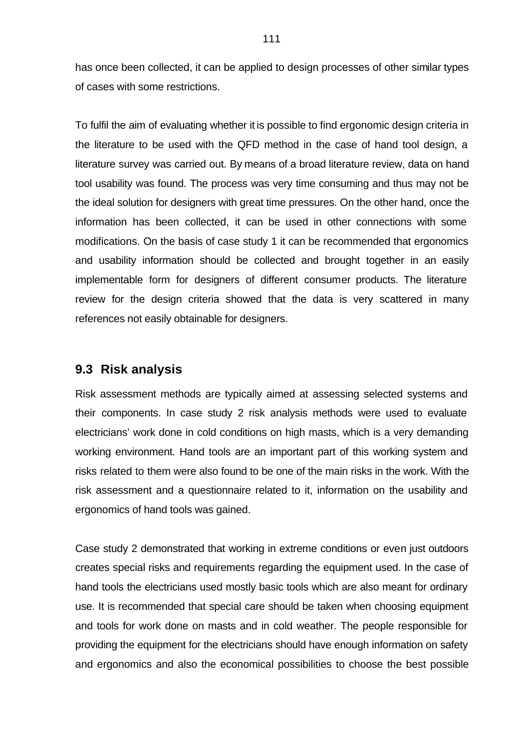has once been collected, it can be applied to design processes of other similar types of cases with some restrictions.

To fulfil the aim of evaluating whether it is possible to find ergonomic design criteria in the literature to be used with the QFD method in the case of hand tool design, a literature survey was carried out. By means of a broad literature review, data on hand tool usability was found. The process was very time consuming and thus may not be the ideal solution for designers with great time pressures. On the other hand, once the information has been collected, it can be used in other connections with some modifications. On the basis of case study 1 it can be recommended that ergonomics and usability information should be collected and brought together in an easily implementable form for designers of different consumer products. The literature review for the design criteria showed that the data is very scattered in many references not easily obtainable for designers.

## 9.3 Risk analysis

Risk assessment methods are typically aimed at assessing selected systems and their components. In case study 2 risk analysis methods were used to evaluate electricians' work done in cold conditions on high masts, which is a very demanding working environment. Hand tools are an important part of this working system and risks related to them were also found to be one of the main risks in the work. With the risk assessment and a questionnaire related to it, information on the usability and ergonomics of hand tools was gained.

Case study 2 demonstrated that working in extreme conditions or even just outdoors creates special risks and requirements regarding the equipment used. In the case of hand tools the electricians used mostly basic tools which are also meant for ordinary use. It is recommended that special care should be taken when choosing equipment and tools for work done on masts and in cold weather. The people responsible for providing the equipment for the electricians should have enough information on safety and ergonomics and also the economical possibilities to choose the best possible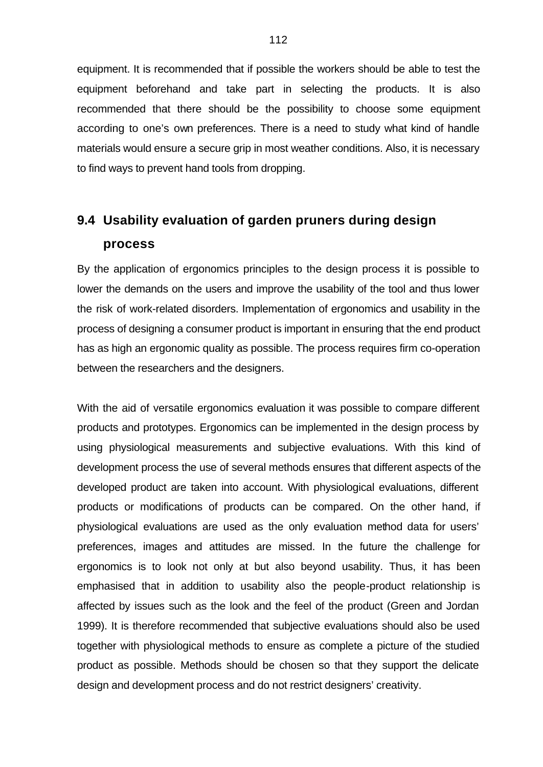equipment. It is recommended that if possible the workers should be able to test the equipment beforehand and take part in selecting the products. It is also recommended that there should be the possibility to choose some equipment according to one's own preferences. There is a need to study what kind of handle materials would ensure a secure grip in most weather conditions. Also, it is necessary to find ways to prevent hand tools from dropping.

## 9.4 Usability evaluation of garden pruners during design process

By the application of ergonomics principles to the design process it is possible to lower the demands on the users and improve the usability of the tool and thus lower the risk of work-related disorders. Implementation of ergonomics and usability in the process of designing a consumer product is important in ensuring that the end product has as high an ergonomic quality as possible. The process requires firm co-operation between the researchers and the designers.

With the aid of versatile ergonomics evaluation it was possible to compare different products and prototypes. Ergonomics can be implemented in the design process by using physiological measurements and subjective evaluations. With this kind of development process the use of several methods ensures that different aspects of the developed product are taken into account. With physiological evaluations, different products or modifications of products can be compared. On the other hand, if physiological evaluations are used as the only evaluation method data for users' preferences, images and attitudes are missed. In the future the challenge for ergonomics is to look not only at but also beyond usability. Thus, it has been emphasised that in addition to usability also the people-product relationship is affected by issues such as the look and the feel of the product (Green and Jordan 1999). It is therefore recommended that subjective evaluations should also be used together with physiological methods to ensure as complete a picture of the studied product as possible. Methods should be chosen so that they support the delicate design and development process and do not restrict designers' creativity.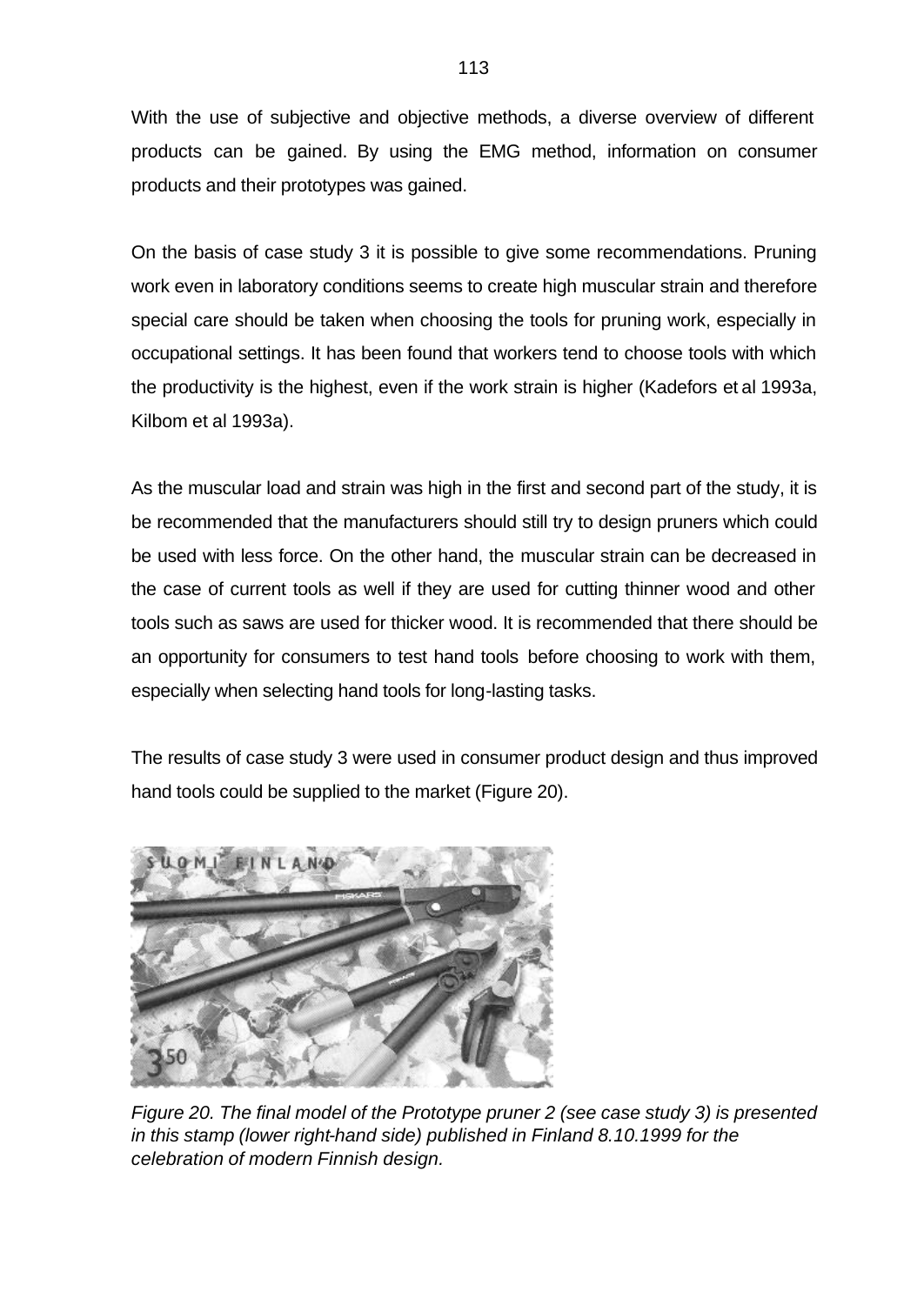With the use of subjective and objective methods, a diverse overview of different products can be gained. By using the EMG method, information on consumer products and their prototypes was gained.

On the basis of case study 3 it is possible to give some recommendations. Pruning work even in laboratory conditions seems to create high muscular strain and therefore special care should be taken when choosing the tools for pruning work, especially in occupational settings. It has been found that workers tend to choose tools with which the productivity is the highest, even if the work strain is higher (Kadefors et al 1993a, Kilbom et al 1993a).

As the muscular load and strain was high in the first and second part of the study, it is be recommended that the manufacturers should still try to design pruners which could be used with less force. On the other hand, the muscular strain can be decreased in the case of current tools as well if they are used for cutting thinner wood and other tools such as saws are used for thicker wood. It is recommended that there should be an opportunity for consumers to test hand tools before choosing to work with them, especially when selecting hand tools for long-lasting tasks.

The results of case study 3 were used in consumer product design and thus improved hand tools could be supplied to the market (Figure 20).

*Figure 20. The final model of the Prototype pruner 2 (see case study 3) is presented in this stamp (lower right-hand side) published in Finland 8.10.1999 for the celebration of modern Finnish design.*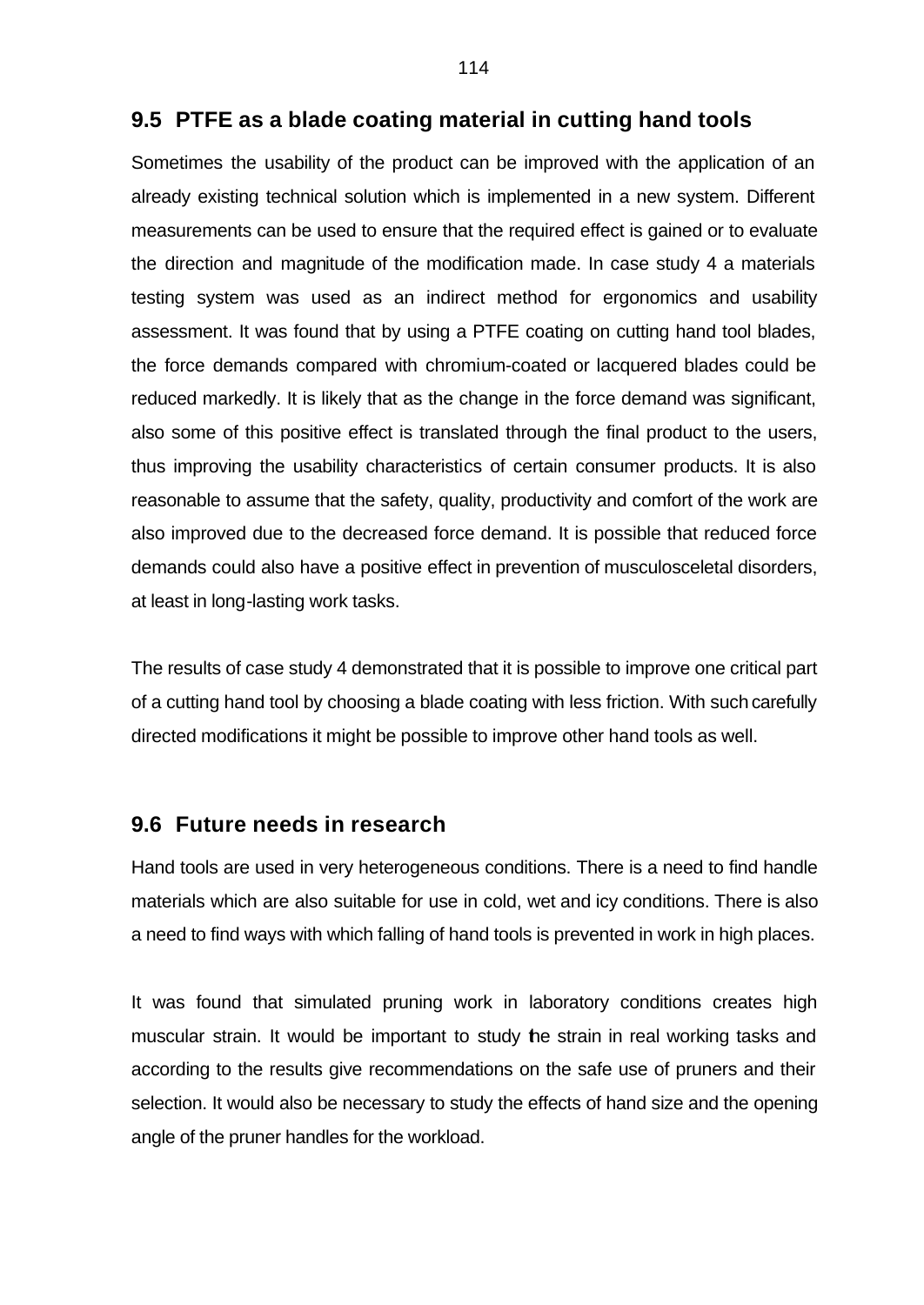## 9.5 PTFE as a blade coating material in cutting hand tools

Sometimes the usability of the product can be improved with the application of an already existing technical solution which is implemented in a new system. Different measurements can be used to ensure that the required effect is gained or to evaluate the direction and magnitude of the modification made. In case study 4 a materials testing system was used as an indirect method for ergonomics and usability assessment. It was found that by using a PTFE coating on cutting hand tool blades, the force demands compared with chromium-coated or lacquered blades could be reduced markedly. It is likely that as the change in the force demand was significant, also some of this positive effect is translated through the final product to the users, thus improving the usability characteristics of certain consumer products. It is also reasonable to assume that the safety, quality, productivity and comfort of the work are also improved due to the decreased force demand. It is possible that reduced force demands could also have a positive effect in prevention of musculosceletal disorders, at least in long-lasting work tasks.

The results of case study 4 demonstrated that it is possible to improve one critical part of a cutting hand tool by choosing a blade coating with less friction. With such carefully directed modifications it might be possible to improve other hand tools as well.

## 9.6 Future needs in research

Hand tools are used in very heterogeneous conditions. There is a need to find handle materials which are also suitable for use in cold, wet and icy conditions. There is also a need to find ways with which falling of hand tools is prevented in work in high places.

It was found that simulated pruning work in laboratory conditions creates high muscular strain. It would be important to study the strain in real working tasks and according to the results give recommendations on the safe use of pruners and their selection. It would also be necessary to study the effects of hand size and the opening angle of the pruner handles for the workload.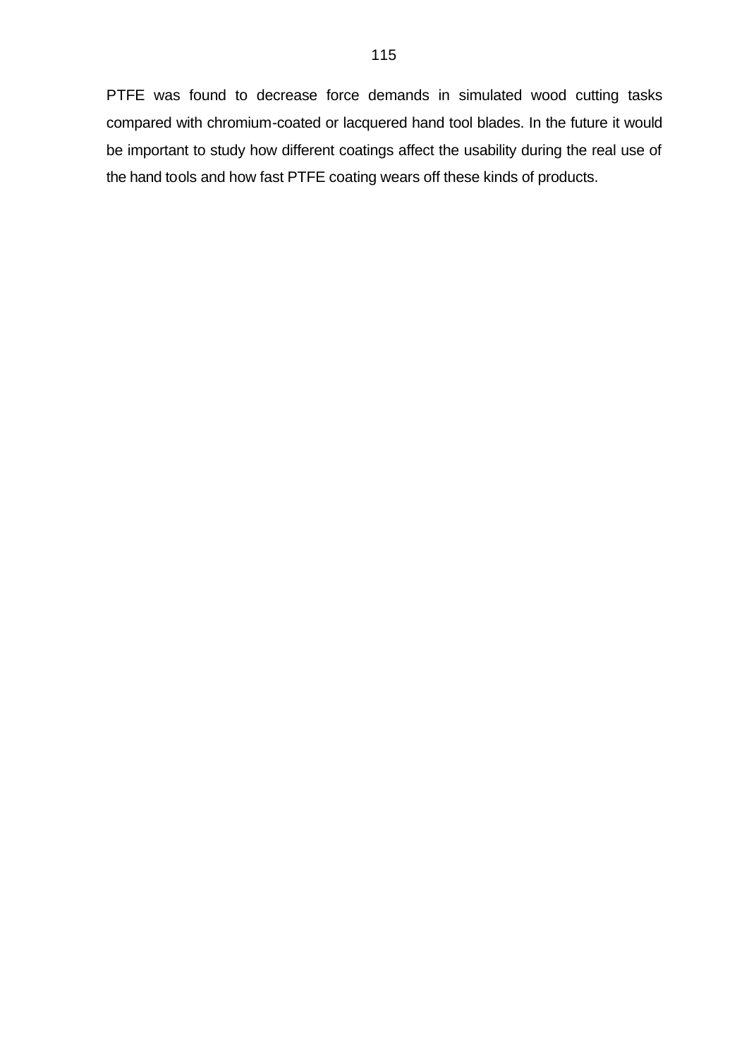PTFE was found to decrease force demands in simulated wood cutting tasks compared with chromium-coated or lacquered hand tool blades. In the future it would be important to study how different coatings affect the usability during the real use of the hand tools and how fast PTFE coating wears off these kinds of products.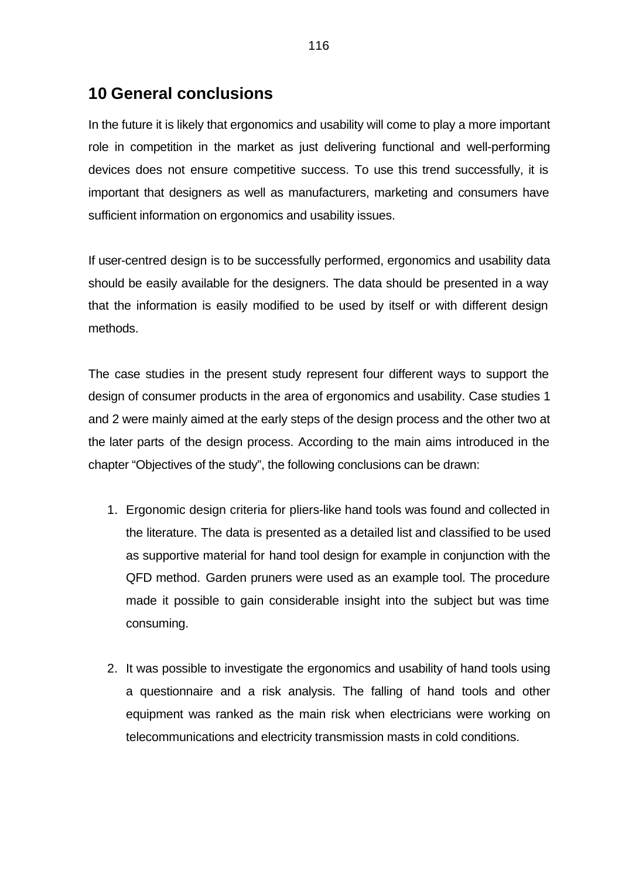# 10 General conclusions

In the future it is likely that ergonomics and usability will come to play a more important role in competition in the market as just delivering functional and well-performing devices does not ensure competitive success. To use this trend successfully, it is important that designers as well as manufacturers, marketing and consumers have sufficient information on ergonomics and usability issues.

If user-centred design is to be successfully performed, ergonomics and usability data should be easily available for the designers. The data should be presented in a way that the information is easily modified to be used by itself or with different design methods.

The case studies in the present study represent four different ways to support the design of consumer products in the area of ergonomics and usability. Case studies 1 and 2 were mainly aimed at the early steps of the design process and the other two at the later parts of the design process. According to the main aims introduced in the chapter "Objectives of the study", the following conclusions can be drawn:

1. Ergonomic design criteria for pliers-like hand tools was found and collected in the literature. The data is presented as a detailed list and classified to be used as supportive material for hand tool design for example in conjunction with the QFD method. Garden pruners were used as an example tool. The procedure made it possible to gain considerable insight into the subject but was time consuming.

2. It was possible to investigate the ergonomics and usability of hand tools using a questionnaire and a risk analysis. The falling of hand tools and other equipment was ranked as the main risk when electricians were working on telecommunications and electricity transmission masts in cold conditions.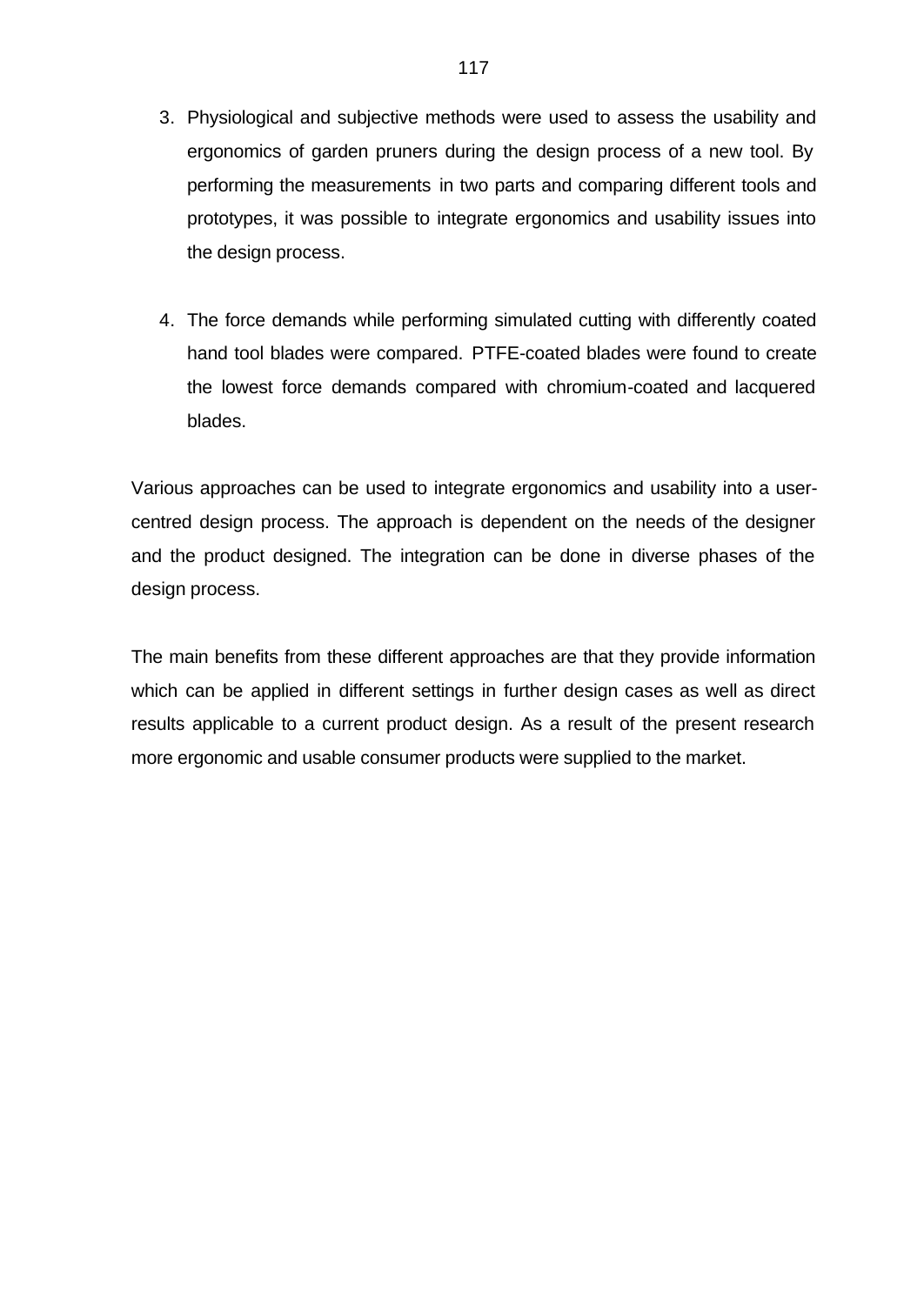3. Physiological and subjective methods were used to assess the usability and ergonomics of garden pruners during the design process of a new tool. By performing the measurements in two parts and comparing different tools and prototypes, it was possible to integrate ergonomics and usability issues into the design process.

4. The force demands while performing simulated cutting with differently coated hand tool blades were compared. PTFE-coated blades were found to create the lowest force demands compared with chromium-coated and lacquered blades.

Various approaches can be used to integrate ergonomics and usability into a user-centred design process. The approach is dependent on the needs of the designer and the product designed. The integration can be done in diverse phases of the design process.

The main benefits from these different approaches are that they provide information which can be applied in different settings in further design cases as well as direct results applicable to a current product design. As a result of the present research more ergonomic and usable consumer products were supplied to the market.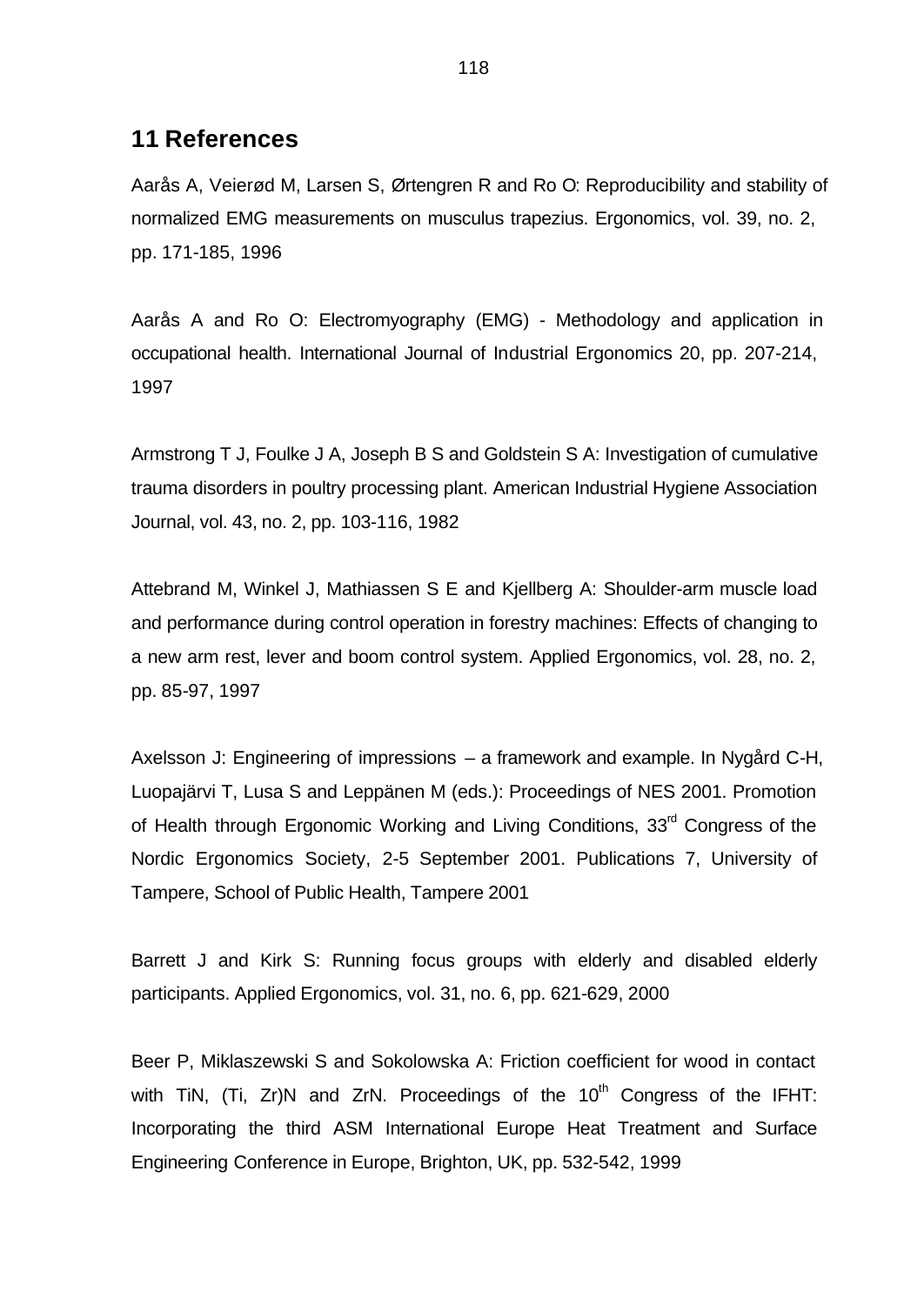# 11 References

Aarås A, Veierød M, Larsen S, Ørtengren R and Ro O: Reproducibility and stability of normalized EMG measurements on musculus trapezius. Ergonomics, vol. 39, no. 2, pp. 171-185, 1996

Aarås A and Ro O: Electromyography (EMG) - Methodology and application in occupational health. International Journal of Industrial Ergonomics 20, pp. 207-214, 1997

Armstrong T J, Foulke J A, Joseph B S and Goldstein S A: Investigation of cumulative trauma disorders in poultry processing plant. American Industrial Hygiene Association Journal, vol. 43, no. 2, pp. 103-116, 1982

Attebrand M, Winkel J, Mathiassen S E and Kjellberg A: Shoulder-arm muscle load and performance during control operation in forestry machines: Effects of changing to a new arm rest, lever and boom control system. Applied Ergonomics, vol. 28, no. 2, pp. 85-97, 1997

Axelsson J: Engineering of impressions – a framework and example. In Nygård C-H, Luopajärvi T, Lusa S and Leppänen M (eds.): Proceedings of NES 2001. Promotion of Health through Ergonomic Working and Living Conditions, 33rd Congress of the Nordic Ergonomics Society, 2-5 September 2001. Publications 7, University of Tampere, School of Public Health, Tampere 2001

Barrett J and Kirk S: Running focus groups with elderly and disabled elderly participants. Applied Ergonomics, vol. 31, no. 6, pp. 621-629, 2000

Beer P, Miklaszewski S and Sokolowska A: Friction coefficient for wood in contact with TiN, (Ti, Zr)N and ZrN. Proceedings of the 10th Congress of the IFHT: Incorporating the third ASM International Europe Heat Treatment and Surface Engineering Conference in Europe, Brighton, UK, pp. 532-542, 1999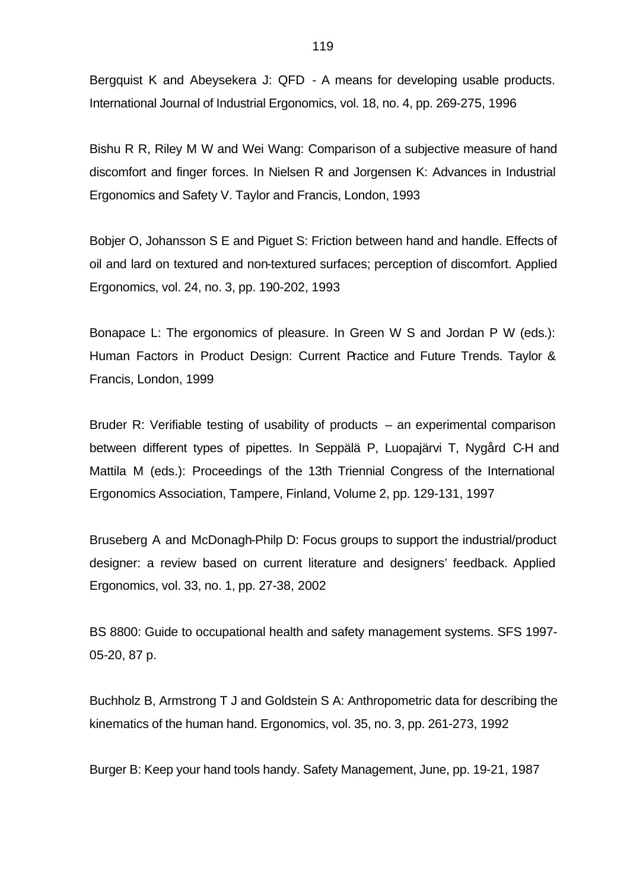Bergquist K and Abeysekera J: QFD - A means for developing usable products. International Journal of Industrial Ergonomics, vol. 18, no. 4, pp. 269-275, 1996

Bishu R R, Riley M W and Wei Wang: Comparison of a subjective measure of hand discomfort and finger forces. In Nielsen R and Jorgensen K: Advances in Industrial Ergonomics and Safety V. Taylor and Francis, London, 1993

Bobjer O, Johansson S E and Piguet S: Friction between hand and handle. Effects of oil and lard on textured and non-textured surfaces; perception of discomfort. Applied Ergonomics, vol. 24, no. 3, pp. 190-202, 1993

Bonapace L: The ergonomics of pleasure. In Green W S and Jordan P W (eds.): Human Factors in Product Design: Current Practice and Future Trends. Taylor & Francis, London, 1999

Bruder R: Verifiable testing of usability of products – an experimental comparison between different types of pipettes. In Seppälä P, Luopajärvi T, Nygård C-H and Mattila M (eds.): Proceedings of the 13th Triennial Congress of the International Ergonomics Association, Tampere, Finland, Volume 2, pp. 129-131, 1997

Bruseberg A and McDonagh-Philp D: Focus groups to support the industrial/product designer: a review based on current literature and designers' feedback. Applied Ergonomics, vol. 33, no. 1, pp. 27-38, 2002

BS 8800: Guide to occupational health and safety management systems. SFS 1997-05-20, 87 p.

Buchholz B, Armstrong T J and Goldstein S A: Anthropometric data for describing the kinematics of the human hand. Ergonomics, vol. 35, no. 3, pp. 261-273, 1992

Burger B: Keep your hand tools handy. Safety Management, June, pp. 19-21, 1987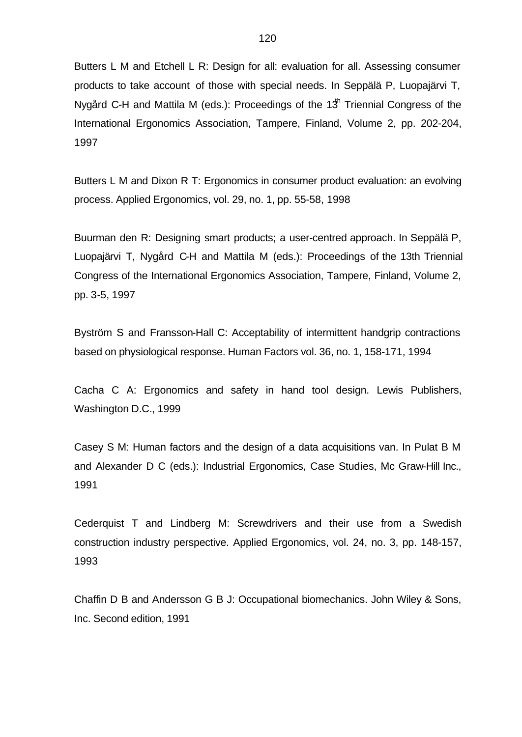Butters L M and Etchell L R: Design for all: evaluation for all. Assessing consumer products to take account of those with special needs. In Seppälä P, Luopajärvi T, Nygård C-H and Mattila M (eds.): Proceedings of the 13th Triennial Congress of the International Ergonomics Association, Tampere, Finland, Volume 2, pp. 202-204, 1997

Butters L M and Dixon R T: Ergonomics in consumer product evaluation: an evolving process. Applied Ergonomics, vol. 29, no. 1, pp. 55-58, 1998

Buurman den R: Designing smart products; a user-centred approach. In Seppälä P, Luopajärvi T, Nygård C-H and Mattila M (eds.): Proceedings of the 13th Triennial Congress of the International Ergonomics Association, Tampere, Finland, Volume 2, pp. 3-5, 1997

Byström S and Fransson-Hall C: Acceptability of intermittent handgrip contractions based on physiological response. Human Factors vol. 36, no. 1, 158-171, 1994

Cacha C A: Ergonomics and safety in hand tool design. Lewis Publishers, Washington D.C., 1999

Casey S M: Human factors and the design of a data acquisitions van. In Pulat B M and Alexander D C (eds.): Industrial Ergonomics, Case Studies, Mc Graw-Hill Inc., 1991

Cederquist T and Lindberg M: Screwdrivers and their use from a Swedish construction industry perspective. Applied Ergonomics, vol. 24, no. 3, pp. 148-157, 1993

Chaffin D B and Andersson G B J: Occupational biomechanics. John Wiley & Sons, Inc. Second edition, 1991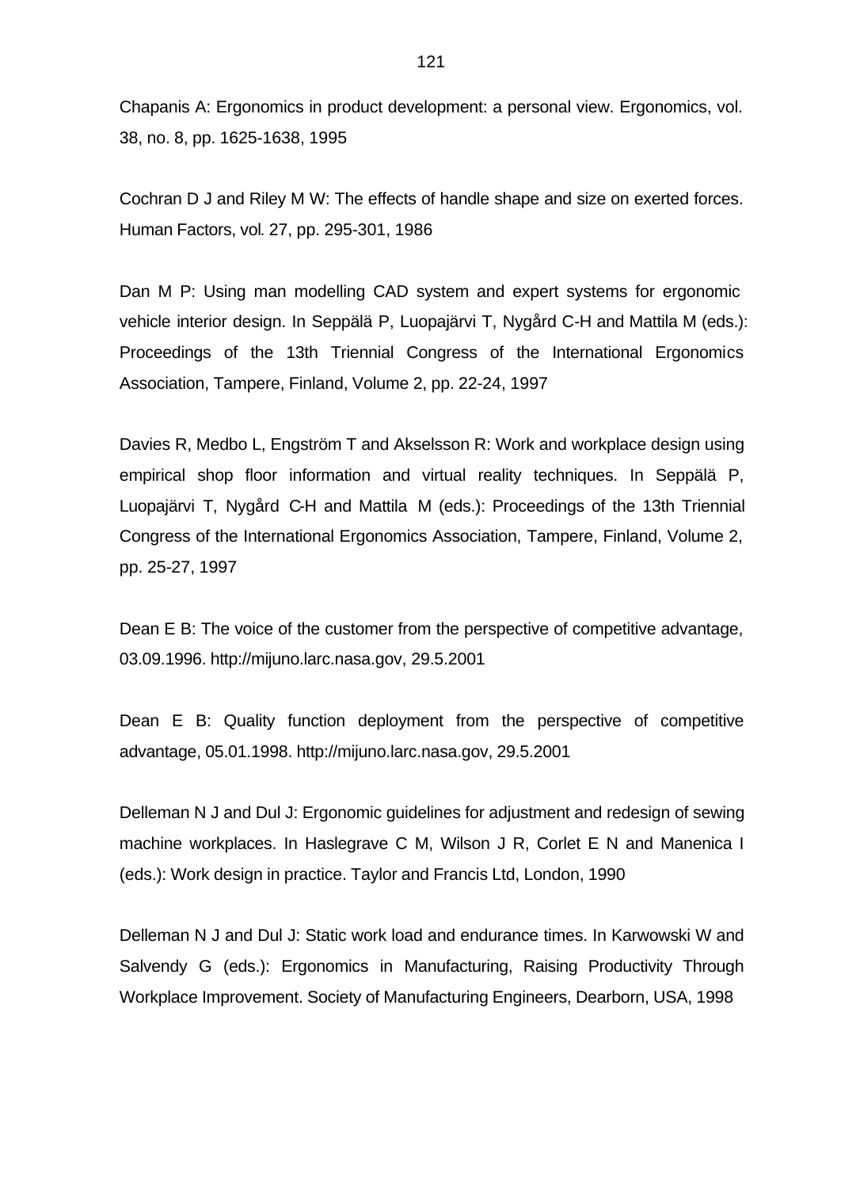Chapanis A: Ergonomics in product development: a personal view. Ergonomics, vol. 38, no. 8, pp. 1625-1638, 1995

Cochran D J and Riley M W: The effects of handle shape and size on exerted forces. Human Factors, vol. 27, pp. 295-301, 1986

Dan M P: Using man modelling CAD system and expert systems for ergonomic vehicle interior design. In Seppälä P, Luopajärvi T, Nygård C-H and Mattila M (eds.): Proceedings of the 13th Triennial Congress of the International Ergonomics Association, Tampere, Finland, Volume 2, pp. 22-24, 1997

Davies R, Medbo L, Engström T and Akselsson R: Work and workplace design using empirical shop floor information and virtual reality techniques. In Seppälä P, Luopajärvi T, Nygård C-H and Mattila M (eds.): Proceedings of the 13th Triennial Congress of the International Ergonomics Association, Tampere, Finland, Volume 2, pp. 25-27, 1997

Dean E B: The voice of the customer from the perspective of competitive advantage, 03.09.1996. http://mijuno.larc.nasa.gov, 29.5.2001

Dean E B: Quality function deployment from the perspective of competitive advantage, 05.01.1998. http://mijuno.larc.nasa.gov, 29.5.2001

Delleman N J and Dul J: Ergonomic guidelines for adjustment and redesign of sewing machine workplaces. In Haslegrave C M, Wilson J R, Corlet E N and Manenica I (eds.): Work design in practice. Taylor and Francis Ltd, London, 1990

Delleman N J and Dul J: Static work load and endurance times. In Karwowski W and Salvendy G (eds.): Ergonomics in Manufacturing, Raising Productivity Through Workplace Improvement. Society of Manufacturing Engineers, Dearborn, USA, 1998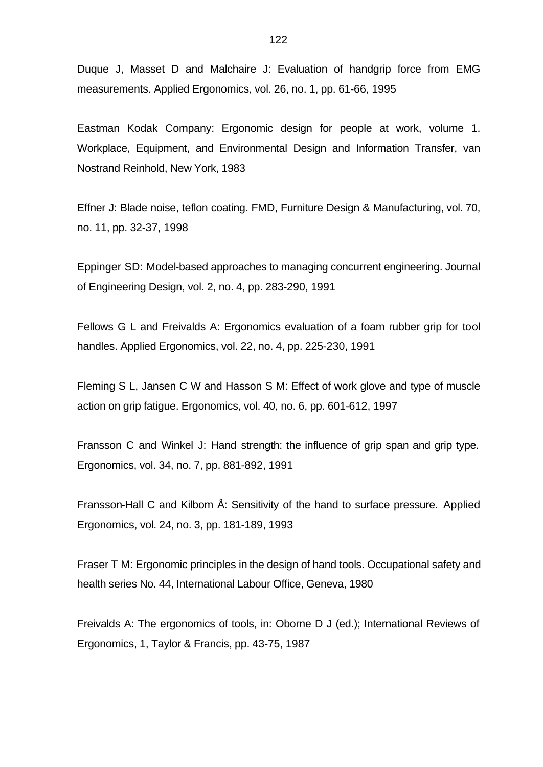Duque J, Masset D and Malchaire J: Evaluation of handgrip force from EMG measurements. Applied Ergonomics, vol. 26, no. 1, pp. 61-66, 1995

Eastman Kodak Company: Ergonomic design for people at work, volume 1. Workplace, Equipment, and Environmental Design and Information Transfer, van Nostrand Reinhold, New York, 1983

Effner J: Blade noise, teflon coating. FMD, Furniture Design & Manufacturing, vol. 70, no. 11, pp. 32-37, 1998

Eppinger SD: Model-based approaches to managing concurrent engineering. Journal of Engineering Design, vol. 2, no. 4, pp. 283-290, 1991

Fellows G L and Freivalds A: Ergonomics evaluation of a foam rubber grip for tool handles. Applied Ergonomics, vol. 22, no. 4, pp. 225-230, 1991

Fleming S L, Jansen C W and Hasson S M: Effect of work glove and type of muscle action on grip fatigue. Ergonomics, vol. 40, no. 6, pp. 601-612, 1997

Fransson C and Winkel J: Hand strength: the influence of grip span and grip type. Ergonomics, vol. 34, no. 7, pp. 881-892, 1991

Fransson-Hall C and Kilbom Å: Sensitivity of the hand to surface pressure. Applied Ergonomics, vol. 24, no. 3, pp. 181-189, 1993

Fraser T M: Ergonomic principles in the design of hand tools. Occupational safety and health series No. 44, International Labour Office, Geneva, 1980

Freivalds A: The ergonomics of tools, in: Oborne D J (ed.); International Reviews of Ergonomics, 1, Taylor & Francis, pp. 43-75, 1987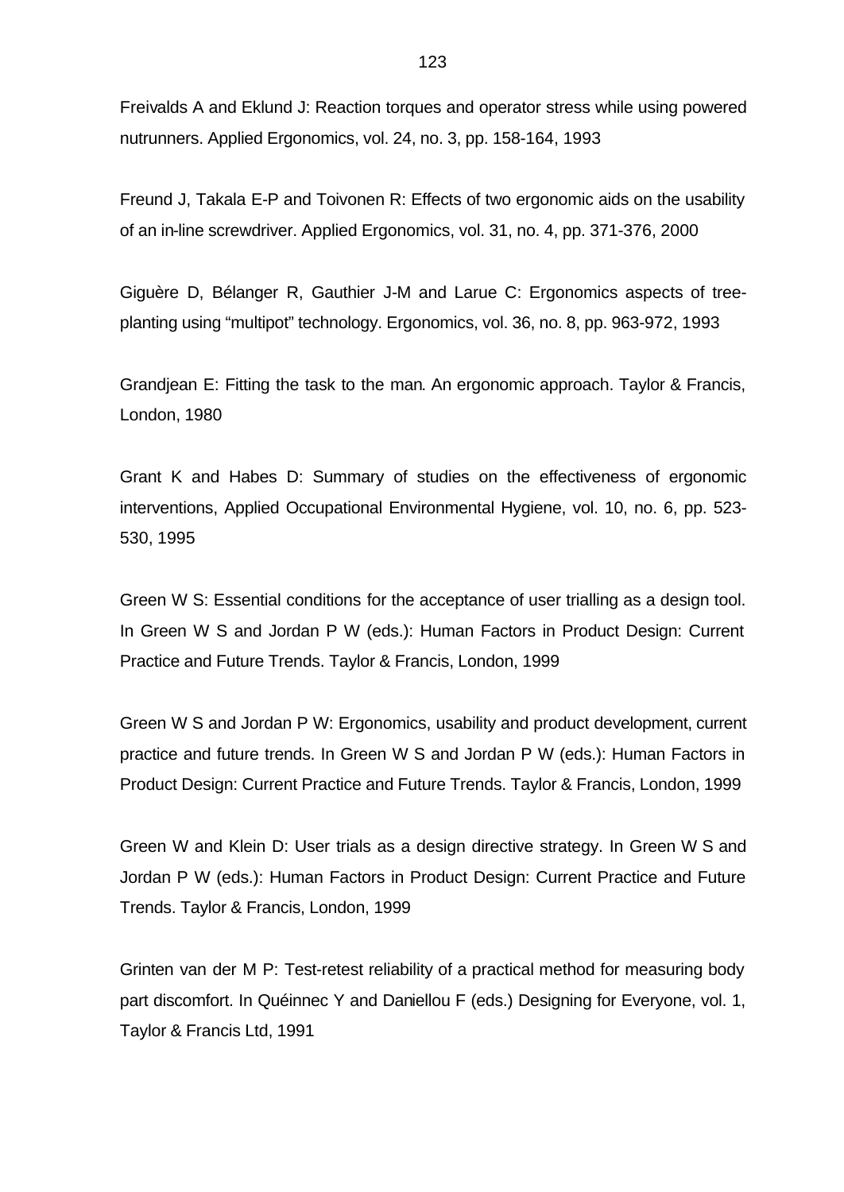Freivalds A and Eklund J: Reaction torques and operator stress while using powered nutrunners. Applied Ergonomics, vol. 24, no. 3, pp. 158-164, 1993

Freund J, Takala E-P and Toivonen R: Effects of two ergonomic aids on the usability of an in-line screwdriver. Applied Ergonomics, vol. 31, no. 4, pp. 371-376, 2000

Giguère D, Bélanger R, Gauthier J-M and Larue C: Ergonomics aspects of tree-planting using “multipot” technology. Ergonomics, vol. 36, no. 8, pp. 963-972, 1993

Grandjean E: Fitting the task to the man. An ergonomic approach. Taylor & Francis, London, 1980

Grant K and Habes D: Summary of studies on the effectiveness of ergonomic interventions, Applied Occupational Environmental Hygiene, vol. 10, no. 6, pp. 523-530, 1995

Green W S: Essential conditions for the acceptance of user trialling as a design tool. In Green W S and Jordan P W (eds.): Human Factors in Product Design: Current Practice and Future Trends. Taylor & Francis, London, 1999

Green W S and Jordan P W: Ergonomics, usability and product development, current practice and future trends. In Green W S and Jordan P W (eds.): Human Factors in Product Design: Current Practice and Future Trends. Taylor & Francis, London, 1999

Green W and Klein D: User trials as a design directive strategy. In Green W S and Jordan P W (eds.): Human Factors in Product Design: Current Practice and Future Trends. Taylor & Francis, London, 1999

Grinten van der M P: Test-retest reliability of a practical method for measuring body part discomfort. In Quéinnec Y and Daniellou F (eds.) Designing for Everyone, vol. 1, Taylor & Francis Ltd, 1991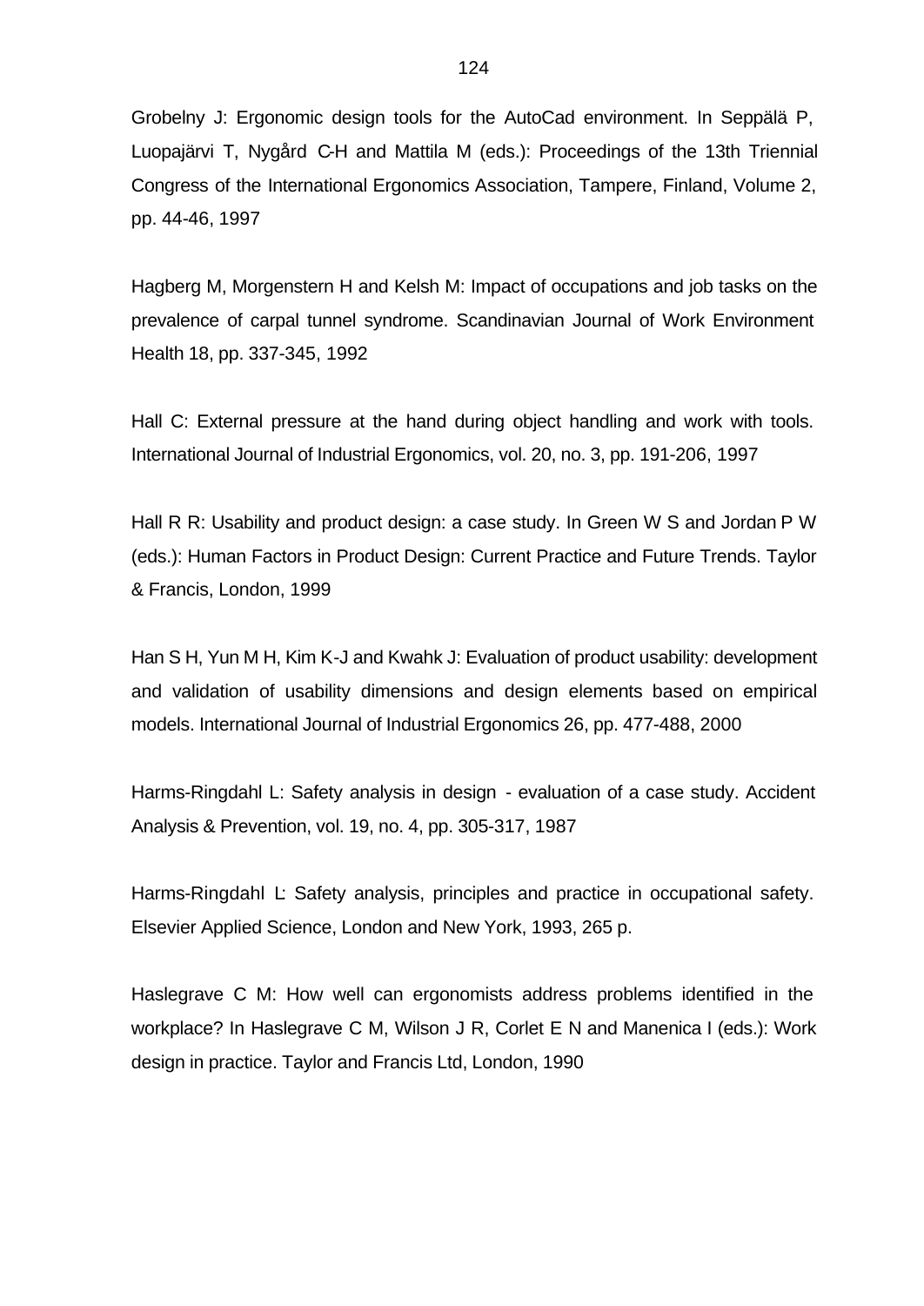Grobelny J: Ergonomic design tools for the AutoCad environment. In Seppälä P, Luopajärvi T, Nygård C-H and Mattila M (eds.): Proceedings of the 13th Triennial Congress of the International Ergonomics Association, Tampere, Finland, Volume 2, pp. 44-46, 1997

Hagberg M, Morgenstern H and Kelsh M: Impact of occupations and job tasks on the prevalence of carpal tunnel syndrome. Scandinavian Journal of Work Environment Health 18, pp. 337-345, 1992

Hall C: External pressure at the hand during object handling and work with tools. International Journal of Industrial Ergonomics, vol. 20, no. 3, pp. 191-206, 1997

Hall R R: Usability and product design: a case study. In Green W S and Jordan P W (eds.): Human Factors in Product Design: Current Practice and Future Trends. Taylor & Francis, London, 1999

Han S H, Yun M H, Kim K-J and Kwahk J: Evaluation of product usability: development and validation of usability dimensions and design elements based on empirical models. International Journal of Industrial Ergonomics 26, pp. 477-488, 2000

Harms-Ringdahl L: Safety analysis in design - evaluation of a case study. Accident Analysis & Prevention, vol. 19, no. 4, pp. 305-317, 1987

Harms-Ringdahl L: Safety analysis, principles and practice in occupational safety. Elsevier Applied Science, London and New York, 1993, 265 p.

Haslegrave C M: How well can ergonomists address problems identified in the workplace? In Haslegrave C M, Wilson J R, Corlet E N and Manenica I (eds.): Work design in practice. Taylor and Francis Ltd, London, 1990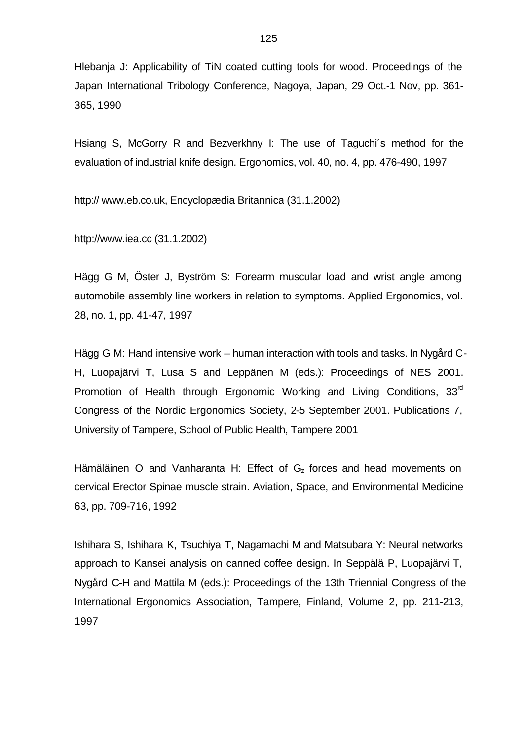Hlebanja J: Applicability of TiN coated cutting tools for wood. Proceedings of the Japan International Tribology Conference, Nagoya, Japan, 29 Oct.-1 Nov, pp. 361-365, 1990

Hsiang S, McGorry R and Bezverkhny I: The use of Taguchi´s method for the evaluation of industrial knife design. Ergonomics, vol. 40, no. 4, pp. 476-490, 1997

http:// www.eb.co.uk, Encyclopædia Britannica (31.1.2002)

http://www.iea.cc (31.1.2002)

Hägg G M, Öster J, Byström S: Forearm muscular load and wrist angle among automobile assembly line workers in relation to symptoms. Applied Ergonomics, vol. 28, no. 1, pp. 41-47, 1997

Hägg G M: Hand intensive work – human interaction with tools and tasks. In Nygård C-H, Luopajärvi T, Lusa S and Leppänen M (eds.): Proceedings of NES 2001. Promotion of Health through Ergonomic Working and Living Conditions, 33rd Congress of the Nordic Ergonomics Society, 2-5 September 2001. Publications 7, University of Tampere, School of Public Health, Tampere 2001

Hämäläinen O and Vanharanta H: Effect of $G_z$ forces and head movements on cervical Erector Spinae muscle strain. Aviation, Space, and Environmental Medicine 63, pp. 709-716, 1992

Ishihara S, Ishihara K, Tsuchiya T, Nagamachi M and Matsubara Y: Neural networks approach to Kansei analysis on canned coffee design. In Seppälä P, Luopajärvi T, Nygård C-H and Mattila M (eds.): Proceedings of the 13th Triennial Congress of the International Ergonomics Association, Tampere, Finland, Volume 2, pp. 211-213, 1997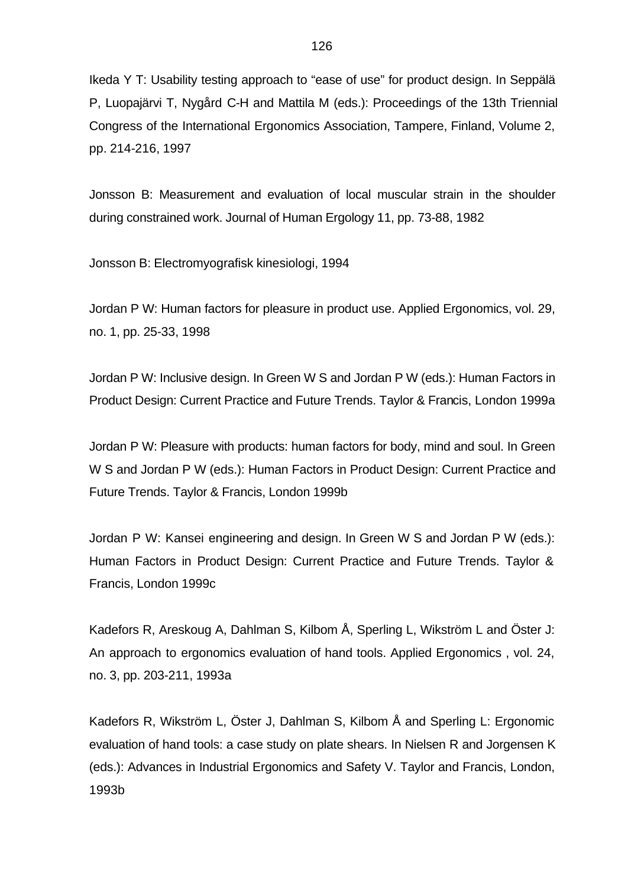Ikeda Y T: Usability testing approach to “ease of use” for product design. In Seppälä P, Luopajärvi T, Nygård C-H and Mattila M (eds.): Proceedings of the 13th Triennial Congress of the International Ergonomics Association, Tampere, Finland, Volume 2, pp. 214-216, 1997

Jonsson B: Measurement and evaluation of local muscular strain in the shoulder during constrained work. Journal of Human Ergology 11, pp. 73-88, 1982

Jonsson B: Electromyografisk kinesiologi, 1994

Jordan P W: Human factors for pleasure in product use. Applied Ergonomics, vol. 29, no. 1, pp. 25-33, 1998

Jordan P W: Inclusive design. In Green W S and Jordan P W (eds.): Human Factors in Product Design: Current Practice and Future Trends. Taylor & Francis, London 1999a

Jordan P W: Pleasure with products: human factors for body, mind and soul. In Green W S and Jordan P W (eds.): Human Factors in Product Design: Current Practice and Future Trends. Taylor & Francis, London 1999b

Jordan P W: Kansei engineering and design. In Green W S and Jordan P W (eds.): Human Factors in Product Design: Current Practice and Future Trends. Taylor & Francis, London 1999c

Kadefors R, Areskoug A, Dahlman S, Kilbom Å, Sperling L, Wikström L and Öster J: An approach to ergonomics evaluation of hand tools. Applied Ergonomics , vol. 24, no. 3, pp. 203-211, 1993a

Kadefors R, Wikström L, Öster J, Dahlman S, Kilbom Å and Sperling L: Ergonomic evaluation of hand tools: a case study on plate shears. In Nielsen R and Jorgensen K (eds.): Advances in Industrial Ergonomics and Safety V. Taylor and Francis, London, 1993b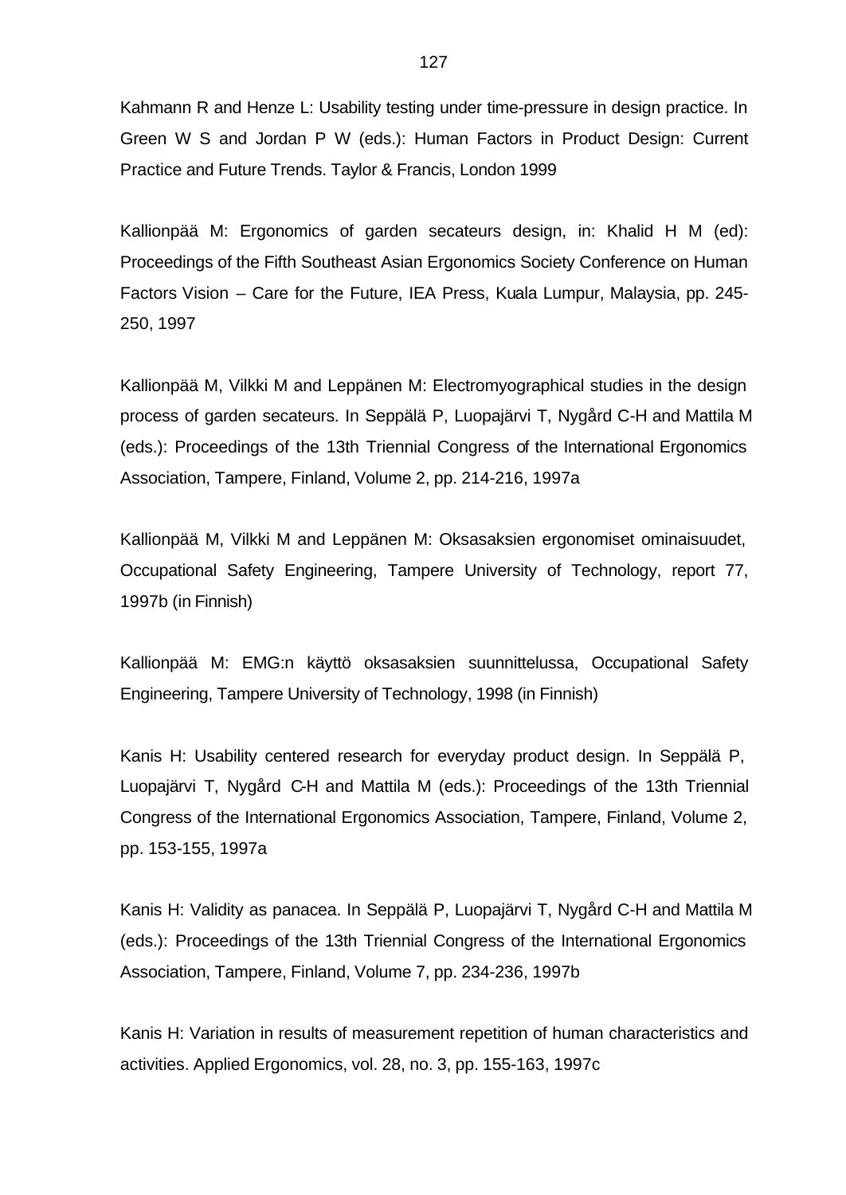Kahmann R and Henze L: Usability testing under time-pressure in design practice. In Green W S and Jordan P W (eds.): Human Factors in Product Design: Current Practice and Future Trends. Taylor & Francis, London 1999

Kallionpää M: Ergonomics of garden secateurs design, in: Khalid H M (ed): Proceedings of the Fifth Southeast Asian Ergonomics Society Conference on Human Factors Vision – Care for the Future, IEA Press, Kuala Lumpur, Malaysia, pp. 245-250, 1997

Kallionpää M, Vilkki M and Leppänen M: Electromyographical studies in the design process of garden secateurs. In Seppälä P, Luopajärvi T, Nygård C-H and Mattila M (eds.): Proceedings of the 13th Triennial Congress of the International Ergonomics Association, Tampere, Finland, Volume 2, pp. 214-216, 1997a

Kallionpää M, Vilkki M and Leppänen M: Oksasaksien ergonomiset ominaisuudet, Occupational Safety Engineering, Tampere University of Technology, report 77, 1997b (in Finnish)

Kallionpää M: EMG:n käyttö oksasaksien suunnittelussa, Occupational Safety Engineering, Tampere University of Technology, 1998 (in Finnish)

Kanis H: Usability centered research for everyday product design. In Seppälä P, Luopajärvi T, Nygård C-H and Mattila M (eds.): Proceedings of the 13th Triennial Congress of the International Ergonomics Association, Tampere, Finland, Volume 2, pp. 153-155, 1997a

Kanis H: Validity as panacea. In Seppälä P, Luopajärvi T, Nygård C-H and Mattila M (eds.): Proceedings of the 13th Triennial Congress of the International Ergonomics Association, Tampere, Finland, Volume 7, pp. 234-236, 1997b

Kanis H: Variation in results of measurement repetition of human characteristics and activities. Applied Ergonomics, vol. 28, no. 3, pp. 155-163, 1997c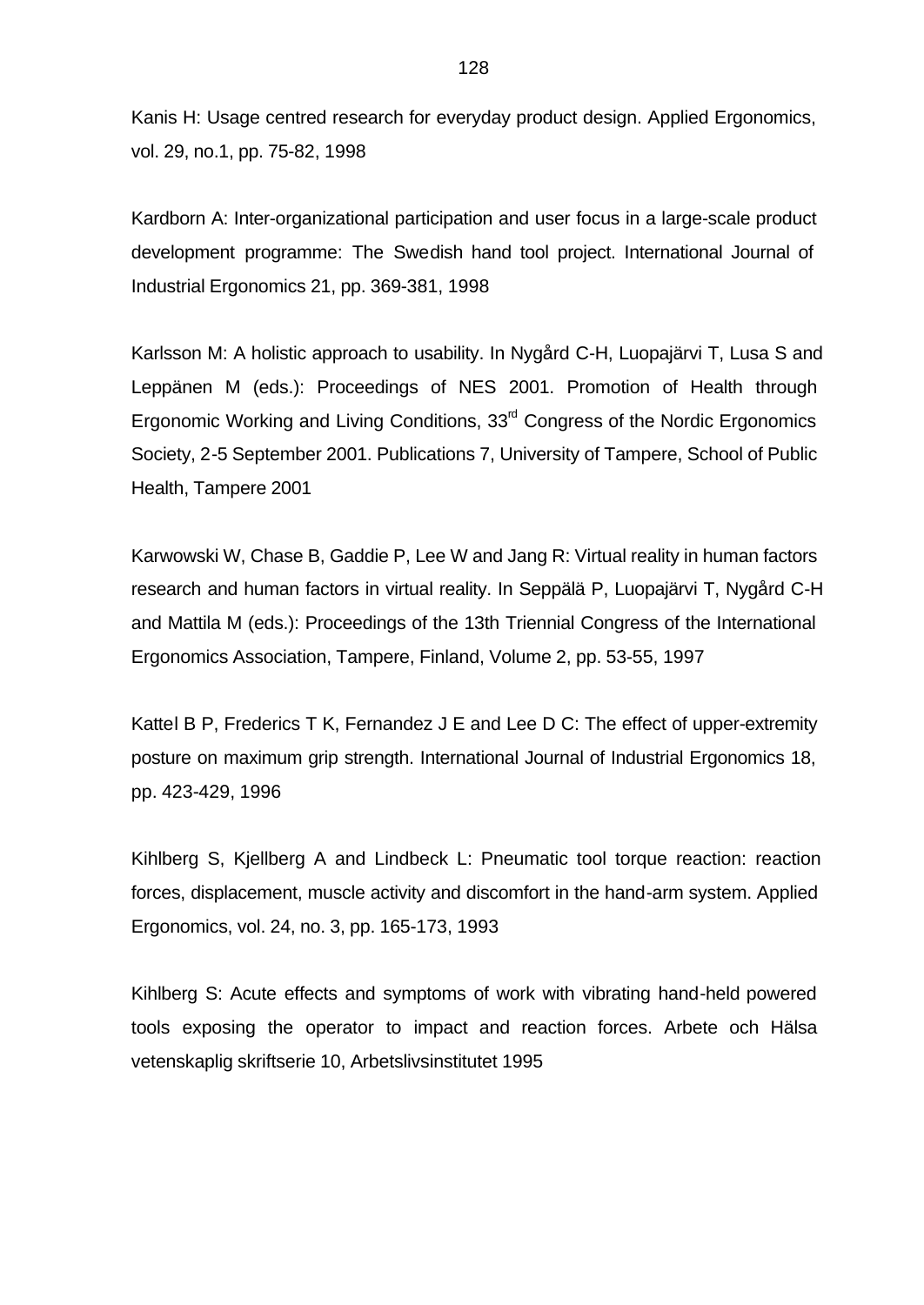Kanis H: Usage centred research for everyday product design. Applied Ergonomics, vol. 29, no.1, pp. 75-82, 1998

Kardborn A: Inter-organizational participation and user focus in a large-scale product development programme: The Swedish hand tool project. International Journal of Industrial Ergonomics 21, pp. 369-381, 1998

Karlsson M: A holistic approach to usability. In Nygård C-H, Luopajärvi T, Lusa S and Leppänen M (eds.): Proceedings of NES 2001. Promotion of Health through Ergonomic Working and Living Conditions, 33rd Congress of the Nordic Ergonomics Society, 2-5 September 2001. Publications 7, University of Tampere, School of Public Health, Tampere 2001

Karwowski W, Chase B, Gaddie P, Lee W and Jang R: Virtual reality in human factors research and human factors in virtual reality. In Seppälä P, Luopajärvi T, Nygård C-H and Mattila M (eds.): Proceedings of the 13th Triennial Congress of the International Ergonomics Association, Tampere, Finland, Volume 2, pp. 53-55, 1997

Kattel B P, Frederics T K, Fernandez J E and Lee D C: The effect of upper-extremity posture on maximum grip strength. International Journal of Industrial Ergonomics 18, pp. 423-429, 1996

Kihlberg S, Kjellberg A and Lindbeck L: Pneumatic tool torque reaction: reaction forces, displacement, muscle activity and discomfort in the hand-arm system. Applied Ergonomics, vol. 24, no. 3, pp. 165-173, 1993

Kihlberg S: Acute effects and symptoms of work with vibrating hand-held powered tools exposing the operator to impact and reaction forces. Arbete och Hälsa vetenskaplig skriftserie 10, Arbetslivsinstitutet 1995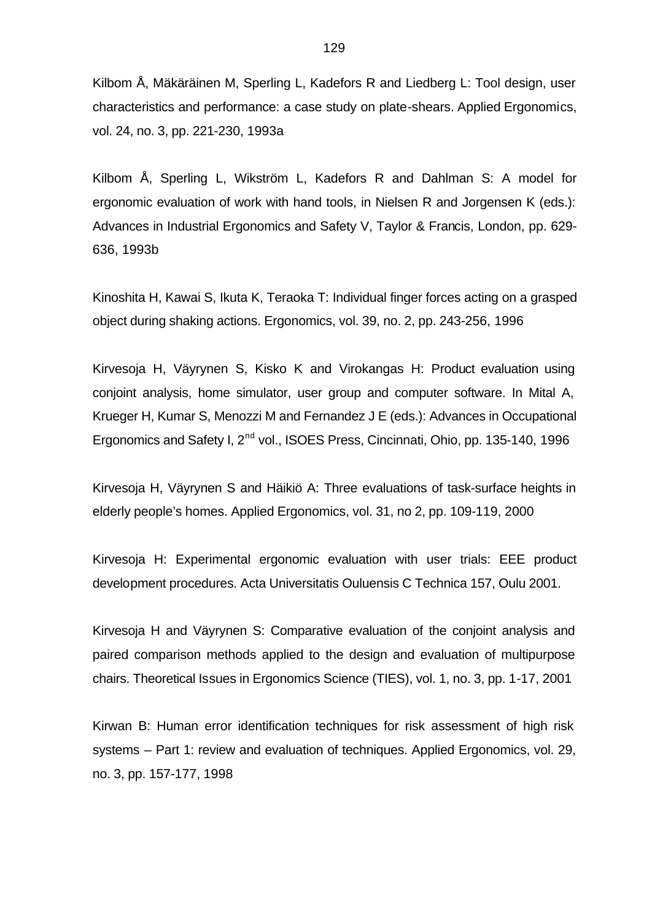Kilbom Å, Mäkäräinen M, Sperling L, Kadefors R and Liedberg L: Tool design, user characteristics and performance: a case study on plate-shears. Applied Ergonomics, vol. 24, no. 3, pp. 221-230, 1993a

Kilbom Å, Sperling L, Wikström L, Kadefors R and Dahlman S: A model for ergonomic evaluation of work with hand tools, in Nielsen R and Jorgensen K (eds.): Advances in Industrial Ergonomics and Safety V, Taylor & Francis, London, pp. 629-636, 1993b

Kinoshita H, Kawai S, Ikuta K, Teraoka T: Individual finger forces acting on a grasped object during shaking actions. Ergonomics, vol. 39, no. 2, pp. 243-256, 1996

Kirvesoja H, Väyrynen S, Kisko K and Virokangas H: Product evaluation using conjoint analysis, home simulator, user group and computer software. In Mital A, Krueger H, Kumar S, Menozzi M and Fernandez J E (eds.): Advances in Occupational Ergonomics and Safety I, 2nd vol., ISOES Press, Cincinnati, Ohio, pp. 135-140, 1996

Kirvesoja H, Väyrynen S and Häikiö A: Three evaluations of task-surface heights in elderly people's homes. Applied Ergonomics, vol. 31, no 2, pp. 109-119, 2000

Kirvesoja H: Experimental ergonomic evaluation with user trials: EEE product development procedures. Acta Universitatis Ouluensis C Technica 157, Oulu 2001.

Kirvesoja H and Väyrynen S: Comparative evaluation of the conjoint analysis and paired comparison methods applied to the design and evaluation of multipurpose chairs. Theoretical Issues in Ergonomics Science (TIES), vol. 1, no. 3, pp. 1-17, 2001

Kirwan B: Human error identification techniques for risk assessment of high risk systems – Part 1: review and evaluation of techniques. Applied Ergonomics, vol. 29, no. 3, pp. 157-177, 1998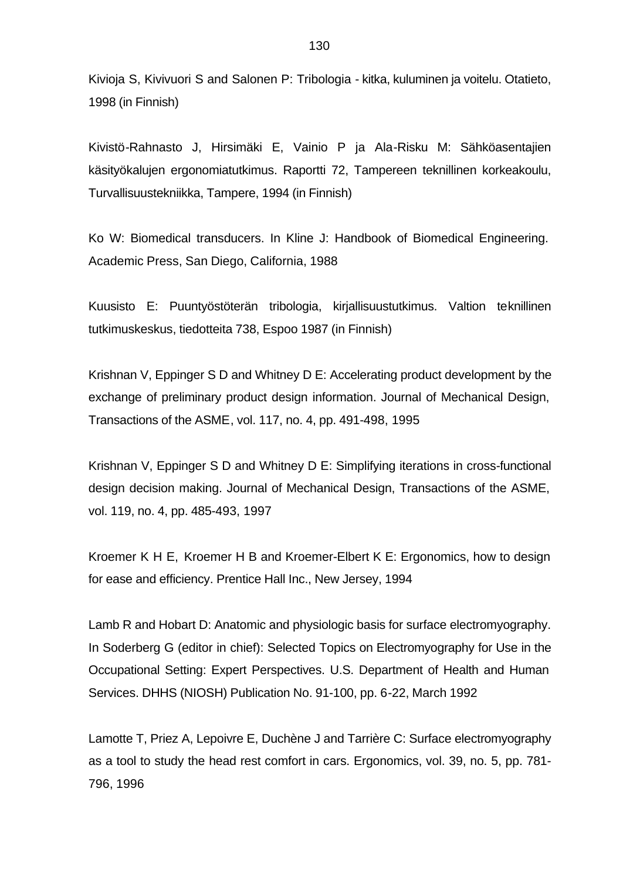Kivioja S, Kivivuori S and Salonen P: Tribologia - kitka, kuluminen ja voitelu. Otatieto, 1998 (in Finnish)

Kivistö-Rahnasto J, Hirsimäki E, Vainio P ja Ala-Risku M: Sähköasentajien käsityökalujen ergonomiatutkimus. Raportti 72, Tampereen teknillinen korkeakoulu, Turvallisuustekniikka, Tampere, 1994 (in Finnish)

Ko W: Biomedical transducers. In Kline J: Handbook of Biomedical Engineering. Academic Press, San Diego, California, 1988

Kuusisto E: Puuntyöstöterän tribologia, kirjallisuustutkimus. Valtion teknillinen tutkimuskeskus, tiedotteita 738, Espoo 1987 (in Finnish)

Krishnan V, Eppinger S D and Whitney D E: Accelerating product development by the exchange of preliminary product design information. Journal of Mechanical Design, Transactions of the ASME, vol. 117, no. 4, pp. 491-498, 1995

Krishnan V, Eppinger S D and Whitney D E: Simplifying iterations in cross-functional design decision making. Journal of Mechanical Design, Transactions of the ASME, vol. 119, no. 4, pp. 485-493, 1997

Kroemer K H E, Kroemer H B and Kroemer-Elbert K E: Ergonomics, how to design for ease and efficiency. Prentice Hall Inc., New Jersey, 1994

Lamb R and Hobart D: Anatomic and physiologic basis for surface electromyography. In Soderberg G (editor in chief): Selected Topics on Electromyography for Use in the Occupational Setting: Expert Perspectives. U.S. Department of Health and Human Services. DHHS (NIOSH) Publication No. 91-100, pp. 6-22, March 1992

Lamotte T, Priez A, Lepoivre E, Duchène J and Tarrière C: Surface electromyography as a tool to study the head rest comfort in cars. Ergonomics, vol. 39, no. 5, pp. 781-796, 1996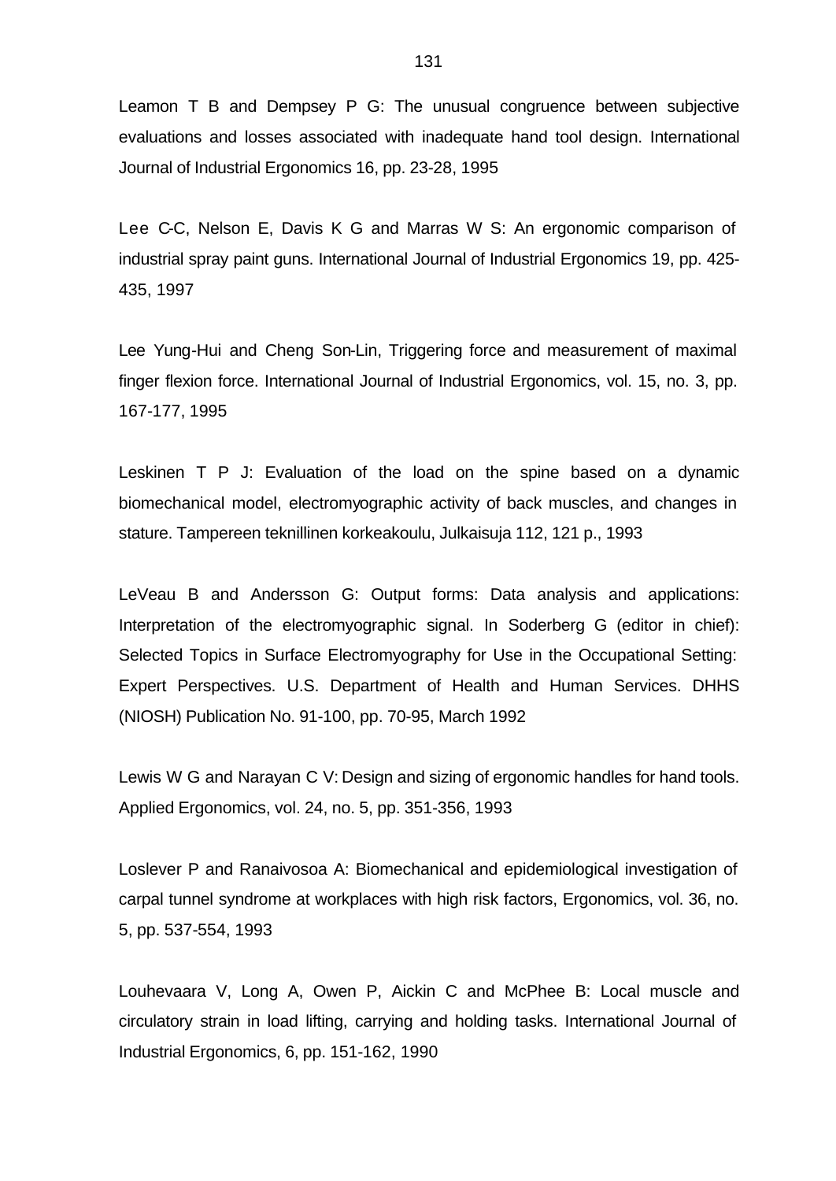Leamon T B and Dempsey P G: The unusual congruence between subjective evaluations and losses associated with inadequate hand tool design. International Journal of Industrial Ergonomics 16, pp. 23-28, 1995

Lee C-C, Nelson E, Davis K G and Marras W S: An ergonomic comparison of industrial spray paint guns. International Journal of Industrial Ergonomics 19, pp. 425-435, 1997

Lee Yung-Hui and Cheng Son-Lin, Triggering force and measurement of maximal finger flexion force. International Journal of Industrial Ergonomics, vol. 15, no. 3, pp. 167-177, 1995

Leskinen T P J: Evaluation of the load on the spine based on a dynamic biomechanical model, electromyographic activity of back muscles, and changes in stature. Tampereen teknillinen korkeakoulu, Julkaisuja 112, 121 p., 1993

LeVeau B and Andersson G: Output forms: Data analysis and applications: Interpretation of the electromyographic signal. In Soderberg G (editor in chief): Selected Topics in Surface Electromyography for Use in the Occupational Setting: Expert Perspectives. U.S. Department of Health and Human Services. DHHS (NIOSH) Publication No. 91-100, pp. 70-95, March 1992

Lewis W G and Narayan C V: Design and sizing of ergonomic handles for hand tools. Applied Ergonomics, vol. 24, no. 5, pp. 351-356, 1993

Loslever P and Ranaivosoa A: Biomechanical and epidemiological investigation of carpal tunnel syndrome at workplaces with high risk factors, Ergonomics, vol. 36, no. 5, pp. 537-554, 1993

Louhevaara V, Long A, Owen P, Aickin C and McPhee B: Local muscle and circulatory strain in load lifting, carrying and holding tasks. International Journal of Industrial Ergonomics, 6, pp. 151-162, 1990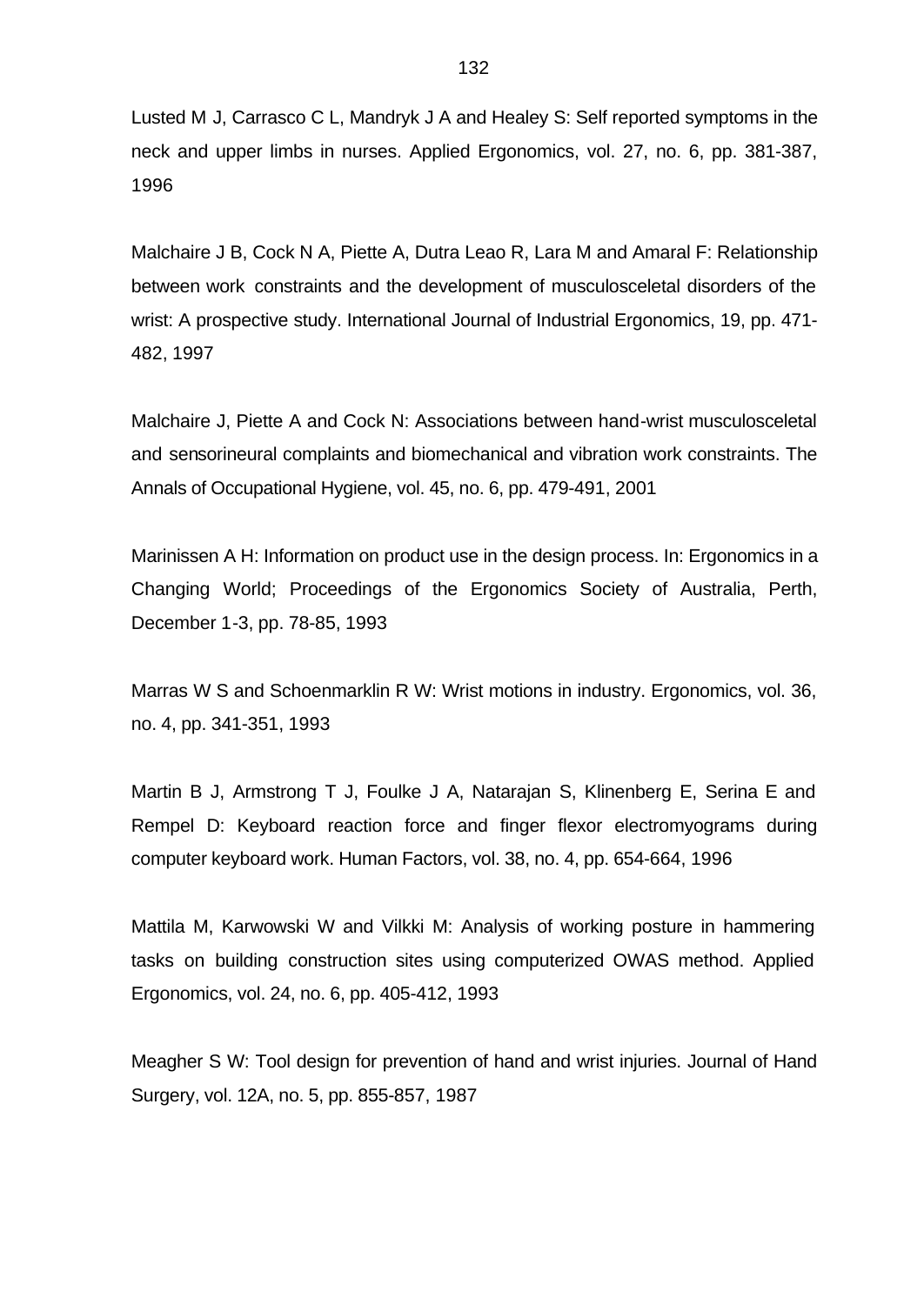Lusted M J, Carrasco C L, Mandryk J A and Healey S: Self reported symptoms in the neck and upper limbs in nurses. Applied Ergonomics, vol. 27, no. 6, pp. 381-387, 1996

Malchaire J B, Cock N A, Piette A, Dutra Leao R, Lara M and Amaral F: Relationship between work constraints and the development of musculosceletal disorders of the wrist: A prospective study. International Journal of Industrial Ergonomics, 19, pp. 471-482, 1997

Malchaire J, Piette A and Cock N: Associations between hand-wrist musculosceletal and sensorineural complaints and biomechanical and vibration work constraints. The Annals of Occupational Hygiene, vol. 45, no. 6, pp. 479-491, 2001

Marinissen A H: Information on product use in the design process. In: Ergonomics in a Changing World; Proceedings of the Ergonomics Society of Australia, Perth, December 1-3, pp. 78-85, 1993

Marras W S and Schoenmarklin R W: Wrist motions in industry. Ergonomics, vol. 36, no. 4, pp. 341-351, 1993

Martin B J, Armstrong T J, Foulke J A, Natarajan S, Klinenberg E, Serina E and Rempel D: Keyboard reaction force and finger flexor electromyograms during computer keyboard work. Human Factors, vol. 38, no. 4, pp. 654-664, 1996

Mattila M, Karwowski W and Vilkki M: Analysis of working posture in hammering tasks on building construction sites using computerized OWAS method. Applied Ergonomics, vol. 24, no. 6, pp. 405-412, 1993

Meagher S W: Tool design for prevention of hand and wrist injuries. Journal of Hand Surgery, vol. 12A, no. 5, pp. 855-857, 1987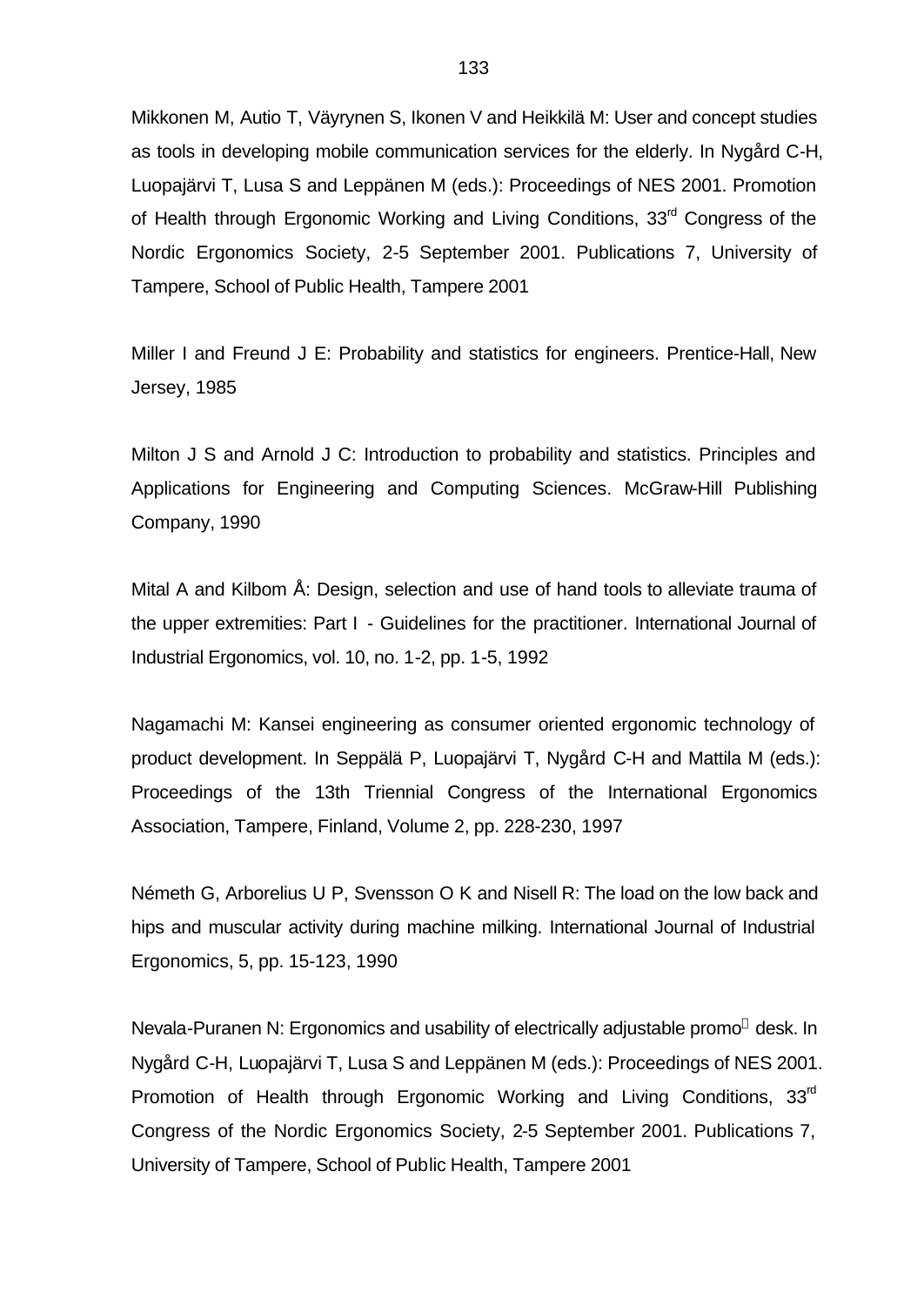Mikkonen M, Autio T, Väyrynen S, Ikonen V and Heikkilä M: User and concept studies as tools in developing mobile communication services for the elderly. In Nygård C-H, Luopajärvi T, Lusa S and Leppänen M (eds.): Proceedings of NES 2001. Promotion of Health through Ergonomic Working and Living Conditions, 33rd Congress of the Nordic Ergonomics Society, 2-5 September 2001. Publications 7, University of Tampere, School of Public Health, Tampere 2001

Miller I and Freund J E: Probability and statistics for engineers. Prentice-Hall, New Jersey, 1985

Milton J S and Arnold J C: Introduction to probability and statistics. Principles and Applications for Engineering and Computing Sciences. McGraw-Hill Publishing Company, 1990

Mital A and Kilbom Å: Design, selection and use of hand tools to alleviate trauma of the upper extremities: Part I - Guidelines for the practitioner. International Journal of Industrial Ergonomics, vol. 10, no. 1-2, pp. 1-5, 1992

Nagamachi M: Kansei engineering as consumer oriented ergonomic technology of product development. In Seppälä P, Luopajärvi T, Nygård C-H and Mattila M (eds.): Proceedings of the 13th Triennial Congress of the International Ergonomics Association, Tampere, Finland, Volume 2, pp. 228-230, 1997

Németh G, Arborelius U P, Svensson O K and Nisell R: The load on the low back and hips and muscular activity during machine milking. International Journal of Industrial Ergonomics, 5, pp. 15-123, 1990

Nevala-Puranen N: Ergonomics and usability of electrically adjustable promo desk. In Nygård C-H, Luopajärvi T, Lusa S and Leppänen M (eds.): Proceedings of NES 2001. Promotion of Health through Ergonomic Working and Living Conditions, 33rd Congress of the Nordic Ergonomics Society, 2-5 September 2001. Publications 7, University of Tampere, School of Public Health, Tampere 2001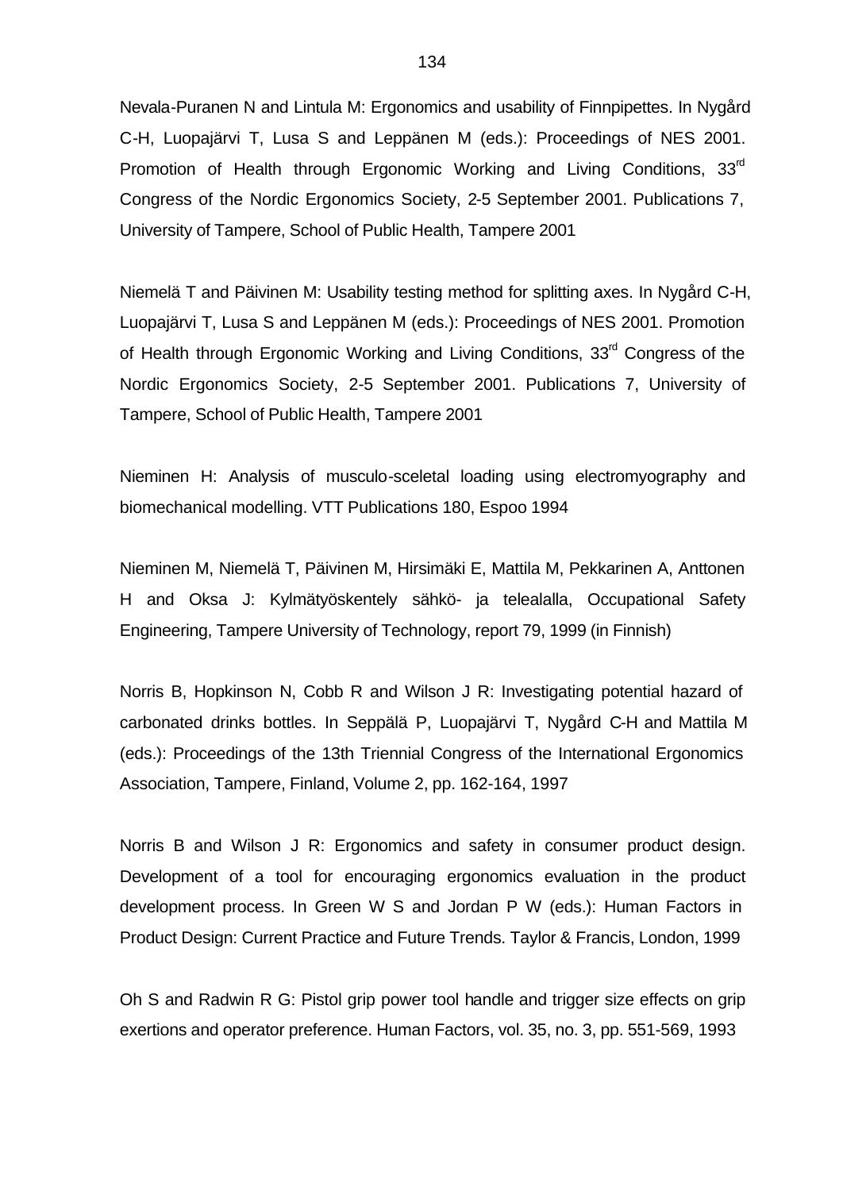Nevala-Puranen N and Lintula M: Ergonomics and usability of Finnpipettes. In Nygård C-H, Luopajärvi T, Lusa S and Leppänen M (eds.): Proceedings of NES 2001. Promotion of Health through Ergonomic Working and Living Conditions, 33rd Congress of the Nordic Ergonomics Society, 2-5 September 2001. Publications 7, University of Tampere, School of Public Health, Tampere 2001

Niemelä T and Päivinen M: Usability testing method for splitting axes. In Nygård C-H, Luopajärvi T, Lusa S and Leppänen M (eds.): Proceedings of NES 2001. Promotion of Health through Ergonomic Working and Living Conditions, 33rd Congress of the Nordic Ergonomics Society, 2-5 September 2001. Publications 7, University of Tampere, School of Public Health, Tampere 2001

Nieminen H: Analysis of musculo-sceletal loading using electromyography and biomechanical modelling. VTT Publications 180, Espoo 1994

Nieminen M, Niemelä T, Päivinen M, Hirsimäki E, Mattila M, Pekkarinen A, Anttonen H and Oksa J: Kylmätyöskentely sähkö- ja telealalla, Occupational Safety Engineering, Tampere University of Technology, report 79, 1999 (in Finnish)

Norris B, Hopkinson N, Cobb R and Wilson J R: Investigating potential hazard of carbonated drinks bottles. In Seppälä P, Luopajärvi T, Nygård C-H and Mattila M (eds.): Proceedings of the 13th Triennial Congress of the International Ergonomics Association, Tampere, Finland, Volume 2, pp. 162-164, 1997

Norris B and Wilson J R: Ergonomics and safety in consumer product design. Development of a tool for encouraging ergonomics evaluation in the product development process. In Green W S and Jordan P W (eds.): Human Factors in Product Design: Current Practice and Future Trends. Taylor & Francis, London, 1999

Oh S and Radwin R G: Pistol grip power tool handle and trigger size effects on grip exertions and operator preference. Human Factors, vol. 35, no. 3, pp. 551-569, 1993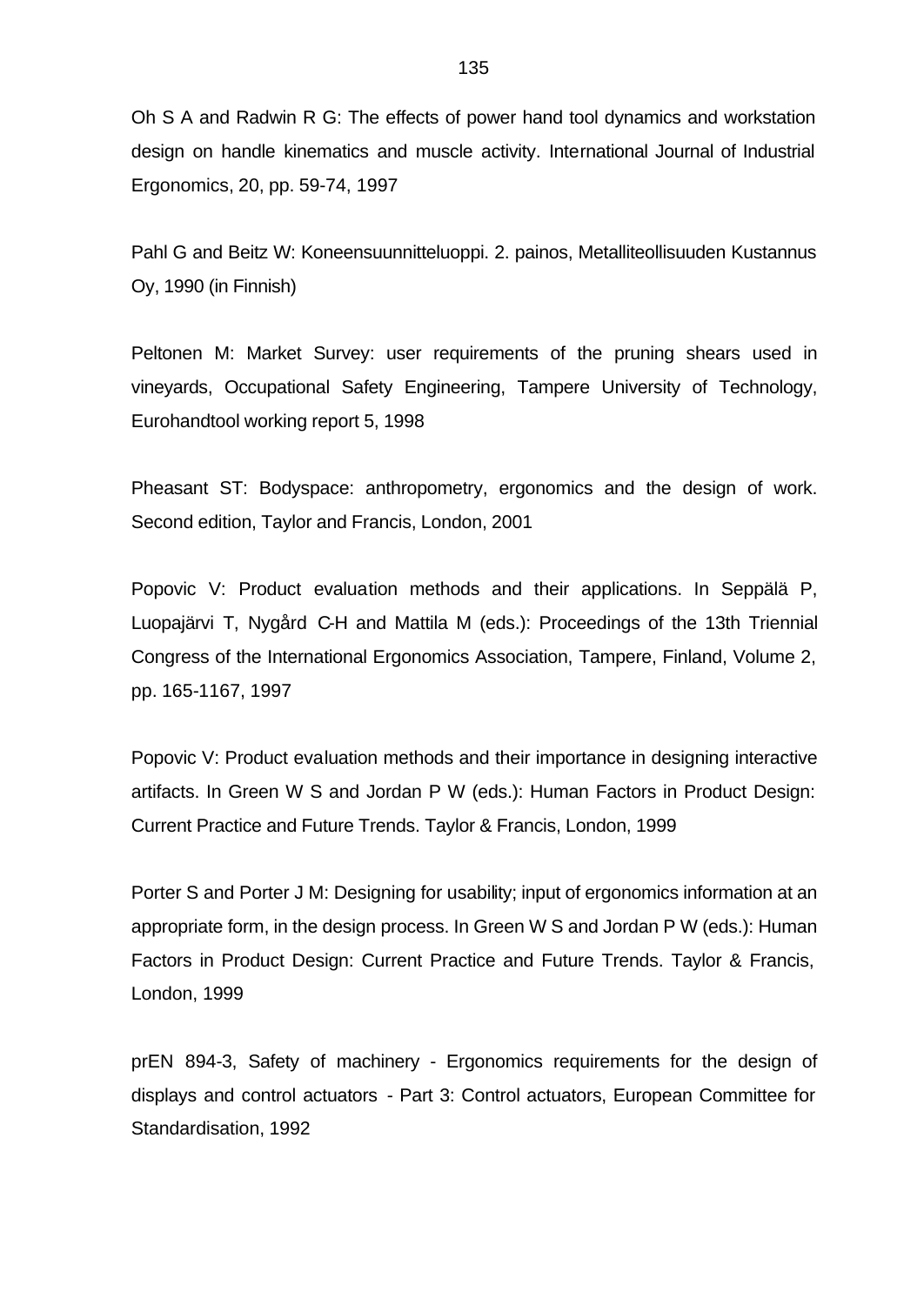Oh S A and Radwin R G: The effects of power hand tool dynamics and workstation design on handle kinematics and muscle activity. International Journal of Industrial Ergonomics, 20, pp. 59-74, 1997

Pahl G and Beitz W: Koneensuunnitteluoppi. 2. painos, Metalliteollisuuden Kustannus Oy, 1990 (in Finnish)

Peltonen M: Market Survey: user requirements of the pruning shears used in vineyards, Occupational Safety Engineering, Tampere University of Technology, Eurohandtool working report 5, 1998

Pheasant ST: Bodyspace: anthropometry, ergonomics and the design of work. Second edition, Taylor and Francis, London, 2001

Popovic V: Product evaluation methods and their applications. In Seppälä P, Luopajärvi T, Nygård C-H and Mattila M (eds.): Proceedings of the 13th Triennial Congress of the International Ergonomics Association, Tampere, Finland, Volume 2, pp. 165-1167, 1997

Popovic V: Product evaluation methods and their importance in designing interactive artifacts. In Green W S and Jordan P W (eds.): Human Factors in Product Design: Current Practice and Future Trends. Taylor & Francis, London, 1999

Porter S and Porter J M: Designing for usability; input of ergonomics information at an appropriate form, in the design process. In Green W S and Jordan P W (eds.): Human Factors in Product Design: Current Practice and Future Trends. Taylor & Francis, London, 1999

prEN 894-3, Safety of machinery - Ergonomics requirements for the design of displays and control actuators - Part 3: Control actuators, European Committee for Standardisation, 1992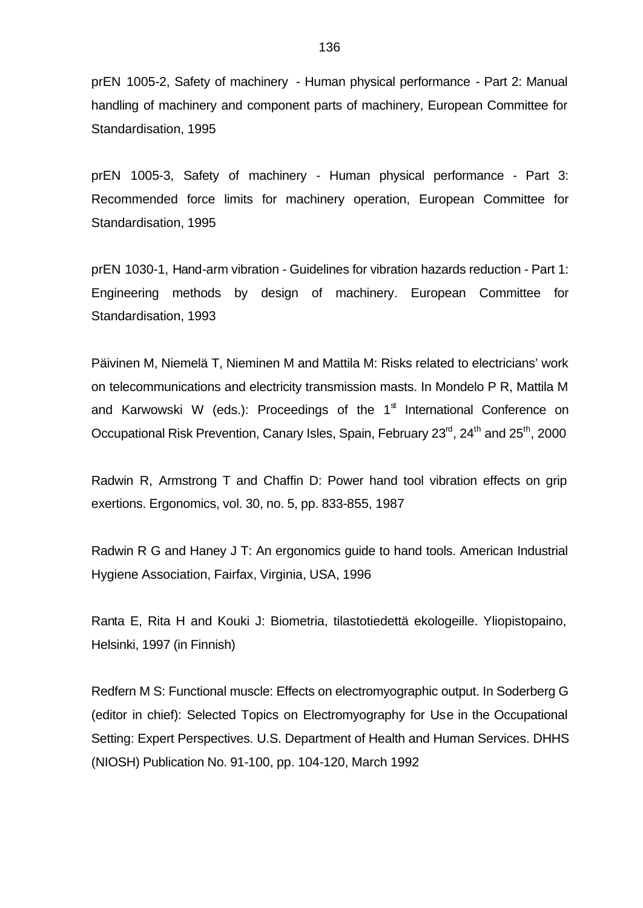prEN 1005-2, Safety of machinery - Human physical performance - Part 2: Manual handling of machinery and component parts of machinery, European Committee for Standardisation, 1995

prEN 1005-3, Safety of machinery - Human physical performance - Part 3: Recommended force limits for machinery operation, European Committee for Standardisation, 1995

prEN 1030-1, Hand-arm vibration - Guidelines for vibration hazards reduction - Part 1: Engineering methods by design of machinery. European Committee for Standardisation, 1993

Päivinen M, Niemelä T, Nieminen M and Mattila M: Risks related to electricians' work on telecommunications and electricity transmission masts. In Mondelo P R, Mattila M and Karwowski W (eds.): Proceedings of the 1st International Conference on Occupational Risk Prevention, Canary Isles, Spain, February 23rd, 24th and 25th, 2000

Radwin R, Armstrong T and Chaffin D: Power hand tool vibration effects on grip exertions. Ergonomics, vol. 30, no. 5, pp. 833-855, 1987

Radwin R G and Haney J T: An ergonomics guide to hand tools. American Industrial Hygiene Association, Fairfax, Virginia, USA, 1996

Ranta E, Rita H and Kouki J: Biometria, tilastotiedettä ekologeille. Yliopistopaino, Helsinki, 1997 (in Finnish)

Redfern M S: Functional muscle: Effects on electromyographic output. In Soderberg G (editor in chief): Selected Topics on Electromyography for Use in the Occupational Setting: Expert Perspectives. U.S. Department of Health and Human Services. DHHS (NIOSH) Publication No. 91-100, pp. 104-120, March 1992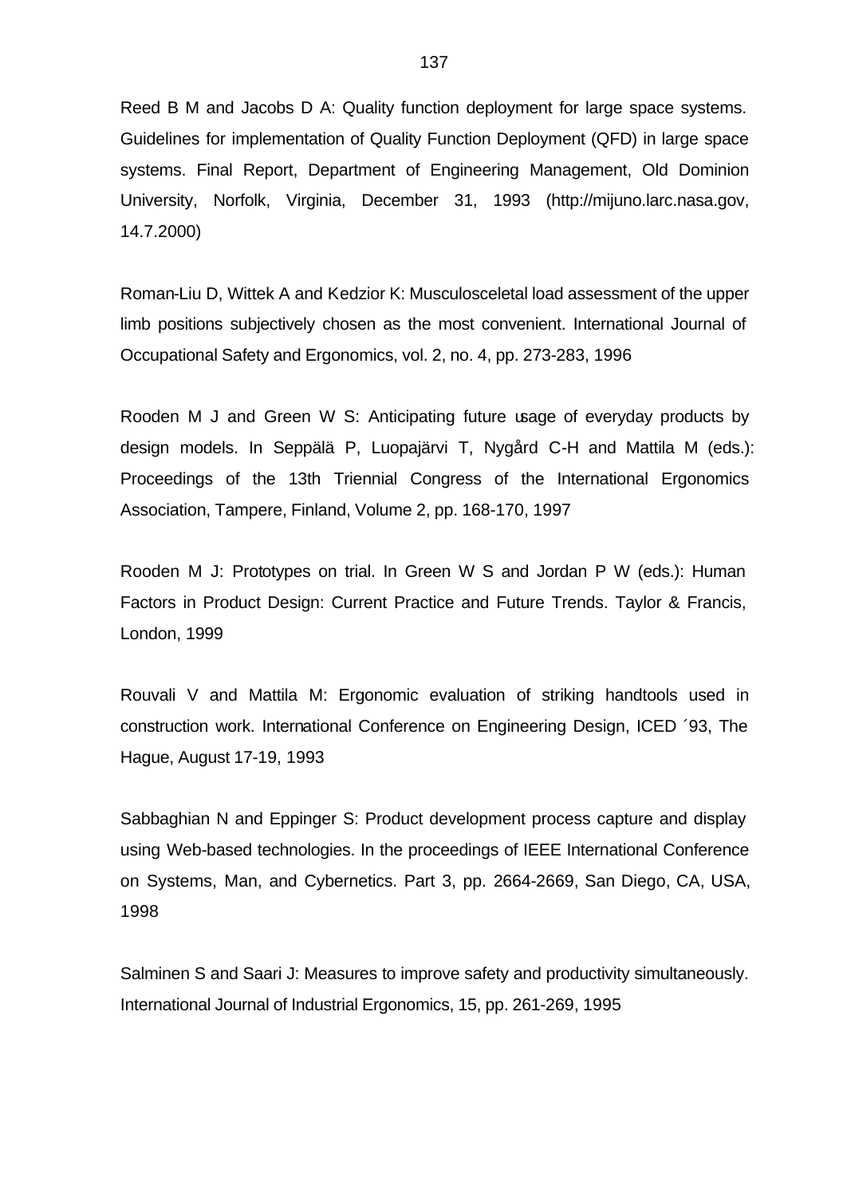Reed B M and Jacobs D A: Quality function deployment for large space systems. Guidelines for implementation of Quality Function Deployment (QFD) in large space systems. Final Report, Department of Engineering Management, Old Dominion University, Norfolk, Virginia, December 31, 1993 (http://mijuno.larc.nasa.gov, 14.7.2000)

Roman-Liu D, Wittek A and Kedzior K: Musculosceletal load assessment of the upper limb positions subjectively chosen as the most convenient. International Journal of Occupational Safety and Ergonomics, vol. 2, no. 4, pp. 273-283, 1996

Rooden M J and Green W S: Anticipating future usage of everyday products by design models. In Seppälä P, Luopajärvi T, Nygård C-H and Mattila M (eds.): Proceedings of the 13th Triennial Congress of the International Ergonomics Association, Tampere, Finland, Volume 2, pp. 168-170, 1997

Rooden M J: Prototypes on trial. In Green W S and Jordan P W (eds.): Human Factors in Product Design: Current Practice and Future Trends. Taylor & Francis, London, 1999

Rouvali V and Mattila M: Ergonomic evaluation of striking handtools used in construction work. International Conference on Engineering Design, ICED ´93, The Hague, August 17-19, 1993

Sabbaghian N and Eppinger S: Product development process capture and display using Web-based technologies. In the proceedings of IEEE International Conference on Systems, Man, and Cybernetics. Part 3, pp. 2664-2669, San Diego, CA, USA, 1998

Salminen S and Saari J: Measures to improve safety and productivity simultaneously. International Journal of Industrial Ergonomics, 15, pp. 261-269, 1995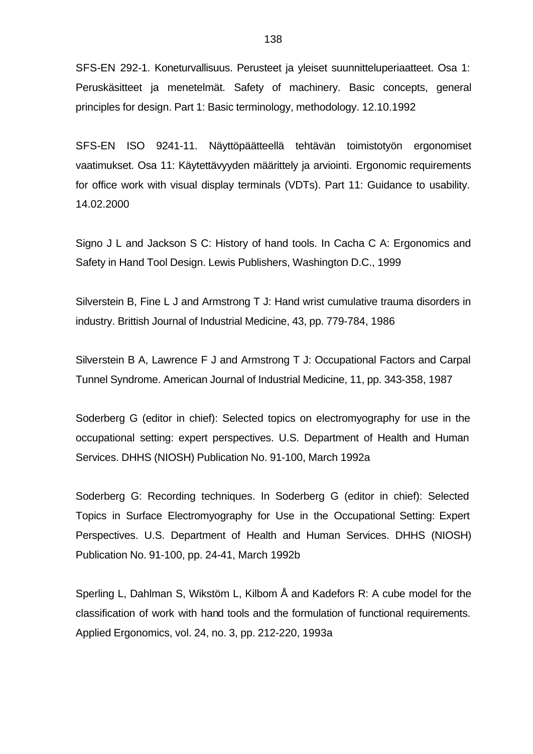SFS-EN 292-1. Koneturvallisuus. Perusteet ja yleiset suunnitteluperiaatteet. Osa 1: Peruskäsitteet ja menetelmät. Safety of machinery. Basic concepts, general principles for design. Part 1: Basic terminology, methodology. 12.10.1992

SFS-EN ISO 9241-11. Näyttöpäätteellä tehtävän toimistotyön ergonomiset vaatimukset. Osa 11: Käytettävyyden määrittely ja arviointi. Ergonomic requirements for office work with visual display terminals (VDTs). Part 11: Guidance to usability. 14.02.2000

Signo J L and Jackson S C: History of hand tools. In Cacha C A: Ergonomics and Safety in Hand Tool Design. Lewis Publishers, Washington D.C., 1999

Silverstein B, Fine L J and Armstrong T J: Hand wrist cumulative trauma disorders in industry. Brittish Journal of Industrial Medicine, 43, pp. 779-784, 1986

Silverstein B A, Lawrence F J and Armstrong T J: Occupational Factors and Carpal Tunnel Syndrome. American Journal of Industrial Medicine, 11, pp. 343-358, 1987

Soderberg G (editor in chief): Selected topics on electromyography for use in the occupational setting: expert perspectives. U.S. Department of Health and Human Services. DHHS (NIOSH) Publication No. 91-100, March 1992a

Soderberg G: Recording techniques. In Soderberg G (editor in chief): Selected Topics in Surface Electromyography for Use in the Occupational Setting: Expert Perspectives. U.S. Department of Health and Human Services. DHHS (NIOSH) Publication No. 91-100, pp. 24-41, March 1992b

Sperling L, Dahlman S, Wikstöm L, Kilbom Å and Kadefors R: A cube model for the classification of work with hand tools and the formulation of functional requirements. Applied Ergonomics, vol. 24, no. 3, pp. 212-220, 1993a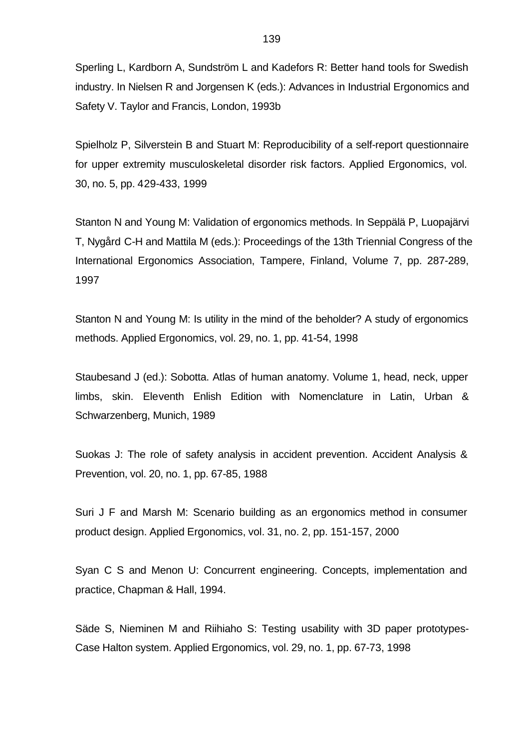Sperling L, Kardborn A, Sundström L and Kadefors R: Better hand tools for Swedish industry. In Nielsen R and Jorgensen K (eds.): Advances in Industrial Ergonomics and Safety V. Taylor and Francis, London, 1993b

Spielholz P, Silverstein B and Stuart M: Reproducibility of a self-report questionnaire for upper extremity musculoskeletal disorder risk factors. Applied Ergonomics, vol. 30, no. 5, pp. 429-433, 1999

Stanton N and Young M: Validation of ergonomics methods. In Seppälä P, Luopajärvi T, Nygård C-H and Mattila M (eds.): Proceedings of the 13th Triennial Congress of the International Ergonomics Association, Tampere, Finland, Volume 7, pp. 287-289, 1997

Stanton N and Young M: Is utility in the mind of the beholder? A study of ergonomics methods. Applied Ergonomics, vol. 29, no. 1, pp. 41-54, 1998

Staubesand J (ed.): Sobotta. Atlas of human anatomy. Volume 1, head, neck, upper limbs, skin. Eleventh Enlish Edition with Nomenclature in Latin, Urban & Schwarzenberg, Munich, 1989

Suokas J: The role of safety analysis in accident prevention. Accident Analysis & Prevention, vol. 20, no. 1, pp. 67-85, 1988

Suri J F and Marsh M: Scenario building as an ergonomics method in consumer product design. Applied Ergonomics, vol. 31, no. 2, pp. 151-157, 2000

Syan C S and Menon U: Concurrent engineering. Concepts, implementation and practice, Chapman & Hall, 1994.

Säde S, Nieminen M and Riihiaho S: Testing usability with 3D paper prototypes-Case Halton system. Applied Ergonomics, vol. 29, no. 1, pp. 67-73, 1998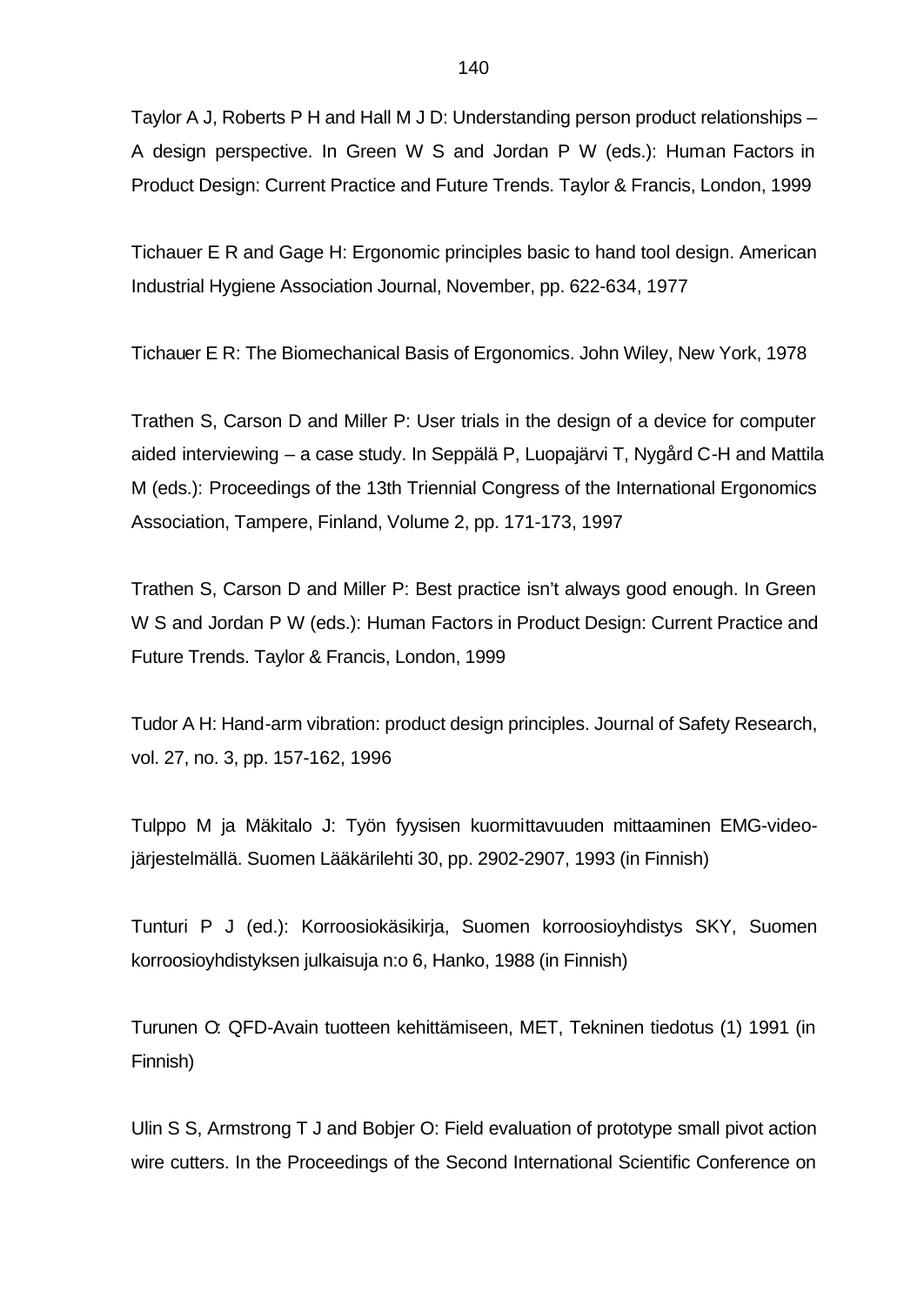Taylor A J, Roberts P H and Hall M J D: Understanding person product relationships – A design perspective. In Green W S and Jordan P W (eds.): Human Factors in Product Design: Current Practice and Future Trends. Taylor & Francis, London, 1999

Tichauer E R and Gage H: Ergonomic principles basic to hand tool design. American Industrial Hygiene Association Journal, November, pp. 622-634, 1977

Tichauer E R: The Biomechanical Basis of Ergonomics. John Wiley, New York, 1978

Trathen S, Carson D and Miller P: User trials in the design of a device for computer aided interviewing – a case study. In Seppälä P, Luopajärvi T, Nygård C-H and Mattila M (eds.): Proceedings of the 13th Triennial Congress of the International Ergonomics Association, Tampere, Finland, Volume 2, pp. 171-173, 1997

Trathen S, Carson D and Miller P: Best practice isn't always good enough. In Green W S and Jordan P W (eds.): Human Factors in Product Design: Current Practice and Future Trends. Taylor & Francis, London, 1999

Tudor A H: Hand-arm vibration: product design principles. Journal of Safety Research, vol. 27, no. 3, pp. 157-162, 1996

Tulppo M ja Mäkitalo J: Työn fyysisen kuormittavuuden mittaaminen EMG-video-järjestelmällä. Suomen Lääkärilehti 30, pp. 2902-2907, 1993 (in Finnish)

Tunturi P J (ed.): Korroosiokäsikirja, Suomen korroosioyhdistys SKY, Suomen korroosioyhdistyksen julkaisuja n:o 6, Hanko, 1988 (in Finnish)

Turunen O: QFD-Avain tuotteen kehittämiseen, MET, Tekninen tiedotus (1) 1991 (in Finnish)

Ulin S S, Armstrong T J and Bobjer O: Field evaluation of prototype small pivot action wire cutters. In the Proceedings of the Second International Scientific Conference on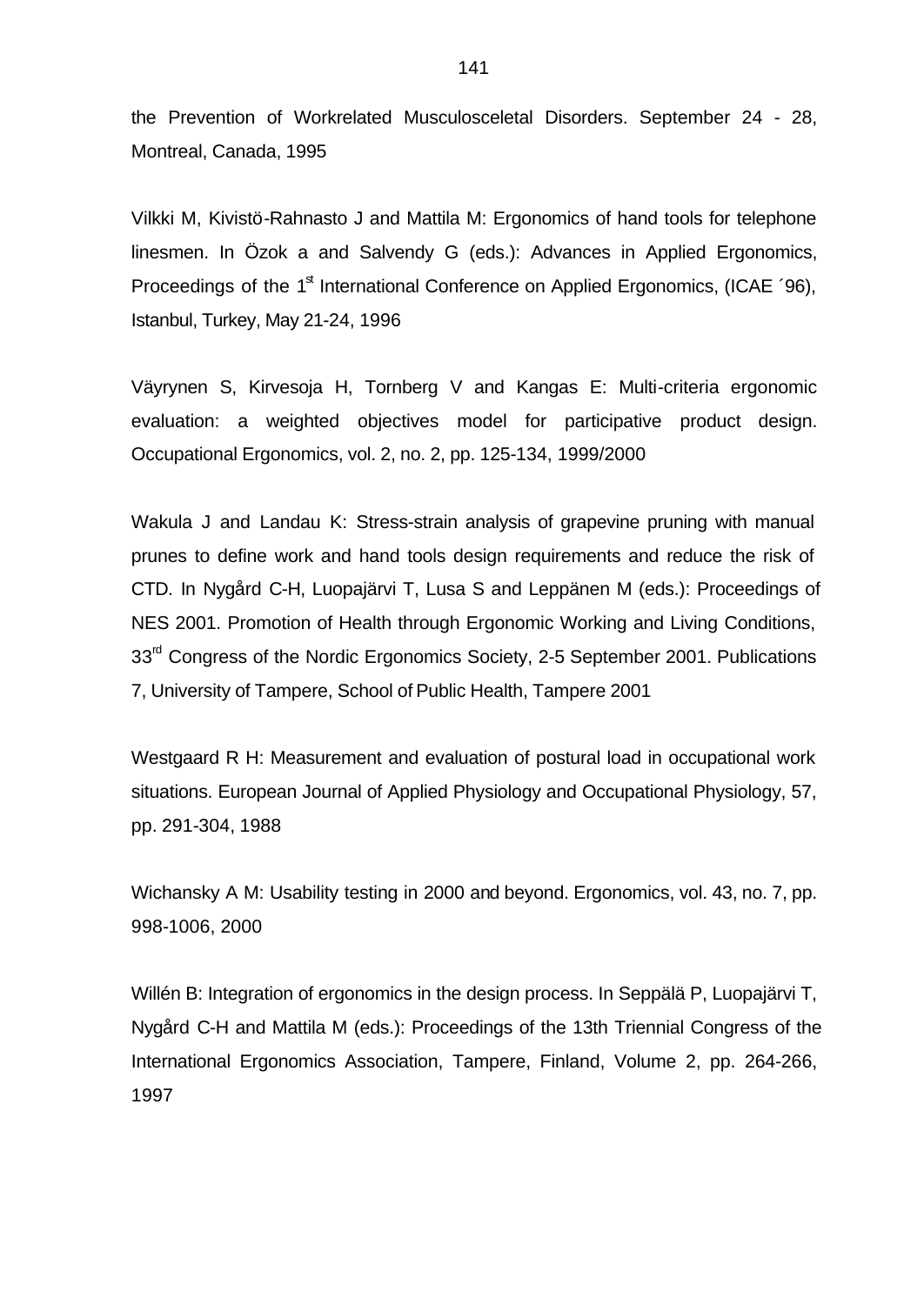the Prevention of Workrelated Musculosceletal Disorders. September 24 - 28, Montreal, Canada, 1995

Vilkki M, Kivistö-Rahnasto J and Mattila M: Ergonomics of hand tools for telephone linesmen. In Özok a and Salvendy G (eds.): Advances in Applied Ergonomics, Proceedings of the 1st International Conference on Applied Ergonomics, (ICAE ´96), Istanbul, Turkey, May 21-24, 1996

Väyrynen S, Kirvesoja H, Tornberg V and Kangas E: Multi-criteria ergonomic evaluation: a weighted objectives model for participative product design. Occupational Ergonomics, vol. 2, no. 2, pp. 125-134, 1999/2000

Wakula J and Landau K: Stress-strain analysis of grapevine pruning with manual prunes to define work and hand tools design requirements and reduce the risk of CTD. In Nygård C-H, Luopajärvi T, Lusa S and Leppänen M (eds.): Proceedings of NES 2001. Promotion of Health through Ergonomic Working and Living Conditions, 33rd Congress of the Nordic Ergonomics Society, 2-5 September 2001. Publications 7, University of Tampere, School of Public Health, Tampere 2001

Westgaard R H: Measurement and evaluation of postural load in occupational work situations. European Journal of Applied Physiology and Occupational Physiology, 57, pp. 291-304, 1988

Wichansky A M: Usability testing in 2000 and beyond. Ergonomics, vol. 43, no. 7, pp. 998-1006, 2000

Willén B: Integration of ergonomics in the design process. In Seppälä P, Luopajärvi T, Nygård C-H and Mattila M (eds.): Proceedings of the 13th Triennial Congress of the International Ergonomics Association, Tampere, Finland, Volume 2, pp. 264-266, 1997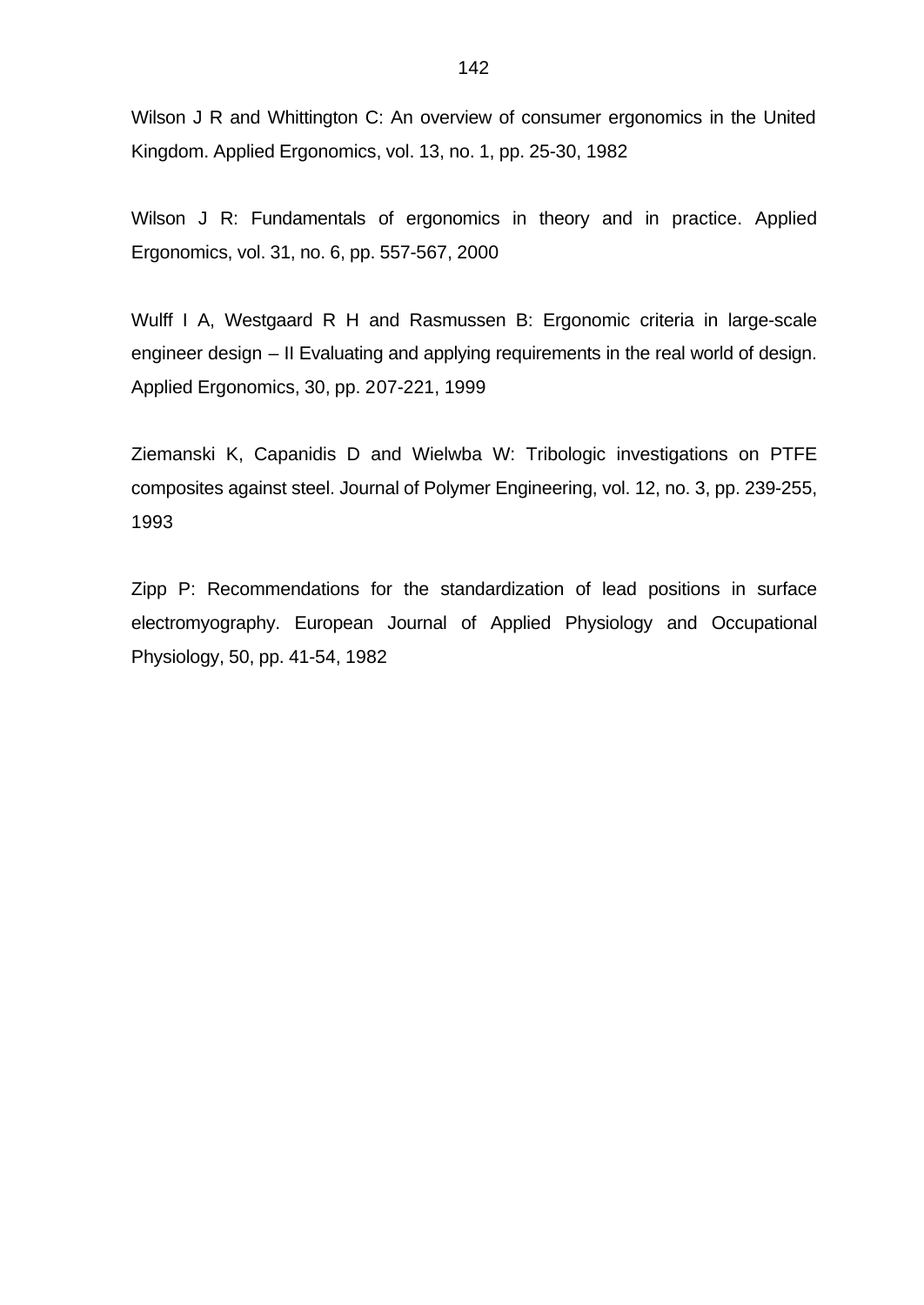Wilson J R and Whittington C: An overview of consumer ergonomics in the United Kingdom. Applied Ergonomics, vol. 13, no. 1, pp. 25-30, 1982

Wilson J R: Fundamentals of ergonomics in theory and in practice. Applied Ergonomics, vol. 31, no. 6, pp. 557-567, 2000

Wulff I A, Westgaard R H and Rasmussen B: Ergonomic criteria in large-scale engineer design – II Evaluating and applying requirements in the real world of design. Applied Ergonomics, 30, pp. 207-221, 1999

Ziemanski K, Capanidis D and Wielwba W: Tribologic investigations on PTFE composites against steel. Journal of Polymer Engineering, vol. 12, no. 3, pp. 239-255, 1993

Zipp P: Recommendations for the standardization of lead positions in surface electromyography. European Journal of Applied Physiology and Occupational Physiology, 50, pp. 41-54, 1982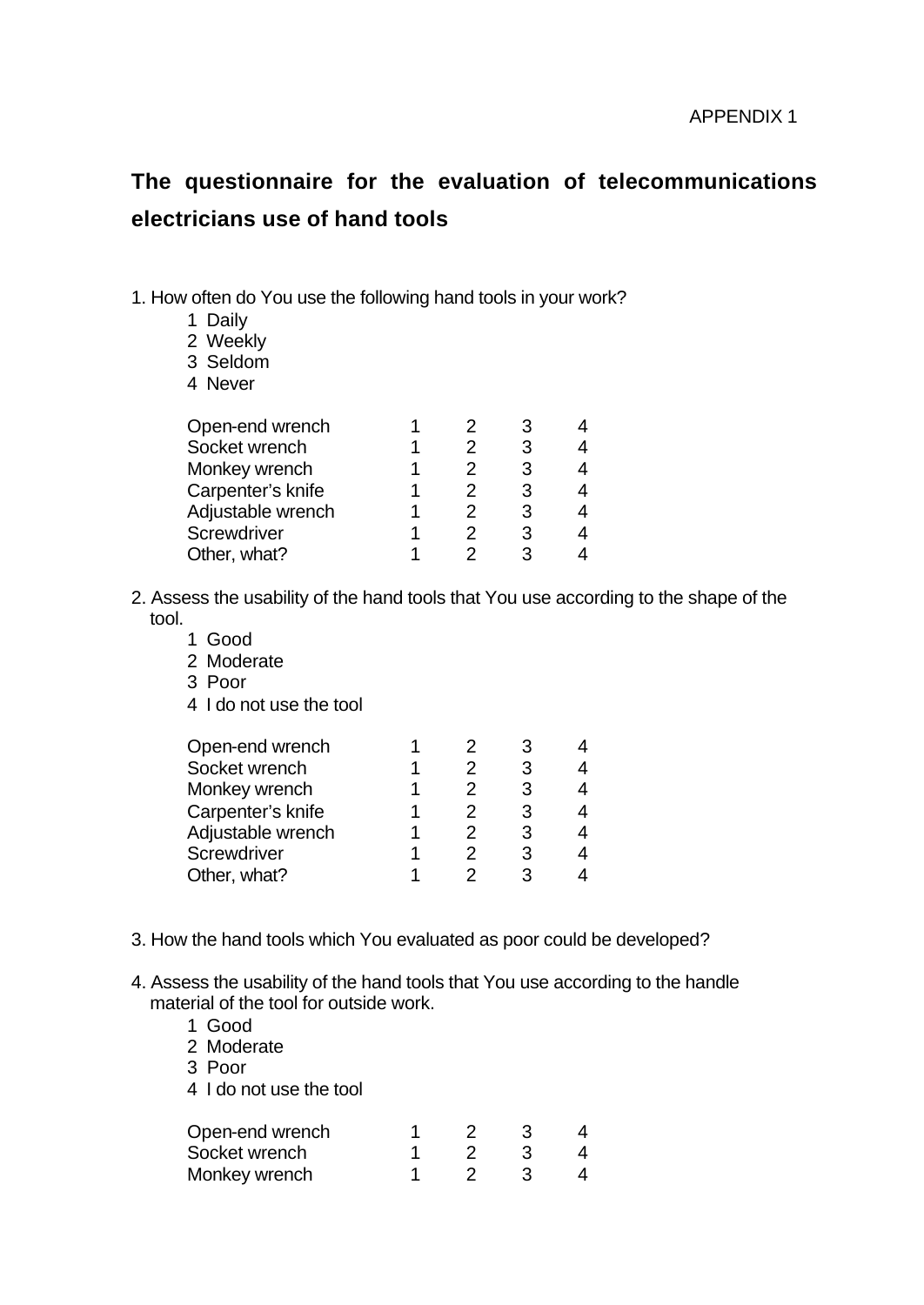APPENDIX 1

# The questionnaire for the evaluation of telecommunications electricians use of hand tools

1. How often do You use the following hand tools in your work?
   1 Daily
   2 Weekly
   3 Seldom
   4 Never

| | | | | |
|---|---|---|---|---|
| Open-end wrench | 1 | 2 | 3 | 4 |
| Socket wrench | 1 | 2 | 3 | 4 |
| Monkey wrench | 1 | 2 | 3 | 4 |
| Carpenter's knife | 1 | 2 | 3 | 4 |
| Adjustable wrench | 1 | 2 | 3 | 4 |
| Screwdriver | 1 | 2 | 3 | 4 |
| Other, what? | 1 | 2 | 3 | 4 |

2. Assess the usability of the hand tools that You use according to the shape of the tool.
   1 Good
   2 Moderate
   3 Poor
   4 I do not use the tool

| | | | | |
|---|---|---|---|---|
| Open-end wrench | 1 | 2 | 3 | 4 |
| Socket wrench | 1 | 2 | 3 | 4 |
| Monkey wrench | 1 | 2 | 3 | 4 |
| Carpenter's knife | 1 | 2 | 3 | 4 |
| Adjustable wrench | 1 | 2 | 3 | 4 |
| Screwdriver | 1 | 2 | 3 | 4 |
| Other, what? | 1 | 2 | 3 | 4 |

3. How the hand tools which You evaluated as poor could be developed?

4. Assess the usability of the hand tools that You use according to the handle material of the tool for outside work.
   1 Good
   2 Moderate
   3 Poor
   4 I do not use the tool

| | | | | |
|---|---|---|---|---|
| Open-end wrench | 1 | 2 | 3 | 4 |
| Socket wrench | 1 | 2 | 3 | 4 |
| Monkey wrench | 1 | 2 | 3 | 4 |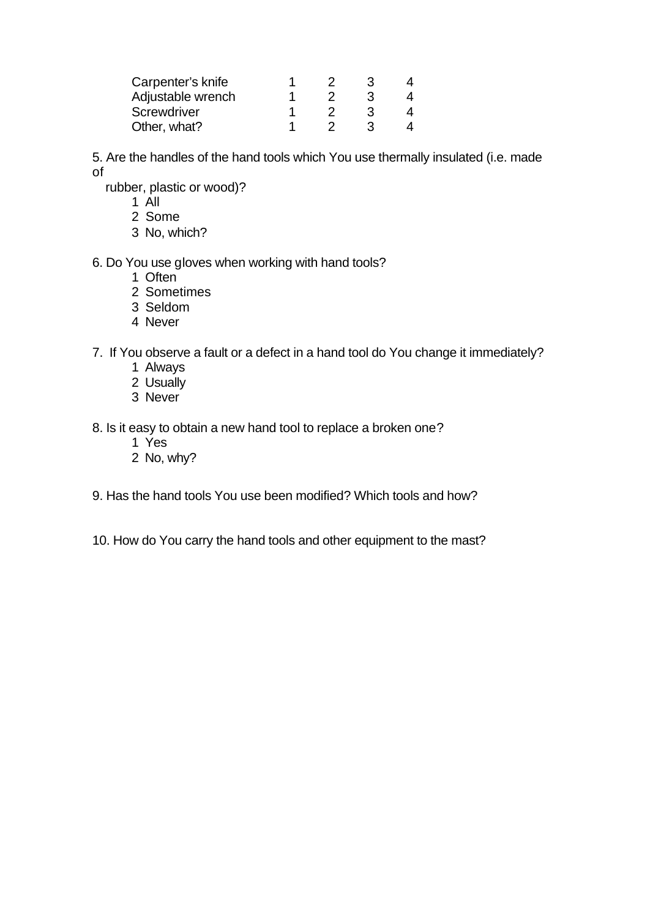| | | | | |
|---|---|---|---|---|
| Carpenter's knife | 1 | 2 | 3 | 4 |
| Adjustable wrench | 1 | 2 | 3 | 4 |
| Screwdriver | 1 | 2 | 3 | 4 |
| Other, what? | 1 | 2 | 3 | 4 |

5. Are the handles of the hand tools which You use thermally insulated (i.e. made of rubber, plastic or wood)?
   1 All
   2 Some
   3 No, which?

6. Do You use gloves when working with hand tools?
   1 Often
   2 Sometimes
   3 Seldom
   4 Never

7. If You observe a fault or a defect in a hand tool do You change it immediately?
   1 Always
   2 Usually
   3 Never

8. Is it easy to obtain a new hand tool to replace a broken one?
   1 Yes
   2 No, why?

9. Has the hand tools You use been modified? Which tools and how?

10. How do You carry the hand tools and other equipment to the mast?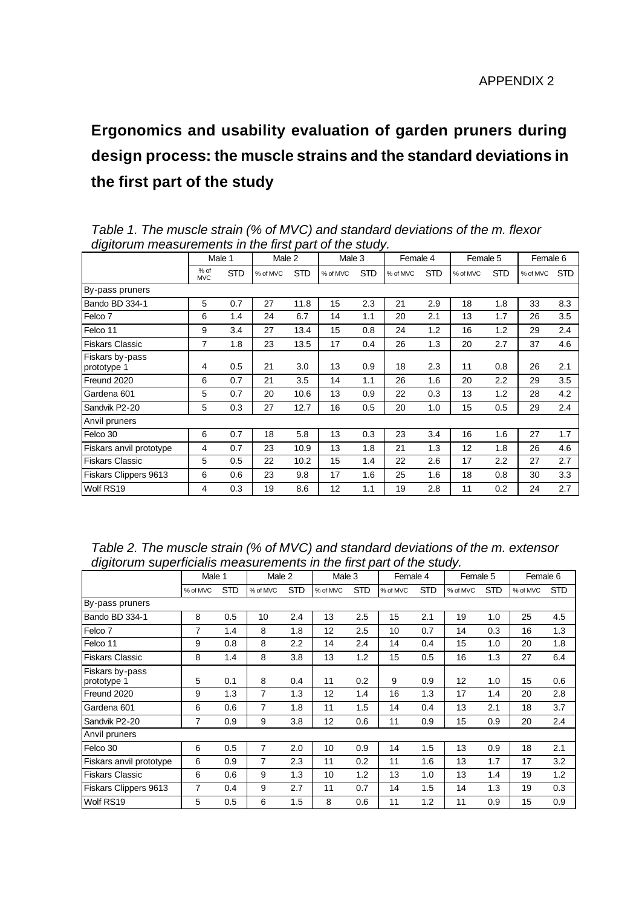APPENDIX 2

# Ergonomics and usability evaluation of garden pruners during design process: the muscle strains and the standard deviations in the first part of the study

*Table 1. The muscle strain (% of MVC) and standard deviations of the m. flexor digitorum measurements in the first part of the study.*

| | Male 1 | | Male 2 | | Male 3 | | Female 4 | | Female 5 | | Female 6 | |
|---|---|---|---|---|---|---|---|---|---|---|---|---|
| | % of MVC | STD | % of MVC | STD | % of MVC | STD | % of MVC | STD | % of MVC | STD | % of MVC | STD |
| By-pass pruners | | | | | | | | | | | | |
| Bando BD 334-1 | 5 | 0.7 | 27 | 11.8 | 15 | 2.3 | 21 | 2.9 | 18 | 1.8 | 33 | 8.3 |
| Felco 7 | 6 | 1.4 | 24 | 6.7 | 14 | 1.1 | 20 | 2.1 | 13 | 1.7 | 26 | 3.5 |
| Felco 11 | 9 | 3.4 | 27 | 13.4 | 15 | 0.8 | 24 | 1.2 | 16 | 1.2 | 29 | 2.4 |
| Fiskars Classic | 7 | 1.8 | 23 | 13.5 | 17 | 0.4 | 26 | 1.3 | 20 | 2.7 | 37 | 4.6 |
| Fiskars by-pass prototype 1 | 4 | 0.5 | 21 | 3.0 | 13 | 0.9 | 18 | 2.3 | 11 | 0.8 | 26 | 2.1 |
| Freund 2020 | 6 | 0.7 | 21 | 3.5 | 14 | 1.1 | 26 | 1.6 | 20 | 2.2 | 29 | 3.5 |
| Gardena 601 | 5 | 0.7 | 20 | 10.6 | 13 | 0.9 | 22 | 0.3 | 13 | 1.2 | 28 | 4.2 |
| Sandvik P2-20 | 5 | 0.3 | 27 | 12.7 | 16 | 0.5 | 20 | 1.0 | 15 | 0.5 | 29 | 2.4 |
| Anvil pruners | | | | | | | | | | | | |
| Felco 30 | 6 | 0.7 | 18 | 5.8 | 13 | 0.3 | 23 | 3.4 | 16 | 1.6 | 27 | 1.7 |
| Fiskars anvil prototype | 4 | 0.7 | 23 | 10.9 | 13 | 1.8 | 21 | 1.3 | 12 | 1.8 | 26 | 4.6 |
| Fiskars Classic | 5 | 0.5 | 22 | 10.2 | 15 | 1.4 | 22 | 2.6 | 17 | 2.2 | 27 | 2.7 |
| Fiskars Clippers 9613 | 6 | 0.6 | 23 | 9.8 | 17 | 1.6 | 25 | 1.6 | 18 | 0.8 | 30 | 3.3 |
| Wolf RS19 | 4 | 0.3 | 19 | 8.6 | 12 | 1.1 | 19 | 2.8 | 11 | 0.2 | 24 | 2.7 |

*Table 2. The muscle strain (% of MVC) and standard deviations of the m. extensor digitorum superficialis measurements in the first part of the study.*

| | Male 1 | | Male 2 | | Male 3 | | Female 4 | | Female 5 | | Female 6 | |
|---|---|---|---|---|---|---|---|---|---|---|---|---|
| | % of MVC | STD | % of MVC | STD | % of MVC | STD | % of MVC | STD | % of MVC | STD | % of MVC | STD |
| By-pass pruners | | | | | | | | | | | | |
| Bando BD 334-1 | 8 | 0.5 | 10 | 2.4 | 13 | 2.5 | 15 | 2.1 | 19 | 1.0 | 25 | 4.5 |
| Felco 7 | 7 | 1.4 | 8 | 1.8 | 12 | 2.5 | 10 | 0.7 | 14 | 0.3 | 16 | 1.3 |
| Felco 11 | 9 | 0.8 | 8 | 2.2 | 14 | 2.4 | 14 | 0.4 | 15 | 1.0 | 20 | 1.8 |
| Fiskars Classic | 8 | 1.4 | 8 | 3.8 | 13 | 1.2 | 15 | 0.5 | 16 | 1.3 | 27 | 6.4 |
| Fiskars by-pass prototype 1 | 5 | 0.1 | 8 | 0.4 | 11 | 0.2 | 9 | 0.9 | 12 | 1.0 | 15 | 0.6 |
| Freund 2020 | 9 | 1.3 | 7 | 1.3 | 12 | 1.4 | 16 | 1.3 | 17 | 1.4 | 20 | 2.8 |
| Gardena 601 | 6 | 0.6 | 7 | 1.8 | 11 | 1.5 | 14 | 0.4 | 13 | 2.1 | 18 | 3.7 |
| Sandvik P2-20 | 7 | 0.9 | 9 | 3.8 | 12 | 0.6 | 11 | 0.9 | 15 | 0.9 | 20 | 2.4 |
| Anvil pruners | | | | | | | | | | | | |
| Felco 30 | 6 | 0.5 | 7 | 2.0 | 10 | 0.9 | 14 | 1.5 | 13 | 0.9 | 18 | 2.1 |
| Fiskars anvil prototype | 6 | 0.9 | 7 | 2.3 | 11 | 0.2 | 11 | 1.6 | 13 | 1.7 | 17 | 3.2 |
| Fiskars Classic | 6 | 0.6 | 9 | 1.3 | 10 | 1.2 | 13 | 1.0 | 13 | 1.4 | 19 | 1.2 |
| Fiskars Clippers 9613 | 7 | 0.4 | 9 | 2.7 | 11 | 0.7 | 14 | 1.5 | 14 | 1.3 | 19 | 0.3 |
| Wolf RS19 | 5 | 0.5 | 6 | 1.5 | 8 | 0.6 | 11 | 1.2 | 11 | 0.9 | 15 | 0.9 |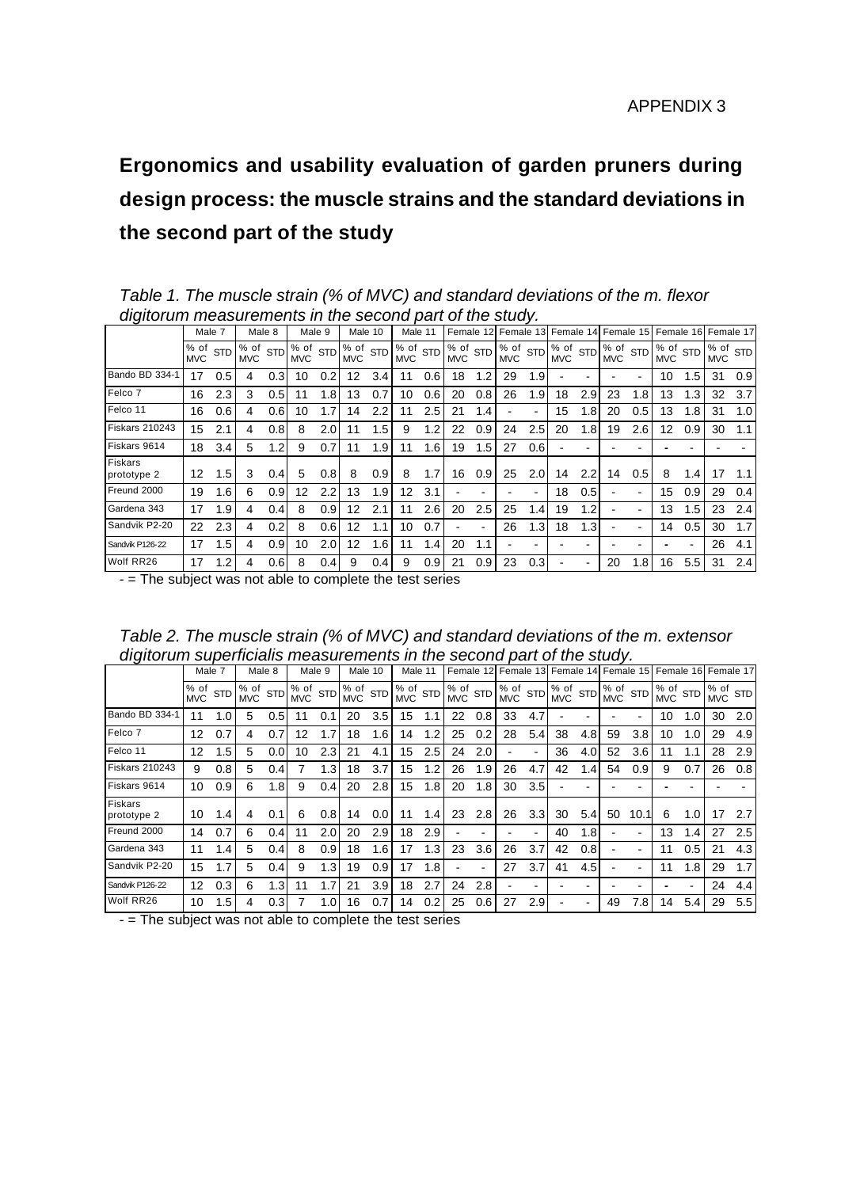APPENDIX 3

# Ergonomics and usability evaluation of garden pruners during design process: the muscle strains and the standard deviations in the second part of the study

*Table 1. The muscle strain (% of MVC) and standard deviations of the m. flexor digitorum measurements in the second part of the study.*

| | Male 7 | | Male 8 | | Male 9 | | Male 10 | | Male 11 | | Female 12 | | Female 13 | | Female 14 | | Female 15 | | Female 16 | | Female 17 | |
|---|---|---|---|---|---|---|---|---|---|---|---|---|---|---|---|---|---|---|---|---|---|---|
| | % of MVC | STD | % of MVC | STD | % of MVC | STD | % of MVC | STD | % of MVC | STD | % of MVC | STD | % of MVC | STD | % of MVC | STD | % of MVC | STD | % of MVC | STD | % of MVC | STD |
| Bando BD 334-1 | 17 | 0.5 | 4 | 0.3 | 10 | 0.2 | 12 | 3.4 | 11 | 0.6 | 18 | 1.2 | 29 | 1.9 | - | - | - | - | 10 | 1.5 | 31 | 0.9 |
| Felco 7 | 16 | 2.3 | 3 | 0.5 | 11 | 1.8 | 13 | 0.7 | 10 | 0.6 | 20 | 0.8 | 26 | 1.9 | 18 | 2.9 | 23 | 1.8 | 13 | 1.3 | 32 | 3.7 |
| Felco 11 | 16 | 0.6 | 4 | 0.6 | 10 | 1.7 | 14 | 2.2 | 11 | 2.5 | 21 | 1.4 | - | - | 15 | 1.8 | 20 | 0.5 | 13 | 1.8 | 31 | 1.0 |
| Fiskars 210243 | 15 | 2.1 | 4 | 0.8 | 8 | 2.0 | 11 | 1.5 | 9 | 1.2 | 22 | 0.9 | 24 | 2.5 | 20 | 1.8 | 19 | 2.6 | 12 | 0.9 | 30 | 1.1 |
| Fiskars 9614 | 18 | 3.4 | 5 | 1.2 | 9 | 0.7 | 11 | 1.9 | 11 | 1.6 | 19 | 1.5 | 27 | 0.6 | - | - | - | - | - | - | - | - |
| Fiskars prototype 2 | 12 | 1.5 | 3 | 0.4 | 5 | 0.8 | 8 | 0.9 | 8 | 1.7 | 16 | 0.9 | 25 | 2.0 | 14 | 2.2 | 14 | 0.5 | 8 | 1.4 | 17 | 1.1 |
| Freund 2000 | 19 | 1.6 | 6 | 0.9 | 12 | 2.2 | 13 | 1.9 | 12 | 3.1 | - | - | - | - | 18 | 0.5 | - | - | 15 | 0.9 | 29 | 0.4 |
| Gardena 343 | 17 | 1.9 | 4 | 0.4 | 8 | 0.9 | 12 | 2.1 | 11 | 2.6 | 20 | 2.5 | 25 | 1.4 | 19 | 1.2 | - | - | 13 | 1.5 | 23 | 2.4 |
| Sandvik P2-20 | 22 | 2.3 | 4 | 0.2 | 8 | 0.6 | 12 | 1.1 | 10 | 0.7 | - | - | 26 | 1.3 | 18 | 1.3 | - | - | 14 | 0.5 | 30 | 1.7 |
| Sandvik P126-22 | 17 | 1.5 | 4 | 0.9 | 10 | 2.0 | 12 | 1.6 | 11 | 1.4 | 20 | 1.1 | - | - | - | - | - | - | - | - | 26 | 4.1 |
| Wolf RR26 | 17 | 1.2 | 4 | 0.6 | 8 | 0.4 | 9 | 0.4 | 9 | 0.9 | 21 | 0.9 | 23 | 0.3 | - | - | 20 | 1.8 | 16 | 5.5 | 31 | 2.4 |

- = The subject was not able to complete the test series

*Table 2. The muscle strain (% of MVC) and standard deviations of the m. extensor digitorum superficialis measurements in the second part of the study.*

| | Male 7 | | Male 8 | | Male 9 | | Male 10 | | Male 11 | | Female 12 | | Female 13 | | Female 14 | | Female 15 | | Female 16 | | Female 17 | |
|---|---|---|---|---|---|---|---|---|---|---|---|---|---|---|---|---|---|---|---|---|---|---|
| | % of MVC | STD | % of MVC | STD | % of MVC | STD | % of MVC | STD | % of MVC | STD | % of MVC | STD | % of MVC | STD | % of MVC | STD | % of MVC | STD | % of MVC | STD | % of MVC | STD |
| Bando BD 334-1 | 11 | 1.0 | 5 | 0.5 | 11 | 0.1 | 20 | 3.5 | 15 | 1.1 | 22 | 0.8 | 33 | 4.7 | - | - | - | - | 10 | 1.0 | 30 | 2.0 |
| Felco 7 | 12 | 0.7 | 4 | 0.7 | 12 | 1.7 | 18 | 1.6 | 14 | 1.2 | 25 | 0.2 | 28 | 5.4 | 38 | 4.8 | 59 | 3.8 | 10 | 1.0 | 29 | 4.9 |
| Felco 11 | 12 | 1.5 | 5 | 0.0 | 10 | 2.3 | 21 | 4.1 | 15 | 2.5 | 24 | 2.0 | - | - | 36 | 4.0 | 52 | 3.6 | 11 | 1.1 | 28 | 2.9 |
| Fiskars 210243 | 9 | 0.8 | 5 | 0.4 | 7 | 1.3 | 18 | 3.7 | 15 | 1.2 | 26 | 1.9 | 26 | 4.7 | 42 | 1.4 | 54 | 0.9 | 9 | 0.7 | 26 | 0.8 |
| Fiskars 9614 | 10 | 0.9 | 6 | 1.8 | 9 | 0.4 | 20 | 2.8 | 15 | 1.8 | 20 | 1.8 | 30 | 3.5 | - | - | - | - | - | - | - | - |
| Fiskars prototype 2 | 10 | 1.4 | 4 | 0.1 | 6 | 0.8 | 14 | 0.0 | 11 | 1.4 | 23 | 2.8 | 26 | 3.3 | 30 | 5.4 | 50 | 10.1 | 6 | 1.0 | 17 | 2.7 |
| Freund 2000 | 14 | 0.7 | 6 | 0.4 | 11 | 2.0 | 20 | 2.9 | 18 | 2.9 | - | - | - | - | 40 | 1.8 | - | - | 13 | 1.4 | 27 | 2.5 |
| Gardena 343 | 11 | 1.4 | 5 | 0.4 | 8 | 0.9 | 18 | 1.6 | 17 | 1.3 | 23 | 3.6 | 26 | 3.7 | 42 | 0.8 | - | - | 11 | 0.5 | 21 | 4.3 |
| Sandvik P2-20 | 15 | 1.7 | 5 | 0.4 | 9 | 1.3 | 19 | 0.9 | 17 | 1.8 | - | - | 27 | 3.7 | 41 | 4.5 | - | - | 11 | 1.8 | 29 | 1.7 |
| Sandvik P126-22 | 12 | 0.3 | 6 | 1.3 | 11 | 1.7 | 21 | 3.9 | 18 | 2.7 | 24 | 2.8 | - | - | - | - | - | - | - | - | 24 | 4.4 |
| Wolf RR26 | 10 | 1.5 | 4 | 0.3 | 7 | 1.0 | 16 | 0.7 | 14 | 0.2 | 25 | 0.6 | 27 | 2.9 | - | - | 49 | 7.8 | 14 | 5.4 | 29 | 5.5 |

- = The subject was not able to complete the test series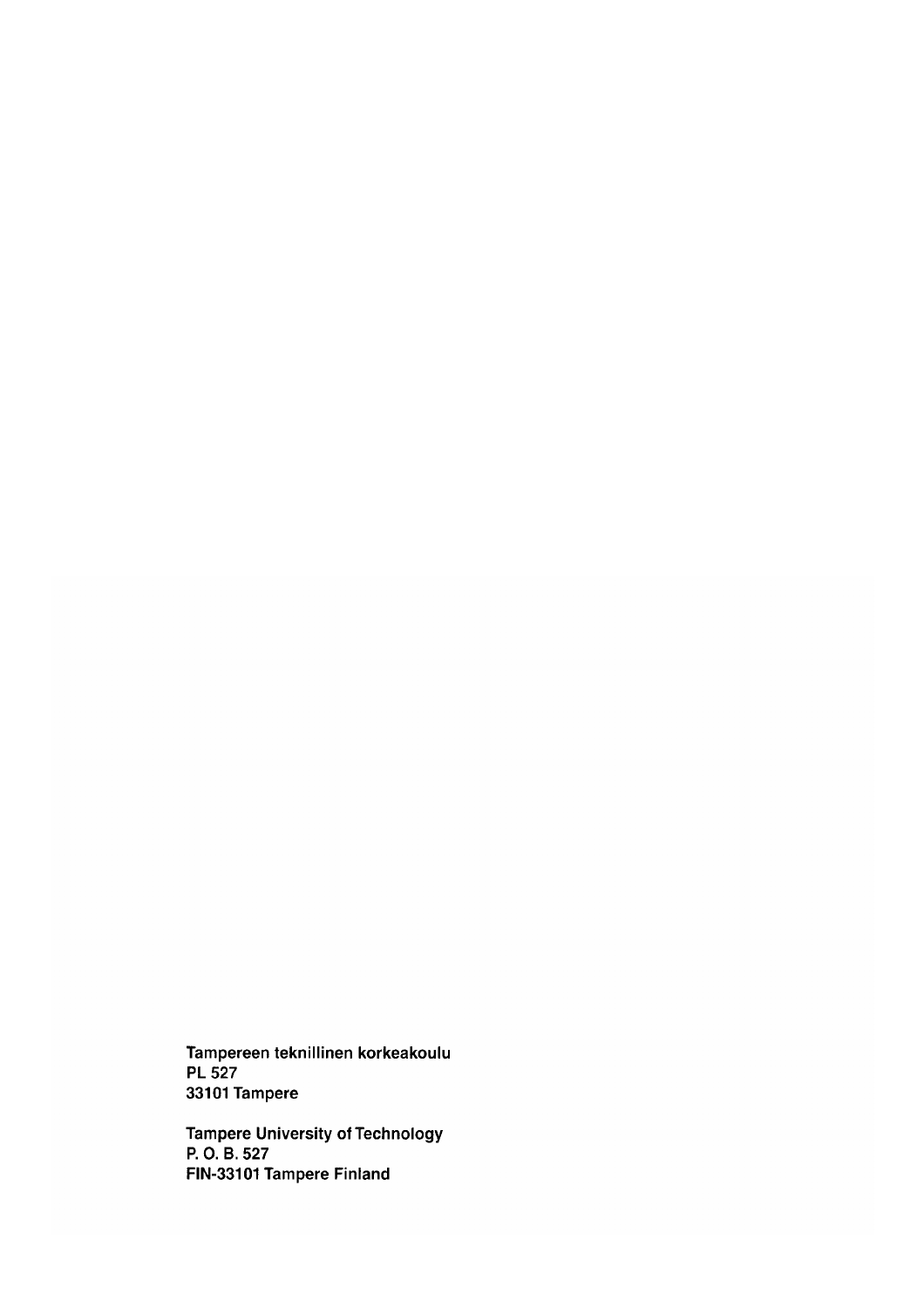**Tampereen teknillinen korkeakoulu**
**PL 527**
**33101 Tampere**

**Tampere University of Technology**
**P. O. B. 527**
**FIN-33101 Tampere Finland**